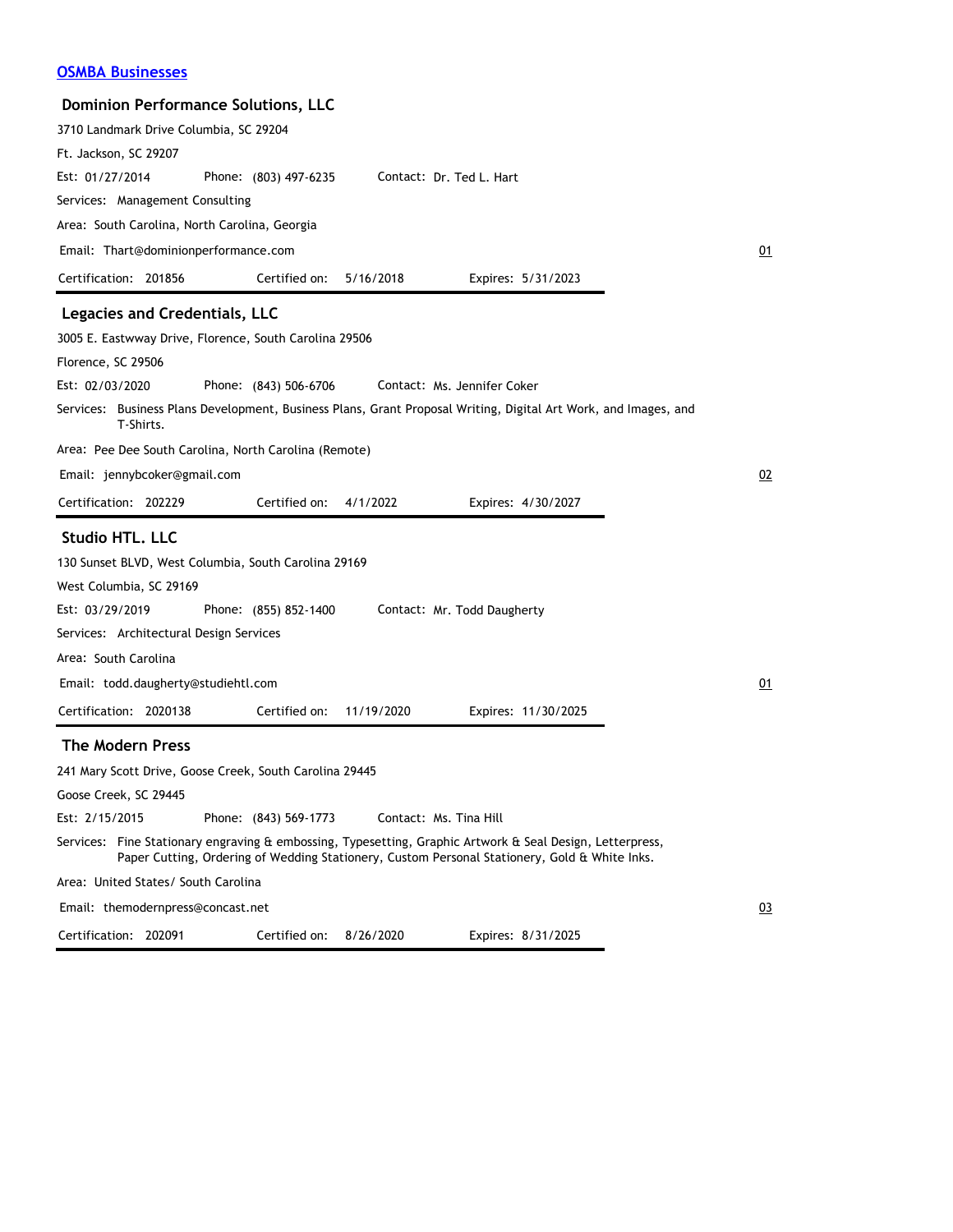[OSMBA Businesses]

### Dominion Performance Solutions, LLC

3710 Landmark Drive Columbia, SC 29204

Ft. Jackson, SC 29207

Est: 01/27/2014 Phone: (803) 497-6235 Contact: Dr. Ted L. Hart

Services: Management Consulting

Area: South Carolina, North Carolina, Georgia

Email: Thart@dominionperformance.com

01

Certification: 201856 Certified on: 5/16/2018 Expires: 5/31/2023

---

### Legacies and Credentials, LLC

3005 E. Eastwway Drive, Florence, South Carolina 29506

Florence, SC 29506

Est: 02/03/2020 Phone: (843) 506-6706 Contact: Ms. Jennifer Coker

Services: Business Plans Development, Business Plans, Grant Proposal Writing, Digital Art Work, and Images, and T-Shirts.

Area: Pee Dee South Carolina, North Carolina (Remote)

Email: jennybcoker@gmail.com

02

Certification: 202229 Certified on: 4/1/2022 Expires: 4/30/2027

---

### Studio HTL. LLC

130 Sunset BLVD, West Columbia, South Carolina 29169

West Columbia, SC 29169

Est: 03/29/2019 Phone: (855) 852-1400 Contact: Mr. Todd Daugherty

Services: Architectural Design Services

Area: South Carolina

Email: todd.daugherty@studiehtl.com

01

Certification: 2020138 Certified on: 11/19/2020 Expires: 11/30/2025

---

### The Modern Press

241 Mary Scott Drive, Goose Creek, South Carolina 29445

Goose Creek, SC 29445

Est: 2/15/2015 Phone: (843) 569-1773 Contact: Ms. Tina Hill

Services: Fine Stationary engraving & embossing, Typesetting, Graphic Artwork & Seal Design, Letterpress, Paper Cutting, Ordering of Wedding Stationery, Custom Personal Stationery, Gold & White Inks.

Area: United States/ South Carolina

Email: themodernpress@concast.net

03

Certification: 202091 Certified on: 8/26/2020 Expires: 8/31/2025

---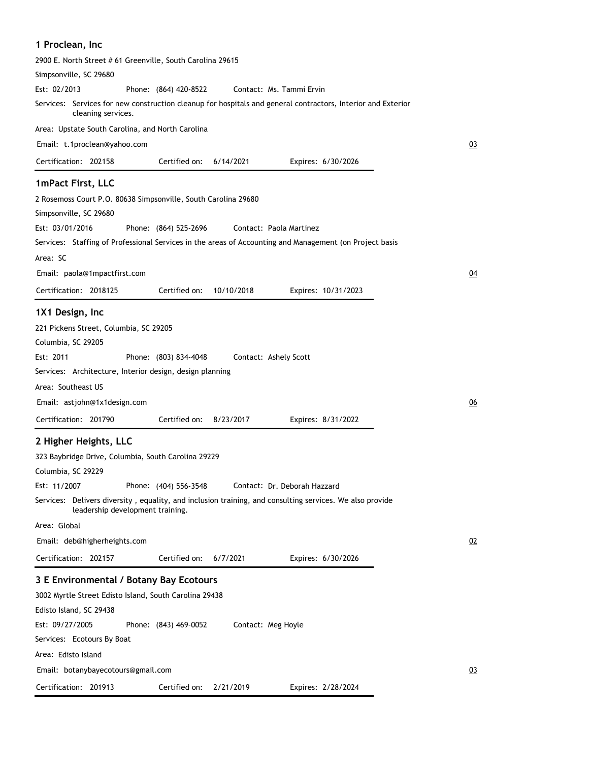## 1 Proclean, Inc

2900 E. North Street # 61 Greenville, South Carolina 29615

Simpsonville, SC 29680

Est: 02/2013 Phone: (864) 420-8522 Contact: Ms. Tammi Ervin

Services: Services for new construction cleanup for hospitals and general contractors, Interior and Exterior cleaning services.

Area: Upstate South Carolina, and North Carolina

Email: t.1proclean@yahoo.com

03

Certification: 202158 Certified on: 6/14/2021 Expires: 6/30/2026

## 1mPact First, LLC

2 Rosemoss Court P.O. 80638 Simpsonville, South Carolina 29680

Simpsonville, SC 29680

Est: 03/01/2016 Phone: (864) 525-2696 Contact: Paola Martinez

Services: Staffing of Professional Services in the areas of Accounting and Management (on Project basis

Area: SC

Email: paola@1mpactfirst.com

04

Certification: 2018125 Certified on: 10/10/2018 Expires: 10/31/2023

## 1X1 Design, Inc

221 Pickens Street, Columbia, SC 29205

Columbia, SC 29205

Est: 2011 Phone: (803) 834-4048 Contact: Ashely Scott

Services: Architecture, Interior design, design planning

Area: Southeast US

Email: astjohn@1x1design.com

06

Certification: 201790 Certified on: 8/23/2017 Expires: 8/31/2022

## 2 Higher Heights, LLC

323 Baybridge Drive, Columbia, South Carolina 29229

Columbia, SC 29229

Est: 11/2007 Phone: (404) 556-3548 Contact: Dr. Deborah Hazzard

Services: Delivers diversity , equality, and inclusion training, and consulting services. We also provide leadership development training.

Area: Global

Email: deb@higherheights.com

02

Certification: 202157 Certified on: 6/7/2021 Expires: 6/30/2026

## 3 E Environmental / Botany Bay Ecotours

3002 Myrtle Street Edisto Island, South Carolina 29438

Edisto Island, SC 29438

Est: 09/27/2005 Phone: (843) 469-0052 Contact: Meg Hoyle

Services: Ecotours By Boat

Area: Edisto Island

Email: botanybayecotours@gmail.com

03

Certification: 201913 Certified on: 2/21/2019 Expires: 2/28/2024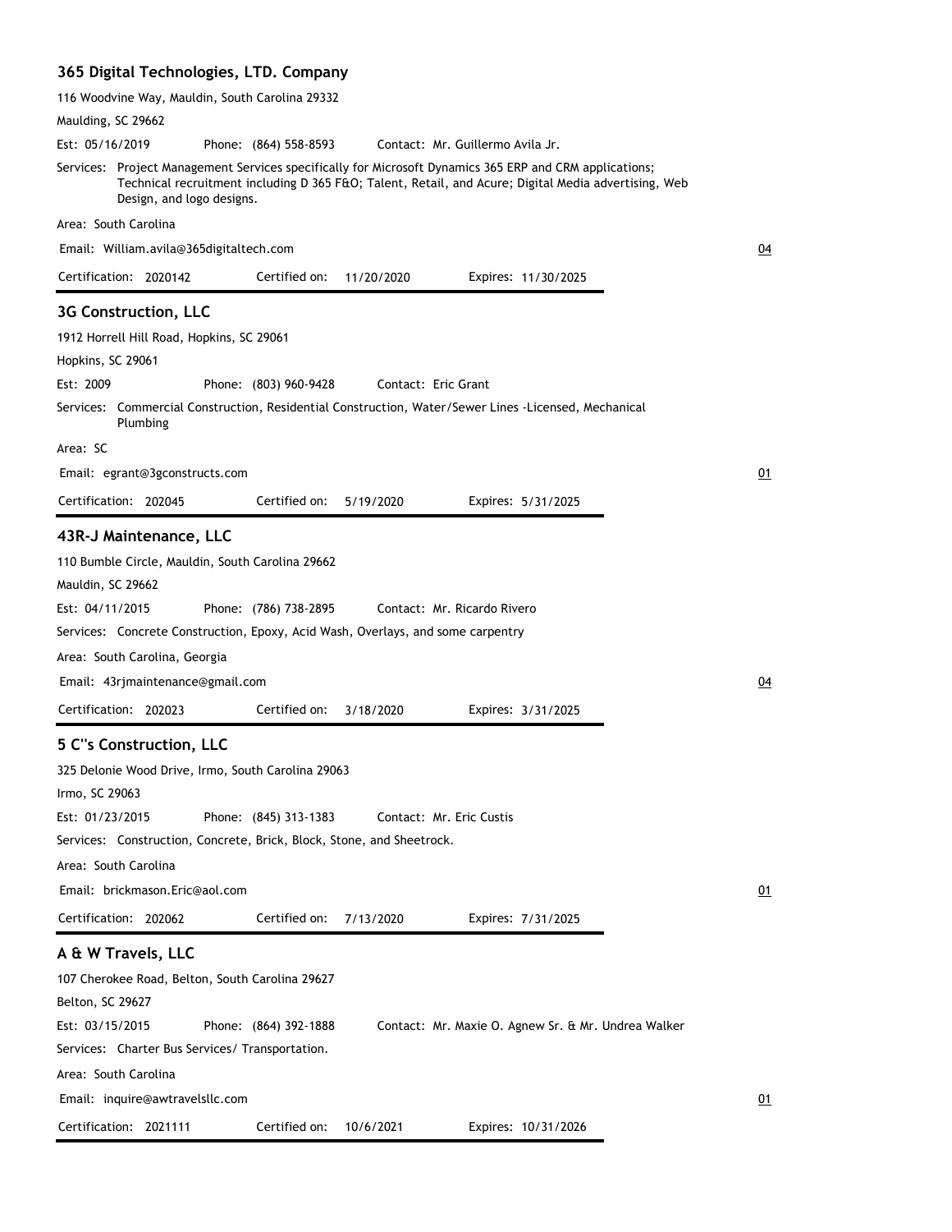### 365 Digital Technologies, LTD. Company

116 Woodvine Way, Mauldin, South Carolina 29332

Maulding, SC 29662

Est: 05/16/2019 Phone: (864) 558-8593 Contact: Mr. Guillermo Avila Jr.

Services: Project Management Services specifically for Microsoft Dynamics 365 ERP and CRM applications; Technical recruitment including D 365 F&O; Talent, Retail, and Acure; Digital Media advertising, Web Design, and logo designs.

Area: South Carolina

Email: William.avila@365digitaltech.com 04

Certification: 2020142 Certified on: 11/20/2020 Expires: 11/30/2025

### 3G Construction, LLC

1912 Horrell Hill Road, Hopkins, SC 29061

Hopkins, SC 29061

Est: 2009 Phone: (803) 960-9428 Contact: Eric Grant

Services: Commercial Construction, Residential Construction, Water/Sewer Lines -Licensed, Mechanical Plumbing

Area: SC

Email: egrant@3gconstructs.com 01

Certification: 202045 Certified on: 5/19/2020 Expires: 5/31/2025

### 43R-J Maintenance, LLC

110 Bumble Circle, Mauldin, South Carolina 29662

Mauldin, SC 29662

Est: 04/11/2015 Phone: (786) 738-2895 Contact: Mr. Ricardo Rivero

Services: Concrete Construction, Epoxy, Acid Wash, Overlays, and some carpentry

Area: South Carolina, Georgia

Email: 43rjmaintenance@gmail.com 04

Certification: 202023 Certified on: 3/18/2020 Expires: 3/31/2025

### 5 C''s Construction, LLC

325 Delonie Wood Drive, Irmo, South Carolina 29063

Irmo, SC 29063

Est: 01/23/2015 Phone: (845) 313-1383 Contact: Mr. Eric Custis

Services: Construction, Concrete, Brick, Block, Stone, and Sheetrock.

Area: South Carolina

Email: brickmason.Eric@aol.com 01

Certification: 202062 Certified on: 7/13/2020 Expires: 7/31/2025

### A & W Travels, LLC

107 Cherokee Road, Belton, South Carolina 29627

Belton, SC 29627

Est: 03/15/2015 Phone: (864) 392-1888 Contact: Mr. Maxie O. Agnew Sr. & Mr. Undrea Walker

Services: Charter Bus Services/ Transportation.

Area: South Carolina

Email: inquire@awtravelsllc.com 01

Certification: 2021111 Certified on: 10/6/2021 Expires: 10/31/2026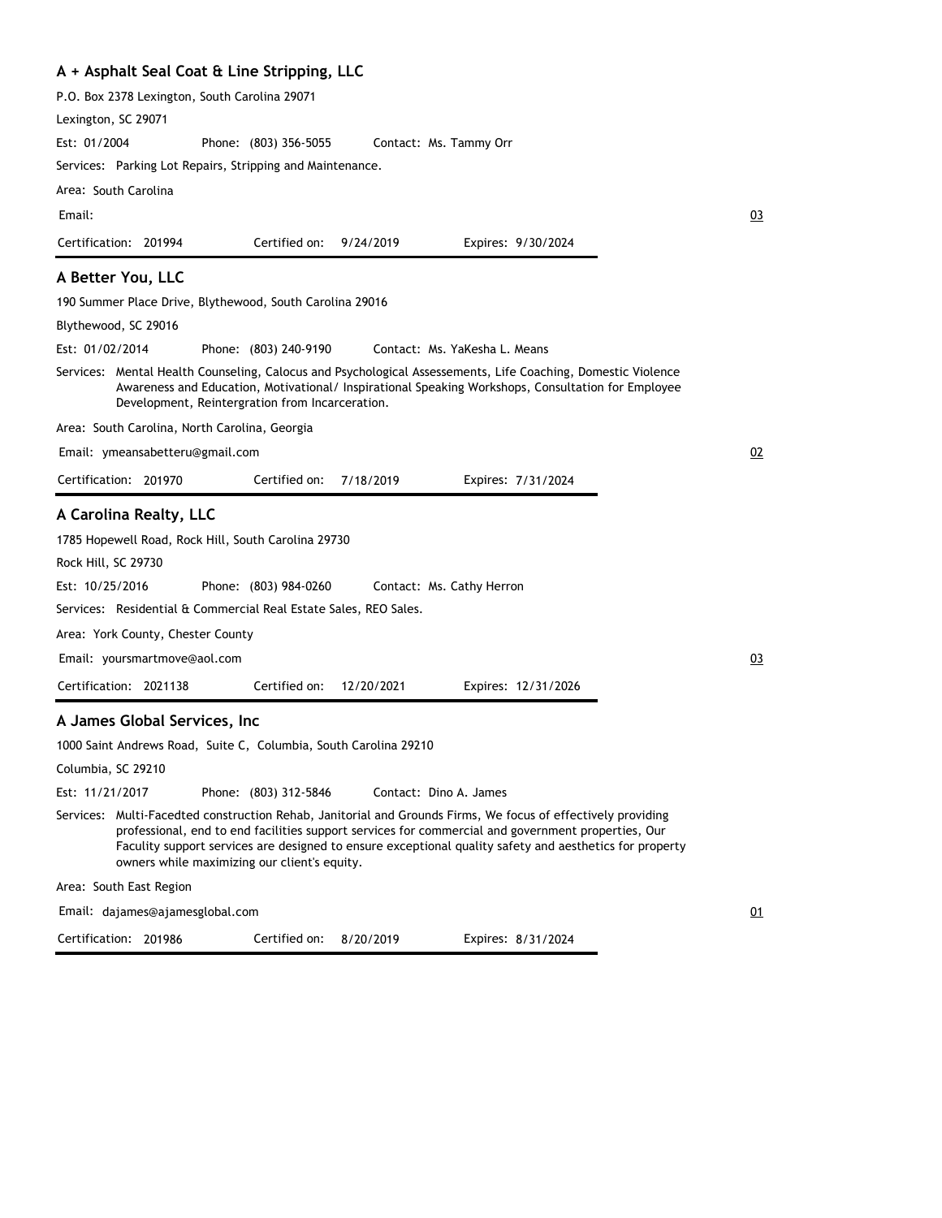### A + Asphalt Seal Coat & Line Stripping, LLC

P.O. Box 2378 Lexington, South Carolina 29071

Lexington, SC 29071

Est: 01/2004 Phone: (803) 356-5055 Contact: Ms. Tammy Orr

Services: Parking Lot Repairs, Stripping and Maintenance.

Area: South Carolina

Email:

03

Certification: 201994 Certified on: 9/24/2019 Expires: 9/30/2024

---

### A Better You, LLC

190 Summer Place Drive, Blythewood, South Carolina 29016

Blythewood, SC 29016

Est: 01/02/2014 Phone: (803) 240-9190 Contact: Ms. YaKesha L. Means

Services: Mental Health Counseling, Calocus and Psychological Assessements, Life Coaching, Domestic Violence Awareness and Education, Motivational/ Inspirational Speaking Workshops, Consultation for Employee Development, Reintergration from Incarceration.

Area: South Carolina, North Carolina, Georgia

Email: ymeansabetteru@gmail.com

02

Certification: 201970 Certified on: 7/18/2019 Expires: 7/31/2024

---

### A Carolina Realty, LLC

1785 Hopewell Road, Rock Hill, South Carolina 29730

Rock Hill, SC 29730

Est: 10/25/2016 Phone: (803) 984-0260 Contact: Ms. Cathy Herron

Services: Residential & Commercial Real Estate Sales, REO Sales.

Area: York County, Chester County

Email: yoursmartmove@aol.com

03

Certification: 2021138 Certified on: 12/20/2021 Expires: 12/31/2026

---

### A James Global Services, Inc

1000 Saint Andrews Road, Suite C, Columbia, South Carolina 29210

Columbia, SC 29210

Est: 11/21/2017 Phone: (803) 312-5846 Contact: Dino A. James

Services: Multi-Facedted construction Rehab, Janitorial and Grounds Firms, We focus of effectively providing professional, end to end facilities support services for commercial and government properties, Our Faculity support services are designed to ensure exceptional quality safety and aesthetics for property owners while maximizing our client's equity.

Area: South East Region

Email: dajames@ajamesglobal.com

01

Certification: 201986 Certified on: 8/20/2019 Expires: 8/31/2024

---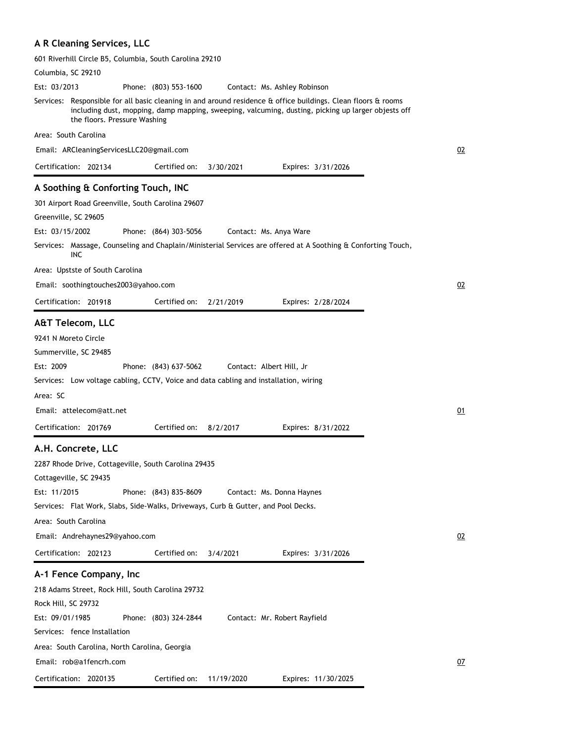## A R Cleaning Services, LLC

601 Riverhill Circle B5, Columbia, South Carolina 29210

Columbia, SC 29210

Est: 03/2013 Phone: (803) 553-1600 Contact: Ms. Ashley Robinson

Services: Responsible for all basic cleaning in and around residence & office buildings. Clean floors & rooms including dust, mopping, damp mapping, sweeping, valcuming, dusting, picking up larger objests off the floors. Pressure Washing

Area: South Carolina

Email: ARCleaningServicesLLC20@gmail.com

02

Certification: 202134 Certified on: 3/30/2021 Expires: 3/31/2026

---

## A Soothing & Conforting Touch, INC

301 Airport Road Greenville, South Carolina 29607

Greenville, SC 29605

Est: 03/15/2002 Phone: (864) 303-5056 Contact: Ms. Anya Ware

Services: Massage, Counseling and Chaplain/Ministerial Services are offered at A Soothing & Conforting Touch, INC

Area: Upstste of South Carolina

Email: soothingtouches2003@yahoo.com

02

Certification: 201918 Certified on: 2/21/2019 Expires: 2/28/2024

---

## A&T Telecom, LLC

9241 N Moreto Circle

Summerville, SC 29485

Est: 2009 Phone: (843) 637-5062 Contact: Albert Hill, Jr

Services: Low voltage cabling, CCTV, Voice and data cabling and installation, wiring

Area: SC

Email: attelecom@att.net

01

Certification: 201769 Certified on: 8/2/2017 Expires: 8/31/2022

---

## A.H. Concrete, LLC

2287 Rhode Drive, Cottageville, South Carolina 29435

Cottageville, SC 29435

Est: 11/2015 Phone: (843) 835-8609 Contact: Ms. Donna Haynes

Services: Flat Work, Slabs, Side-Walks, Driveways, Curb & Gutter, and Pool Decks.

Area: South Carolina

Email: Andrehaynes29@yahoo.com

02

Certification: 202123 Certified on: 3/4/2021 Expires: 3/31/2026

---

## A-1 Fence Company, Inc

218 Adams Street, Rock Hill, South Carolina 29732

Rock Hill, SC 29732

Est: 09/01/1985 Phone: (803) 324-2844 Contact: Mr. Robert Rayfield

Services: fence Installation

Area: South Carolina, North Carolina, Georgia

Email: rob@a1fencrh.com

07

Certification: 2020135 Certified on: 11/19/2020 Expires: 11/30/2025

---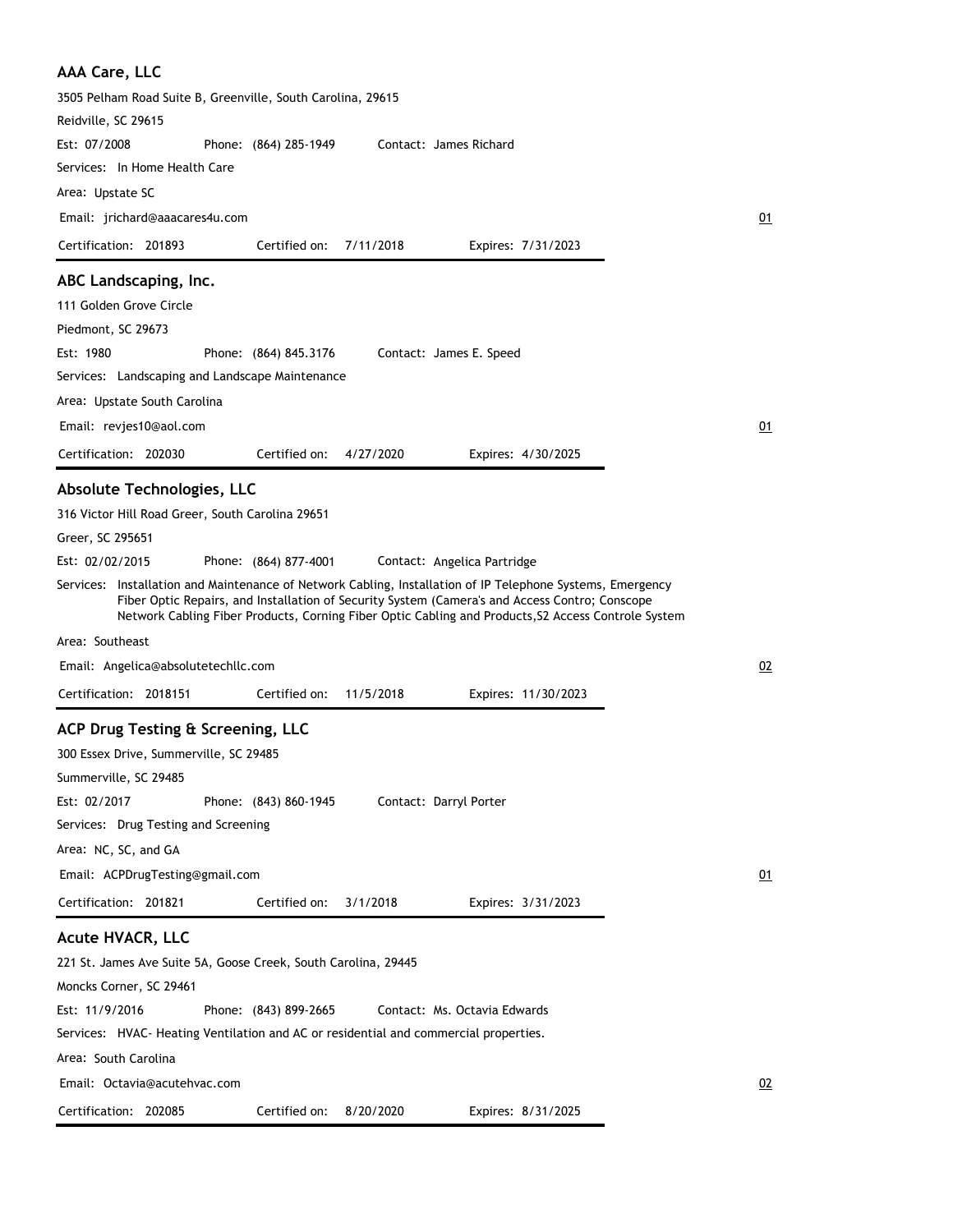## AAA Care, LLC

3505 Pelham Road Suite B, Greenville, South Carolina, 29615

Reidville, SC 29615

Est: 07/2008 Phone: (864) 285-1949 Contact: James Richard

Services: In Home Health Care

Area: Upstate SC

Email: jrichard@aaacares4u.com

01

Certification: 201893 Certified on: 7/11/2018 Expires: 7/31/2023

---

## ABC Landscaping, Inc.

111 Golden Grove Circle

Piedmont, SC 29673

Est: 1980 Phone: (864) 845.3176 Contact: James E. Speed

Services: Landscaping and Landscape Maintenance

Area: Upstate South Carolina

Email: revjes10@aol.com

01

Certification: 202030 Certified on: 4/27/2020 Expires: 4/30/2025

---

## Absolute Technologies, LLC

316 Victor Hill Road Greer, South Carolina 29651

Greer, SC 295651

Est: 02/02/2015 Phone: (864) 877-4001 Contact: Angelica Partridge

Services: Installation and Maintenance of Network Cabling, Installation of IP Telephone Systems, Emergency Fiber Optic Repairs, and Installation of Security System (Camera's and Access Contro; Conscope Network Cabling Fiber Products, Corning Fiber Optic Cabling and Products,S2 Access Controle System

Area: Southeast

Email: Angelica@absolutetechllc.com

02

Certification: 2018151 Certified on: 11/5/2018 Expires: 11/30/2023

---

## ACP Drug Testing & Screening, LLC

300 Essex Drive, Summerville, SC 29485

Summerville, SC 29485

Est: 02/2017 Phone: (843) 860-1945 Contact: Darryl Porter

Services: Drug Testing and Screening

Area: NC, SC, and GA

Email: ACPDrugTesting@gmail.com

01

Certification: 201821 Certified on: 3/1/2018 Expires: 3/31/2023

---

## Acute HVACR, LLC

221 St. James Ave Suite 5A, Goose Creek, South Carolina, 29445

Moncks Corner, SC 29461

Est: 11/9/2016 Phone: (843) 899-2665 Contact: Ms. Octavia Edwards

Services: HVAC- Heating Ventilation and AC or residential and commercial properties.

Area: South Carolina

Email: Octavia@acutehvac.com

02

Certification: 202085 Certified on: 8/20/2020 Expires: 8/31/2025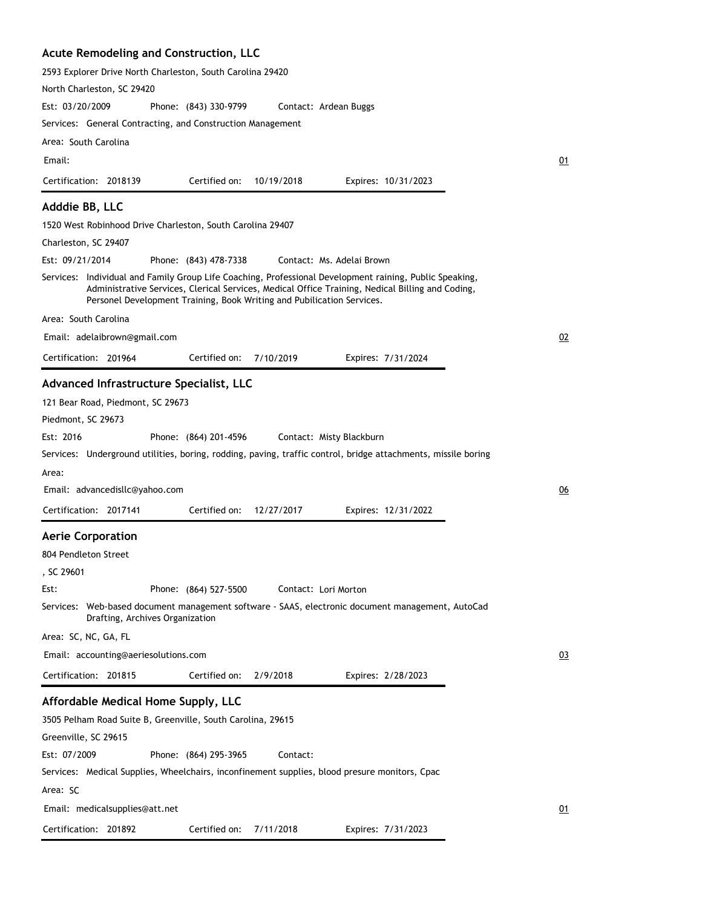### Acute Remodeling and Construction, LLC

2593 Explorer Drive North Charleston, South Carolina 29420

North Charleston, SC 29420

Est: 03/20/2009 Phone: (843) 330-9799 Contact: Ardean Buggs

Services: General Contracting, and Construction Management

Area: South Carolina

Email: 

01

Certification: 2018139 Certified on: 10/19/2018 Expires: 10/31/2023

---

### Adddie BB, LLC

1520 West Robinhood Drive Charleston, South Carolina 29407

Charleston, SC 29407

Est: 09/21/2014 Phone: (843) 478-7338 Contact: Ms. Adelai Brown

Services: Individual and Family Group Life Coaching, Professional Development raining, Public Speaking, Administrative Services, Clerical Services, Medical Office Training, Nedical Billing and Coding, Personel Development Training, Book Writing and Pubilication Services.

Area: South Carolina

Email: adelaibrown@gmail.com

02

Certification: 201964 Certified on: 7/10/2019 Expires: 7/31/2024

---

### Advanced Infrastructure Specialist, LLC

121 Bear Road, Piedmont, SC 29673

Piedmont, SC 29673

Est: 2016 Phone: (864) 201-4596 Contact: Misty Blackburn

Services: Underground utilities, boring, rodding, paving, traffic control, bridge attachments, missile boring

Area: 

Email: advancedisllc@yahoo.com

06

Certification: 2017141 Certified on: 12/27/2017 Expires: 12/31/2022

---

### Aerie Corporation

804 Pendleton Street

, SC 29601

Est: Phone: (864) 527-5500 Contact: Lori Morton

Services: Web-based document management software - SAAS, electronic document management, AutoCad Drafting, Archives Organization

Area: SC, NC, GA, FL

Email: accounting@aeriesolutions.com

03

Certification: 201815 Certified on: 2/9/2018 Expires: 2/28/2023

---

### Affordable Medical Home Supply, LLC

3505 Pelham Road Suite B, Greenville, South Carolina, 29615

Greenville, SC 29615

Est: 07/2009 Phone: (864) 295-3965 Contact: 

Services: Medical Supplies, Wheelchairs, inconfinement supplies, blood presure monitors, Cpac

Area: SC

Email: medicalsupplies@att.net

01

Certification: 201892 Certified on: 7/11/2018 Expires: 7/31/2023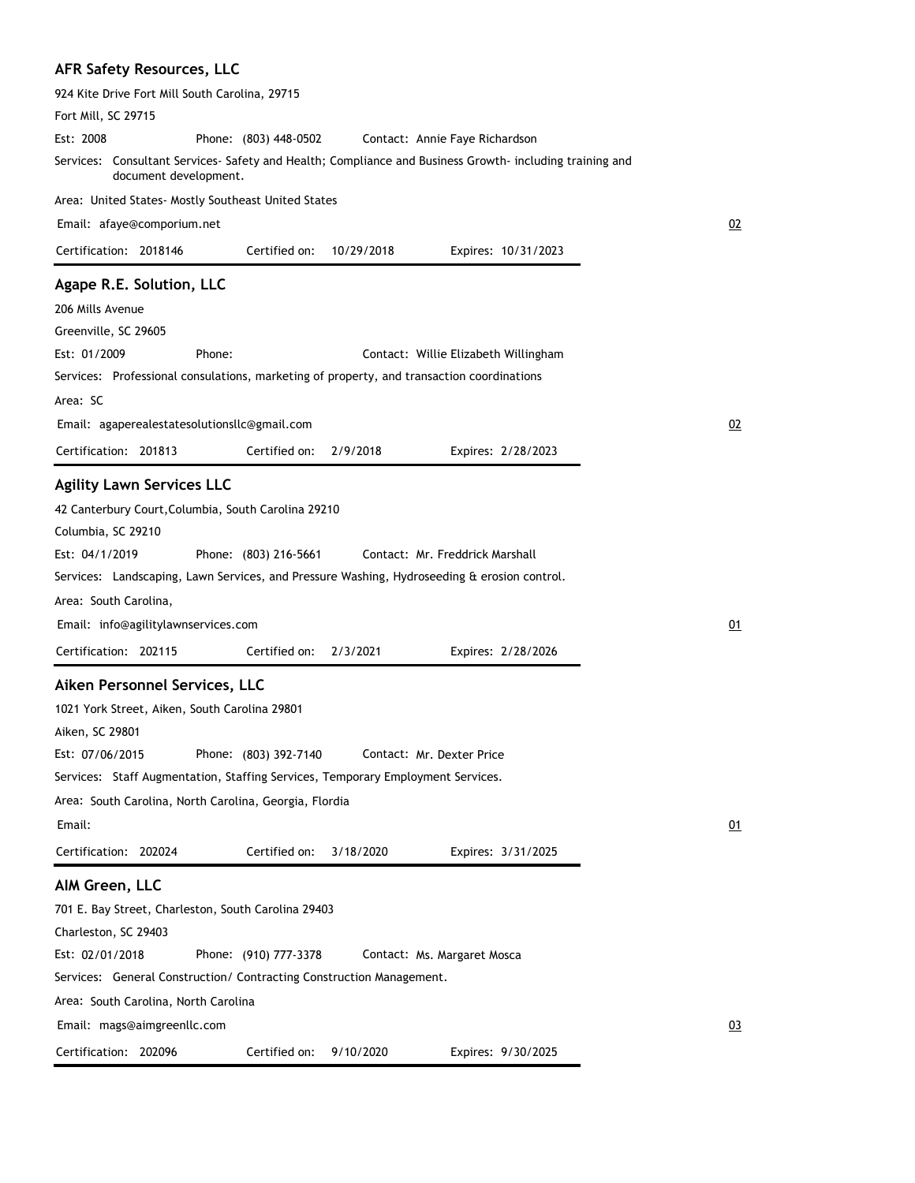## AFR Safety Resources, LLC

924 Kite Drive Fort Mill South Carolina, 29715

Fort Mill, SC 29715

Est: 2008 Phone: (803) 448-0502 Contact: Annie Faye Richardson

Services: Consultant Services- Safety and Health; Compliance and Business Growth- including training and document development.

Area: United States- Mostly Southeast United States

Email: afaye@comporium.net 02

Certification: 2018146 Certified on: 10/29/2018 Expires: 10/31/2023

---

## Agape R.E. Solution, LLC

206 Mills Avenue

Greenville, SC 29605

Est: 01/2009 Phone: Contact: Willie Elizabeth Willingham

Services: Professional consulations, marketing of property, and transaction coordinations

Area: SC

Email: agaperealestatesolutionsllc@gmail.com 02

Certification: 201813 Certified on: 2/9/2018 Expires: 2/28/2023

---

## Agility Lawn Services LLC

42 Canterbury Court,Columbia, South Carolina 29210

Columbia, SC 29210

Est: 04/1/2019 Phone: (803) 216-5661 Contact: Mr. Freddrick Marshall

Services: Landscaping, Lawn Services, and Pressure Washing, Hydroseeding & erosion control.

Area: South Carolina,

Email: info@agilitylawnservices.com 01

Certification: 202115 Certified on: 2/3/2021 Expires: 2/28/2026

---

## Aiken Personnel Services, LLC

1021 York Street, Aiken, South Carolina 29801

Aiken, SC 29801

Est: 07/06/2015 Phone: (803) 392-7140 Contact: Mr. Dexter Price

Services: Staff Augmentation, Staffing Services, Temporary Employment Services.

Area: South Carolina, North Carolina, Georgia, Flordia

Email: 01

Certification: 202024 Certified on: 3/18/2020 Expires: 3/31/2025

---

## AIM Green, LLC

701 E. Bay Street, Charleston, South Carolina 29403

Charleston, SC 29403

Est: 02/01/2018 Phone: (910) 777-3378 Contact: Ms. Margaret Mosca

Services: General Construction/ Contracting Construction Management.

Area: South Carolina, North Carolina

Email: mags@aimgreenllc.com 03

Certification: 202096 Certified on: 9/10/2020 Expires: 9/30/2025

---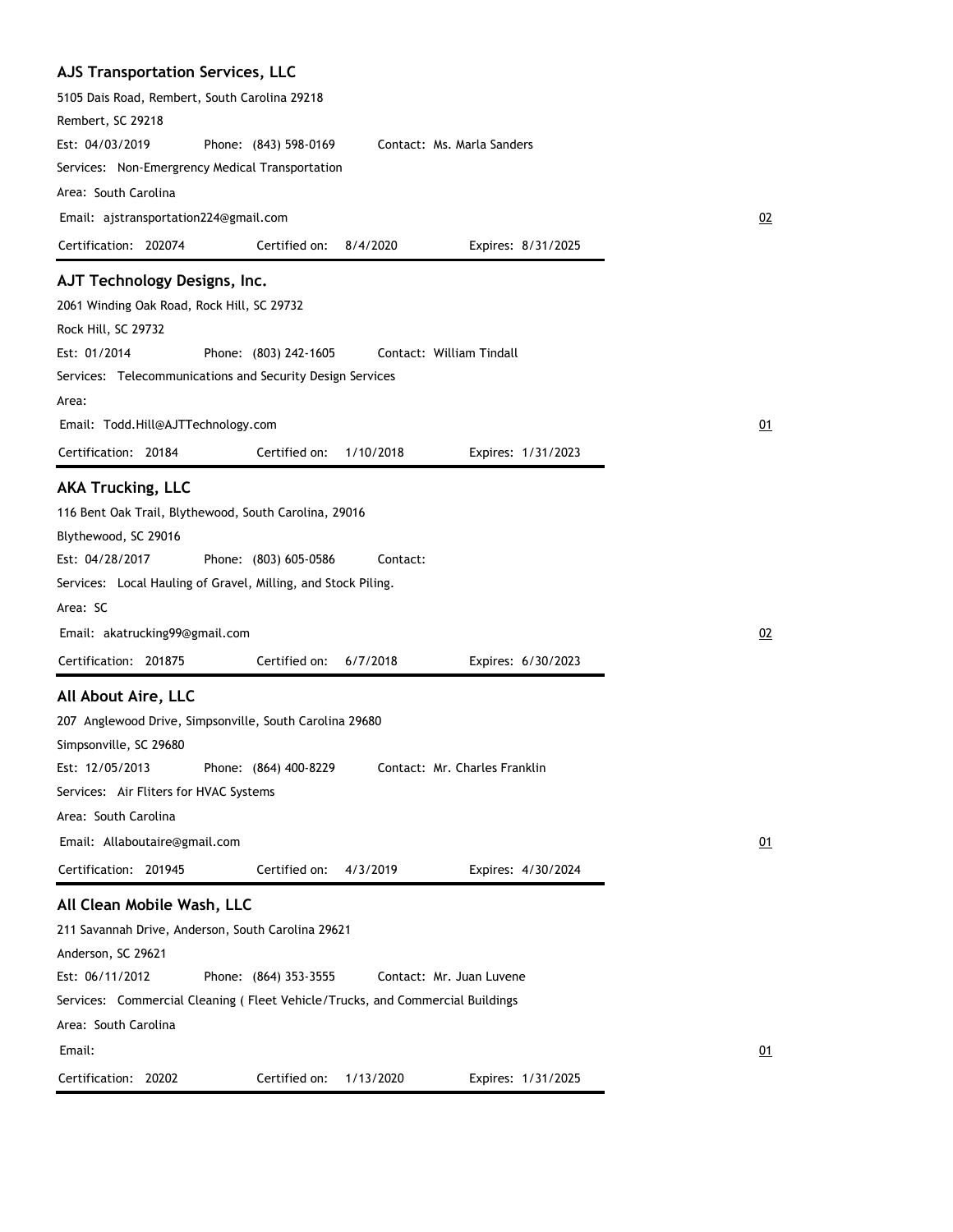### AJS Transportation Services, LLC

5105 Dais Road, Rembert, South Carolina 29218
Rembert, SC 29218

Est: 04/03/2019    Phone: (843) 598-0169    Contact: Ms. Marla Sanders

Services: Non-Emergrency Medical Transportation

Area: South Carolina

Email: ajstransportation224@gmail.com    02

Certification: 202074    Certified on: 8/4/2020    Expires: 8/31/2025

---

### AJT Technology Designs, Inc.

2061 Winding Oak Road, Rock Hill, SC 29732
Rock Hill, SC 29732

Est: 01/2014    Phone: (803) 242-1605    Contact: William Tindall

Services: Telecommunications and Security Design Services

Area:

Email: Todd.Hill@AJTTechnology.com    01

Certification: 20184    Certified on: 1/10/2018    Expires: 1/31/2023

---

### AKA Trucking, LLC

116 Bent Oak Trail, Blythewood, South Carolina, 29016
Blythewood, SC 29016

Est: 04/28/2017    Phone: (803) 605-0586    Contact:

Services: Local Hauling of Gravel, Milling, and Stock Piling.

Area: SC

Email: akatrucking99@gmail.com    02

Certification: 201875    Certified on: 6/7/2018    Expires: 6/30/2023

---

### All About Aire, LLC

207 Anglewood Drive, Simpsonville, South Carolina 29680
Simpsonville, SC 29680

Est: 12/05/2013    Phone: (864) 400-8229    Contact: Mr. Charles Franklin

Services: Air Fliters for HVAC Systems

Area: South Carolina

Email: Allaboutaire@gmail.com    01

Certification: 201945    Certified on: 4/3/2019    Expires: 4/30/2024

---

### All Clean Mobile Wash, LLC

211 Savannah Drive, Anderson, South Carolina 29621
Anderson, SC 29621

Est: 06/11/2012    Phone: (864) 353-3555    Contact: Mr. Juan Luvene

Services: Commercial Cleaning ( Fleet Vehicle/Trucks, and Commercial Buildings

Area: South Carolina

Email:    01

Certification: 20202    Certified on: 1/13/2020    Expires: 1/31/2025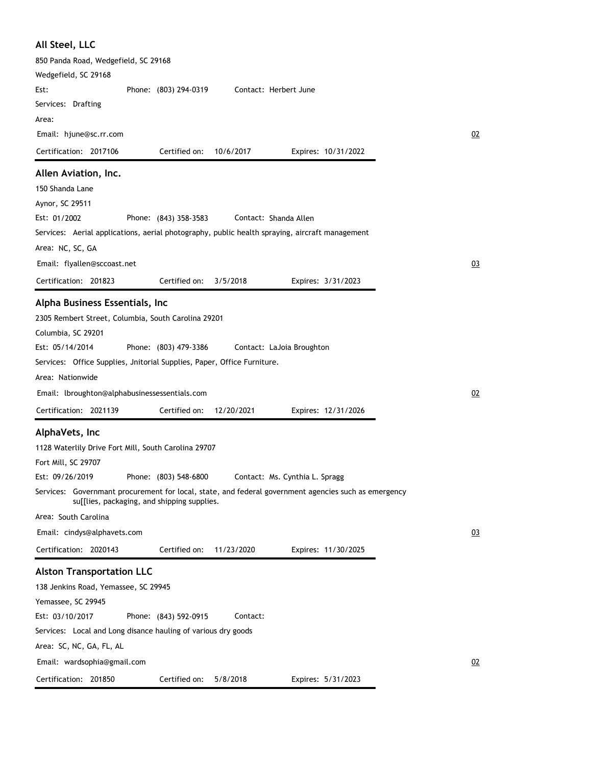## All Steel, LLC

850 Panda Road, Wedgefield, SC 29168

Wedgefield, SC 29168

Est: Phone: (803) 294-0319 Contact: Herbert June

Services: Drafting

Area:

Email: hjune@sc.rr.com 02

Certification: 2017106 Certified on: 10/6/2017 Expires: 10/31/2022

---

## Allen Aviation, Inc.

150 Shanda Lane

Aynor, SC 29511

Est: 01/2002 Phone: (843) 358-3583 Contact: Shanda Allen

Services: Aerial applications, aerial photography, public health spraying, aircraft management

Area: NC, SC, GA

Email: flyallen@sccoast.net 03

Certification: 201823 Certified on: 3/5/2018 Expires: 3/31/2023

---

## Alpha Business Essentials, Inc

2305 Rembert Street, Columbia, South Carolina 29201

Columbia, SC 29201

Est: 05/14/2014 Phone: (803) 479-3386 Contact: LaJoia Broughton

Services: Office Supplies, Jnitorial Supplies, Paper, Office Furniture.

Area: Nationwide

Email: lbroughton@alphabusinessessentials.com 02

Certification: 2021139 Certified on: 12/20/2021 Expires: 12/31/2026

---

## AlphaVets, Inc

1128 Waterlily Drive Fort Mill, South Carolina 29707

Fort Mill, SC 29707

Est: 09/26/2019 Phone: (803) 548-6800 Contact: Ms. Cynthia L. Spragg

Services: Governmant procurement for local, state, and federal government agencies such as emergency su[[lies, packaging, and shipping supplies.

Area: South Carolina

Email: cindys@alphavets.com 03

Certification: 2020143 Certified on: 11/23/2020 Expires: 11/30/2025

---

## Alston Transportation LLC

138 Jenkins Road, Yemassee, SC 29945

Yemassee, SC 29945

Est: 03/10/2017 Phone: (843) 592-0915 Contact:

Services: Local and Long disance hauling of various dry goods

Area: SC, NC, GA, FL, AL

Email: wardsophia@gmail.com 02

Certification: 201850 Certified on: 5/8/2018 Expires: 5/31/2023

---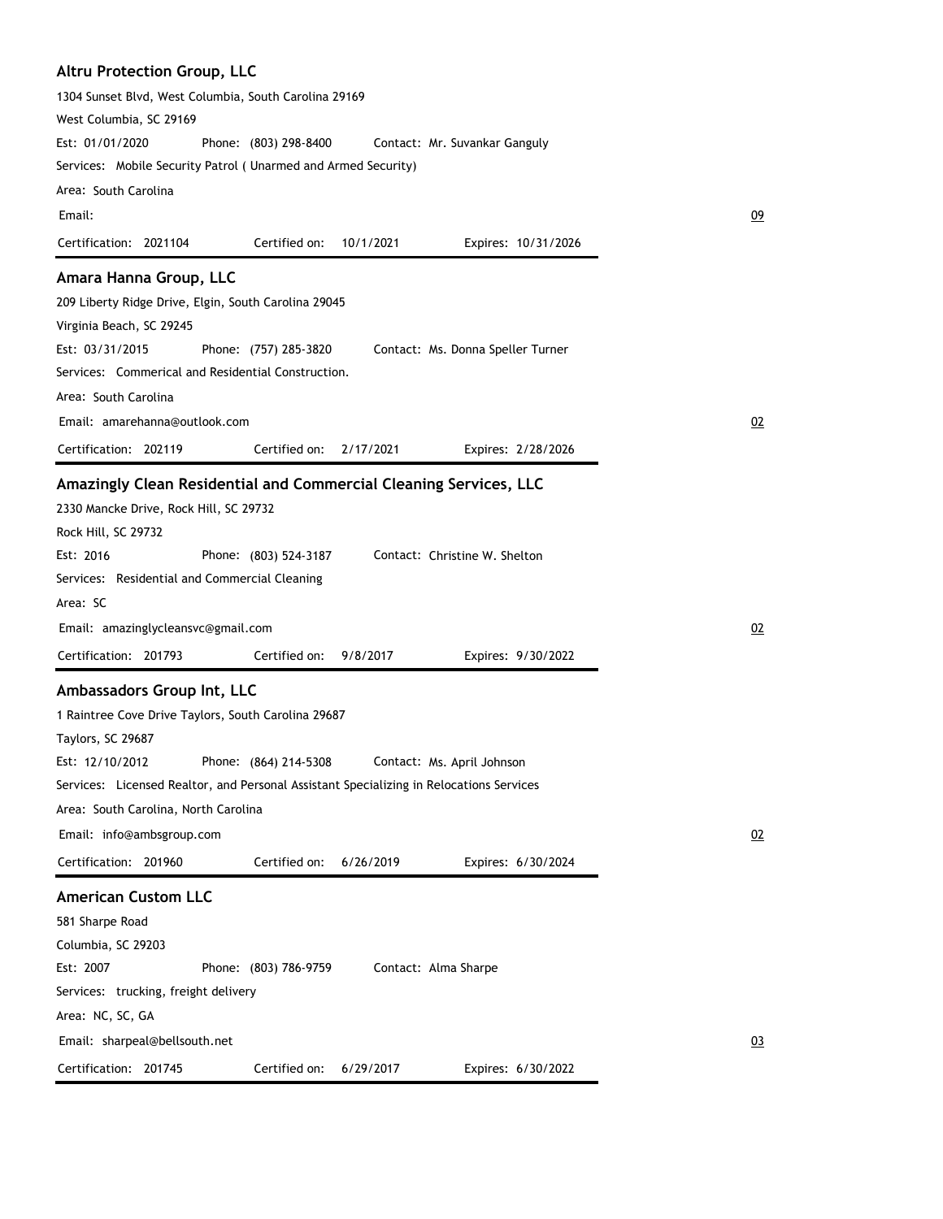## Altru Protection Group, LLC

1304 Sunset Blvd, West Columbia, South Carolina 29169
West Columbia, SC 29169

Est: 01/01/2020 Phone: (803) 298-8400 Contact: Mr. Suvankar Ganguly

Services: Mobile Security Patrol ( Unarmed and Armed Security)

Area: South Carolina

Email:

09

Certification: 2021104 Certified on: 10/1/2021 Expires: 10/31/2026

## Amara Hanna Group, LLC

209 Liberty Ridge Drive, Elgin, South Carolina 29045
Virginia Beach, SC 29245

Est: 03/31/2015 Phone: (757) 285-3820 Contact: Ms. Donna Speller Turner

Services: Commerical and Residential Construction.

Area: South Carolina

Email: amarehanna@outlook.com

02

Certification: 202119 Certified on: 2/17/2021 Expires: 2/28/2026

## Amazingly Clean Residential and Commercial Cleaning Services, LLC

2330 Mancke Drive, Rock Hill, SC 29732
Rock Hill, SC 29732

Est: 2016 Phone: (803) 524-3187 Contact: Christine W. Shelton

Services: Residential and Commercial Cleaning

Area: SC

Email: amazinglycleansvc@gmail.com

02

Certification: 201793 Certified on: 9/8/2017 Expires: 9/30/2022

## Ambassadors Group Int, LLC

1 Raintree Cove Drive Taylors, South Carolina 29687
Taylors, SC 29687

Est: 12/10/2012 Phone: (864) 214-5308 Contact: Ms. April Johnson

Services: Licensed Realtor, and Personal Assistant Specializing in Relocations Services

Area: South Carolina, North Carolina

Email: info@ambsgroup.com

02

Certification: 201960 Certified on: 6/26/2019 Expires: 6/30/2024

## American Custom LLC

581 Sharpe Road
Columbia, SC 29203

Est: 2007 Phone: (803) 786-9759 Contact: Alma Sharpe

Services: trucking, freight delivery

Area: NC, SC, GA

Email: sharpeal@bellsouth.net

03

Certification: 201745 Certified on: 6/29/2017 Expires: 6/30/2022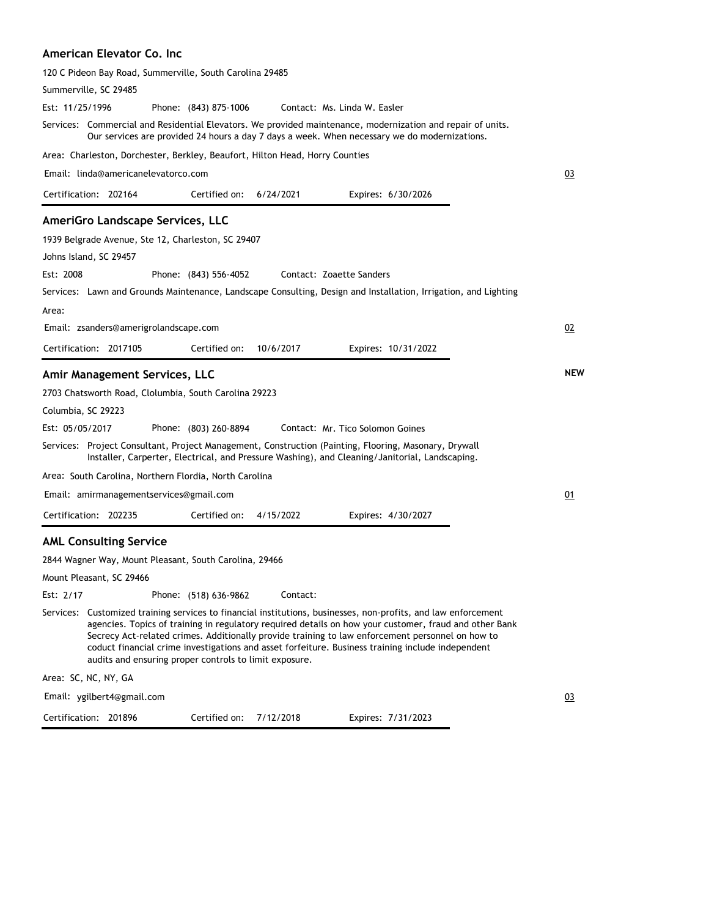### American Elevator Co. Inc

120 C Pideon Bay Road, Summerville, South Carolina 29485

Summerville, SC 29485

Est: 11/25/1996 Phone: (843) 875-1006 Contact: Ms. Linda W. Easler

Services: Commercial and Residential Elevators. We provided maintenance, modernization and repair of units. Our services are provided 24 hours a day 7 days a week. When necessary we do modernizations.

Area: Charleston, Dorchester, Berkley, Beaufort, Hilton Head, Horry Counties

Email: linda@americanelevatorco.com

03

Certification: 202164 Certified on: 6/24/2021 Expires: 6/30/2026

### AmeriGro Landscape Services, LLC

1939 Belgrade Avenue, Ste 12, Charleston, SC 29407

Johns Island, SC 29457

Est: 2008 Phone: (843) 556-4052 Contact: Zoaette Sanders

Services: Lawn and Grounds Maintenance, Landscape Consulting, Design and Installation, Irrigation, and Lighting

Area:

Email: zsanders@amerigrolandscape.com

02

Certification: 2017105 Certified on: 10/6/2017 Expires: 10/31/2022

### Amir Management Services, LLC

**NEW**

2703 Chatsworth Road, Clolumbia, South Carolina 29223

Columbia, SC 29223

Est: 05/05/2017 Phone: (803) 260-8894 Contact: Mr. Tico Solomon Goines

Services: Project Consultant, Project Management, Construction (Painting, Flooring, Masonary, Drywall Installer, Carperter, Electrical, and Pressure Washing), and Cleaning/Janitorial, Landscaping.

Area: South Carolina, Northern Flordia, North Carolina

Email: amirmanagementservices@gmail.com

01

Certification: 202235 Certified on: 4/15/2022 Expires: 4/30/2027

### AML Consulting Service

2844 Wagner Way, Mount Pleasant, South Carolina, 29466

Mount Pleasant, SC 29466

Est: 2/17 Phone: (518) 636-9862 Contact:

Services: Customized training services to financial institutions, businesses, non-profits, and law enforcement agencies. Topics of training in regulatory required details on how your customer, fraud and other Bank Secrecy Act-related crimes. Additionally provide training to law enforcement personnel on how to coduct financial crime investigations and asset forfeiture. Business training include independent audits and ensuring proper controls to limit exposure.

Area: SC, NC, NY, GA

Email: ygilbert4@gmail.com

03

Certification: 201896 Certified on: 7/12/2018 Expires: 7/31/2023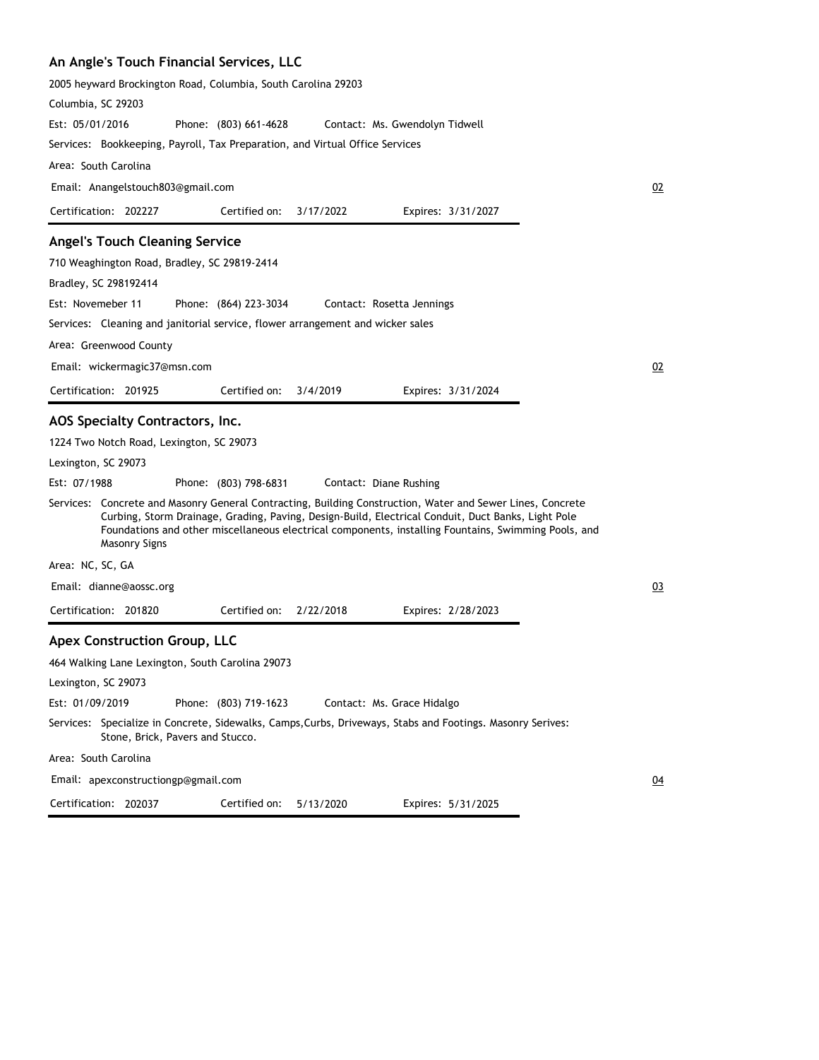## An Angle's Touch Financial Services, LLC

2005 heyward Brockington Road, Columbia, South Carolina 29203

Columbia, SC 29203

Est: 05/01/2016 Phone: (803) 661-4628 Contact: Ms. Gwendolyn Tidwell

Services: Bookkeeping, Payroll, Tax Preparation, and Virtual Office Services

Area: South Carolina

Email: Anangelstouch803@gmail.com

02

Certification: 202227 Certified on: 3/17/2022 Expires: 3/31/2027

## Angel's Touch Cleaning Service

710 Weaghington Road, Bradley, SC 29819-2414

Bradley, SC 298192414

Est: Novemeber 11 Phone: (864) 223-3034 Contact: Rosetta Jennings

Services: Cleaning and janitorial service, flower arrangement and wicker sales

Area: Greenwood County

Email: wickermagic37@msn.com

02

Certification: 201925 Certified on: 3/4/2019 Expires: 3/31/2024

## AOS Specialty Contractors, Inc.

1224 Two Notch Road, Lexington, SC 29073

Lexington, SC 29073

Est: 07/1988 Phone: (803) 798-6831 Contact: Diane Rushing

Services: Concrete and Masonry General Contracting, Building Construction, Water and Sewer Lines, Concrete Curbing, Storm Drainage, Grading, Paving, Design-Build, Electrical Conduit, Duct Banks, Light Pole Foundations and other miscellaneous electrical components, installing Fountains, Swimming Pools, and Masonry Signs

Area: NC, SC, GA

Email: dianne@aossc.org

03

Certification: 201820 Certified on: 2/22/2018 Expires: 2/28/2023

## Apex Construction Group, LLC

464 Walking Lane Lexington, South Carolina 29073

Lexington, SC 29073

Est: 01/09/2019 Phone: (803) 719-1623 Contact: Ms. Grace Hidalgo

Services: Specialize in Concrete, Sidewalks, Camps,Curbs, Driveways, Stabs and Footings. Masonry Serives: Stone, Brick, Pavers and Stucco.

Area: South Carolina

Email: apexconstructiongp@gmail.com

04

Certification: 202037 Certified on: 5/13/2020 Expires: 5/31/2025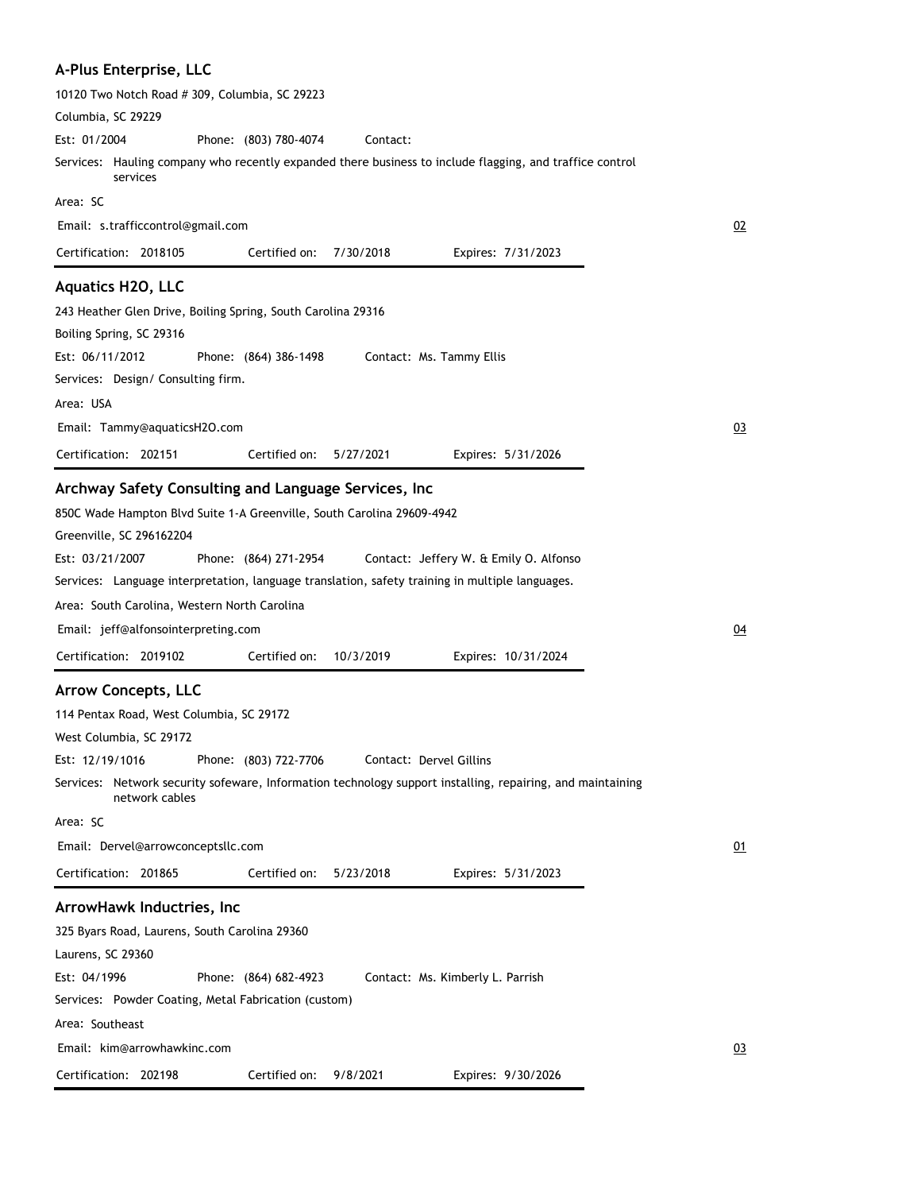## A-Plus Enterprise, LLC

10120 Two Notch Road # 309, Columbia, SC 29223

Columbia, SC 29229

Est: 01/2004 Phone: (803) 780-4074 Contact:

Services: Hauling company who recently expanded there business to include flagging, and traffice control services

Area: SC

Email: s.trafficcontrol@gmail.com

02

Certification: 2018105 Certified on: 7/30/2018 Expires: 7/31/2023

## Aquatics H2O, LLC

243 Heather Glen Drive, Boiling Spring, South Carolina 29316

Boiling Spring, SC 29316

Est: 06/11/2012 Phone: (864) 386-1498 Contact: Ms. Tammy Ellis

Services: Design/ Consulting firm.

Area: USA

Email: Tammy@aquaticsH2O.com

03

Certification: 202151 Certified on: 5/27/2021 Expires: 5/31/2026

## Archway Safety Consulting and Language Services, Inc

850C Wade Hampton Blvd Suite 1-A Greenville, South Carolina 29609-4942

Greenville, SC 296162204

Est: 03/21/2007 Phone: (864) 271-2954 Contact: Jeffery W. & Emily O. Alfonso

Services: Language interpretation, language translation, safety training in multiple languages.

Area: South Carolina, Western North Carolina

Email: jeff@alfonsointerpreting.com

04

Certification: 2019102 Certified on: 10/3/2019 Expires: 10/31/2024

## Arrow Concepts, LLC

114 Pentax Road, West Columbia, SC 29172

West Columbia, SC 29172

Est: 12/19/1016 Phone: (803) 722-7706 Contact: Dervel Gillins

Services: Network security sofeware, Information technology support installing, repairing, and maintaining network cables

Area: SC

Email: Dervel@arrowconceptsllc.com

01

Certification: 201865 Certified on: 5/23/2018 Expires: 5/31/2023

## ArrowHawk Inductries, Inc

325 Byars Road, Laurens, South Carolina 29360

Laurens, SC 29360

Est: 04/1996 Phone: (864) 682-4923 Contact: Ms. Kimberly L. Parrish

Services: Powder Coating, Metal Fabrication (custom)

Area: Southeast

Email: kim@arrowhawkinc.com

03

Certification: 202198 Certified on: 9/8/2021 Expires: 9/30/2026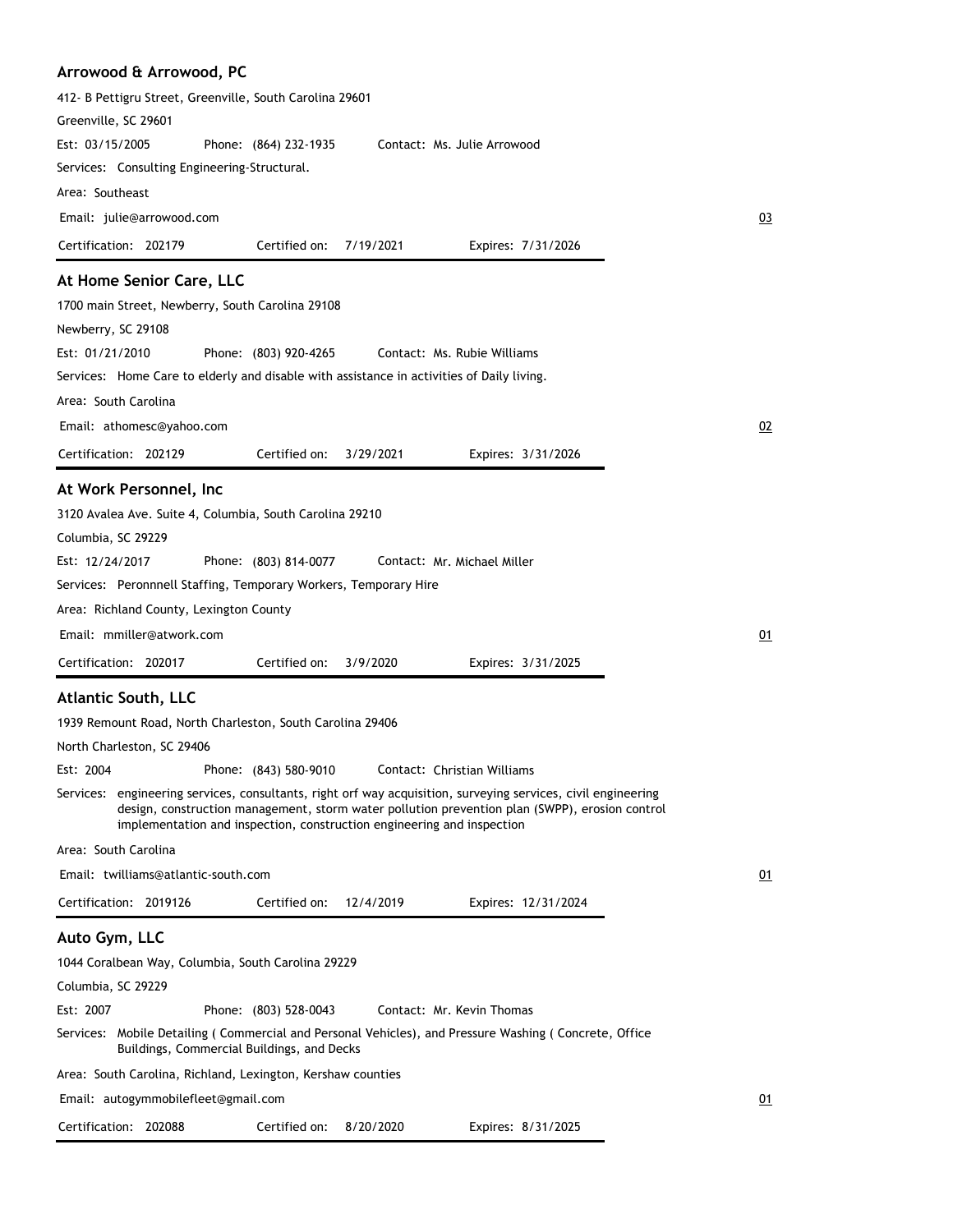## Arrowood & Arrowood, PC

412- B Pettigru Street, Greenville, South Carolina 29601

Greenville, SC 29601

Est: 03/15/2005 Phone: (864) 232-1935 Contact: Ms. Julie Arrowood

Services: Consulting Engineering-Structural.

Area: Southeast

Email: julie@arrowood.com

03

Certification: 202179 Certified on: 7/19/2021 Expires: 7/31/2026

---

## At Home Senior Care, LLC

1700 main Street, Newberry, South Carolina 29108

Newberry, SC 29108

Est: 01/21/2010 Phone: (803) 920-4265 Contact: Ms. Rubie Williams

Services: Home Care to elderly and disable with assistance in activities of Daily living.

Area: South Carolina

Email: athomesc@yahoo.com

02

Certification: 202129 Certified on: 3/29/2021 Expires: 3/31/2026

---

## At Work Personnel, Inc

3120 Avalea Ave. Suite 4, Columbia, South Carolina 29210

Columbia, SC 29229

Est: 12/24/2017 Phone: (803) 814-0077 Contact: Mr. Michael Miller

Services: Peronnnell Staffing, Temporary Workers, Temporary Hire

Area: Richland County, Lexington County

Email: mmiller@atwork.com

01

Certification: 202017 Certified on: 3/9/2020 Expires: 3/31/2025

---

## Atlantic South, LLC

1939 Remount Road, North Charleston, South Carolina 29406

North Charleston, SC 29406

Est: 2004 Phone: (843) 580-9010 Contact: Christian Williams

Services: engineering services, consultants, right orf way acquisition, surveying services, civil engineering design, construction management, storm water pollution prevention plan (SWPP), erosion control implementation and inspection, construction engineering and inspection

Area: South Carolina

Email: twilliams@atlantic-south.com

01

Certification: 2019126 Certified on: 12/4/2019 Expires: 12/31/2024

---

## Auto Gym, LLC

1044 Coralbean Way, Columbia, South Carolina 29229

Columbia, SC 29229

Est: 2007 Phone: (803) 528-0043 Contact: Mr. Kevin Thomas

Services: Mobile Detailing ( Commercial and Personal Vehicles), and Pressure Washing ( Concrete, Office Buildings, Commercial Buildings, and Decks

Area: South Carolina, Richland, Lexington, Kershaw counties

Email: autogymmobilefleet@gmail.com

01

Certification: 202088 Certified on: 8/20/2020 Expires: 8/31/2025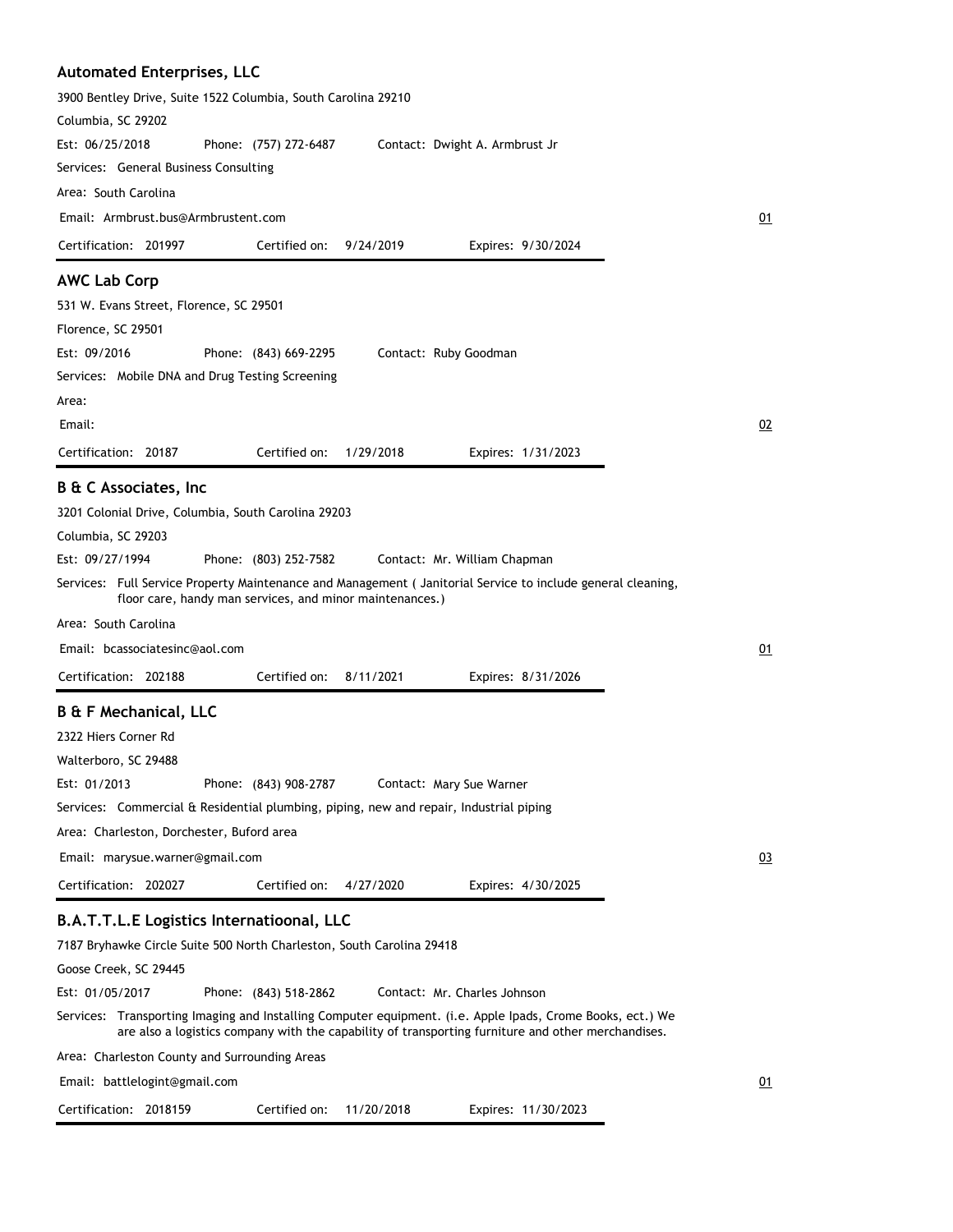### Automated Enterprises, LLC

3900 Bentley Drive, Suite 1522 Columbia, South Carolina 29210

Columbia, SC 29202

Est: 06/25/2018    Phone: (757) 272-6487    Contact: Dwight A. Armbrust Jr

Services: General Business Consulting

Area: South Carolina

Email: Armbrust.bus@Armbrustent.com    01

Certification: 201997    Certified on: 9/24/2019    Expires: 9/30/2024

---

### AWC Lab Corp

531 W. Evans Street, Florence, SC 29501

Florence, SC 29501

Est: 09/2016    Phone: (843) 669-2295    Contact: Ruby Goodman

Services: Mobile DNA and Drug Testing Screening

Area:

Email:    02

Certification: 20187    Certified on: 1/29/2018    Expires: 1/31/2023

---

### B & C Associates, Inc

3201 Colonial Drive, Columbia, South Carolina 29203

Columbia, SC 29203

Est: 09/27/1994    Phone: (803) 252-7582    Contact: Mr. William Chapman

Services: Full Service Property Maintenance and Management ( Janitorial Service to include general cleaning, floor care, handy man services, and minor maintenances.)

Area: South Carolina

Email: bcassociatesinc@aol.com    01

Certification: 202188    Certified on: 8/11/2021    Expires: 8/31/2026

---

### B & F Mechanical, LLC

2322 Hiers Corner Rd

Walterboro, SC 29488

Est: 01/2013    Phone: (843) 908-2787    Contact: Mary Sue Warner

Services: Commercial & Residential plumbing, piping, new and repair, Industrial piping

Area: Charleston, Dorchester, Buford area

Email: marysue.warner@gmail.com    03

Certification: 202027    Certified on: 4/27/2020    Expires: 4/30/2025

---

### B.A.T.T.L.E Logistics Internatioonal, LLC

7187 Bryhawke Circle Suite 500 North Charleston, South Carolina 29418

Goose Creek, SC 29445

Est: 01/05/2017    Phone: (843) 518-2862    Contact: Mr. Charles Johnson

Services: Transporting Imaging and Installing Computer equipment. (i.e. Apple Ipads, Crome Books, ect.) We are also a logistics company with the capability of transporting furniture and other merchandises.

Area: Charleston County and Surrounding Areas

Email: battlelogint@gmail.com    01

Certification: 2018159    Certified on: 11/20/2018    Expires: 11/30/2023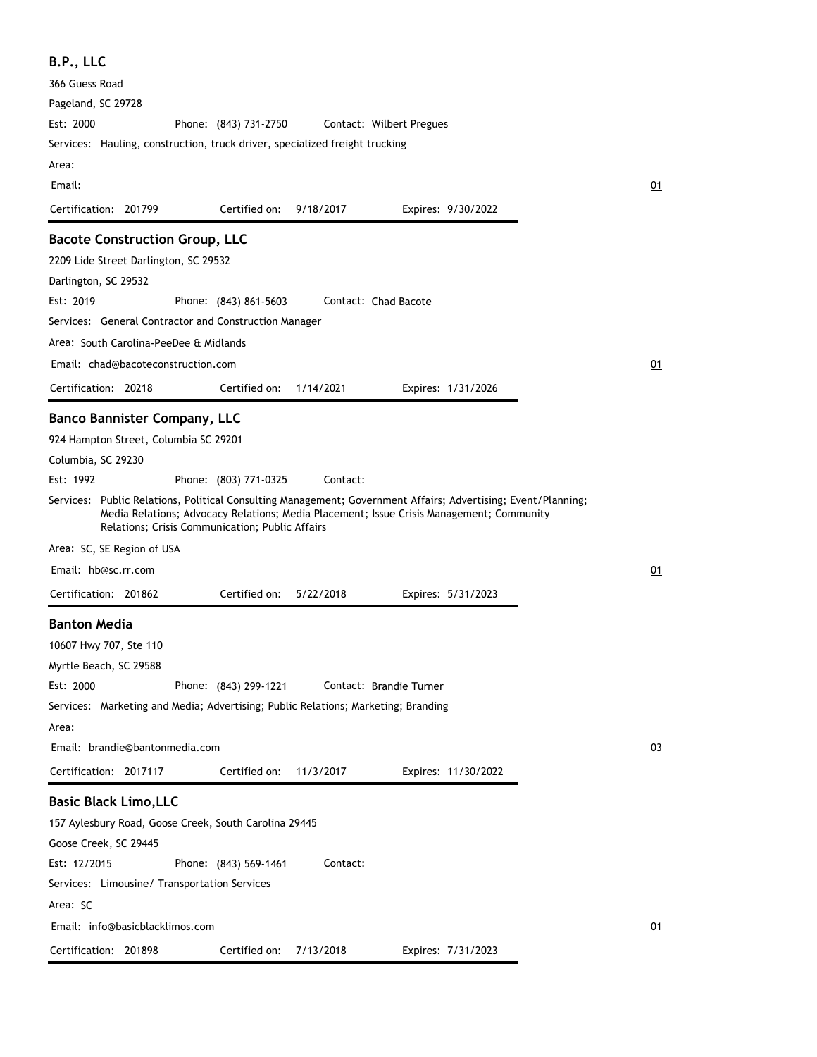### B.P., LLC

366 Guess Road

Pageland, SC 29728

Est: 2000 Phone: (843) 731-2750 Contact: Wilbert Pregues

Services: Hauling, construction, truck driver, specialized freight trucking

Area:

Email: 01

Certification: 201799 Certified on: 9/18/2017 Expires: 9/30/2022

---

### Bacote Construction Group, LLC

2209 Lide Street Darlington, SC 29532

Darlington, SC 29532

Est: 2019 Phone: (843) 861-5603 Contact: Chad Bacote

Services: General Contractor and Construction Manager

Area: South Carolina-PeeDee & Midlands

Email: chad@bacoteconstruction.com 01

Certification: 20218 Certified on: 1/14/2021 Expires: 1/31/2026

---

### Banco Bannister Company, LLC

924 Hampton Street, Columbia SC 29201

Columbia, SC 29230

Est: 1992 Phone: (803) 771-0325 Contact:

Services: Public Relations, Political Consulting Management; Government Affairs; Advertising; Event/Planning; Media Relations; Advocacy Relations; Media Placement; Issue Crisis Management; Community Relations; Crisis Communication; Public Affairs

Area: SC, SE Region of USA

Email: hb@sc.rr.com 01

Certification: 201862 Certified on: 5/22/2018 Expires: 5/31/2023

---

### Banton Media

10607 Hwy 707, Ste 110

Myrtle Beach, SC 29588

Est: 2000 Phone: (843) 299-1221 Contact: Brandie Turner

Services: Marketing and Media; Advertising; Public Relations; Marketing; Branding

Area:

Email: brandie@bantonmedia.com 03

Certification: 2017117 Certified on: 11/3/2017 Expires: 11/30/2022

---

### Basic Black Limo,LLC

157 Aylesbury Road, Goose Creek, South Carolina 29445

Goose Creek, SC 29445

Est: 12/2015 Phone: (843) 569-1461 Contact:

Services: Limousine/ Transportation Services

Area: SC

Email: info@basicblacklimos.com 01

Certification: 201898 Certified on: 7/13/2018 Expires: 7/31/2023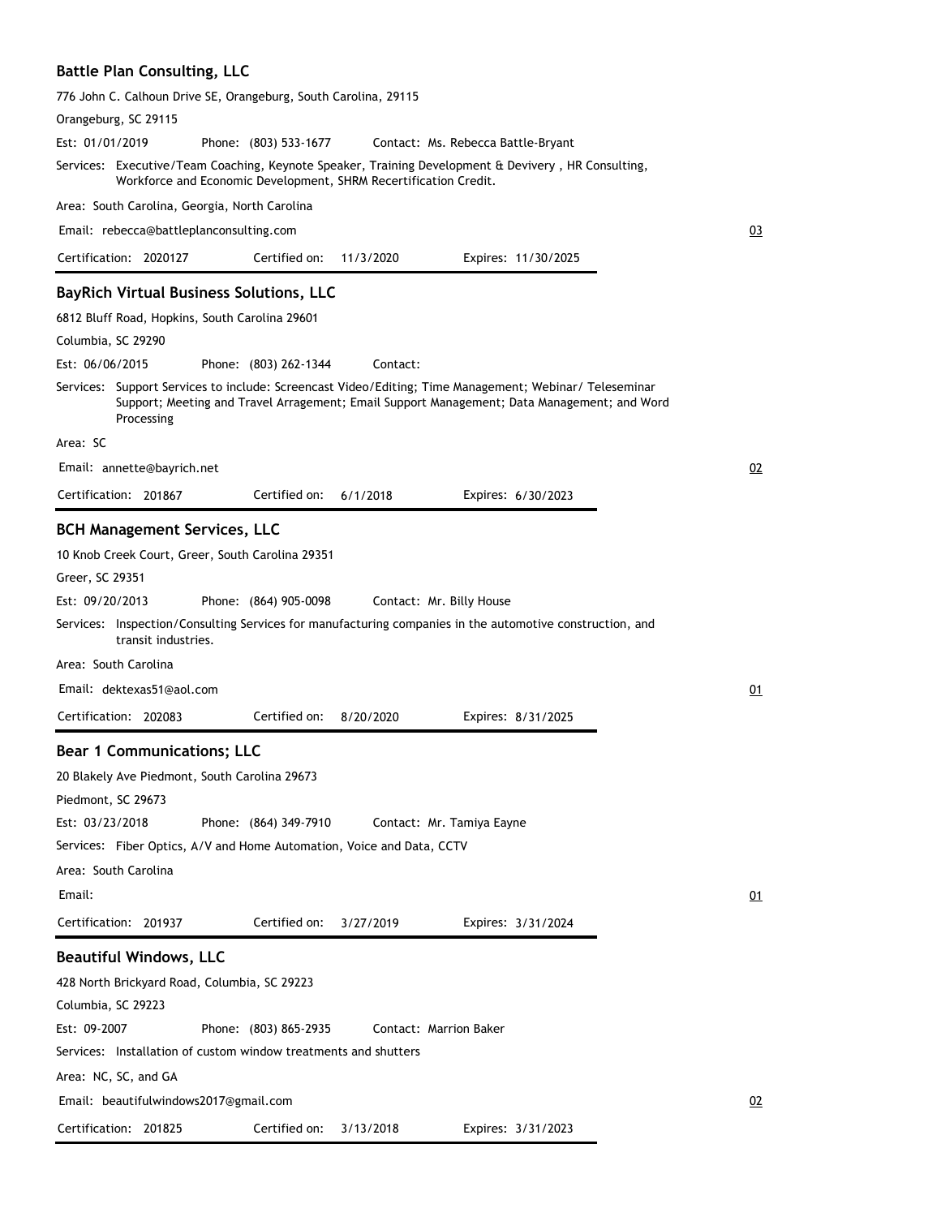### Battle Plan Consulting, LLC

776 John C. Calhoun Drive SE, Orangeburg, South Carolina, 29115

Orangeburg, SC 29115

Est: 01/01/2019 Phone: (803) 533-1677 Contact: Ms. Rebecca Battle-Bryant

Services: Executive/Team Coaching, Keynote Speaker, Training Development & Devivery , HR Consulting, Workforce and Economic Development, SHRM Recertification Credit.

Area: South Carolina, Georgia, North Carolina

Email: rebecca@battleplanconsulting.com 03

Certification: 2020127 Certified on: 11/3/2020 Expires: 11/30/2025

---

### BayRich Virtual Business Solutions, LLC

6812 Bluff Road, Hopkins, South Carolina 29601

Columbia, SC 29290

Est: 06/06/2015 Phone: (803) 262-1344 Contact:

Services: Support Services to include: Screencast Video/Editing; Time Management; Webinar/ Teleseminar Support; Meeting and Travel Arragement; Email Support Management; Data Management; and Word Processing

Area: SC

Email: annette@bayrich.net 02

Certification: 201867 Certified on: 6/1/2018 Expires: 6/30/2023

---

### BCH Management Services, LLC

10 Knob Creek Court, Greer, South Carolina 29351

Greer, SC 29351

Est: 09/20/2013 Phone: (864) 905-0098 Contact: Mr. Billy House

Services: Inspection/Consulting Services for manufacturing companies in the automotive construction, and transit industries.

Area: South Carolina

Email: dektexas51@aol.com 01

Certification: 202083 Certified on: 8/20/2020 Expires: 8/31/2025

---

### Bear 1 Communications; LLC

20 Blakely Ave Piedmont, South Carolina 29673

Piedmont, SC 29673

Est: 03/23/2018 Phone: (864) 349-7910 Contact: Mr. Tamiya Eayne

Services: Fiber Optics, A/V and Home Automation, Voice and Data, CCTV

Area: South Carolina

Email: 01

Certification: 201937 Certified on: 3/27/2019 Expires: 3/31/2024

---

### Beautiful Windows, LLC

428 North Brickyard Road, Columbia, SC 29223

Columbia, SC 29223

Est: 09-2007 Phone: (803) 865-2935 Contact: Marrion Baker

Services: Installation of custom window treatments and shutters

Area: NC, SC, and GA

Email: beautifulwindows2017@gmail.com 02

Certification: 201825 Certified on: 3/13/2018 Expires: 3/31/2023

---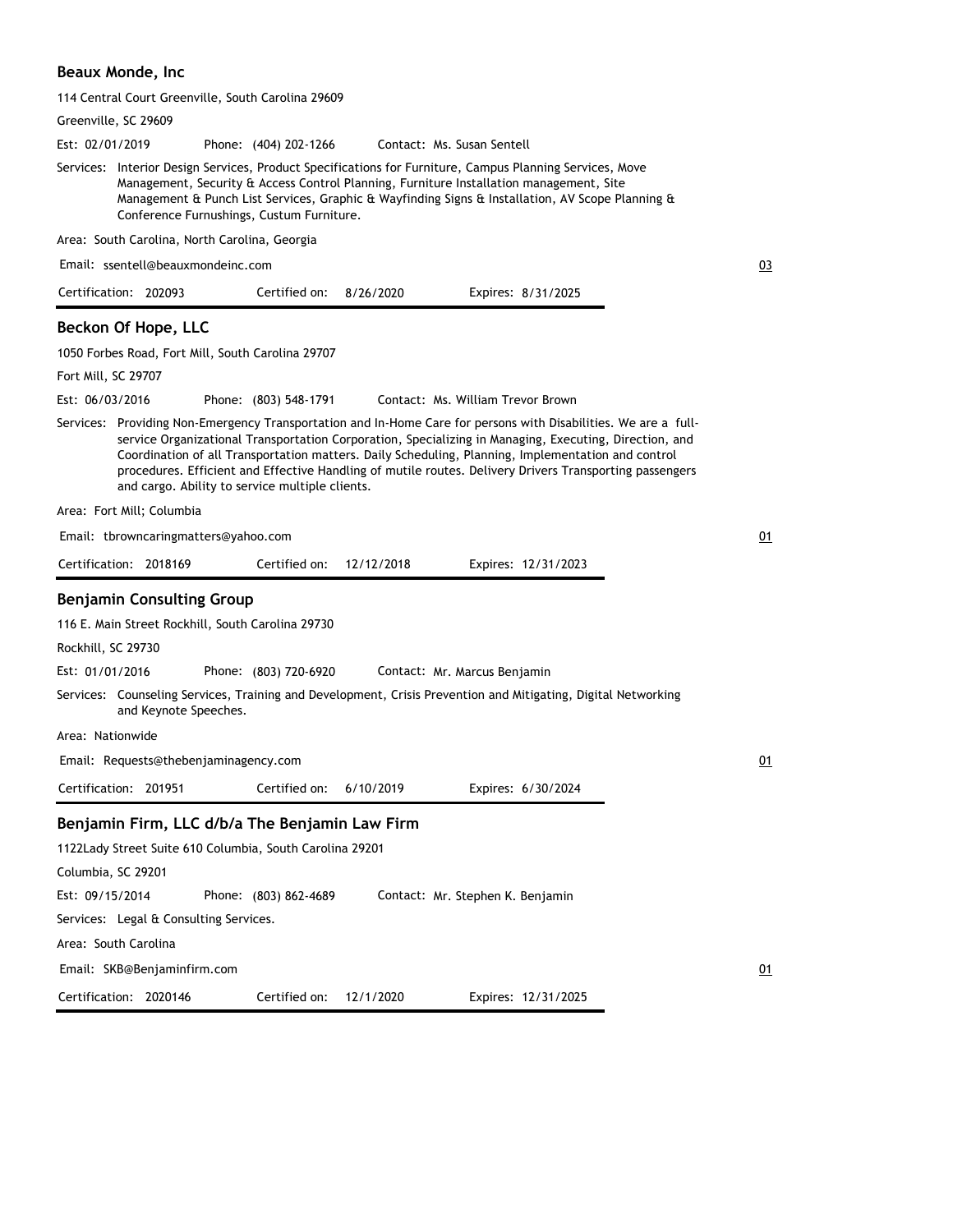### Beaux Monde, Inc

114 Central Court Greenville, South Carolina 29609

Greenville, SC 29609

Est: 02/01/2019 Phone: (404) 202-1266 Contact: Ms. Susan Sentell

Services: Interior Design Services, Product Specifications for Furniture, Campus Planning Services, Move Management, Security & Access Control Planning, Furniture Installation management, Site Management & Punch List Services, Graphic & Wayfinding Signs & Installation, AV Scope Planning & Conference Furnushings, Custum Furniture.

Area: South Carolina, North Carolina, Georgia

Email: ssentell@beauxmondeinc.com

03

Certification: 202093 Certified on: 8/26/2020 Expires: 8/31/2025

### Beckon Of Hope, LLC

1050 Forbes Road, Fort Mill, South Carolina 29707

Fort Mill, SC 29707

Est: 06/03/2016 Phone: (803) 548-1791 Contact: Ms. William Trevor Brown

Services: Providing Non-Emergency Transportation and In-Home Care for persons with Disabilities. We are a full-service Organizational Transportation Corporation, Specializing in Managing, Executing, Direction, and Coordination of all Transportation matters. Daily Scheduling, Planning, Implementation and control procedures. Efficient and Effective Handling of mutile routes. Delivery Drivers Transporting passengers and cargo. Ability to service multiple clients.

Area: Fort Mill; Columbia

Email: tbrowncaringmatters@yahoo.com

01

Certification: 2018169 Certified on: 12/12/2018 Expires: 12/31/2023

### Benjamin Consulting Group

116 E. Main Street Rockhill, South Carolina 29730

Rockhill, SC 29730

Est: 01/01/2016 Phone: (803) 720-6920 Contact: Mr. Marcus Benjamin

Services: Counseling Services, Training and Development, Crisis Prevention and Mitigating, Digital Networking and Keynote Speeches.

Area: Nationwide

Email: Requests@thebenjaminagency.com

01

Certification: 201951 Certified on: 6/10/2019 Expires: 6/30/2024

### Benjamin Firm, LLC d/b/a The Benjamin Law Firm

1122Lady Street Suite 610 Columbia, South Carolina 29201

Columbia, SC 29201

Est: 09/15/2014 Phone: (803) 862-4689 Contact: Mr. Stephen K. Benjamin

Services: Legal & Consulting Services.

Area: South Carolina

Email: SKB@Benjaminfirm.com

01

Certification: 2020146 Certified on: 12/1/2020 Expires: 12/31/2025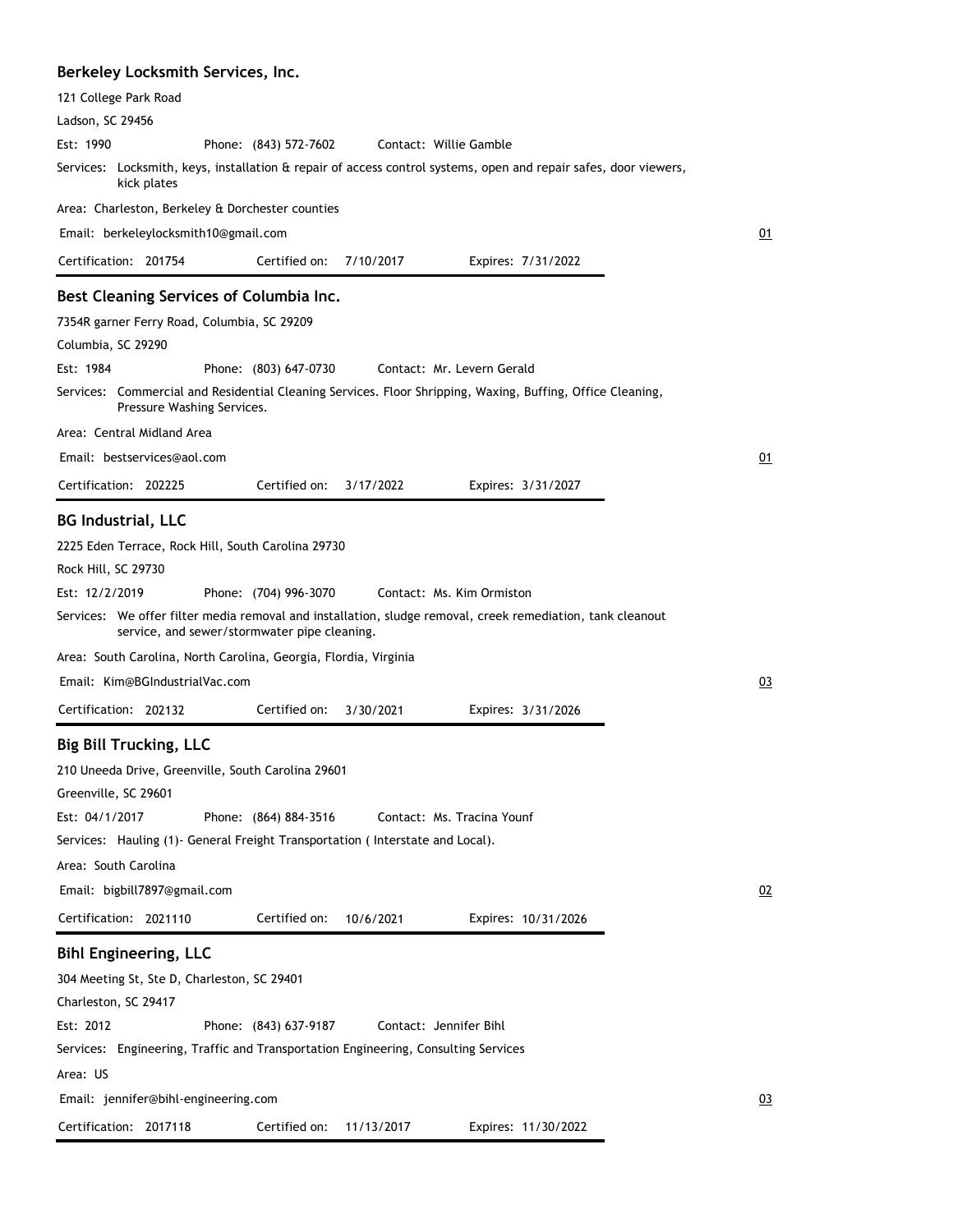### Berkeley Locksmith Services, Inc.

121 College Park Road

Ladson, SC 29456

Est: 1990 Phone: (843) 572-7602 Contact: Willie Gamble

Services: Locksmith, keys, installation & repair of access control systems, open and repair safes, door viewers, kick plates

Area: Charleston, Berkeley & Dorchester counties

Email: berkeleylocksmith10@gmail.com

01

Certification: 201754 Certified on: 7/10/2017 Expires: 7/31/2022

---

### Best Cleaning Services of Columbia Inc.

7354R garner Ferry Road, Columbia, SC 29209

Columbia, SC 29290

Est: 1984 Phone: (803) 647-0730 Contact: Mr. Levern Gerald

Services: Commercial and Residential Cleaning Services. Floor Shripping, Waxing, Buffing, Office Cleaning, Pressure Washing Services.

Area: Central Midland Area

Email: bestservices@aol.com

01

Certification: 202225 Certified on: 3/17/2022 Expires: 3/31/2027

---

### BG Industrial, LLC

2225 Eden Terrace, Rock Hill, South Carolina 29730

Rock Hill, SC 29730

Est: 12/2/2019 Phone: (704) 996-3070 Contact: Ms. Kim Ormiston

Services: We offer filter media removal and installation, sludge removal, creek remediation, tank cleanout service, and sewer/stormwater pipe cleaning.

Area: South Carolina, North Carolina, Georgia, Flordia, Virginia

Email: Kim@BGIndustrialVac.com

03

Certification: 202132 Certified on: 3/30/2021 Expires: 3/31/2026

---

### Big Bill Trucking, LLC

210 Uneeda Drive, Greenville, South Carolina 29601

Greenville, SC 29601

Est: 04/1/2017 Phone: (864) 884-3516 Contact: Ms. Tracina Younf

Services: Hauling (1)- General Freight Transportation ( Interstate and Local).

Area: South Carolina

Email: bigbill7897@gmail.com

02

Certification: 2021110 Certified on: 10/6/2021 Expires: 10/31/2026

---

### Bihl Engineering, LLC

304 Meeting St, Ste D, Charleston, SC 29401

Charleston, SC 29417

Est: 2012 Phone: (843) 637-9187 Contact: Jennifer Bihl

Services: Engineering, Traffic and Transportation Engineering, Consulting Services

Area: US

Email: jennifer@bihl-engineering.com

03

Certification: 2017118 Certified on: 11/13/2017 Expires: 11/30/2022

---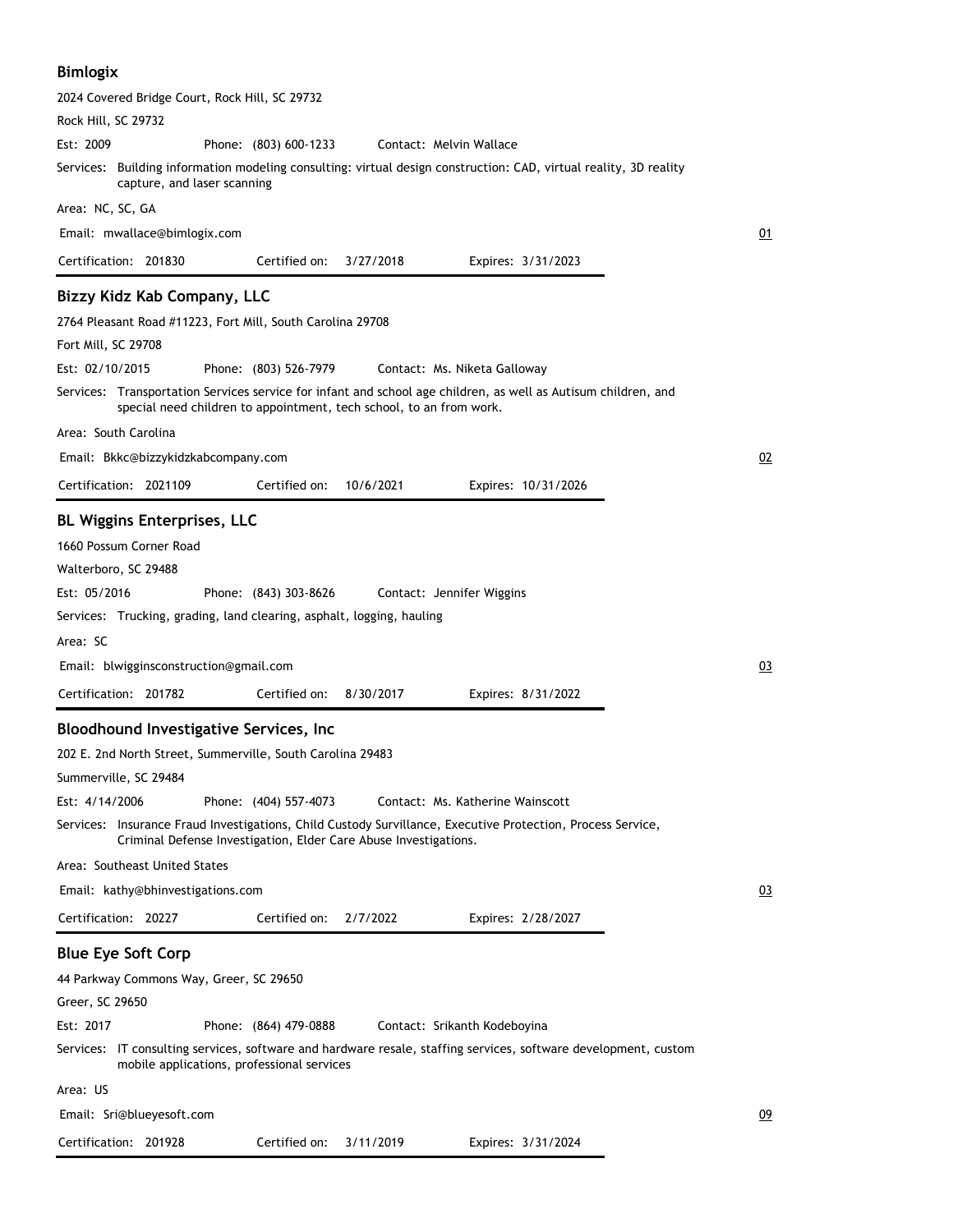### Bimlogix

2024 Covered Bridge Court, Rock Hill, SC 29732

Rock Hill, SC 29732

Est: 2009 Phone: (803) 600-1233 Contact: Melvin Wallace

Services: Building information modeling consulting: virtual design construction: CAD, virtual reality, 3D reality capture, and laser scanning

Area: NC, SC, GA

Email: mwallace@bimlogix.com

01

Certification: 201830 Certified on: 3/27/2018 Expires: 3/31/2023

### Bizzy Kidz Kab Company, LLC

2764 Pleasant Road #11223, Fort Mill, South Carolina 29708

Fort Mill, SC 29708

Est: 02/10/2015 Phone: (803) 526-7979 Contact: Ms. Niketa Galloway

Services: Transportation Services service for infant and school age children, as well as Autisum children, and special need children to appointment, tech school, to an from work.

Area: South Carolina

Email: Bkkc@bizzykidzkabcompany.com

02

Certification: 2021109 Certified on: 10/6/2021 Expires: 10/31/2026

### BL Wiggins Enterprises, LLC

1660 Possum Corner Road

Walterboro, SC 29488

Est: 05/2016 Phone: (843) 303-8626 Contact: Jennifer Wiggins

Services: Trucking, grading, land clearing, asphalt, logging, hauling

Area: SC

Email: blwigginsconstruction@gmail.com

03

Certification: 201782 Certified on: 8/30/2017 Expires: 8/31/2022

### Bloodhound Investigative Services, Inc

202 E. 2nd North Street, Summerville, South Carolina 29483

Summerville, SC 29484

Est: 4/14/2006 Phone: (404) 557-4073 Contact: Ms. Katherine Wainscott

Services: Insurance Fraud Investigations, Child Custody Survillance, Executive Protection, Process Service, Criminal Defense Investigation, Elder Care Abuse Investigations.

Area: Southeast United States

Email: kathy@bhinvestigations.com

03

Certification: 20227 Certified on: 2/7/2022 Expires: 2/28/2027

### Blue Eye Soft Corp

44 Parkway Commons Way, Greer, SC 29650

Greer, SC 29650

Est: 2017 Phone: (864) 479-0888 Contact: Srikanth Kodeboyina

Services: IT consulting services, software and hardware resale, staffing services, software development, custom mobile applications, professional services

Area: US

Email: Sri@blueyesoft.com

09

Certification: 201928 Certified on: 3/11/2019 Expires: 3/31/2024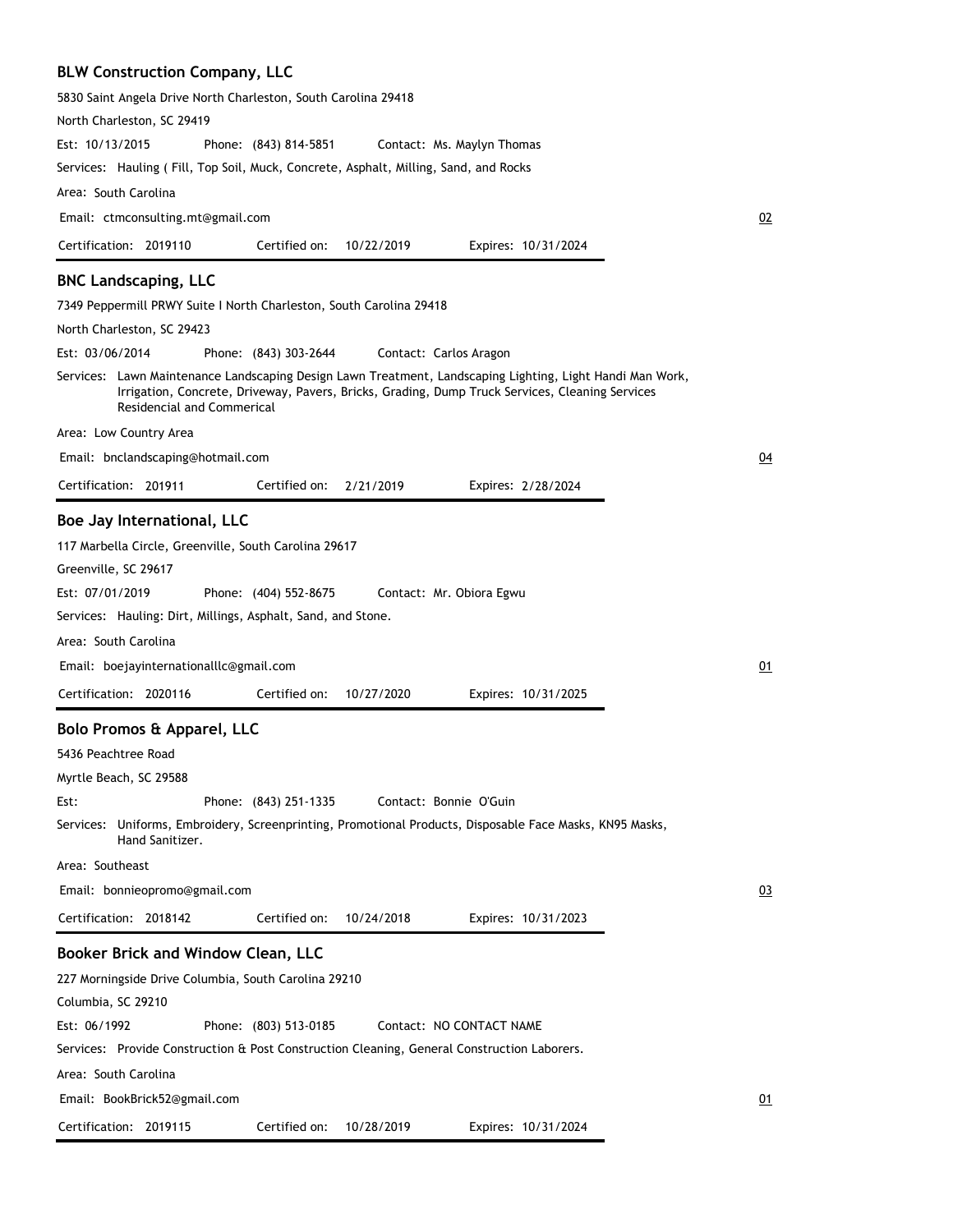### BLW Construction Company, LLC

5830 Saint Angela Drive North Charleston, South Carolina 29418

North Charleston, SC 29419

Est: 10/13/2015 Phone: (843) 814-5851 Contact: Ms. Maylyn Thomas

Services: Hauling ( Fill, Top Soil, Muck, Concrete, Asphalt, Milling, Sand, and Rocks

Area: South Carolina

Email: ctmconsulting.mt@gmail.com 02

Certification: 2019110 Certified on: 10/22/2019 Expires: 10/31/2024

### BNC Landscaping, LLC

7349 Peppermill PRWY Suite I North Charleston, South Carolina 29418

North Charleston, SC 29423

Est: 03/06/2014 Phone: (843) 303-2644 Contact: Carlos Aragon

Services: Lawn Maintenance Landscaping Design Lawn Treatment, Landscaping Lighting, Light Handi Man Work, Irrigation, Concrete, Driveway, Pavers, Bricks, Grading, Dump Truck Services, Cleaning Services Residencial and Commerical

Area: Low Country Area

Email: bnclandscaping@hotmail.com 04

Certification: 201911 Certified on: 2/21/2019 Expires: 2/28/2024

### Boe Jay International, LLC

117 Marbella Circle, Greenville, South Carolina 29617

Greenville, SC 29617

Est: 07/01/2019 Phone: (404) 552-8675 Contact: Mr. Obiora Egwu

Services: Hauling: Dirt, Millings, Asphalt, Sand, and Stone.

Area: South Carolina

Email: boejayinternationalllc@gmail.com 01

Certification: 2020116 Certified on: 10/27/2020 Expires: 10/31/2025

### Bolo Promos & Apparel, LLC

5436 Peachtree Road

Myrtle Beach, SC 29588

Est: Phone: (843) 251-1335 Contact: Bonnie O'Guin

Services: Uniforms, Embroidery, Screenprinting, Promotional Products, Disposable Face Masks, KN95 Masks, Hand Sanitizer.

Area: Southeast

Email: bonnieopromo@gmail.com 03

Certification: 2018142 Certified on: 10/24/2018 Expires: 10/31/2023

### Booker Brick and Window Clean, LLC

227 Morningside Drive Columbia, South Carolina 29210

Columbia, SC 29210

Est: 06/1992 Phone: (803) 513-0185 Contact: NO CONTACT NAME

Services: Provide Construction & Post Construction Cleaning, General Construction Laborers.

Area: South Carolina

Email: BookBrick52@gmail.com 01

Certification: 2019115 Certified on: 10/28/2019 Expires: 10/31/2024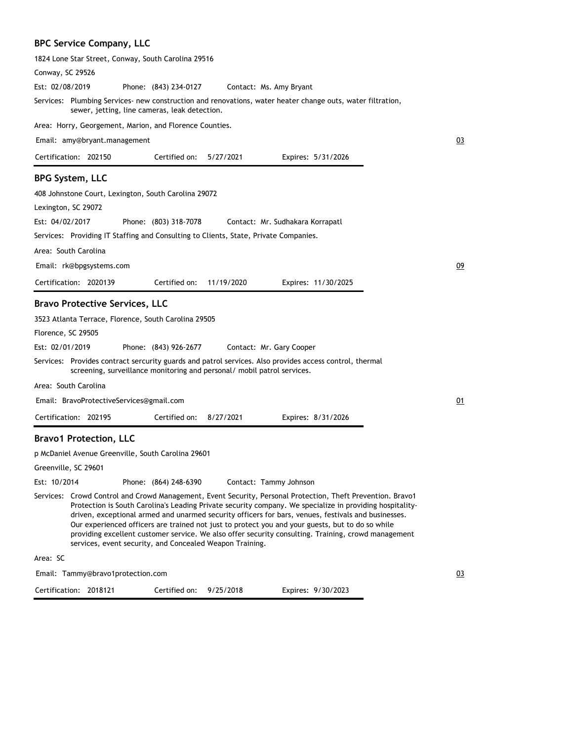### BPC Service Company, LLC

1824 Lone Star Street, Conway, South Carolina 29516

Conway, SC 29526

Est: 02/08/2019 Phone: (843) 234-0127 Contact: Ms. Amy Bryant

Services: Plumbing Services- new construction and renovations, water heater change outs, water filtration, sewer, jetting, line cameras, leak detection.

Area: Horry, Georgement, Marion, and Florence Counties.

Email: amy@bryant.management

03

Certification: 202150 Certified on: 5/27/2021 Expires: 5/31/2026

### BPG System, LLC

408 Johnstone Court, Lexington, South Carolina 29072

Lexington, SC 29072

Est: 04/02/2017 Phone: (803) 318-7078 Contact: Mr. Sudhakara Korrapatl

Services: Providing IT Staffing and Consulting to Clients, State, Private Companies.

Area: South Carolina

Email: rk@bpgsystems.com

09

Certification: 2020139 Certified on: 11/19/2020 Expires: 11/30/2025

### Bravo Protective Services, LLC

3523 Atlanta Terrace, Florence, South Carolina 29505

Florence, SC 29505

Est: 02/01/2019 Phone: (843) 926-2677 Contact: Mr. Gary Cooper

Services: Provides contract sercurity guards and patrol services. Also provides access control, thermal screening, surveillance monitoring and personal/ mobil patrol services.

Area: South Carolina

Email: BravoProtectiveServices@gmail.com

01

Certification: 202195 Certified on: 8/27/2021 Expires: 8/31/2026

### Bravo1 Protection, LLC

p McDaniel Avenue Greenville, South Carolina 29601

Greenville, SC 29601

Est: 10/2014 Phone: (864) 248-6390 Contact: Tammy Johnson

Services: Crowd Control and Crowd Management, Event Security, Personal Protection, Theft Prevention. Bravo1 Protection is South Carolina's Leading Private security company. We specialize in providing hospitality-driven, exceptional armed and unarmed security officers for bars, venues, festivals and businesses. Our experienced officers are trained not just to protect you and your guests, but to do so while providing excellent customer service. We also offer security consulting. Training, crowd management services, event security, and Concealed Weapon Training.

Area: SC

Email: Tammy@bravo1protection.com

03

Certification: 2018121 Certified on: 9/25/2018 Expires: 9/30/2023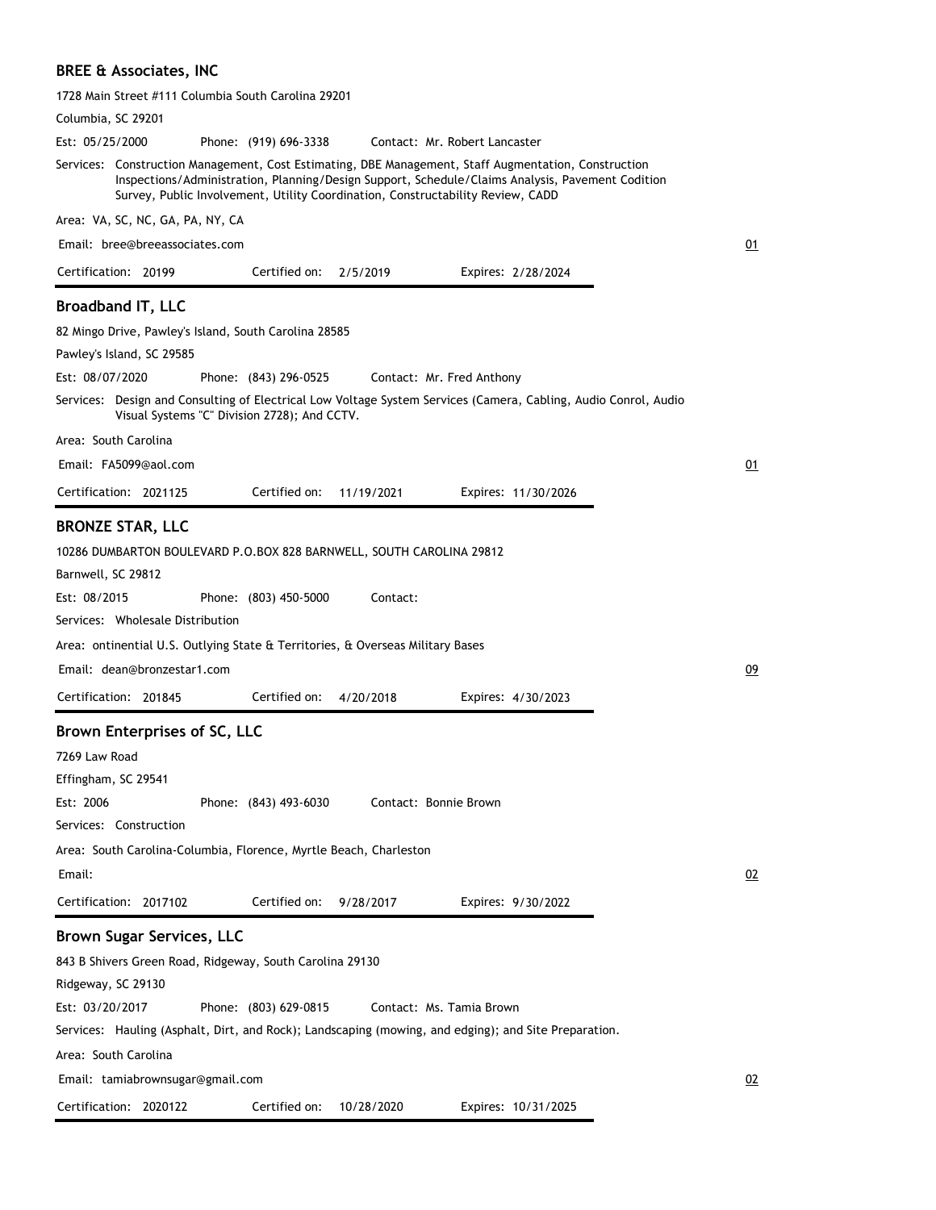### BREE & Associates, INC

1728 Main Street #111 Columbia South Carolina 29201

Columbia, SC 29201

Est: 05/25/2000 Phone: (919) 696-3338 Contact: Mr. Robert Lancaster

Services: Construction Management, Cost Estimating, DBE Management, Staff Augmentation, Construction Inspections/Administration, Planning/Design Support, Schedule/Claims Analysis, Pavement Codition Survey, Public Involvement, Utility Coordination, Constructability Review, CADD

Area: VA, SC, NC, GA, PA, NY, CA

Email: bree@breeassociates.com 01

Certification: 20199 Certified on: 2/5/2019 Expires: 2/28/2024

---

### Broadband IT, LLC

82 Mingo Drive, Pawley's Island, South Carolina 28585

Pawley's Island, SC 29585

Est: 08/07/2020 Phone: (843) 296-0525 Contact: Mr. Fred Anthony

Services: Design and Consulting of Electrical Low Voltage System Services (Camera, Cabling, Audio Conrol, Audio Visual Systems "C" Division 2728); And CCTV.

Area: South Carolina

Email: FA5099@aol.com 01

Certification: 2021125 Certified on: 11/19/2021 Expires: 11/30/2026

---

### BRONZE STAR, LLC

10286 DUMBARTON BOULEVARD P.O.BOX 828 BARNWELL, SOUTH CAROLINA 29812

Barnwell, SC 29812

Est: 08/2015 Phone: (803) 450-5000 Contact:

Services: Wholesale Distribution

Area: ontinential U.S. Outlying State & Territories, & Overseas Military Bases

Email: dean@bronzestar1.com 09

Certification: 201845 Certified on: 4/20/2018 Expires: 4/30/2023

---

### Brown Enterprises of SC, LLC

7269 Law Road

Effingham, SC 29541

Est: 2006 Phone: (843) 493-6030 Contact: Bonnie Brown

Services: Construction

Area: South Carolina-Columbia, Florence, Myrtle Beach, Charleston

Email: 02

Certification: 2017102 Certified on: 9/28/2017 Expires: 9/30/2022

---

### Brown Sugar Services, LLC

843 B Shivers Green Road, Ridgeway, South Carolina 29130

Ridgeway, SC 29130

Est: 03/20/2017 Phone: (803) 629-0815 Contact: Ms. Tamia Brown

Services: Hauling (Asphalt, Dirt, and Rock); Landscaping (mowing, and edging); and Site Preparation.

Area: South Carolina

Email: tamiabrownsugar@gmail.com 02

Certification: 2020122 Certified on: 10/28/2020 Expires: 10/31/2025

---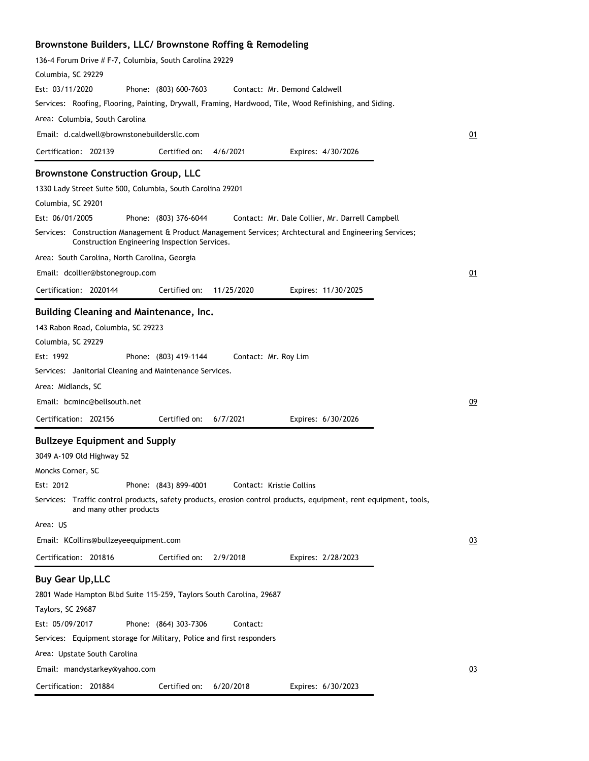### Brownstone Builders, LLC/ Brownstone Roffing & Remodeling

136-4 Forum Drive # F-7, Columbia, South Carolina 29229

Columbia, SC 29229

Est: 03/11/2020 Phone: (803) 600-7603 Contact: Mr. Demond Caldwell

Services: Roofing, Flooring, Painting, Drywall, Framing, Hardwood, Tile, Wood Refinishing, and Siding.

Area: Columbia, South Carolina

Email: d.caldwell@brownstonebuildersllc.com

01

Certification: 202139 Certified on: 4/6/2021 Expires: 4/30/2026

### Brownstone Construction Group, LLC

1330 Lady Street Suite 500, Columbia, South Carolina 29201

Columbia, SC 29201

Est: 06/01/2005 Phone: (803) 376-6044 Contact: Mr. Dale Collier, Mr. Darrell Campbell

Services: Construction Management & Product Management Services; Archtectural and Engineering Services; Construction Engineering Inspection Services.

Area: South Carolina, North Carolina, Georgia

Email: dcollier@bstonegroup.com

01

Certification: 2020144 Certified on: 11/25/2020 Expires: 11/30/2025

### Building Cleaning and Maintenance, Inc.

143 Rabon Road, Columbia, SC 29223

Columbia, SC 29229

Est: 1992 Phone: (803) 419-1144 Contact: Mr. Roy Lim

Services: Janitorial Cleaning and Maintenance Services.

Area: Midlands, SC

Email: bcminc@bellsouth.net

09

Certification: 202156 Certified on: 6/7/2021 Expires: 6/30/2026

### Bullzeye Equipment and Supply

3049 A-109 Old Highway 52

Moncks Corner, SC

Est: 2012 Phone: (843) 899-4001 Contact: Kristie Collins

Services: Traffic control products, safety products, erosion control products, equipment, rent equipment, tools, and many other products

Area: US

Email: KCollins@bullzeyeequipment.com

03

Certification: 201816 Certified on: 2/9/2018 Expires: 2/28/2023

### Buy Gear Up,LLC

2801 Wade Hampton Blbd Suite 115-259, Taylors South Carolina, 29687

Taylors, SC 29687

Est: 05/09/2017 Phone: (864) 303-7306 Contact:

Services: Equipment storage for Military, Police and first responders

Area: Upstate South Carolina

Email: mandystarkey@yahoo.com

03

Certification: 201884 Certified on: 6/20/2018 Expires: 6/30/2023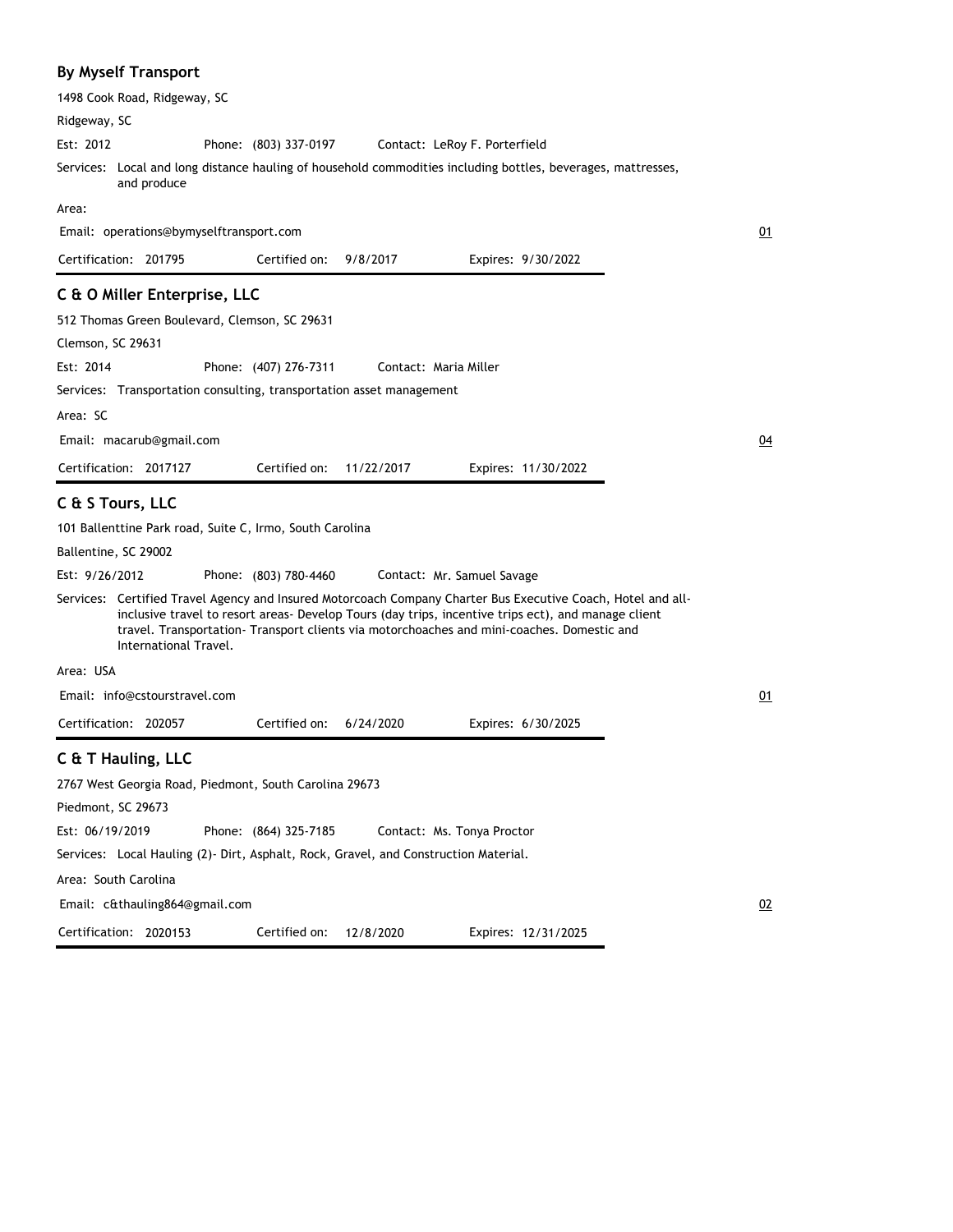### By Myself Transport

1498 Cook Road, Ridgeway, SC

Ridgeway, SC

Est: 2012 Phone: (803) 337-0197 Contact: LeRoy F. Porterfield

Services: Local and long distance hauling of household commodities including bottles, beverages, mattresses, and produce

Area:

Email: operations@bymyselftransport.com

01

Certification: 201795 Certified on: 9/8/2017 Expires: 9/30/2022

### C & O Miller Enterprise, LLC

512 Thomas Green Boulevard, Clemson, SC 29631

Clemson, SC 29631

Est: 2014 Phone: (407) 276-7311 Contact: Maria Miller

Services: Transportation consulting, transportation asset management

Area: SC

Email: macarub@gmail.com

04

Certification: 2017127 Certified on: 11/22/2017 Expires: 11/30/2022

### C & S Tours, LLC

101 Ballenttine Park road, Suite C, Irmo, South Carolina

Ballentine, SC 29002

Est: 9/26/2012 Phone: (803) 780-4460 Contact: Mr. Samuel Savage

Services: Certified Travel Agency and Insured Motorcoach Company Charter Bus Executive Coach, Hotel and all-inclusive travel to resort areas- Develop Tours (day trips, incentive trips ect), and manage client travel. Transportation- Transport clients via motorchoaches and mini-coaches. Domestic and International Travel.

Area: USA

Email: info@cstourstravel.com

01

Certification: 202057 Certified on: 6/24/2020 Expires: 6/30/2025

### C & T Hauling, LLC

2767 West Georgia Road, Piedmont, South Carolina 29673

Piedmont, SC 29673

Est: 06/19/2019 Phone: (864) 325-7185 Contact: Ms. Tonya Proctor

Services: Local Hauling (2)- Dirt, Asphalt, Rock, Gravel, and Construction Material.

Area: South Carolina

Email: c&thauling864@gmail.com

02

Certification: 2020153 Certified on: 12/8/2020 Expires: 12/31/2025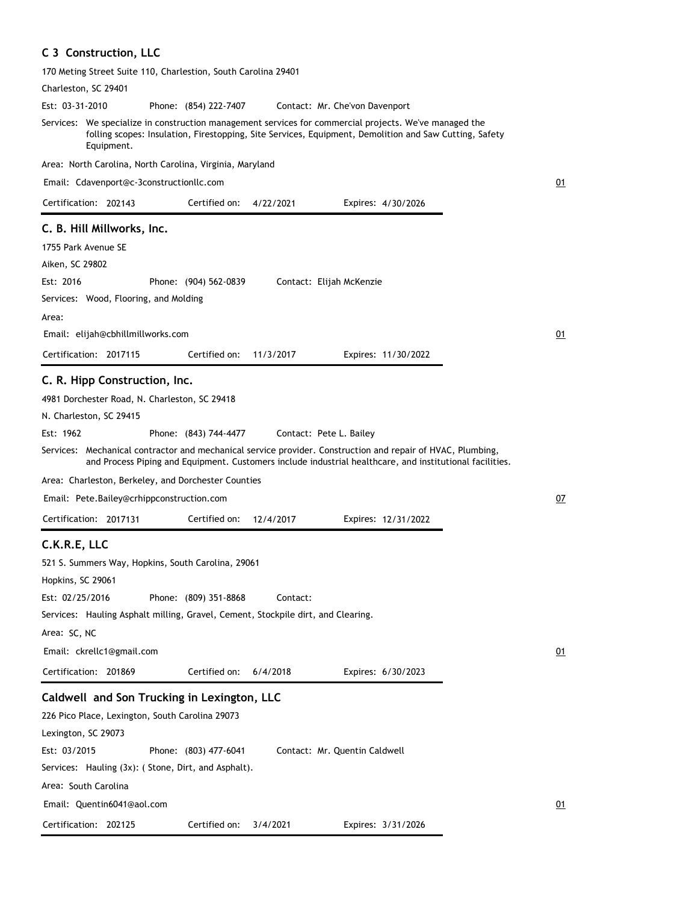## C 3 Construction, LLC

170 Meting Street Suite 110, Charlestion, South Carolina 29401

Charleston, SC 29401

Est: 03-31-2010 Phone: (854) 222-7407 Contact: Mr. Che'von Davenport

Services: We specialize in construction management services for commercial projects. We've managed the folling scopes: Insulation, Firestopping, Site Services, Equipment, Demolition and Saw Cutting, Safety Equipment.

Area: North Carolina, North Carolina, Virginia, Maryland

Email: Cdavenport@c-3constructionllc.com

01

Certification: 202143 Certified on: 4/22/2021 Expires: 4/30/2026

## C. B. Hill Millworks, Inc.

1755 Park Avenue SE

Aiken, SC 29802

Est: 2016 Phone: (904) 562-0839 Contact: Elijah McKenzie

Services: Wood, Flooring, and Molding

Area:

Email: elijah@cbhillmillworks.com

01

Certification: 2017115 Certified on: 11/3/2017 Expires: 11/30/2022

## C. R. Hipp Construction, Inc.

4981 Dorchester Road, N. Charleston, SC 29418

N. Charleston, SC 29415

Est: 1962 Phone: (843) 744-4477 Contact: Pete L. Bailey

Services: Mechanical contractor and mechanical service provider. Construction and repair of HVAC, Plumbing, and Process Piping and Equipment. Customers include industrial healthcare, and institutional facilities.

Area: Charleston, Berkeley, and Dorchester Counties

Email: Pete.Bailey@crhippconstruction.com

07

Certification: 2017131 Certified on: 12/4/2017 Expires: 12/31/2022

## C.K.R.E, LLC

521 S. Summers Way, Hopkins, South Carolina, 29061

Hopkins, SC 29061

Est: 02/25/2016 Phone: (809) 351-8868 Contact:

Services: Hauling Asphalt milling, Gravel, Cement, Stockpile dirt, and Clearing.

Area: SC, NC

Email: ckrellc1@gmail.com

01

Certification: 201869 Certified on: 6/4/2018 Expires: 6/30/2023

## Caldwell and Son Trucking in Lexington, LLC

226 Pico Place, Lexington, South Carolina 29073

Lexington, SC 29073

Est: 03/2015 Phone: (803) 477-6041 Contact: Mr. Quentin Caldwell

Services: Hauling (3x): ( Stone, Dirt, and Asphalt).

Area: South Carolina

Email: Quentin6041@aol.com

01

Certification: 202125 Certified on: 3/4/2021 Expires: 3/31/2026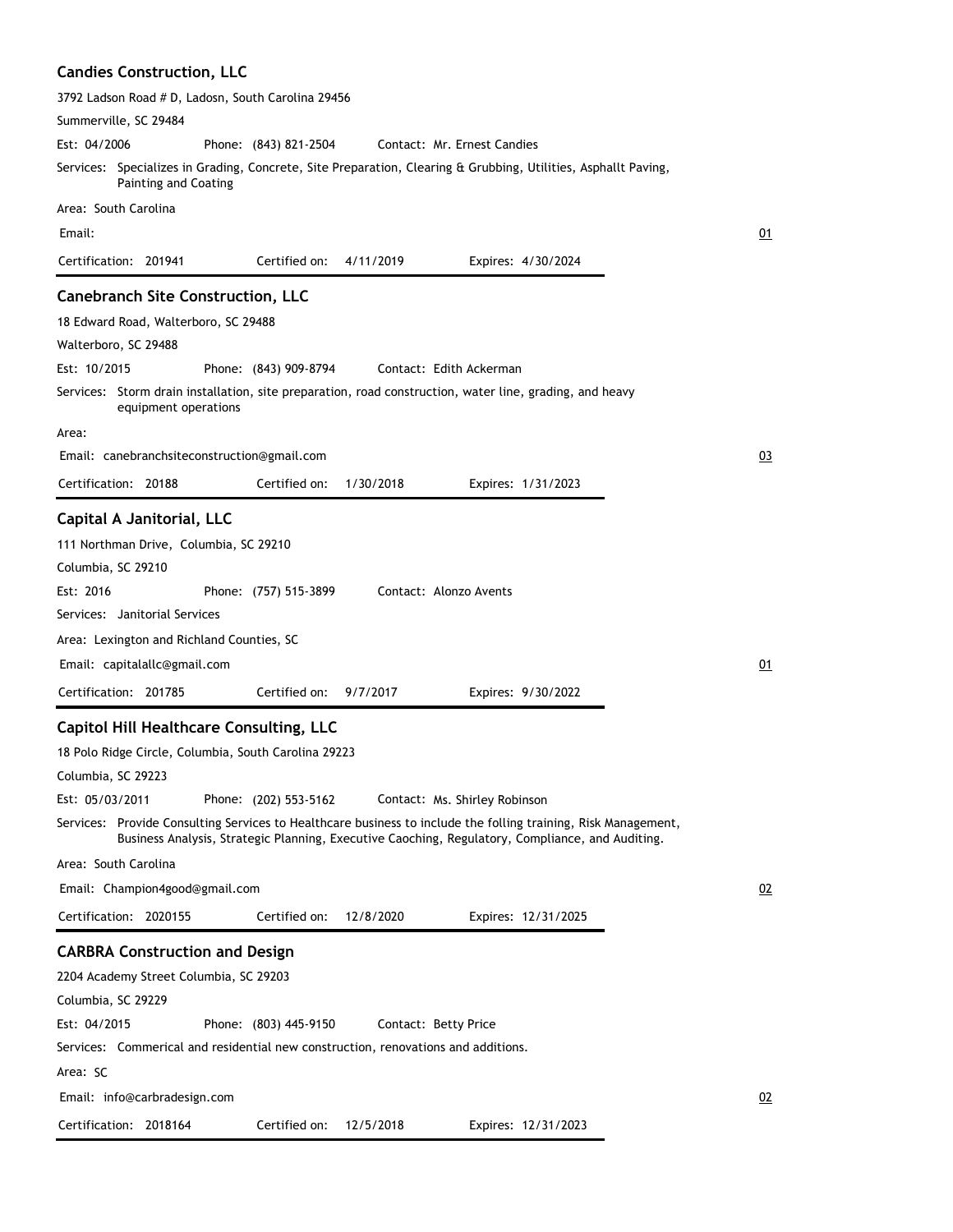### Candies Construction, LLC

3792 Ladson Road # D, Ladosn, South Carolina 29456

Summerville, SC 29484

Est: 04/2006 Phone: (843) 821-2504 Contact: Mr. Ernest Candies

Services: Specializes in Grading, Concrete, Site Preparation, Clearing & Grubbing, Utilities, Asphallt Paving, Painting and Coating

Area: South Carolina

Email:

01

Certification: 201941 Certified on: 4/11/2019 Expires: 4/30/2024

---

### Canebranch Site Construction, LLC

18 Edward Road, Walterboro, SC 29488

Walterboro, SC 29488

Est: 10/2015 Phone: (843) 909-8794 Contact: Edith Ackerman

Services: Storm drain installation, site preparation, road construction, water line, grading, and heavy equipment operations

Area:

Email: canebranchsiteconstruction@gmail.com

03

Certification: 20188 Certified on: 1/30/2018 Expires: 1/31/2023

---

### Capital A Janitorial, LLC

111 Northman Drive, Columbia, SC 29210

Columbia, SC 29210

Est: 2016 Phone: (757) 515-3899 Contact: Alonzo Avents

Services: Janitorial Services

Area: Lexington and Richland Counties, SC

Email: capitalallc@gmail.com

01

Certification: 201785 Certified on: 9/7/2017 Expires: 9/30/2022

---

### Capitol Hill Healthcare Consulting, LLC

18 Polo Ridge Circle, Columbia, South Carolina 29223

Columbia, SC 29223

Est: 05/03/2011 Phone: (202) 553-5162 Contact: Ms. Shirley Robinson

Services: Provide Consulting Services to Healthcare business to include the folling training, Risk Management, Business Analysis, Strategic Planning, Executive Caoching, Regulatory, Compliance, and Auditing.

Area: South Carolina

Email: Champion4good@gmail.com

02

Certification: 2020155 Certified on: 12/8/2020 Expires: 12/31/2025

---

### CARBRA Construction and Design

2204 Academy Street Columbia, SC 29203

Columbia, SC 29229

Est: 04/2015 Phone: (803) 445-9150 Contact: Betty Price

Services: Commerical and residential new construction, renovations and additions.

Area: SC

Email: info@carbradesign.com

02

Certification: 2018164 Certified on: 12/5/2018 Expires: 12/31/2023

---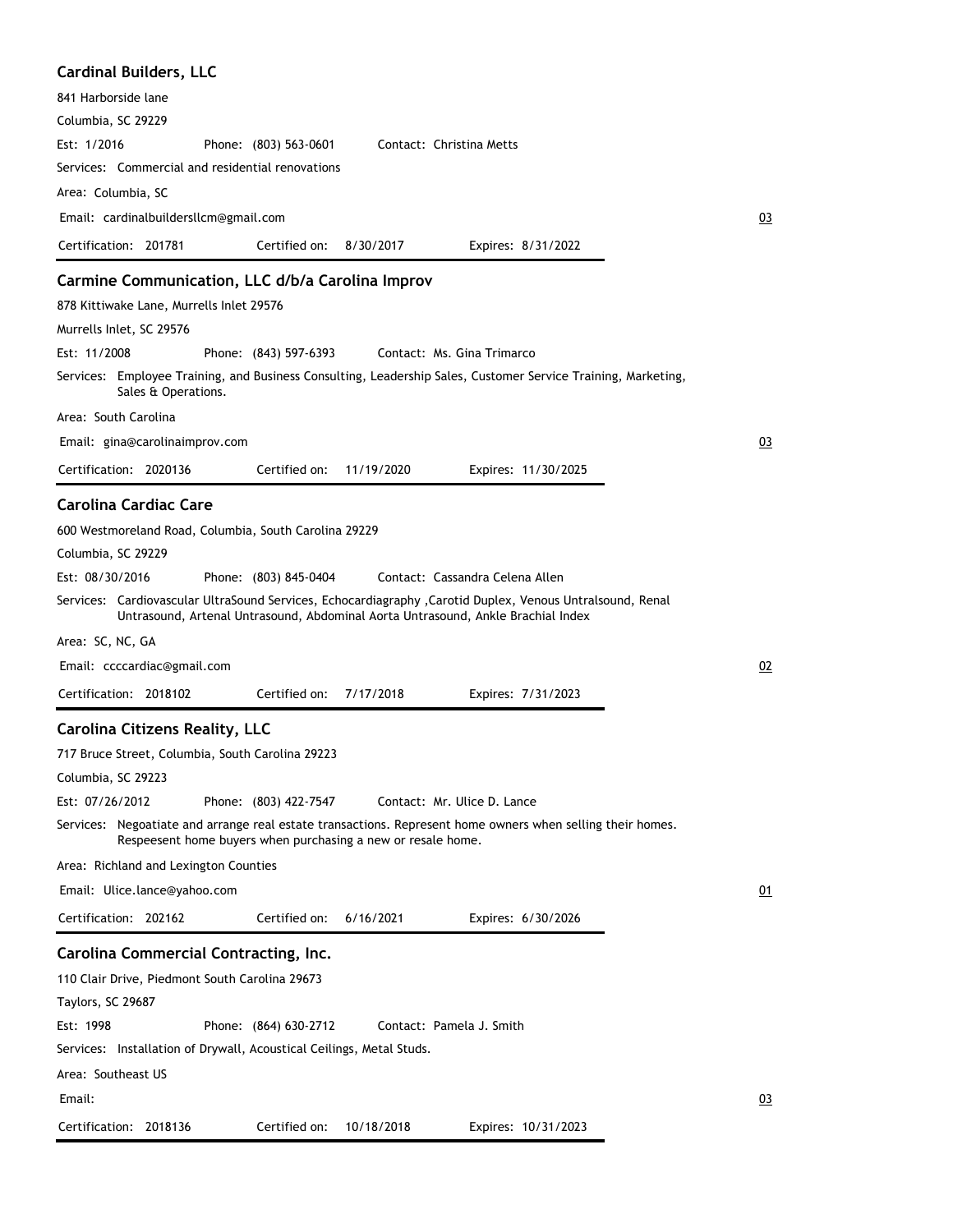### Cardinal Builders, LLC

841 Harborside lane

Columbia, SC 29229

Est: 1/2016 Phone: (803) 563-0601 Contact: Christina Metts

Services: Commercial and residential renovations

Area: Columbia, SC

Email: cardinalbuildersllcm@gmail.com

03

Certification: 201781 Certified on: 8/30/2017 Expires: 8/31/2022

---

### Carmine Communication, LLC d/b/a Carolina Improv

878 Kittiwake Lane, Murrells Inlet 29576

Murrells Inlet, SC 29576

Est: 11/2008 Phone: (843) 597-6393 Contact: Ms. Gina Trimarco

Services: Employee Training, and Business Consulting, Leadership Sales, Customer Service Training, Marketing, Sales & Operations.

Area: South Carolina

Email: gina@carolinaimprov.com

03

Certification: 2020136 Certified on: 11/19/2020 Expires: 11/30/2025

---

### Carolina Cardiac Care

600 Westmoreland Road, Columbia, South Carolina 29229

Columbia, SC 29229

Est: 08/30/2016 Phone: (803) 845-0404 Contact: Cassandra Celena Allen

Services: Cardiovascular UltraSound Services, Echocardiagraphy ,Carotid Duplex, Venous Untralsound, Renal Untrasound, Artenal Untrasound, Abdominal Aorta Untrasound, Ankle Brachial Index

Area: SC, NC, GA

Email: ccccardiac@gmail.com

02

Certification: 2018102 Certified on: 7/17/2018 Expires: 7/31/2023

---

### Carolina Citizens Reality, LLC

717 Bruce Street, Columbia, South Carolina 29223

Columbia, SC 29223

Est: 07/26/2012 Phone: (803) 422-7547 Contact: Mr. Ulice D. Lance

Services: Negoatiate and arrange real estate transactions. Represent home owners when selling their homes. Respeesent home buyers when purchasing a new or resale home.

Area: Richland and Lexington Counties

Email: Ulice.lance@yahoo.com

01

Certification: 202162 Certified on: 6/16/2021 Expires: 6/30/2026

---

### Carolina Commercial Contracting, Inc.

110 Clair Drive, Piedmont South Carolina 29673

Taylors, SC 29687

Est: 1998 Phone: (864) 630-2712 Contact: Pamela J. Smith

Services: Installation of Drywall, Acoustical Ceilings, Metal Studs.

Area: Southeast US

Email:

03

Certification: 2018136 Certified on: 10/18/2018 Expires: 10/31/2023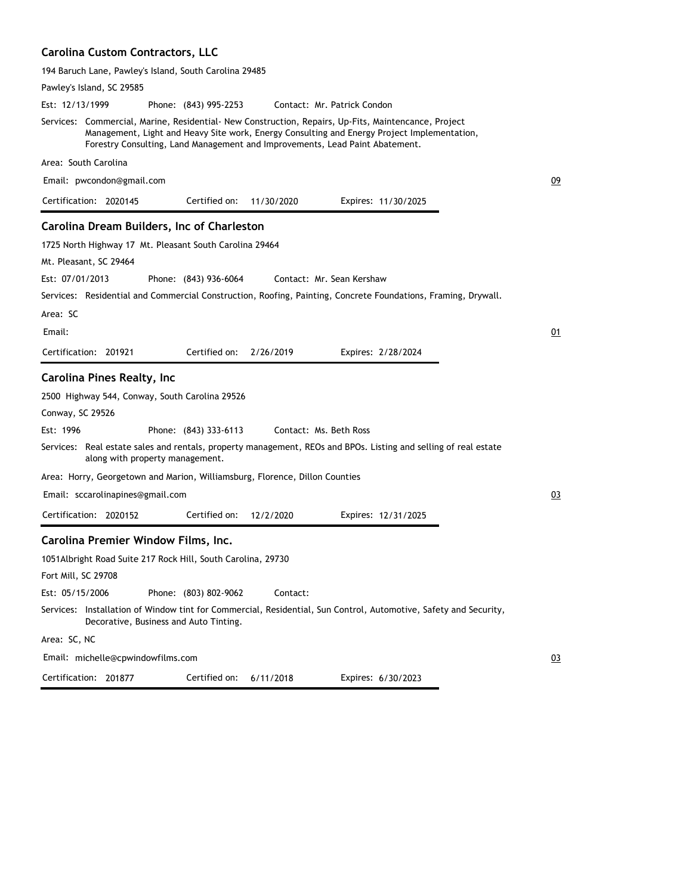## Carolina Custom Contractors, LLC

194 Baruch Lane, Pawley's Island, South Carolina 29485

Pawley's Island, SC 29585

Est: 12/13/1999 Phone: (843) 995-2253 Contact: Mr. Patrick Condon

Services: Commercial, Marine, Residential- New Construction, Repairs, Up-Fits, Maintencance, Project Management, Light and Heavy Site work, Energy Consulting and Energy Project Implementation, Forestry Consulting, Land Management and Improvements, Lead Paint Abatement.

Area: South Carolina

Email: pwcondon@gmail.com

09

Certification: 2020145 Certified on: 11/30/2020 Expires: 11/30/2025

## Carolina Dream Builders, Inc of Charleston

1725 North Highway 17 Mt. Pleasant South Carolina 29464

Mt. Pleasant, SC 29464

Est: 07/01/2013 Phone: (843) 936-6064 Contact: Mr. Sean Kershaw

Services: Residential and Commercial Construction, Roofing, Painting, Concrete Foundations, Framing, Drywall.

Area: SC

Email:

01

Certification: 201921 Certified on: 2/26/2019 Expires: 2/28/2024

## Carolina Pines Realty, Inc

2500 Highway 544, Conway, South Carolina 29526

Conway, SC 29526

Est: 1996 Phone: (843) 333-6113 Contact: Ms. Beth Ross

Services: Real estate sales and rentals, property management, REOs and BPOs. Listing and selling of real estate along with property management.

Area: Horry, Georgetown and Marion, Williamsburg, Florence, Dillon Counties

Email: sccarolinapines@gmail.com

03

Certification: 2020152 Certified on: 12/2/2020 Expires: 12/31/2025

## Carolina Premier Window Films, Inc.

1051Albright Road Suite 217 Rock Hill, South Carolina, 29730

Fort Mill, SC 29708

Est: 05/15/2006 Phone: (803) 802-9062 Contact:

Services: Installation of Window tint for Commercial, Residential, Sun Control, Automotive, Safety and Security, Decorative, Business and Auto Tinting.

Area: SC, NC

Email: michelle@cpwindowfilms.com

03

Certification: 201877 Certified on: 6/11/2018 Expires: 6/30/2023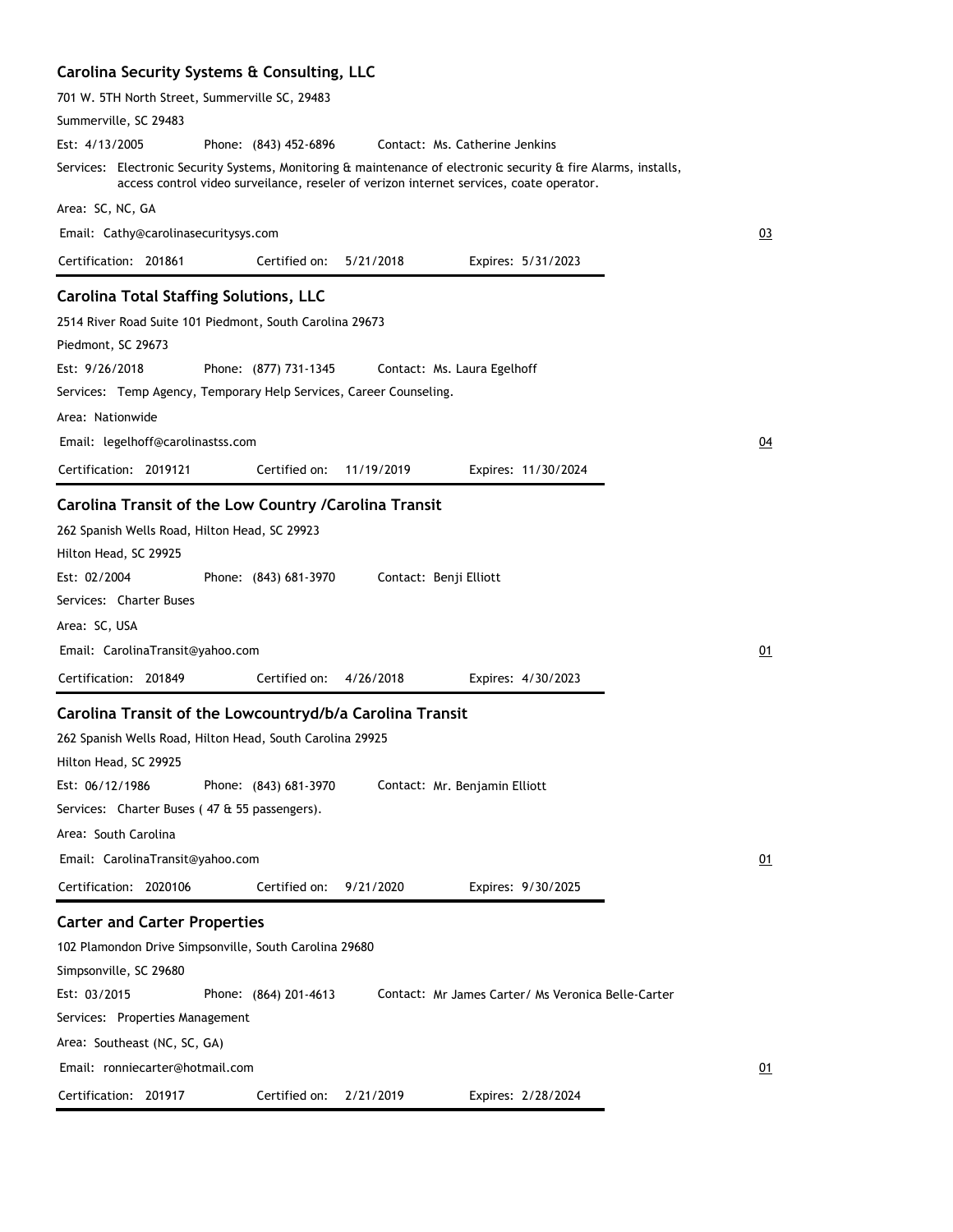### Carolina Security Systems & Consulting, LLC

701 W. 5TH North Street, Summerville SC, 29483

Summerville, SC 29483

Est: 4/13/2005 Phone: (843) 452-6896 Contact: Ms. Catherine Jenkins

Services: Electronic Security Systems, Monitoring & maintenance of electronic security & fire Alarms, installs, access control video surveilance, reseler of verizon internet services, coate operator.

Area: SC, NC, GA

Email: Cathy@carolinasecuritysys.com 03

Certification: 201861 Certified on: 5/21/2018 Expires: 5/31/2023

---

### Carolina Total Staffing Solutions, LLC

2514 River Road Suite 101 Piedmont, South Carolina 29673

Piedmont, SC 29673

Est: 9/26/2018 Phone: (877) 731-1345 Contact: Ms. Laura Egelhoff

Services: Temp Agency, Temporary Help Services, Career Counseling.

Area: Nationwide

Email: legelhoff@carolinastss.com 04

Certification: 2019121 Certified on: 11/19/2019 Expires: 11/30/2024

---

### Carolina Transit of the Low Country /Carolina Transit

262 Spanish Wells Road, Hilton Head, SC 29923

Hilton Head, SC 29925

Est: 02/2004 Phone: (843) 681-3970 Contact: Benji Elliott

Services: Charter Buses

Area: SC, USA

Email: CarolinaTransit@yahoo.com 01

Certification: 201849 Certified on: 4/26/2018 Expires: 4/30/2023

---

### Carolina Transit of the Lowcountryd/b/a Carolina Transit

262 Spanish Wells Road, Hilton Head, South Carolina 29925

Hilton Head, SC 29925

Est: 06/12/1986 Phone: (843) 681-3970 Contact: Mr. Benjamin Elliott

Services: Charter Buses ( 47 & 55 passengers).

Area: South Carolina

Email: CarolinaTransit@yahoo.com 01

Certification: 2020106 Certified on: 9/21/2020 Expires: 9/30/2025

---

### Carter and Carter Properties

102 Plamondon Drive Simpsonville, South Carolina 29680

Simpsonville, SC 29680

Est: 03/2015 Phone: (864) 201-4613 Contact: Mr James Carter/ Ms Veronica Belle-Carter

Services: Properties Management

Area: Southeast (NC, SC, GA)

Email: ronniecarter@hotmail.com 01

Certification: 201917 Certified on: 2/21/2019 Expires: 2/28/2024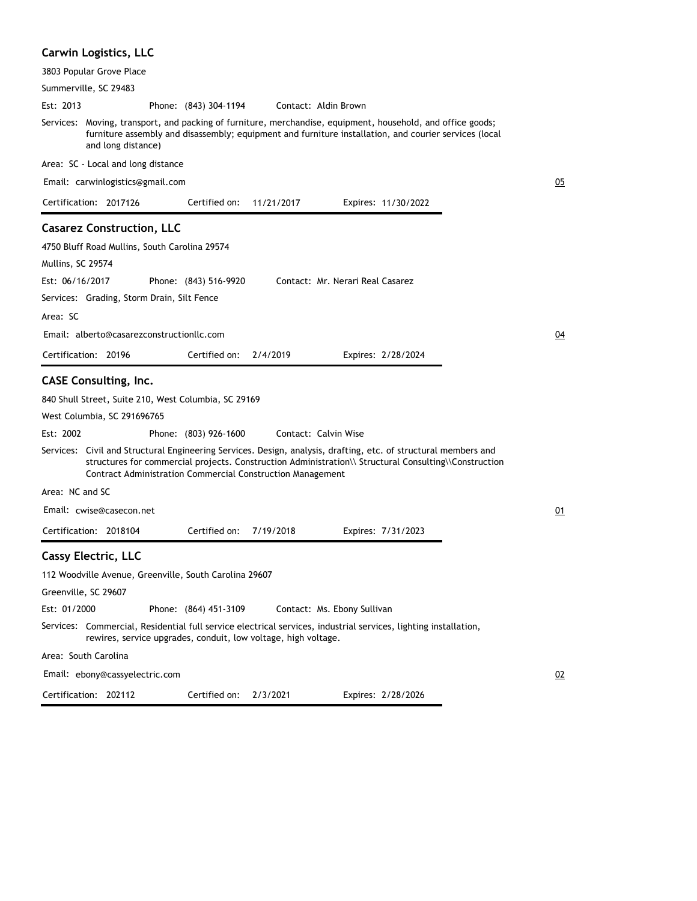### Carwin Logistics, LLC

3803 Popular Grove Place

Summerville, SC 29483

Est: 2013 Phone: (843) 304-1194 Contact: Aldin Brown

Services: Moving, transport, and packing of furniture, merchandise, equipment, household, and office goods; furniture assembly and disassembly; equipment and furniture installation, and courier services (local and long distance)

Area: SC - Local and long distance

Email: carwinlogistics@gmail.com

05

Certification: 2017126 Certified on: 11/21/2017 Expires: 11/30/2022

---

### Casarez Construction, LLC

4750 Bluff Road Mullins, South Carolina 29574

Mullins, SC 29574

Est: 06/16/2017 Phone: (843) 516-9920 Contact: Mr. Nerari Real Casarez

Services: Grading, Storm Drain, Silt Fence

Area: SC

Email: alberto@casarezconstructionllc.com

04

Certification: 20196 Certified on: 2/4/2019 Expires: 2/28/2024

---

### CASE Consulting, Inc.

840 Shull Street, Suite 210, West Columbia, SC 29169

West Columbia, SC 291696765

Est: 2002 Phone: (803) 926-1600 Contact: Calvin Wise

Services: Civil and Structural Engineering Services. Design, analysis, drafting, etc. of structural members and structures for commercial projects. Construction Administration\\ Structural Consulting\\Construction Contract Administration Commercial Construction Management

Area: NC and SC

Email: cwise@casecon.net

01

Certification: 2018104 Certified on: 7/19/2018 Expires: 7/31/2023

---

### Cassy Electric, LLC

112 Woodville Avenue, Greenville, South Carolina 29607

Greenville, SC 29607

Est: 01/2000 Phone: (864) 451-3109 Contact: Ms. Ebony Sullivan

Services: Commercial, Residential full service electrical services, industrial services, lighting installation, rewires, service upgrades, conduit, low voltage, high voltage.

Area: South Carolina

Email: ebony@cassyelectric.com

02

Certification: 202112 Certified on: 2/3/2021 Expires: 2/28/2026

---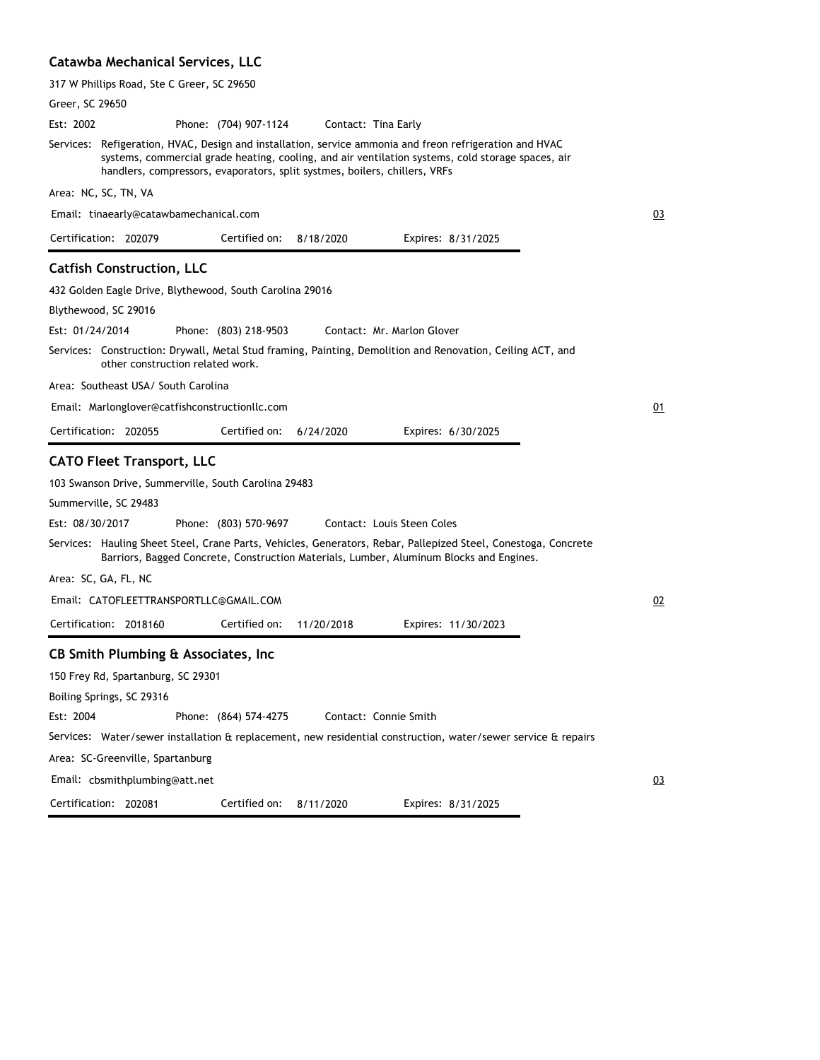### Catawba Mechanical Services, LLC

317 W Phillips Road, Ste C Greer, SC 29650

Greer, SC 29650

Est: 2002 Phone: (704) 907-1124 Contact: Tina Early

Services: Refigeration, HVAC, Design and installation, service ammonia and freon refrigeration and HVAC systems, commercial grade heating, cooling, and air ventilation systems, cold storage spaces, air handlers, compressors, evaporators, split systmes, boilers, chillers, VRFs

Area: NC, SC, TN, VA

Email: tinaearly@catawbamechanical.com 03

Certification: 202079 Certified on: 8/18/2020 Expires: 8/31/2025

---

### Catfish Construction, LLC

432 Golden Eagle Drive, Blythewood, South Carolina 29016

Blythewood, SC 29016

Est: 01/24/2014 Phone: (803) 218-9503 Contact: Mr. Marlon Glover

Services: Construction: Drywall, Metal Stud framing, Painting, Demolition and Renovation, Ceiling ACT, and other construction related work.

Area: Southeast USA/ South Carolina

Email: Marlonglover@catfishconstructionllc.com 01

Certification: 202055 Certified on: 6/24/2020 Expires: 6/30/2025

---

### CATO Fleet Transport, LLC

103 Swanson Drive, Summerville, South Carolina 29483

Summerville, SC 29483

Est: 08/30/2017 Phone: (803) 570-9697 Contact: Louis Steen Coles

Services: Hauling Sheet Steel, Crane Parts, Vehicles, Generators, Rebar, Pallepized Steel, Conestoga, Concrete Barriors, Bagged Concrete, Construction Materials, Lumber, Aluminum Blocks and Engines.

Area: SC, GA, FL, NC

Email: CATOFLEETTRANSPORTLLC@GMAIL.COM 02

Certification: 2018160 Certified on: 11/20/2018 Expires: 11/30/2023

---

### CB Smith Plumbing & Associates, Inc

150 Frey Rd, Spartanburg, SC 29301

Boiling Springs, SC 29316

Est: 2004 Phone: (864) 574-4275 Contact: Connie Smith

Services: Water/sewer installation & replacement, new residential construction, water/sewer service & repairs

Area: SC-Greenville, Spartanburg

Email: cbsmithplumbing@att.net 03

Certification: 202081 Certified on: 8/11/2020 Expires: 8/31/2025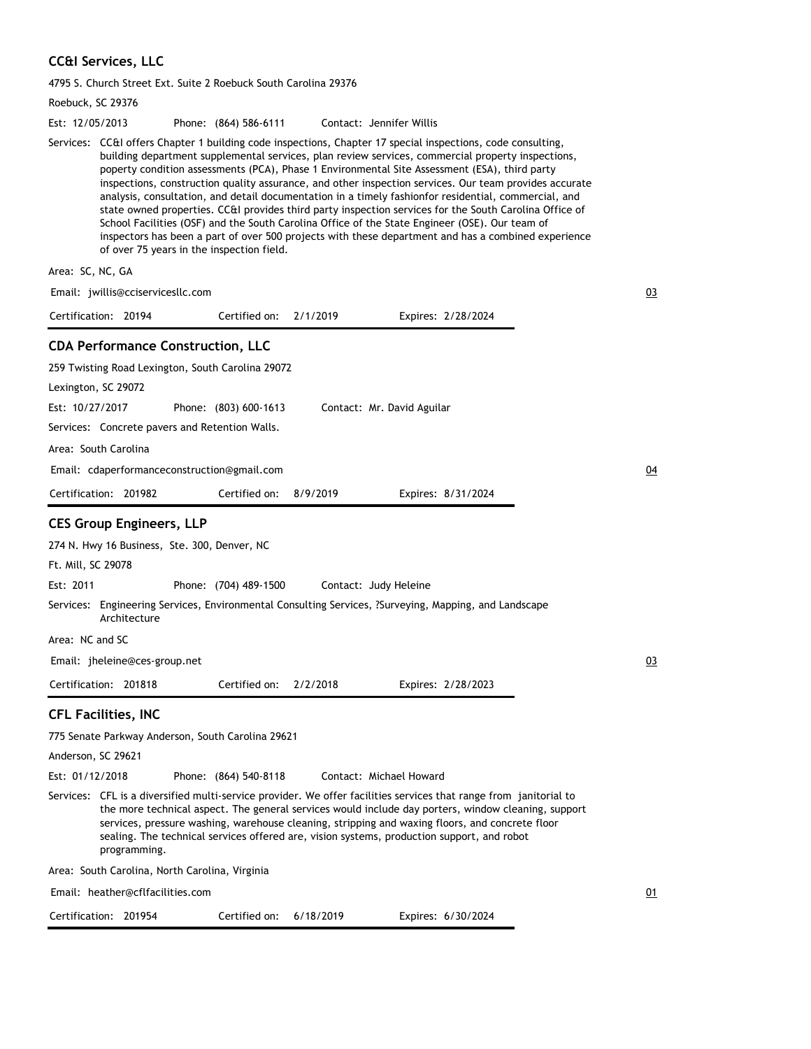### CC&I Services, LLC

4795 S. Church Street Ext. Suite 2 Roebuck South Carolina 29376

Roebuck, SC 29376

Est: 12/05/2013 Phone: (864) 586-6111 Contact: Jennifer Willis

Services: CC&I offers Chapter 1 building code inspections, Chapter 17 special inspections, code consulting, building department supplemental services, plan review services, commercial property inspections, poperty condition assessments (PCA), Phase 1 Environmental Site Assessment (ESA), third party inspections, construction quality assurance, and other inspection services. Our team provides accurate analysis, consultation, and detail documentation in a timely fashionfor residential, commercial, and state owned properties. CC&I provides third party inspection services for the South Carolina Office of School Facilities (OSF) and the South Carolina Office of the State Engineer (OSE). Our team of inspectors has been a part of over 500 projects with these department and has a combined experience of over 75 years in the inspection field.

Area: SC, NC, GA

Email: jwillis@cciservicesllc.com

03

Certification: 20194 Certified on: 2/1/2019 Expires: 2/28/2024

### CDA Performance Construction, LLC

259 Twisting Road Lexington, South Carolina 29072

Lexington, SC 29072

Est: 10/27/2017 Phone: (803) 600-1613 Contact: Mr. David Aguilar

Services: Concrete pavers and Retention Walls.

Area: South Carolina

Email: cdaperformanceconstruction@gmail.com

04

Certification: 201982 Certified on: 8/9/2019 Expires: 8/31/2024

### CES Group Engineers, LLP

274 N. Hwy 16 Business, Ste. 300, Denver, NC

Ft. Mill, SC 29078

Est: 2011 Phone: (704) 489-1500 Contact: Judy Heleine

Services: Engineering Services, Environmental Consulting Services, ?Surveying, Mapping, and Landscape Architecture

Area: NC and SC

Email: jheleine@ces-group.net

03

Certification: 201818 Certified on: 2/2/2018 Expires: 2/28/2023

### CFL Facilities, INC

775 Senate Parkway Anderson, South Carolina 29621

Anderson, SC 29621

Est: 01/12/2018 Phone: (864) 540-8118 Contact: Michael Howard

Services: CFL is a diversified multi-service provider. We offer facilities services that range from janitorial to the more technical aspect. The general services would include day porters, window cleaning, support services, pressure washing, warehouse cleaning, stripping and waxing floors, and concrete floor sealing. The technical services offered are, vision systems, production support, and robot programming.

Area: South Carolina, North Carolina, Virginia

Email: heather@cflfacilities.com

01

Certification: 201954 Certified on: 6/18/2019 Expires: 6/30/2024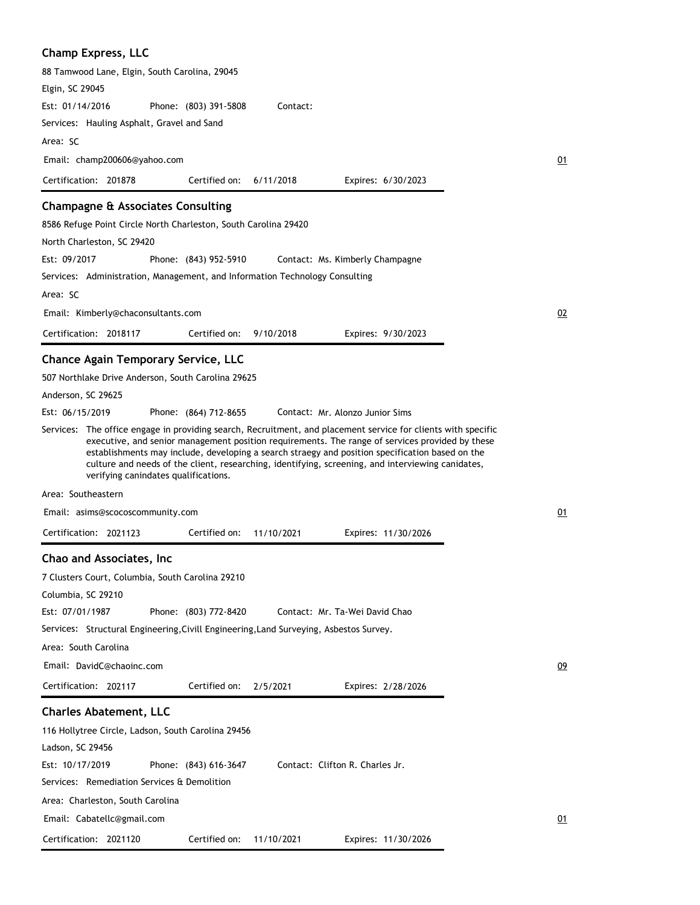### Champ Express, LLC

88 Tamwood Lane, Elgin, South Carolina, 29045
Elgin, SC 29045

Est: 01/14/2016 Phone: (803) 391-5808 Contact:

Services: Hauling Asphalt, Gravel and Sand

Area: SC

Email: champ200606@yahoo.com 01

Certification: 201878 Certified on: 6/11/2018 Expires: 6/30/2023

---

### Champagne & Associates Consulting

8586 Refuge Point Circle North Charleston, South Carolina 29420
North Charleston, SC 29420

Est: 09/2017 Phone: (843) 952-5910 Contact: Ms. Kimberly Champagne

Services: Administration, Management, and Information Technology Consulting

Area: SC

Email: Kimberly@chaconsultants.com 02

Certification: 2018117 Certified on: 9/10/2018 Expires: 9/30/2023

---

### Chance Again Temporary Service, LLC

507 Northlake Drive Anderson, South Carolina 29625
Anderson, SC 29625

Est: 06/15/2019 Phone: (864) 712-8655 Contact: Mr. Alonzo Junior Sims

Services: The office engage in providing search, Recruitment, and placement service for clients with specific executive, and senior management position requirements. The range of services provided by these establishments may include, developing a search straegy and position specification based on the culture and needs of the client, researching, identifying, screening, and interviewing canidates, verifying canindates qualifications.

Area: Southeastern

Email: asims@scocoscommunity.com 01

Certification: 2021123 Certified on: 11/10/2021 Expires: 11/30/2026

---

### Chao and Associates, Inc

7 Clusters Court, Columbia, South Carolina 29210
Columbia, SC 29210

Est: 07/01/1987 Phone: (803) 772-8420 Contact: Mr. Ta-Wei David Chao

Services: Structural Engineering,Civill Engineering,Land Surveying, Asbestos Survey.

Area: South Carolina

Email: DavidC@chaoinc.com 09

Certification: 202117 Certified on: 2/5/2021 Expires: 2/28/2026

---

### Charles Abatement, LLC

116 Hollytree Circle, Ladson, South Carolina 29456
Ladson, SC 29456

Est: 10/17/2019 Phone: (843) 616-3647 Contact: Clifton R. Charles Jr.

Services: Remediation Services & Demolition

Area: Charleston, South Carolina

Email: Cabatellc@gmail.com 01

Certification: 2021120 Certified on: 11/10/2021 Expires: 11/30/2026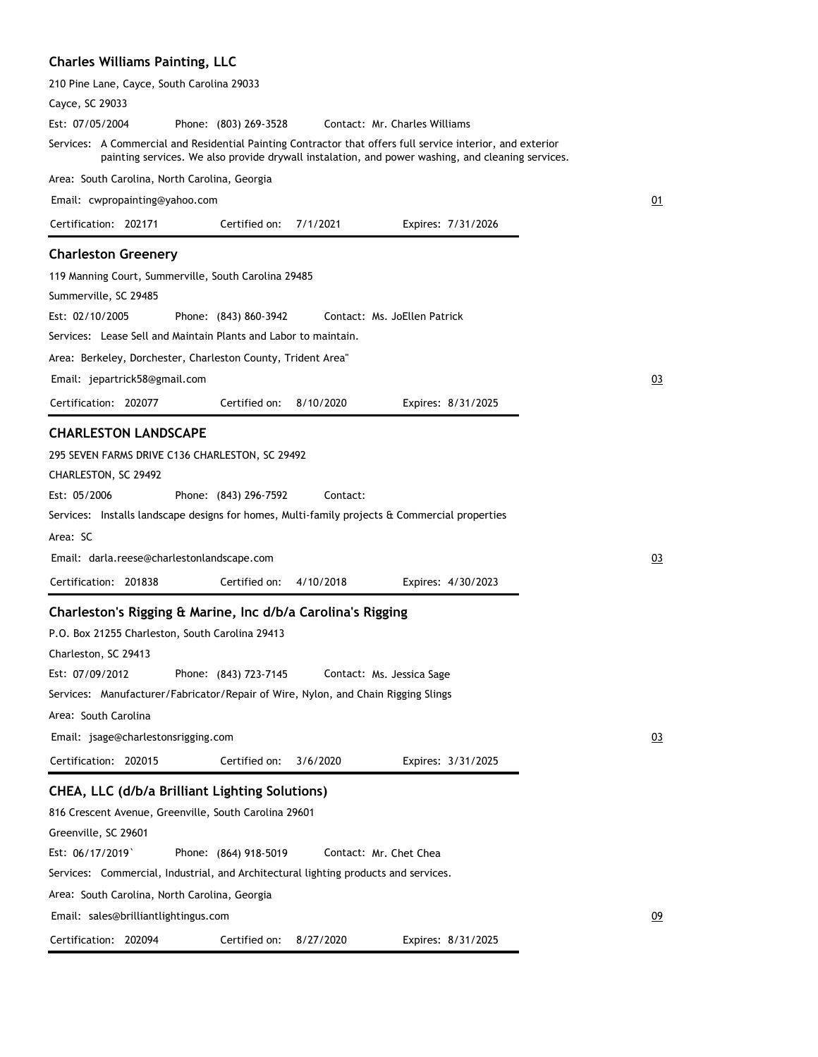### Charles Williams Painting, LLC

210 Pine Lane, Cayce, South Carolina 29033

Cayce, SC 29033

Est: 07/05/2004 Phone: (803) 269-3528 Contact: Mr. Charles Williams

Services: A Commercial and Residential Painting Contractor that offers full service interior, and exterior painting services. We also provide drywall instalation, and power washing, and cleaning services.

Area: South Carolina, North Carolina, Georgia

Email: cwpropainting@yahoo.com

01

Certification: 202171 Certified on: 7/1/2021 Expires: 7/31/2026

---

### Charleston Greenery

119 Manning Court, Summerville, South Carolina 29485

Summerville, SC 29485

Est: 02/10/2005 Phone: (843) 860-3942 Contact: Ms. JoEllen Patrick

Services: Lease Sell and Maintain Plants and Labor to maintain.

Area: Berkeley, Dorchester, Charleston County, Trident Area"

Email: jepartrick58@gmail.com

03

Certification: 202077 Certified on: 8/10/2020 Expires: 8/31/2025

---

### CHARLESTON LANDSCAPE

295 SEVEN FARMS DRIVE C136 CHARLESTON, SC 29492

CHARLESTON, SC 29492

Est: 05/2006 Phone: (843) 296-7592 Contact:

Services: Installs landscape designs for homes, Multi-family projects & Commercial properties

Area: SC

Email: darla.reese@charlestonlandscape.com

03

Certification: 201838 Certified on: 4/10/2018 Expires: 4/30/2023

---

### Charleston's Rigging & Marine, Inc d/b/a Carolina's Rigging

P.O. Box 21255 Charleston, South Carolina 29413

Charleston, SC 29413

Est: 07/09/2012 Phone: (843) 723-7145 Contact: Ms. Jessica Sage

Services: Manufacturer/Fabricator/Repair of Wire, Nylon, and Chain Rigging Slings

Area: South Carolina

Email: jsage@charlestonsrigging.com

03

Certification: 202015 Certified on: 3/6/2020 Expires: 3/31/2025

---

### CHEA, LLC (d/b/a Brilliant Lighting Solutions)

816 Crescent Avenue, Greenville, South Carolina 29601

Greenville, SC 29601

Est: 06/17/2019` Phone: (864) 918-5019 Contact: Mr. Chet Chea

Services: Commercial, Industrial, and Architectural lighting products and services.

Area: South Carolina, North Carolina, Georgia

Email: sales@brilliantlightingus.com

09

Certification: 202094 Certified on: 8/27/2020 Expires: 8/31/2025

---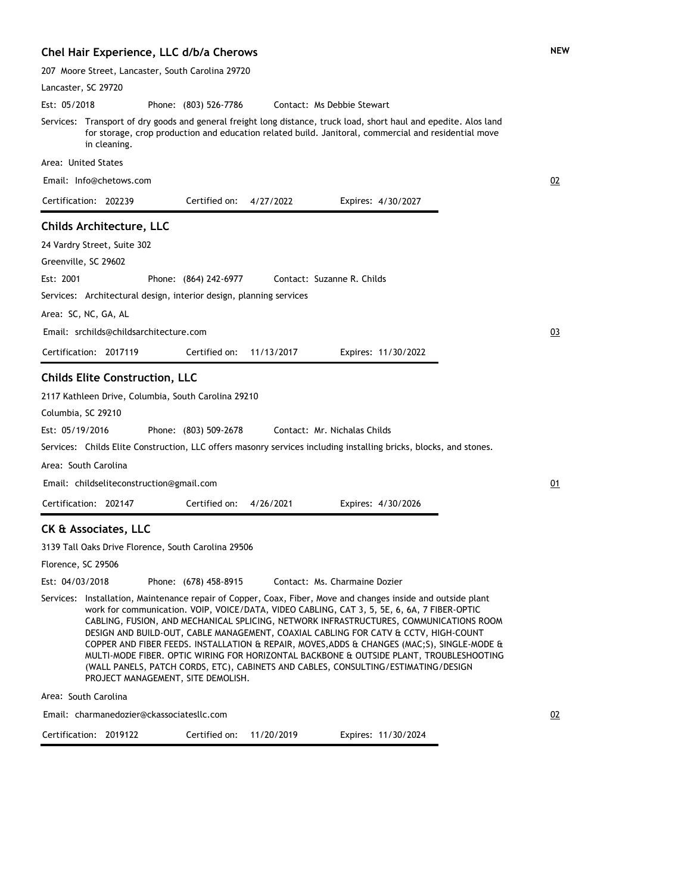### Chel Hair Experience, LLC d/b/a Cherows

NEW

207 Moore Street, Lancaster, South Carolina 29720

Lancaster, SC 29720

Est: 05/2018 Phone: (803) 526-7786 Contact: Ms Debbie Stewart

Services: Transport of dry goods and general freight long distance, truck load, short haul and epedite. Alos land for storage, crop production and education related build. Janitoral, commercial and residential move in cleaning.

Area: United States

Email: Info@chetows.com

02

Certification: 202239 Certified on: 4/27/2022 Expires: 4/30/2027

### Childs Architecture, LLC

24 Vardry Street, Suite 302

Greenville, SC 29602

Est: 2001 Phone: (864) 242-6977 Contact: Suzanne R. Childs

Services: Architectural design, interior design, planning services

Area: SC, NC, GA, AL

Email: srchilds@childsarchitecture.com

03

Certification: 2017119 Certified on: 11/13/2017 Expires: 11/30/2022

### Childs Elite Construction, LLC

2117 Kathleen Drive, Columbia, South Carolina 29210

Columbia, SC 29210

Est: 05/19/2016 Phone: (803) 509-2678 Contact: Mr. Nichalas Childs

Services: Childs Elite Construction, LLC offers masonry services including installing bricks, blocks, and stones.

Area: South Carolina

Email: childseliteconstruction@gmail.com

01

Certification: 202147 Certified on: 4/26/2021 Expires: 4/30/2026

### CK & Associates, LLC

3139 Tall Oaks Drive Florence, South Carolina 29506

Florence, SC 29506

Est: 04/03/2018 Phone: (678) 458-8915 Contact: Ms. Charmaine Dozier

Services: Installation, Maintenance repair of Copper, Coax, Fiber, Move and changes inside and outside plant work for communication. VOIP, VOICE/DATA, VIDEO CABLING, CAT 3, 5, 5E, 6, 6A, 7 FIBER-OPTIC CABLING, FUSION, AND MECHANICAL SPLICING, NETWORK INFRASTRUCTURES, COMMUNICATIONS ROOM DESIGN AND BUILD-OUT, CABLE MANAGEMENT, COAXIAL CABLING FOR CATV & CCTV, HIGH-COUNT COPPER AND FIBER FEEDS. INSTALLATION & REPAIR, MOVES,ADDS & CHANGES (MAC;S), SINGLE-MODE & MULTI-MODE FIBER. OPTIC WIRING FOR HORIZONTAL BACKBONE & OUTSIDE PLANT, TROUBLESHOOTING (WALL PANELS, PATCH CORDS, ETC), CABINETS AND CABLES, CONSULTING/ESTIMATING/DESIGN PROJECT MANAGEMENT, SITE DEMOLISH.

Area: South Carolina

Email: charmanedozier@ckassociatesllc.com

02

Certification: 2019122 Certified on: 11/20/2019 Expires: 11/30/2024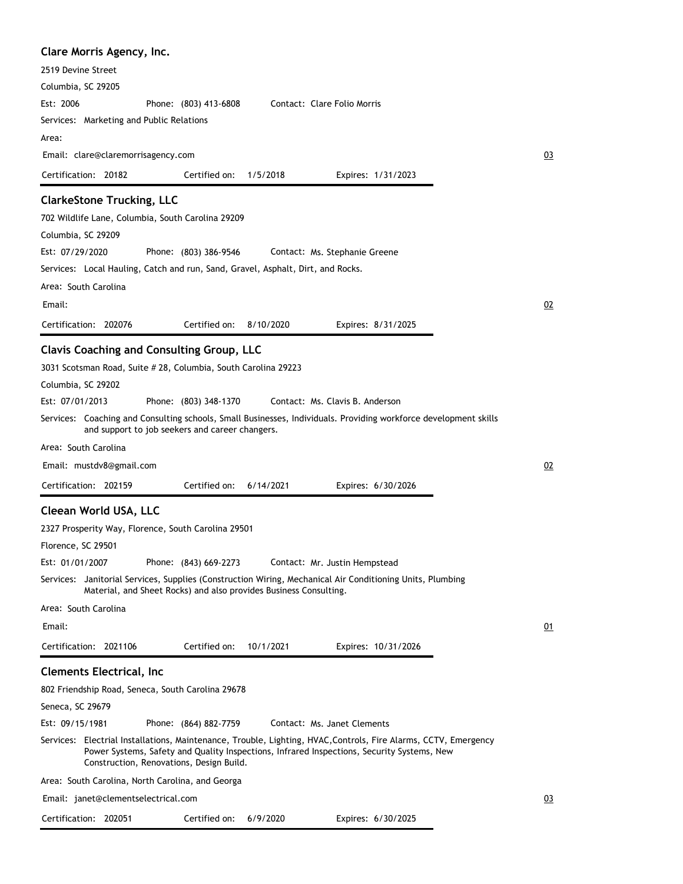### Clare Morris Agency, Inc.

2519 Devine Street
Columbia, SC 29205

Est: 2006    Phone: (803) 413-6808    Contact: Clare Folio Morris

Services: Marketing and Public Relations

Area:

Email: clare@claremorrisagency.com    03

Certification: 20182    Certified on: 1/5/2018    Expires: 1/31/2023

---

### ClarkeStone Trucking, LLC

702 Wildlife Lane, Columbia, South Carolina 29209
Columbia, SC 29209

Est: 07/29/2020    Phone: (803) 386-9546    Contact: Ms. Stephanie Greene

Services: Local Hauling, Catch and run, Sand, Gravel, Asphalt, Dirt, and Rocks.

Area: South Carolina

Email:    02

Certification: 202076    Certified on: 8/10/2020    Expires: 8/31/2025

---

### Clavis Coaching and Consulting Group, LLC

3031 Scotsman Road, Suite # 28, Columbia, South Carolina 29223
Columbia, SC 29202

Est: 07/01/2013    Phone: (803) 348-1370    Contact: Ms. Clavis B. Anderson

Services: Coaching and Consulting schools, Small Businesses, Individuals. Providing workforce development skills and support to job seekers and career changers.

Area: South Carolina

Email: mustdv8@gmail.com    02

Certification: 202159    Certified on: 6/14/2021    Expires: 6/30/2026

---

### Cleean World USA, LLC

2327 Prosperity Way, Florence, South Carolina 29501
Florence, SC 29501

Est: 01/01/2007    Phone: (843) 669-2273    Contact: Mr. Justin Hempstead

Services: Janitorial Services, Supplies (Construction Wiring, Mechanical Air Conditioning Units, Plumbing Material, and Sheet Rocks) and also provides Business Consulting.

Area: South Carolina

Email:    01

Certification: 2021106    Certified on: 10/1/2021    Expires: 10/31/2026

---

### Clements Electrical, Inc

802 Friendship Road, Seneca, South Carolina 29678
Seneca, SC 29679

Est: 09/15/1981    Phone: (864) 882-7759    Contact: Ms. Janet Clements

Services: Electrial Installations, Maintenance, Trouble, Lighting, HVAC,Controls, Fire Alarms, CCTV, Emergency Power Systems, Safety and Quality Inspections, Infrared Inspections, Security Systems, New Construction, Renovations, Design Build.

Area: South Carolina, North Carolina, and Georga

Email: janet@clementselectrical.com    03

Certification: 202051    Certified on: 6/9/2020    Expires: 6/30/2025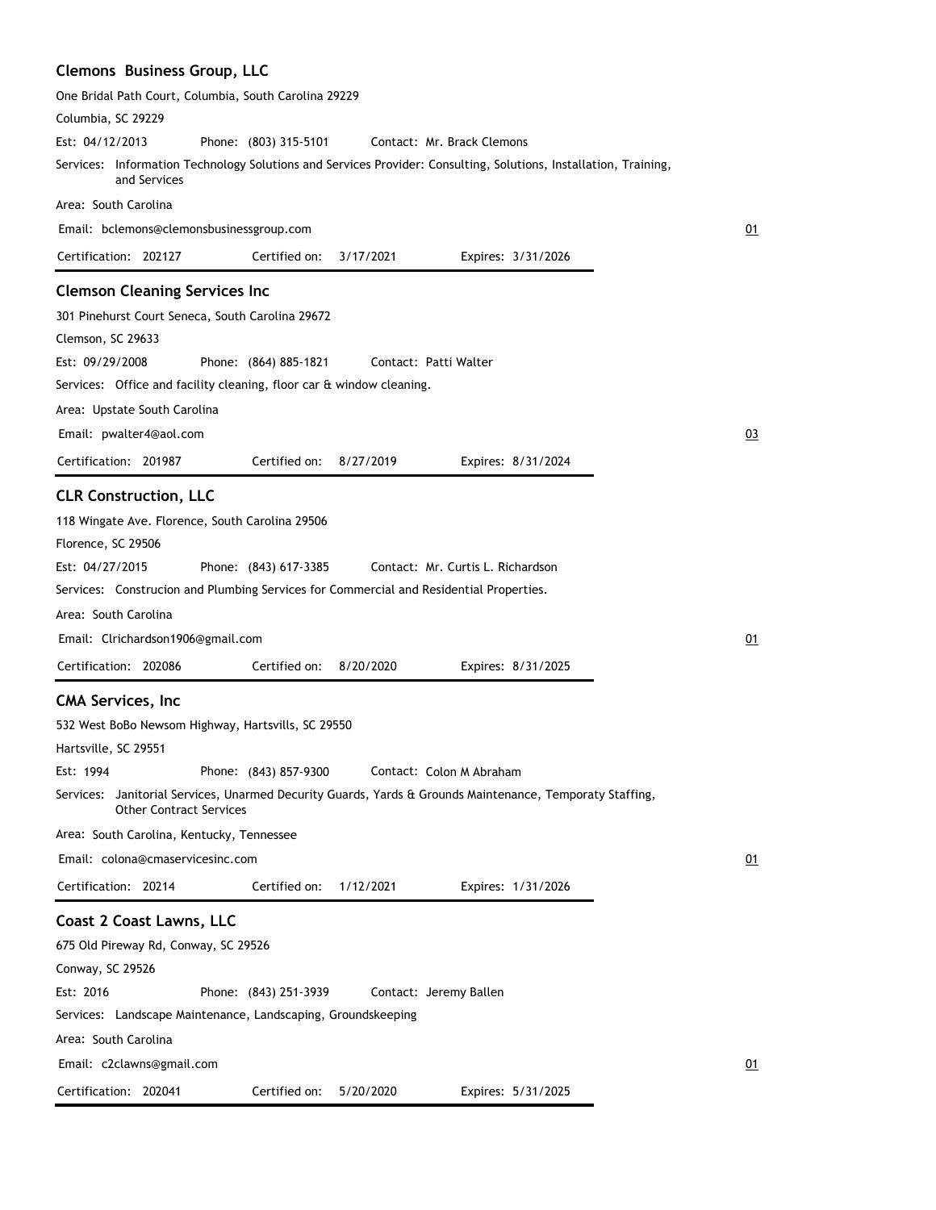### Clemons  Business Group, LLC

One Bridal Path Court, Columbia, South Carolina 29229

Columbia, SC 29229

Est: 04/12/2013 Phone: (803) 315-5101 Contact: Mr. Brack Clemons

Services: Information Technology Solutions and Services Provider: Consulting, Solutions, Installation, Training, and Services

Area: South Carolina

Email: bclemons@clemonsbusinessgroup.com

01

Certification: 202127 Certified on: 3/17/2021 Expires: 3/31/2026

---

### Clemson Cleaning Services Inc

301 Pinehurst Court Seneca, South Carolina 29672

Clemson, SC 29633

Est: 09/29/2008 Phone: (864) 885-1821 Contact: Patti Walter

Services: Office and facility cleaning, floor car & window cleaning.

Area: Upstate South Carolina

Email: pwalter4@aol.com

03

Certification: 201987 Certified on: 8/27/2019 Expires: 8/31/2024

---

### CLR Construction, LLC

118 Wingate Ave. Florence, South Carolina 29506

Florence, SC 29506

Est: 04/27/2015 Phone: (843) 617-3385 Contact: Mr. Curtis L. Richardson

Services: Construcion and Plumbing Services for Commercial and Residential Properties.

Area: South Carolina

Email: Clrichardson1906@gmail.com

01

Certification: 202086 Certified on: 8/20/2020 Expires: 8/31/2025

---

### CMA Services, Inc

532 West BoBo Newsom Highway, Hartsvills, SC 29550

Hartsville, SC 29551

Est: 1994 Phone: (843) 857-9300 Contact: Colon M Abraham

Services: Janitorial Services, Unarmed Decurity Guards, Yards & Grounds Maintenance, Temporaty Staffing, Other Contract Services

Area: South Carolina, Kentucky, Tennessee

Email: colona@cmaservicesinc.com

01

Certification: 20214 Certified on: 1/12/2021 Expires: 1/31/2026

---

### Coast 2 Coast Lawns, LLC

675 Old Pireway Rd, Conway, SC 29526

Conway, SC 29526

Est: 2016 Phone: (843) 251-3939 Contact: Jeremy Ballen

Services: Landscape Maintenance, Landscaping, Groundskeeping

Area: South Carolina

Email: c2clawns@gmail.com

01

Certification: 202041 Certified on: 5/20/2020 Expires: 5/31/2025

---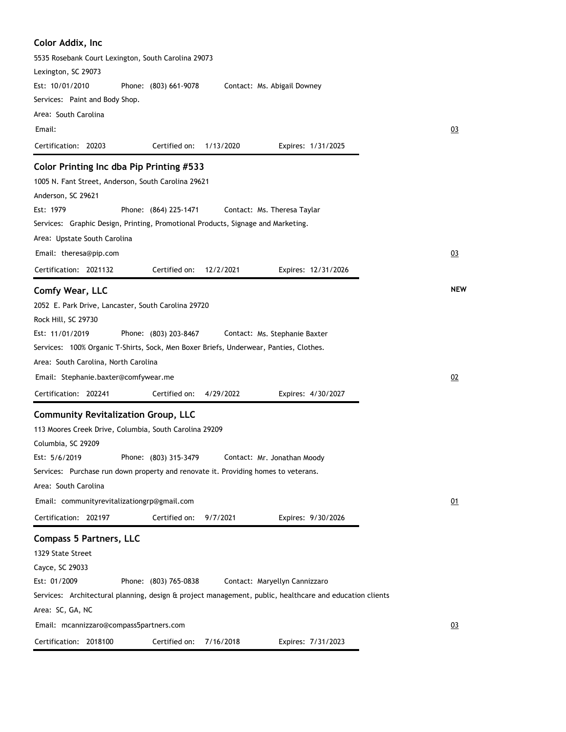### Color Addix, Inc

5535 Rosebank Court Lexington, South Carolina 29073
Lexington, SC 29073

Est: 10/01/2010 Phone: (803) 661-9078 Contact: Ms. Abigail Downey

Services: Paint and Body Shop.

Area: South Carolina

Email:

03

Certification: 20203 Certified on: 1/13/2020 Expires: 1/31/2025

---

### Color Printing Inc dba Pip Printing #533

1005 N. Fant Street, Anderson, South Carolina 29621
Anderson, SC 29621

Est: 1979 Phone: (864) 225-1471 Contact: Ms. Theresa Taylar

Services: Graphic Design, Printing, Promotional Products, Signage and Marketing.

Area: Upstate South Carolina

Email: theresa@pip.com

03

Certification: 2021132 Certified on: 12/2/2021 Expires: 12/31/2026

---

### Comfy Wear, LLC

**NEW**

2052 E. Park Drive, Lancaster, South Carolina 29720
Rock Hill, SC 29730

Est: 11/01/2019 Phone: (803) 203-8467 Contact: Ms. Stephanie Baxter

Services: 100% Organic T-Shirts, Sock, Men Boxer Briefs, Underwear, Panties, Clothes.

Area: South Carolina, North Carolina

Email: Stephanie.baxter@comfywear.me

02

Certification: 202241 Certified on: 4/29/2022 Expires: 4/30/2027

---

### Community Revitalization Group, LLC

113 Moores Creek Drive, Columbia, South Carolina 29209
Columbia, SC 29209

Est: 5/6/2019 Phone: (803) 315-3479 Contact: Mr. Jonathan Moody

Services: Purchase run down property and renovate it. Providing homes to veterans.

Area: South Carolina

Email: communityrevitalizationgrp@gmail.com

01

Certification: 202197 Certified on: 9/7/2021 Expires: 9/30/2026

---

### Compass 5 Partners, LLC

1329 State Street
Cayce, SC 29033

Est: 01/2009 Phone: (803) 765-0838 Contact: Maryellyn Cannizzaro

Services: Architectural planning, design & project management, public, healthcare and education clients

Area: SC, GA, NC

Email: mcannizzaro@compass5partners.com

03

Certification: 2018100 Certified on: 7/16/2018 Expires: 7/31/2023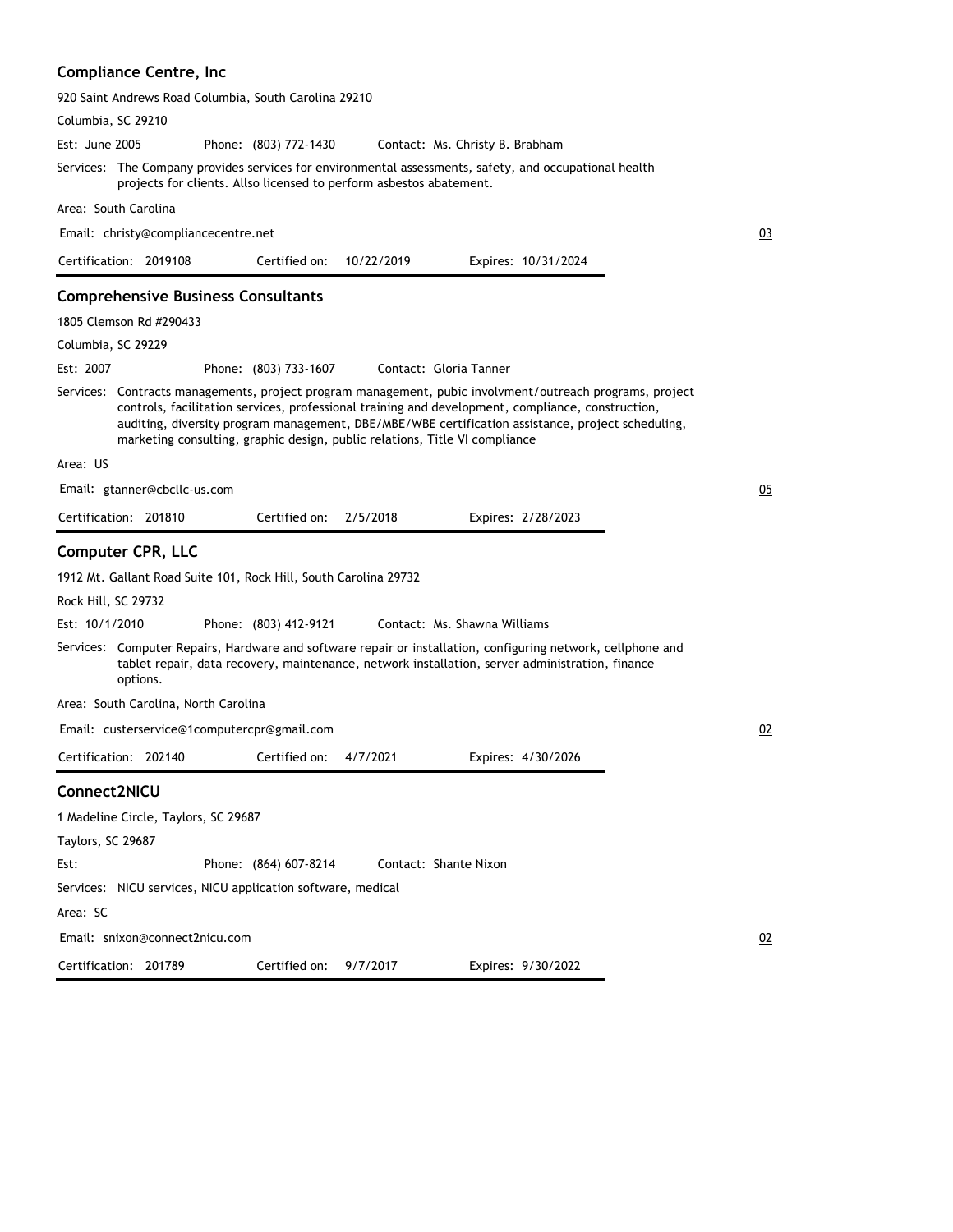### Compliance Centre, Inc

920 Saint Andrews Road Columbia, South Carolina 29210

Columbia, SC 29210

Est: June 2005 Phone: (803) 772-1430 Contact: Ms. Christy B. Brabham

Services: The Company provides services for environmental assessments, safety, and occupational health projects for clients. Allso licensed to perform asbestos abatement.

Area: South Carolina

Email: christy@compliancecentre.net 03

Certification: 2019108 Certified on: 10/22/2019 Expires: 10/31/2024

---

### Comprehensive Business Consultants

1805 Clemson Rd #290433

Columbia, SC 29229

Est: 2007 Phone: (803) 733-1607 Contact: Gloria Tanner

Services: Contracts managements, project program management, pubic involvment/outreach programs, project controls, facilitation services, professional training and development, compliance, construction, auditing, diversity program management, DBE/MBE/WBE certification assistance, project scheduling, marketing consulting, graphic design, public relations, Title VI compliance

Area: US

Email: gtanner@cbcllc-us.com 05

Certification: 201810 Certified on: 2/5/2018 Expires: 2/28/2023

---

### Computer CPR, LLC

1912 Mt. Gallant Road Suite 101, Rock Hill, South Carolina 29732

Rock Hill, SC 29732

Est: 10/1/2010 Phone: (803) 412-9121 Contact: Ms. Shawna Williams

Services: Computer Repairs, Hardware and software repair or installation, configuring network, cellphone and tablet repair, data recovery, maintenance, network installation, server administration, finance options.

Area: South Carolina, North Carolina

Email: custerservice@1computercpr@gmail.com 02

Certification: 202140 Certified on: 4/7/2021 Expires: 4/30/2026

---

### Connect2NICU

1 Madeline Circle, Taylors, SC 29687

Taylors, SC 29687

Est: Phone: (864) 607-8214 Contact: Shante Nixon

Services: NICU services, NICU application software, medical

Area: SC

Email: snixon@connect2nicu.com 02

Certification: 201789 Certified on: 9/7/2017 Expires: 9/30/2022

---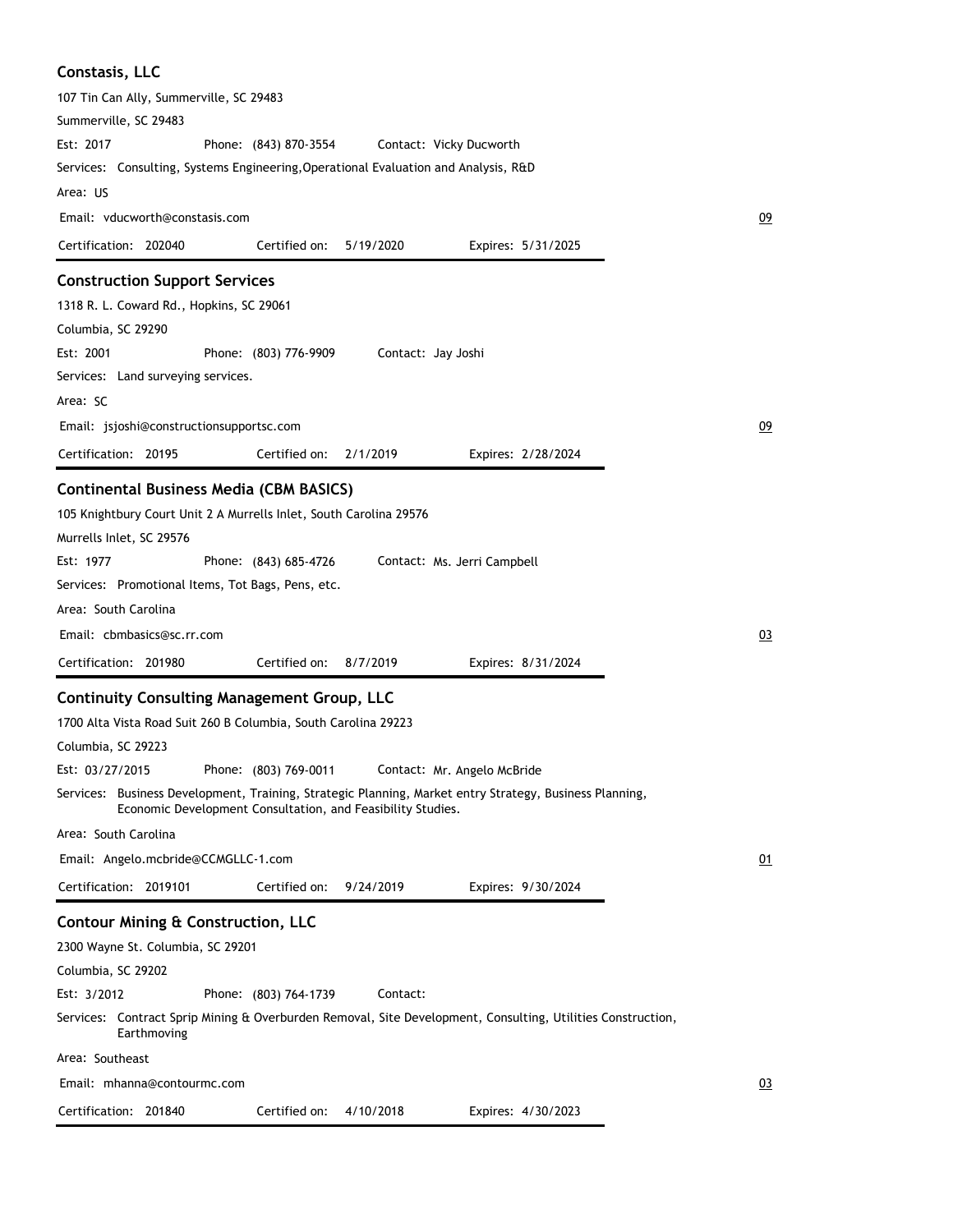### Constasis, LLC

107 Tin Can Ally, Summerville, SC 29483

Summerville, SC 29483

Est: 2017 Phone: (843) 870-3554 Contact: Vicky Ducworth

Services: Consulting, Systems Engineering,Operational Evaluation and Analysis, R&D

Area: US

Email: vducworth@constasis.com 09

Certification: 202040 Certified on: 5/19/2020 Expires: 5/31/2025

---

### Construction Support Services

1318 R. L. Coward Rd., Hopkins, SC 29061

Columbia, SC 29290

Est: 2001 Phone: (803) 776-9909 Contact: Jay Joshi

Services: Land surveying services.

Area: SC

Email: jsjoshi@constructionsupportsc.com 09

Certification: 20195 Certified on: 2/1/2019 Expires: 2/28/2024

---

### Continental Business Media (CBM BASICS)

105 Knightbury Court Unit 2 A Murrells Inlet, South Carolina 29576

Murrells Inlet, SC 29576

Est: 1977 Phone: (843) 685-4726 Contact: Ms. Jerri Campbell

Services: Promotional Items, Tot Bags, Pens, etc.

Area: South Carolina

Email: cbmbasics@sc.rr.com 03

Certification: 201980 Certified on: 8/7/2019 Expires: 8/31/2024

---

### Continuity Consulting Management Group, LLC

1700 Alta Vista Road Suit 260 B Columbia, South Carolina 29223

Columbia, SC 29223

Est: 03/27/2015 Phone: (803) 769-0011 Contact: Mr. Angelo McBride

Services: Business Development, Training, Strategic Planning, Market entry Strategy, Business Planning, Economic Development Consultation, and Feasibility Studies.

Area: South Carolina

Email: Angelo.mcbride@CCMGLLC-1.com 01

Certification: 2019101 Certified on: 9/24/2019 Expires: 9/30/2024

---

### Contour Mining & Construction, LLC

2300 Wayne St. Columbia, SC 29201

Columbia, SC 29202

Est: 3/2012 Phone: (803) 764-1739 Contact:

Services: Contract Sprip Mining & Overburden Removal, Site Development, Consulting, Utilities Construction, Earthmoving

Area: Southeast

Email: mhanna@contourmc.com 03

Certification: 201840 Certified on: 4/10/2018 Expires: 4/30/2023

---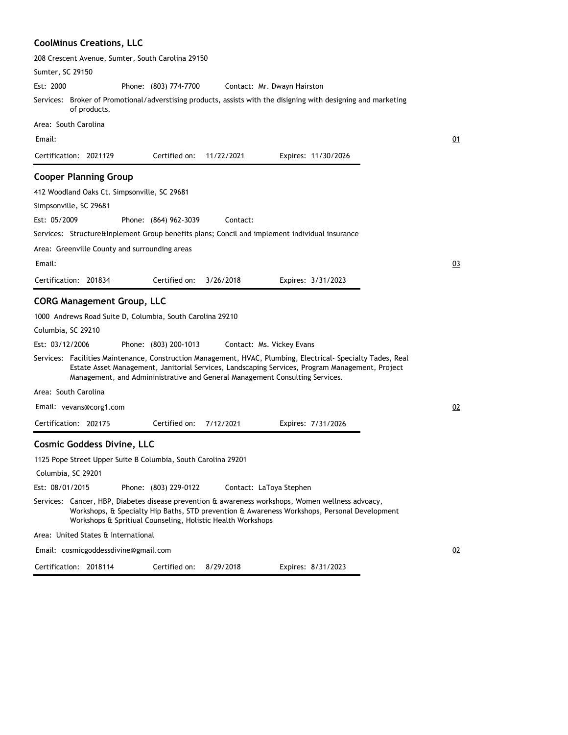### CoolMinus Creations, LLC

208 Crescent Avenue, Sumter, South Carolina 29150

Sumter, SC 29150

Est: 2000 Phone: (803) 774-7700 Contact: Mr. Dwayn Hairston

Services: Broker of Promotional/adverstising products, assists with the disigning with designing and marketing of products.

Area: South Carolina

Email:

01

Certification: 2021129 Certified on: 11/22/2021 Expires: 11/30/2026

### Cooper Planning Group

412 Woodland Oaks Ct. Simpsonville, SC 29681

Simpsonville, SC 29681

Est: 05/2009 Phone: (864) 962-3039 Contact:

Services: Structure&Inplement Group benefits plans; Concil and implement individual insurance

Area: Greenville County and surrounding areas

Email:

03

Certification: 201834 Certified on: 3/26/2018 Expires: 3/31/2023

### CORG Management Group, LLC

1000 Andrews Road Suite D, Columbia, South Carolina 29210

Columbia, SC 29210

Est: 03/12/2006 Phone: (803) 200-1013 Contact: Ms. Vickey Evans

Services: Facilities Maintenance, Construction Management, HVAC, Plumbing, Electrical- Specialty Tades, Real Estate Asset Management, Janitorial Services, Landscaping Services, Program Management, Project Management, and Admininistrative and General Management Consulting Services.

Area: South Carolina

Email: vevans@corg1.com

02

Certification: 202175 Certified on: 7/12/2021 Expires: 7/31/2026

### Cosmic Goddess Divine, LLC

1125 Pope Street Upper Suite B Columbia, South Carolina 29201

Columbia, SC 29201

Est: 08/01/2015 Phone: (803) 229-0122 Contact: LaToya Stephen

Services: Cancer, HBP, Diabetes disease prevention & awareness workshops, Women wellness advoacy, Workshops, & Specialty Hip Baths, STD prevention & Awareness Workshops, Personal Development Workshops & Spritiual Counseling, Holistic Health Workshops

Area: United States & International

Email: cosmicgoddessdivine@gmail.com

02

Certification: 2018114 Certified on: 8/29/2018 Expires: 8/31/2023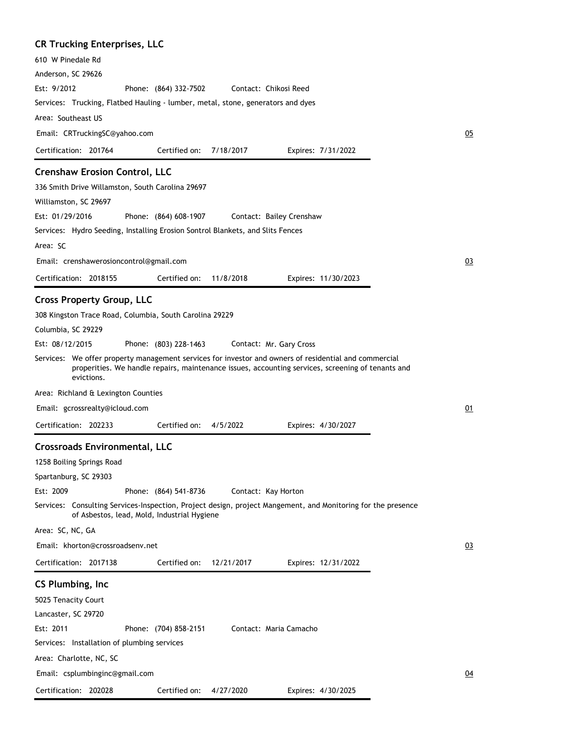## CR Trucking Enterprises, LLC

610 W Pinedale Rd

Anderson, SC 29626

Est: 9/2012 Phone: (864) 332-7502 Contact: Chikosi Reed

Services: Trucking, Flatbed Hauling - lumber, metal, stone, generators and dyes

Area: Southeast US

Email: CRTruckingSC@yahoo.com

05

Certification: 201764 Certified on: 7/18/2017 Expires: 7/31/2022

## Crenshaw Erosion Control, LLC

336 Smith Drive Willamston, South Carolina 29697

Williamston, SC 29697

Est: 01/29/2016 Phone: (864) 608-1907 Contact: Bailey Crenshaw

Services: Hydro Seeding, Installing Erosion Sontrol Blankets, and Slits Fences

Area: SC

Email: crenshawerosioncontrol@gmail.com

03

Certification: 2018155 Certified on: 11/8/2018 Expires: 11/30/2023

## Cross Property Group, LLC

308 Kingston Trace Road, Columbia, South Carolina 29229

Columbia, SC 29229

Est: 08/12/2015 Phone: (803) 228-1463 Contact: Mr. Gary Cross

Services: We offer property management services for investor and owners of residential and commercial properities. We handle repairs, maintenance issues, accounting services, screening of tenants and evictions.

Area: Richland & Lexington Counties

Email: gcrossrealty@icloud.com

01

Certification: 202233 Certified on: 4/5/2022 Expires: 4/30/2027

## Crossroads Environmental, LLC

1258 Boiling Springs Road

Spartanburg, SC 29303

Est: 2009 Phone: (864) 541-8736 Contact: Kay Horton

Services: Consulting Services-Inspection, Project design, project Mangement, and Monitoring for the presence of Asbestos, lead, Mold, Industrial Hygiene

Area: SC, NC, GA

Email: khorton@crossroadsenv.net

03

Certification: 2017138 Certified on: 12/21/2017 Expires: 12/31/2022

## CS Plumbing, Inc

5025 Tenacity Court

Lancaster, SC 29720

Est: 2011 Phone: (704) 858-2151 Contact: Maria Camacho

Services: Installation of plumbing services

Area: Charlotte, NC, SC

Email: csplumbinginc@gmail.com

04

Certification: 202028 Certified on: 4/27/2020 Expires: 4/30/2025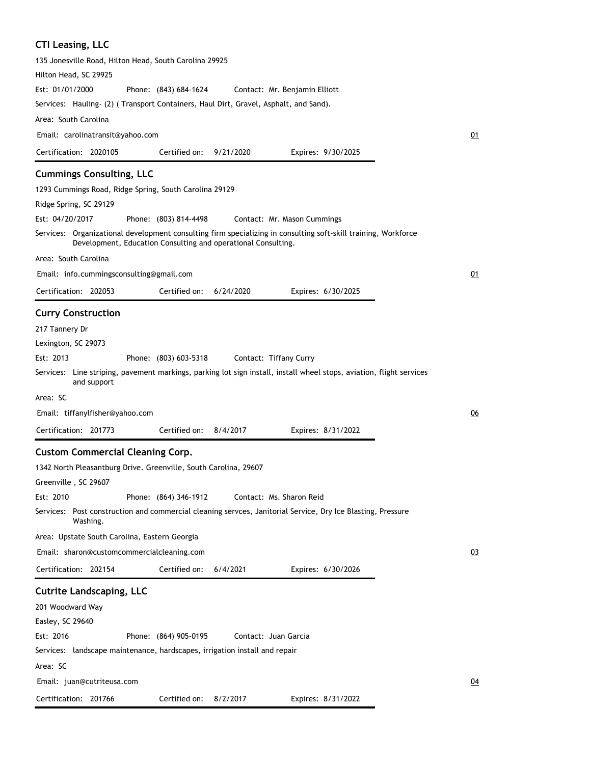### CTI Leasing, LLC

135 Jonesville Road, Hilton Head, South Carolina 29925

Hilton Head, SC 29925

Est: 01/01/2000 Phone: (843) 684-1624 Contact: Mr. Benjamin Elliott

Services: Hauling- (2) ( Transport Containers, Haul Dirt, Gravel, Asphalt, and Sand).

Area: South Carolina

Email: carolinatransit@yahoo.com

01

Certification: 2020105 Certified on: 9/21/2020 Expires: 9/30/2025

---

### Cummings Consulting, LLC

1293 Cummings Road, Ridge Spring, South Carolina 29129

Ridge Spring, SC 29129

Est: 04/20/2017 Phone: (803) 814-4498 Contact: Mr. Mason Cummings

Services: Organizational development consulting firm specializing in consulting soft-skill training, Workforce Development, Education Consulting and operational Consulting.

Area: South Carolina

Email: info.cummingsconsulting@gmail.com

01

Certification: 202053 Certified on: 6/24/2020 Expires: 6/30/2025

---

### Curry Construction

217 Tannery Dr

Lexington, SC 29073

Est: 2013 Phone: (803) 603-5318 Contact: Tiffany Curry

Services: Line striping, pavement markings, parking lot sign install, install wheel stops, aviation, flight services and support

Area: SC

Email: tiffanylfisher@yahoo.com

06

Certification: 201773 Certified on: 8/4/2017 Expires: 8/31/2022

---

### Custom Commercial Cleaning Corp.

1342 North Pleasantburg Drive. Greenville, South Carolina, 29607

Greenville , SC 29607

Est: 2010 Phone: (864) 346-1912 Contact: Ms. Sharon Reid

Services: Post construction and commercial cleaning servces, Janitorial Service, Dry Ice Blasting, Pressure Washing.

Area: Upstate South Carolina, Eastern Georgia

Email: sharon@customcommercialcleaning.com

03

Certification: 202154 Certified on: 6/4/2021 Expires: 6/30/2026

---

### Cutrite Landscaping, LLC

201 Woodward Way

Easley, SC 29640

Est: 2016 Phone: (864) 905-0195 Contact: Juan Garcia

Services: landscape maintenance, hardscapes, irrigation install and repair

Area: SC

Email: juan@cutriteusa.com

04

Certification: 201766 Certified on: 8/2/2017 Expires: 8/31/2022

---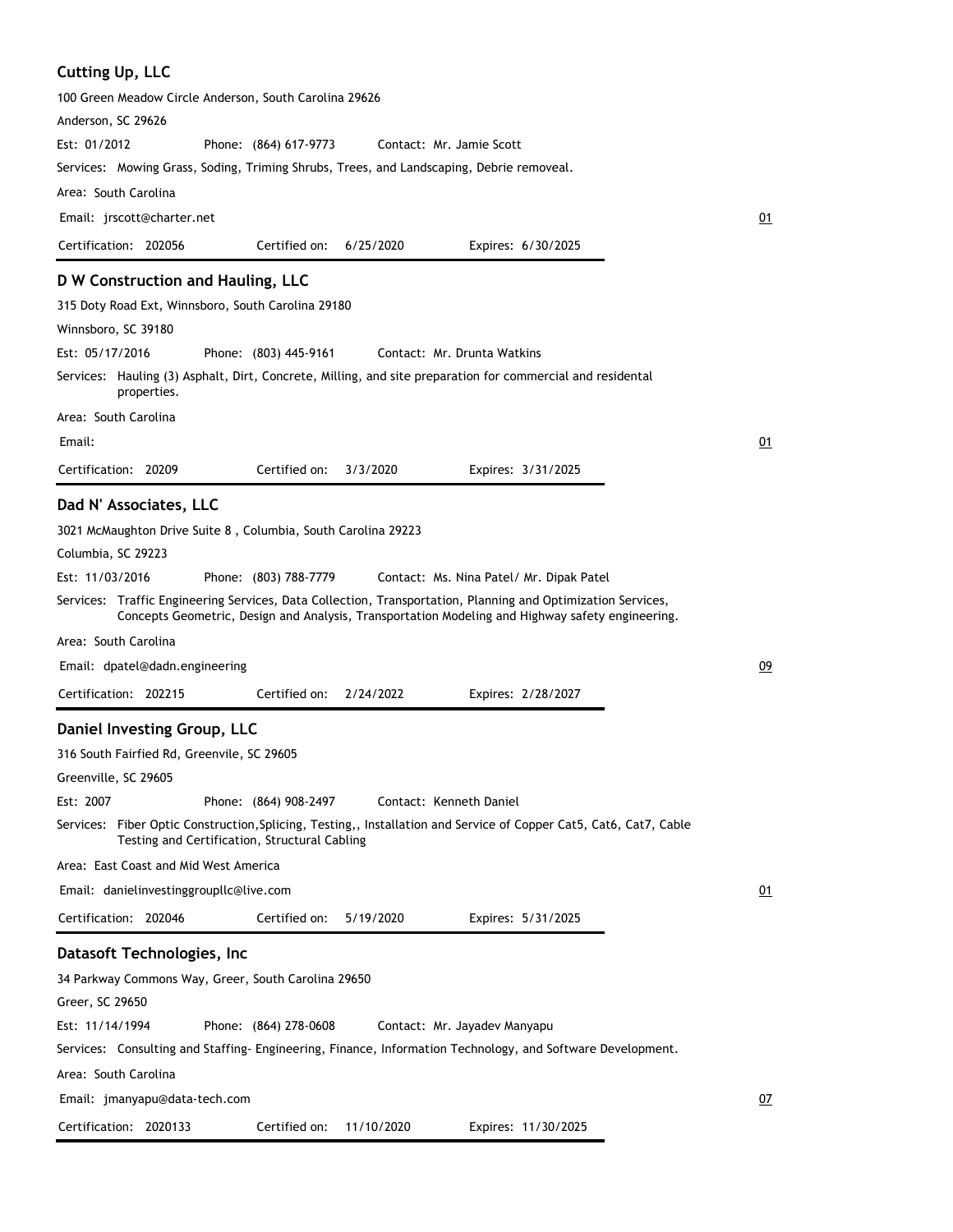### Cutting Up, LLC

100 Green Meadow Circle Anderson, South Carolina 29626

Anderson, SC 29626

Est: 01/2012 Phone: (864) 617-9773 Contact: Mr. Jamie Scott

Services: Mowing Grass, Soding, Triming Shrubs, Trees, and Landscaping, Debrie removeal.

Area: South Carolina

Email: jrscott@charter.net 01

Certification: 202056 Certified on: 6/25/2020 Expires: 6/30/2025

---

### D W Construction and Hauling, LLC

315 Doty Road Ext, Winnsboro, South Carolina 29180

Winnsboro, SC 39180

Est: 05/17/2016 Phone: (803) 445-9161 Contact: Mr. Drunta Watkins

Services: Hauling (3) Asphalt, Dirt, Concrete, Milling, and site preparation for commercial and residental properties.

Area: South Carolina

Email: 01

Certification: 20209 Certified on: 3/3/2020 Expires: 3/31/2025

---

### Dad N' Associates, LLC

3021 McMaughton Drive Suite 8 , Columbia, South Carolina 29223

Columbia, SC 29223

Est: 11/03/2016 Phone: (803) 788-7779 Contact: Ms. Nina Patel/ Mr. Dipak Patel

Services: Traffic Engineering Services, Data Collection, Transportation, Planning and Optimization Services, Concepts Geometric, Design and Analysis, Transportation Modeling and Highway safety engineering.

Area: South Carolina

Email: dpatel@dadn.engineering 09

Certification: 202215 Certified on: 2/24/2022 Expires: 2/28/2027

---

### Daniel Investing Group, LLC

316 South Fairfied Rd, Greenvile, SC 29605

Greenville, SC 29605

Est: 2007 Phone: (864) 908-2497 Contact: Kenneth Daniel

Services: Fiber Optic Construction,Splicing, Testing,, Installation and Service of Copper Cat5, Cat6, Cat7, Cable Testing and Certification, Structural Cabling

Area: East Coast and Mid West America

Email: danielinvestinggroupllc@live.com 01

Certification: 202046 Certified on: 5/19/2020 Expires: 5/31/2025

---

### Datasoft Technologies, Inc

34 Parkway Commons Way, Greer, South Carolina 29650

Greer, SC 29650

Est: 11/14/1994 Phone: (864) 278-0608 Contact: Mr. Jayadev Manyapu

Services: Consulting and Staffing- Engineering, Finance, Information Technology, and Software Development.

Area: South Carolina

Email: jmanyapu@data-tech.com 07

Certification: 2020133 Certified on: 11/10/2020 Expires: 11/30/2025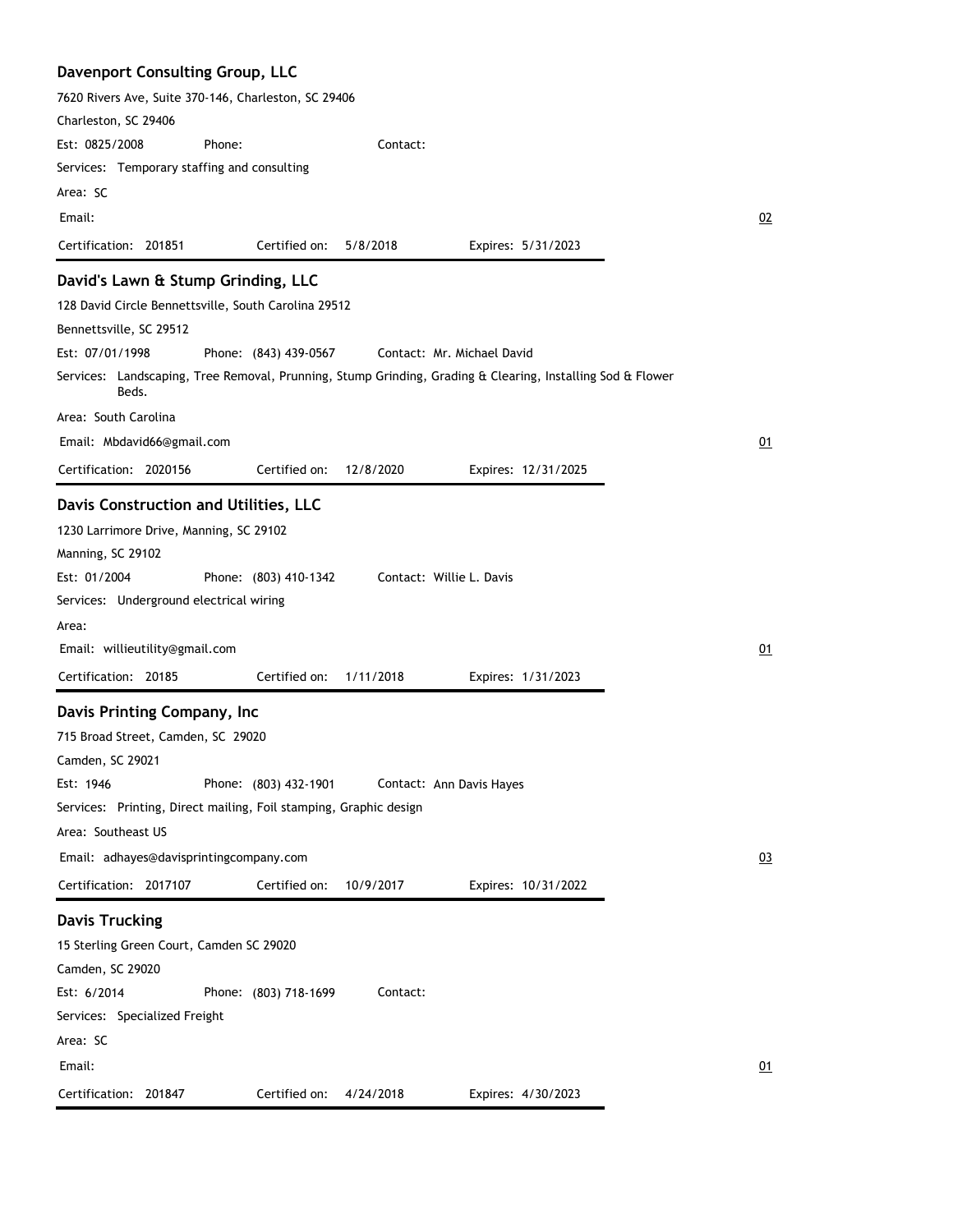## Davenport Consulting Group, LLC

7620 Rivers Ave, Suite 370-146, Charleston, SC 29406

Charleston, SC 29406

Est: 0825/2008 Phone: Contact:

Services: Temporary staffing and consulting

Area: SC

Email:

02

Certification: 201851 Certified on: 5/8/2018 Expires: 5/31/2023

## David's Lawn & Stump Grinding, LLC

128 David Circle Bennettsville, South Carolina 29512

Bennettsville, SC 29512

Est: 07/01/1998 Phone: (843) 439-0567 Contact: Mr. Michael David

Services: Landscaping, Tree Removal, Prunning, Stump Grinding, Grading & Clearing, Installing Sod & Flower Beds.

Area: South Carolina

Email: Mbdavid66@gmail.com

01

Certification: 2020156 Certified on: 12/8/2020 Expires: 12/31/2025

## Davis Construction and Utilities, LLC

1230 Larrimore Drive, Manning, SC 29102

Manning, SC 29102

Est: 01/2004 Phone: (803) 410-1342 Contact: Willie L. Davis

Services: Underground electrical wiring

Area:

Email: willieutility@gmail.com

01

Certification: 20185 Certified on: 1/11/2018 Expires: 1/31/2023

## Davis Printing Company, Inc

715 Broad Street, Camden, SC 29020

Camden, SC 29021

Est: 1946 Phone: (803) 432-1901 Contact: Ann Davis Hayes

Services: Printing, Direct mailing, Foil stamping, Graphic design

Area: Southeast US

Email: adhayes@davisprintingcompany.com

03

Certification: 2017107 Certified on: 10/9/2017 Expires: 10/31/2022

## Davis Trucking

15 Sterling Green Court, Camden SC 29020

Camden, SC 29020

Est: 6/2014 Phone: (803) 718-1699 Contact:

Services: Specialized Freight

Area: SC

Email:

01

Certification: 201847 Certified on: 4/24/2018 Expires: 4/30/2023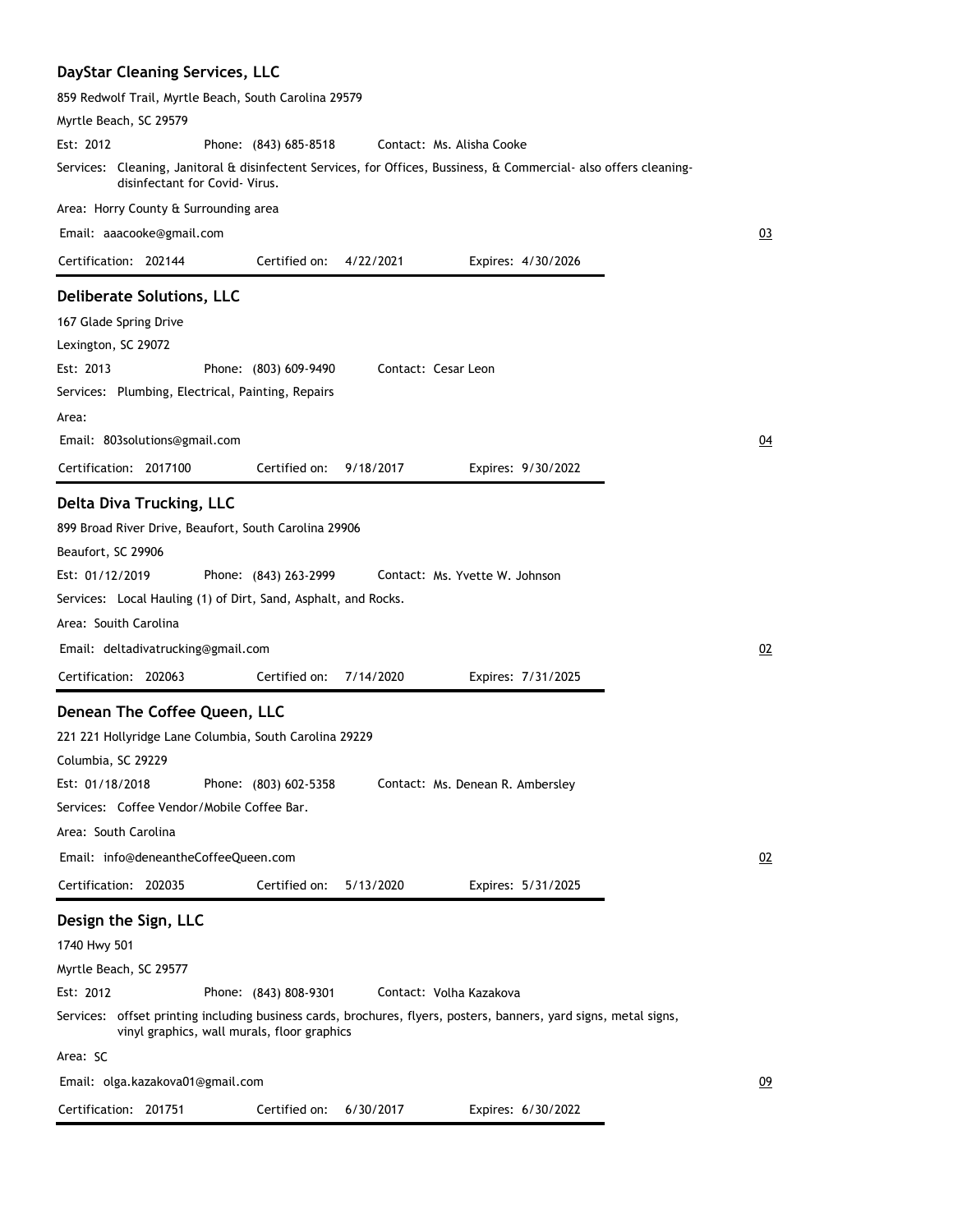### DayStar Cleaning Services, LLC

859 Redwolf Trail, Myrtle Beach, South Carolina 29579

Myrtle Beach, SC 29579

Est: 2012 Phone: (843) 685-8518 Contact: Ms. Alisha Cooke

Services: Cleaning, Janitoral & disinfectent Services, for Offices, Bussiness, & Commercial- also offers cleaning-disinfectant for Covid- Virus.

Area: Horry County & Surrounding area

Email: aaacooke@gmail.com 03

Certification: 202144 Certified on: 4/22/2021 Expires: 4/30/2026

---

### Deliberate Solutions, LLC

167 Glade Spring Drive

Lexington, SC 29072

Est: 2013 Phone: (803) 609-9490 Contact: Cesar Leon

Services: Plumbing, Electrical, Painting, Repairs

Area:

Email: 803solutions@gmail.com 04

Certification: 2017100 Certified on: 9/18/2017 Expires: 9/30/2022

---

### Delta Diva Trucking, LLC

899 Broad River Drive, Beaufort, South Carolina 29906

Beaufort, SC 29906

Est: 01/12/2019 Phone: (843) 263-2999 Contact: Ms. Yvette W. Johnson

Services: Local Hauling (1) of Dirt, Sand, Asphalt, and Rocks.

Area: South Carolina

Email: deltadivatrucking@gmail.com 02

Certification: 202063 Certified on: 7/14/2020 Expires: 7/31/2025

---

### Denean The Coffee Queen, LLC

221 221 Hollyridge Lane Columbia, South Carolina 29229

Columbia, SC 29229

Est: 01/18/2018 Phone: (803) 602-5358 Contact: Ms. Denean R. Ambersley

Services: Coffee Vendor/Mobile Coffee Bar.

Area: South Carolina

Email: info@deneantheCoffeeQueen.com 02

Certification: 202035 Certified on: 5/13/2020 Expires: 5/31/2025

---

### Design the Sign, LLC

1740 Hwy 501

Myrtle Beach, SC 29577

Est: 2012 Phone: (843) 808-9301 Contact: Volha Kazakova

Services: offset printing including business cards, brochures, flyers, posters, banners, yard signs, metal signs, vinyl graphics, wall murals, floor graphics

Area: SC

Email: olga.kazakova01@gmail.com 09

Certification: 201751 Certified on: 6/30/2017 Expires: 6/30/2022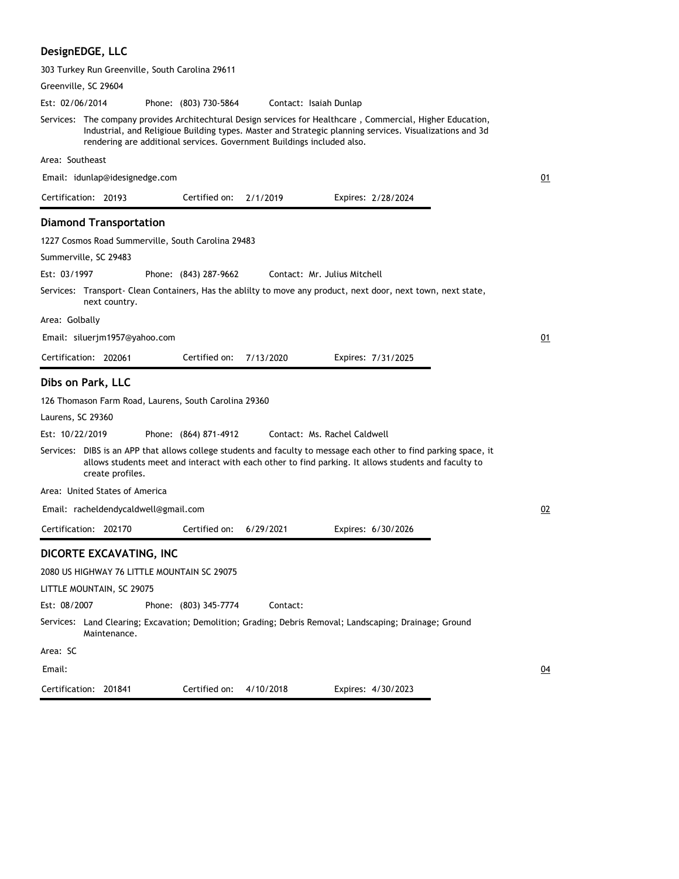## DesignEDGE, LLC

303 Turkey Run Greenville, South Carolina 29611

Greenville, SC 29604

Est: 02/06/2014 Phone: (803) 730-5864 Contact: Isaiah Dunlap

Services: The company provides Architechtural Design services for Healthcare , Commercial, Higher Education, Industrial, and Religioue Building types. Master and Strategic planning services. Visualizations and 3d rendering are additional services. Government Buildings included also.

Area: Southeast

Email: idunlap@idesignedge.com

01

Certification: 20193 Certified on: 2/1/2019 Expires: 2/28/2024

## Diamond Transportation

1227 Cosmos Road Summerville, South Carolina 29483

Summerville, SC 29483

Est: 03/1997 Phone: (843) 287-9662 Contact: Mr. Julius Mitchell

Services: Transport- Clean Containers, Has the ablilty to move any product, next door, next town, next state, next country.

Area: Golbally

Email: siluerjm1957@yahoo.com

01

Certification: 202061 Certified on: 7/13/2020 Expires: 7/31/2025

## Dibs on Park, LLC

126 Thomason Farm Road, Laurens, South Carolina 29360

Laurens, SC 29360

Est: 10/22/2019 Phone: (864) 871-4912 Contact: Ms. Rachel Caldwell

Services: DIBS is an APP that allows college students and faculty to message each other to find parking space, it allows students meet and interact with each other to find parking. It allows students and faculty to create profiles.

Area: United States of America

Email: racheldendycaldwell@gmail.com

02

Certification: 202170 Certified on: 6/29/2021 Expires: 6/30/2026

## DICORTE EXCAVATING, INC

2080 US HIGHWAY 76 LITTLE MOUNTAIN SC 29075

LITTLE MOUNTAIN, SC 29075

Est: 08/2007 Phone: (803) 345-7774 Contact:

Services: Land Clearing; Excavation; Demolition; Grading; Debris Removal; Landscaping; Drainage; Ground Maintenance.

Area: SC

Email:

04

Certification: 201841 Certified on: 4/10/2018 Expires: 4/30/2023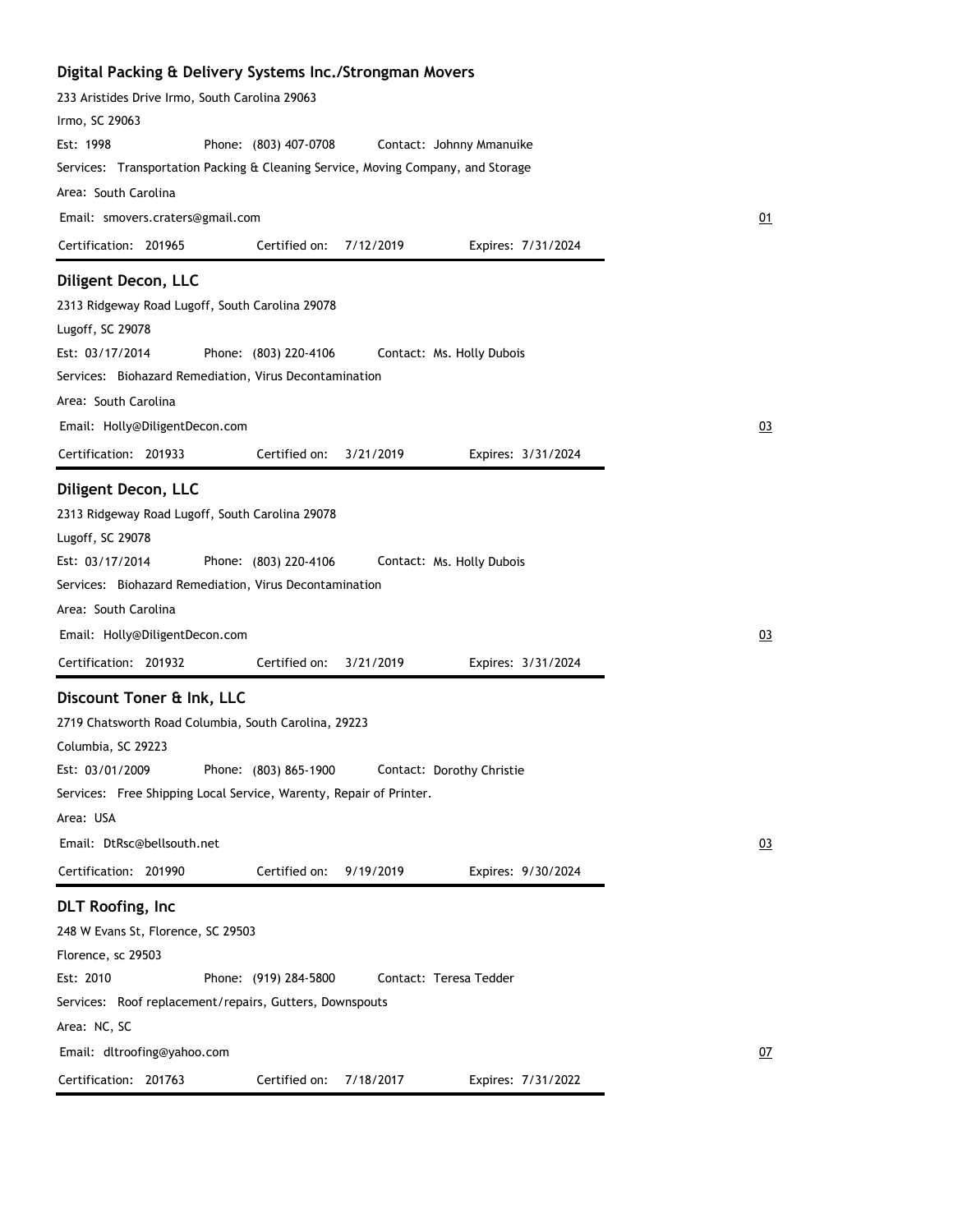## Digital Packing & Delivery Systems Inc./Strongman Movers

233 Aristides Drive Irmo, South Carolina 29063

Irmo, SC 29063

Est: 1998 Phone: (803) 407-0708 Contact: Johnny Mmanuike

Services: Transportation Packing & Cleaning Service, Moving Company, and Storage

Area: South Carolina

Email: smovers.craters@gmail.com 01

Certification: 201965 Certified on: 7/12/2019 Expires: 7/31/2024

---

## Diligent Decon, LLC

2313 Ridgeway Road Lugoff, South Carolina 29078

Lugoff, SC 29078

Est: 03/17/2014 Phone: (803) 220-4106 Contact: Ms. Holly Dubois

Services: Biohazard Remediation, Virus Decontamination

Area: South Carolina

Email: Holly@DiligentDecon.com 03

Certification: 201933 Certified on: 3/21/2019 Expires: 3/31/2024

---

## Diligent Decon, LLC

2313 Ridgeway Road Lugoff, South Carolina 29078

Lugoff, SC 29078

Est: 03/17/2014 Phone: (803) 220-4106 Contact: Ms. Holly Dubois

Services: Biohazard Remediation, Virus Decontamination

Area: South Carolina

Email: Holly@DiligentDecon.com 03

Certification: 201932 Certified on: 3/21/2019 Expires: 3/31/2024

---

## Discount Toner & Ink, LLC

2719 Chatsworth Road Columbia, South Carolina, 29223

Columbia, SC 29223

Est: 03/01/2009 Phone: (803) 865-1900 Contact: Dorothy Christie

Services: Free Shipping Local Service, Warenty, Repair of Printer.

Area: USA

Email: DtRsc@bellsouth.net 03

Certification: 201990 Certified on: 9/19/2019 Expires: 9/30/2024

---

## DLT Roofing, Inc

248 W Evans St, Florence, SC 29503

Florence, sc 29503

Est: 2010 Phone: (919) 284-5800 Contact: Teresa Tedder

Services: Roof replacement/repairs, Gutters, Downspouts

Area: NC, SC

Email: dltroofing@yahoo.com 07

Certification: 201763 Certified on: 7/18/2017 Expires: 7/31/2022

---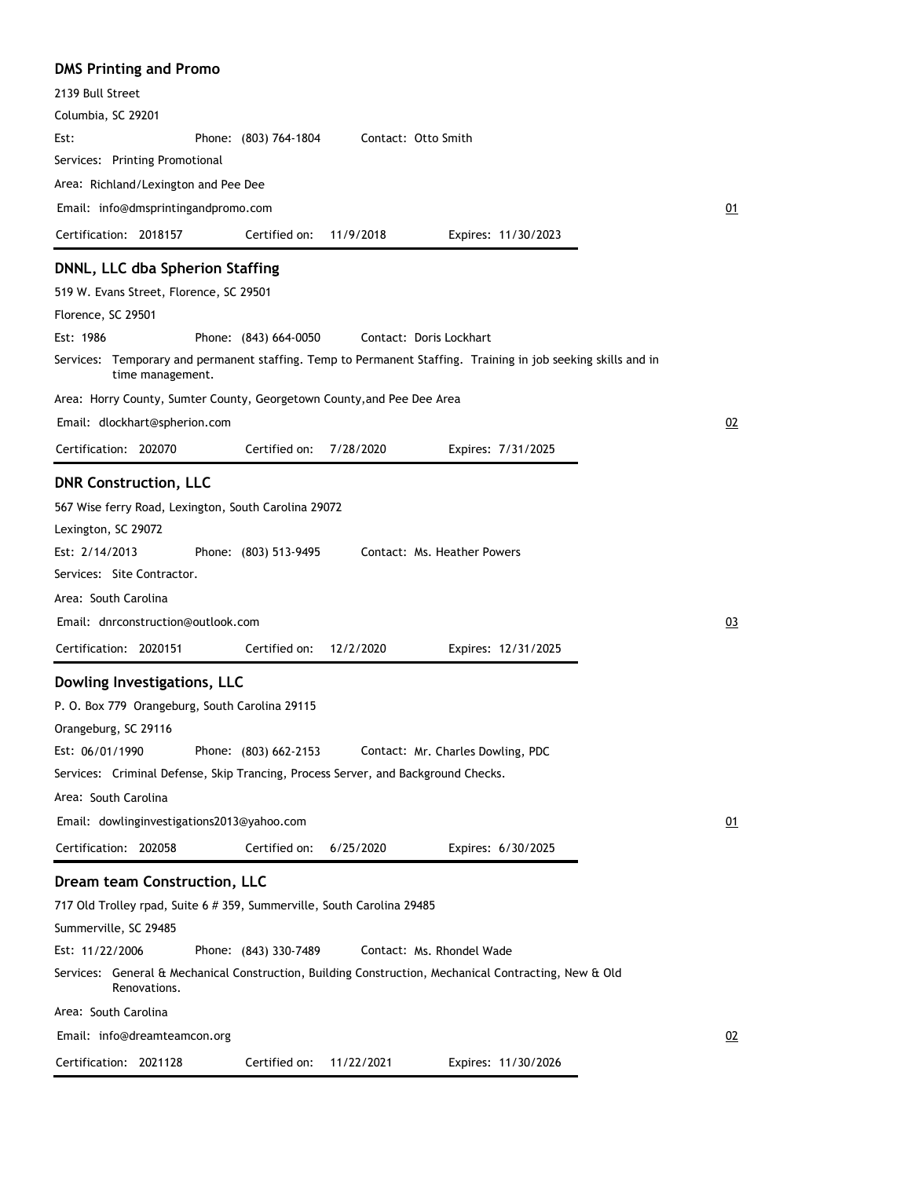### DMS Printing and Promo

2139 Bull Street

Columbia, SC 29201

Est: Phone: (803) 764-1804 Contact: Otto Smith

Services: Printing Promotional

Area: Richland/Lexington and Pee Dee

Email: info@dmsprintingandpromo.com

01

Certification: 2018157 Certified on: 11/9/2018 Expires: 11/30/2023

---

### DNNL, LLC dba Spherion Staffing

519 W. Evans Street, Florence, SC 29501

Florence, SC 29501

Est: 1986 Phone: (843) 664-0050 Contact: Doris Lockhart

Services: Temporary and permanent staffing. Temp to Permanent Staffing. Training in job seeking skills and in time management.

Area: Horry County, Sumter County, Georgetown County,and Pee Dee Area

Email: dlockhart@spherion.com

02

Certification: 202070 Certified on: 7/28/2020 Expires: 7/31/2025

---

### DNR Construction, LLC

567 Wise ferry Road, Lexington, South Carolina 29072

Lexington, SC 29072

Est: 2/14/2013 Phone: (803) 513-9495 Contact: Ms. Heather Powers

Services: Site Contractor.

Area: South Carolina

Email: dnrconstruction@outlook.com

03

Certification: 2020151 Certified on: 12/2/2020 Expires: 12/31/2025

---

### Dowling Investigations, LLC

P. O. Box 779 Orangeburg, South Carolina 29115

Orangeburg, SC 29116

Est: 06/01/1990 Phone: (803) 662-2153 Contact: Mr. Charles Dowling, PDC

Services: Criminal Defense, Skip Trancing, Process Server, and Background Checks.

Area: South Carolina

Email: dowlinginvestigations2013@yahoo.com

01

Certification: 202058 Certified on: 6/25/2020 Expires: 6/30/2025

---

### Dream team Construction, LLC

717 Old Trolley rpad, Suite 6 # 359, Summerville, South Carolina 29485

Summerville, SC 29485

Est: 11/22/2006 Phone: (843) 330-7489 Contact: Ms. Rhondel Wade

Services: General & Mechanical Construction, Building Construction, Mechanical Contracting, New & Old Renovations.

Area: South Carolina

Email: info@dreamteamcon.org

02

Certification: 2021128 Certified on: 11/22/2021 Expires: 11/30/2026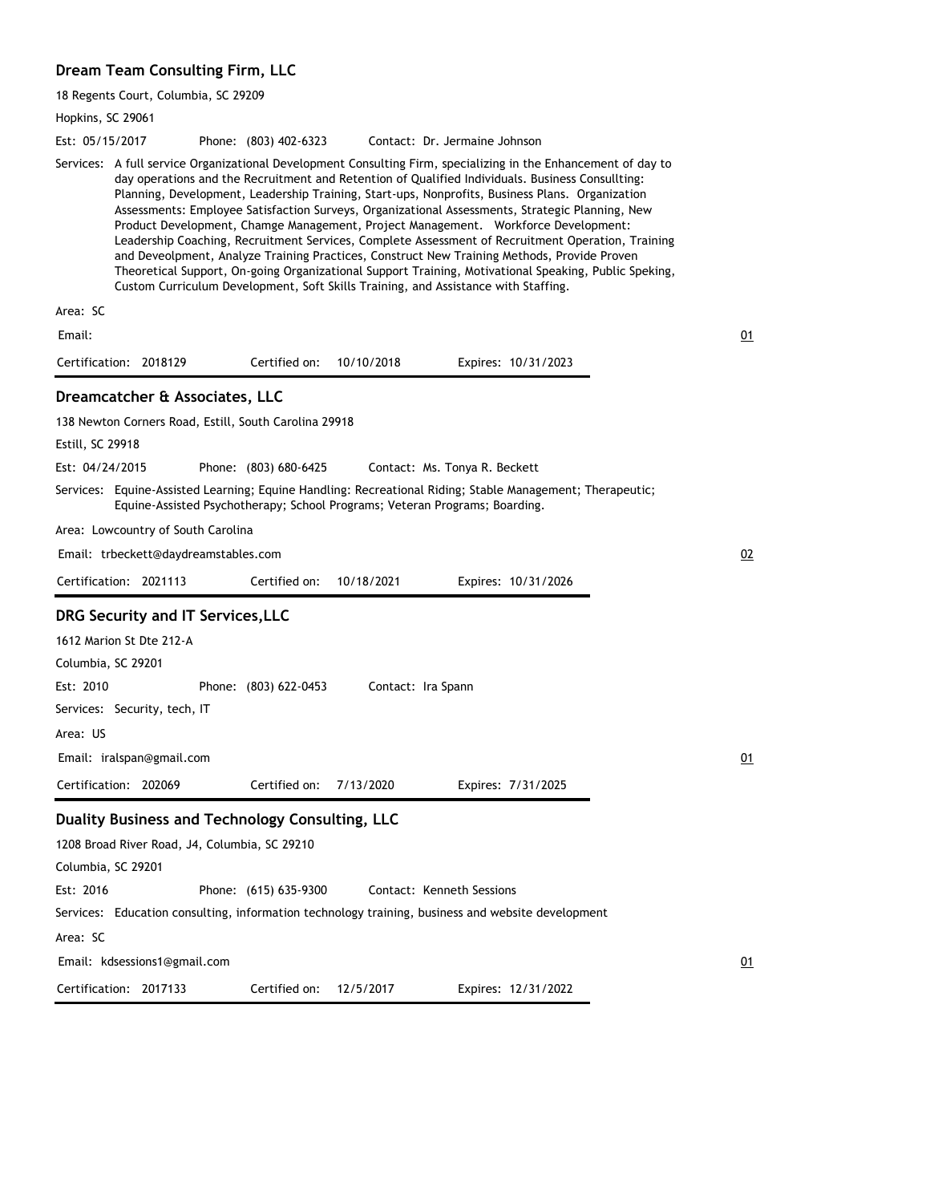## Dream Team Consulting Firm, LLC

18 Regents Court, Columbia, SC 29209

Hopkins, SC 29061

Est: 05/15/2017 Phone: (803) 402-6323 Contact: Dr. Jermaine Johnson

Services: A full service Organizational Development Consulting Firm, specializing in the Enhancement of day to day operations and the Recruitment and Retention of Qualified Individuals. Business Consullting: Planning, Development, Leadership Training, Start-ups, Nonprofits, Business Plans. Organization Assessments: Employee Satisfaction Surveys, Organizational Assessments, Strategic Planning, New Product Development, Chamge Management, Project Management. Workforce Development: Leadership Coaching, Recruitment Services, Complete Assessment of Recruitment Operation, Training and Deveolpment, Analyze Training Practices, Construct New Training Methods, Provide Proven Theoretical Support, On-going Organizational Support Training, Motivational Speaking, Public Speking, Custom Curriculum Development, Soft Skills Training, and Assistance with Staffing.

Area: SC

Email: 01

Certification: 2018129 Certified on: 10/10/2018 Expires: 10/31/2023

## Dreamcatcher & Associates, LLC

138 Newton Corners Road, Estill, South Carolina 29918

Estill, SC 29918

Est: 04/24/2015 Phone: (803) 680-6425 Contact: Ms. Tonya R. Beckett

Services: Equine-Assisted Learning; Equine Handling: Recreational Riding; Stable Management; Therapeutic; Equine-Assisted Psychotherapy; School Programs; Veteran Programs; Boarding.

Area: Lowcountry of South Carolina

Email: trbeckett@daydreamstables.com 02

Certification: 2021113 Certified on: 10/18/2021 Expires: 10/31/2026

## DRG Security and IT Services,LLC

1612 Marion St Dte 212-A

Columbia, SC 29201

Est: 2010 Phone: (803) 622-0453 Contact: Ira Spann

Services: Security, tech, IT

Area: US

Email: iralspan@gmail.com 01

Certification: 202069 Certified on: 7/13/2020 Expires: 7/31/2025

## Duality Business and Technology Consulting, LLC

1208 Broad River Road, J4, Columbia, SC 29210

Columbia, SC 29201

Est: 2016 Phone: (615) 635-9300 Contact: Kenneth Sessions

Services: Education consulting, information technology training, business and website development

Area: SC

Email: kdsessions1@gmail.com 01

Certification: 2017133 Certified on: 12/5/2017 Expires: 12/31/2022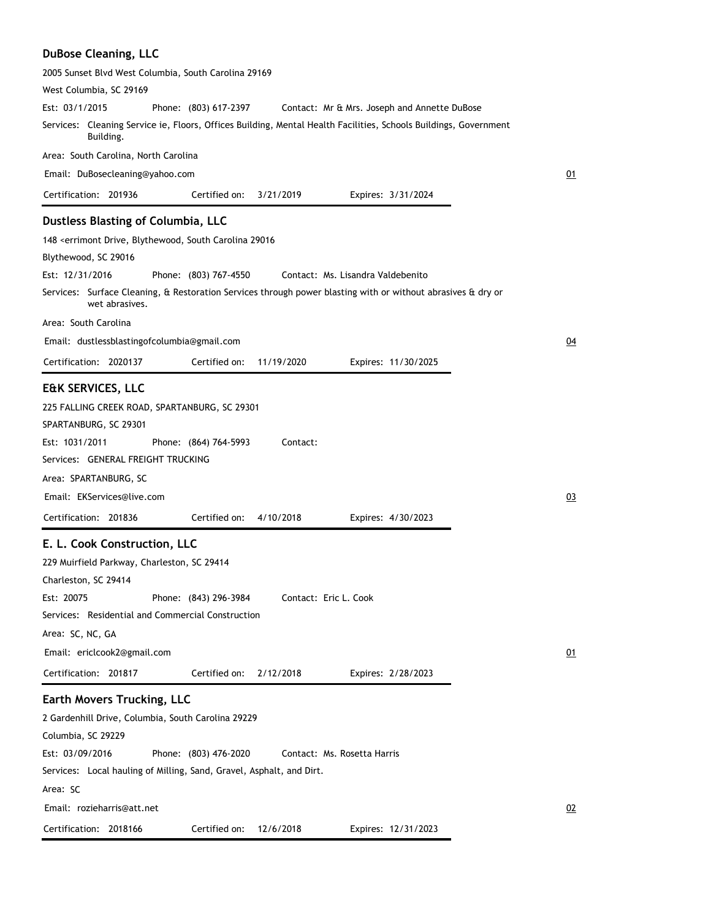## DuBose Cleaning, LLC

2005 Sunset Blvd West Columbia, South Carolina 29169

West Columbia, SC 29169

Est: 03/1/2015 Phone: (803) 617-2397 Contact: Mr & Mrs. Joseph and Annette DuBose

Services: Cleaning Service ie, Floors, Offices Building, Mental Health Facilities, Schools Buildings, Government Building.

Area: South Carolina, North Carolina

Email: DuBosecleaning@yahoo.com

01

Certification: 201936 Certified on: 3/21/2019 Expires: 3/31/2024

## Dustless Blasting of Columbia, LLC

148 <errimont Drive, Blythewood, South Carolina 29016

Blythewood, SC 29016

Est: 12/31/2016 Phone: (803) 767-4550 Contact: Ms. Lisandra Valdebenito

Services: Surface Cleaning, & Restoration Services through power blasting with or without abrasives & dry or wet abrasives.

Area: South Carolina

Email: dustlessblastingofcolumbia@gmail.com

04

Certification: 2020137 Certified on: 11/19/2020 Expires: 11/30/2025

## E&K SERVICES, LLC

225 FALLING CREEK ROAD, SPARTANBURG, SC 29301

SPARTANBURG, SC 29301

Est: 1031/2011 Phone: (864) 764-5993 Contact:

Services: GENERAL FREIGHT TRUCKING

Area: SPARTANBURG, SC

Email: EKServices@live.com

03

Certification: 201836 Certified on: 4/10/2018 Expires: 4/30/2023

## E. L. Cook Construction, LLC

229 Muirfield Parkway, Charleston, SC 29414

Charleston, SC 29414

Est: 20075 Phone: (843) 296-3984 Contact: Eric L. Cook

Services: Residential and Commercial Construction

Area: SC, NC, GA

Email: ericlcook2@gmail.com

01

Certification: 201817 Certified on: 2/12/2018 Expires: 2/28/2023

## Earth Movers Trucking, LLC

2 Gardenhill Drive, Columbia, South Carolina 29229

Columbia, SC 29229

Est: 03/09/2016 Phone: (803) 476-2020 Contact: Ms. Rosetta Harris

Services: Local hauling of Milling, Sand, Gravel, Asphalt, and Dirt.

Area: SC

Email: rozieharris@att.net

02

Certification: 2018166 Certified on: 12/6/2018 Expires: 12/31/2023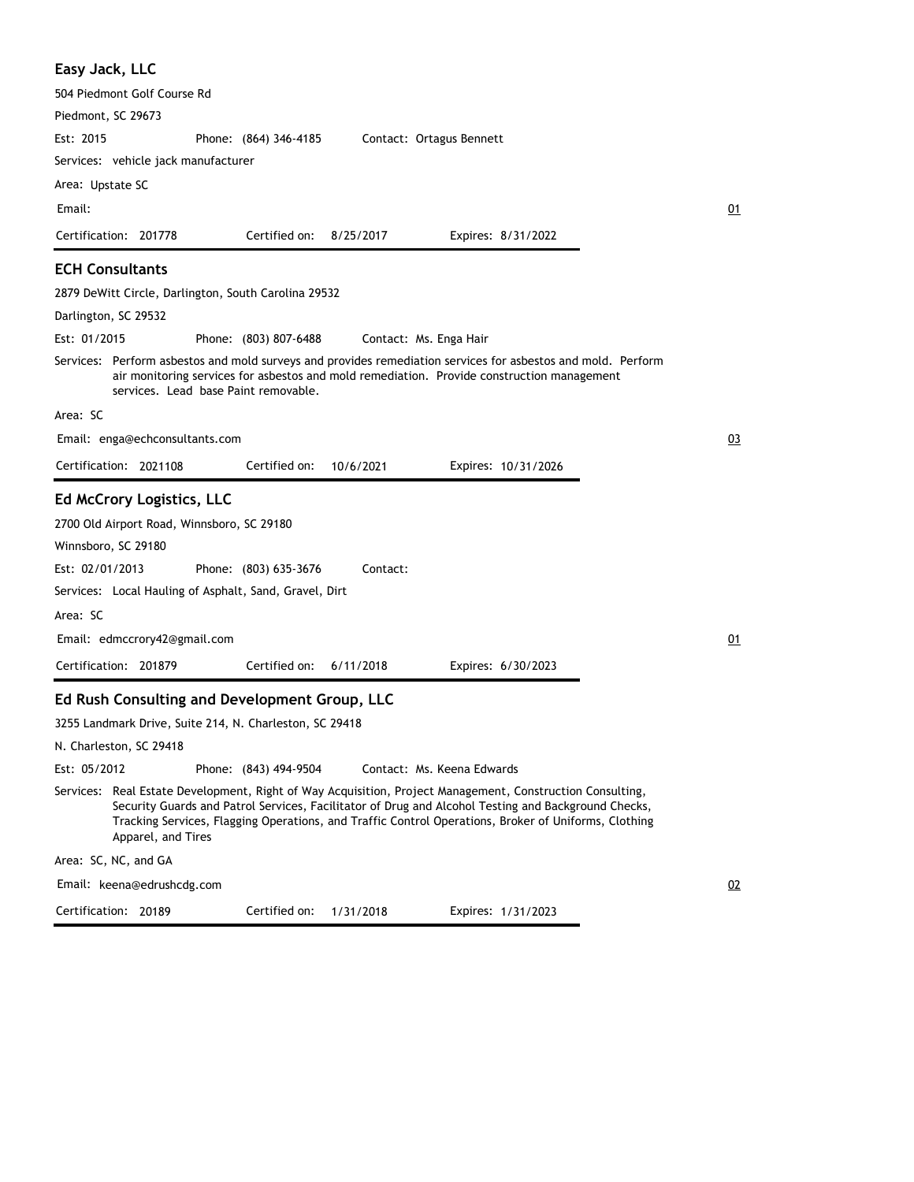## Easy Jack, LLC

504 Piedmont Golf Course Rd

Piedmont, SC 29673

Est: 2015 Phone: (864) 346-4185 Contact: Ortagus Bennett

Services: vehicle jack manufacturer

Area: Upstate SC

Email:

01

Certification: 201778 Certified on: 8/25/2017 Expires: 8/31/2022

## ECH Consultants

2879 DeWitt Circle, Darlington, South Carolina 29532

Darlington, SC 29532

Est: 01/2015 Phone: (803) 807-6488 Contact: Ms. Enga Hair

Services: Perform asbestos and mold surveys and provides remediation services for asbestos and mold. Perform air monitoring services for asbestos and mold remediation. Provide construction management services. Lead base Paint removable.

Area: SC

Email: enga@echconsultants.com

03

Certification: 2021108 Certified on: 10/6/2021 Expires: 10/31/2026

## Ed McCrory Logistics, LLC

2700 Old Airport Road, Winnsboro, SC 29180

Winnsboro, SC 29180

Est: 02/01/2013 Phone: (803) 635-3676 Contact:

Services: Local Hauling of Asphalt, Sand, Gravel, Dirt

Area: SC

Email: edmccrory42@gmail.com

01

Certification: 201879 Certified on: 6/11/2018 Expires: 6/30/2023

## Ed Rush Consulting and Development Group, LLC

3255 Landmark Drive, Suite 214, N. Charleston, SC 29418

N. Charleston, SC 29418

Est: 05/2012 Phone: (843) 494-9504 Contact: Ms. Keena Edwards

Services: Real Estate Development, Right of Way Acquisition, Project Management, Construction Consulting, Security Guards and Patrol Services, Facilitator of Drug and Alcohol Testing and Background Checks, Tracking Services, Flagging Operations, and Traffic Control Operations, Broker of Uniforms, Clothing Apparel, and Tires

Area: SC, NC, and GA

Email: keena@edrushcdg.com

02

Certification: 20189 Certified on: 1/31/2018 Expires: 1/31/2023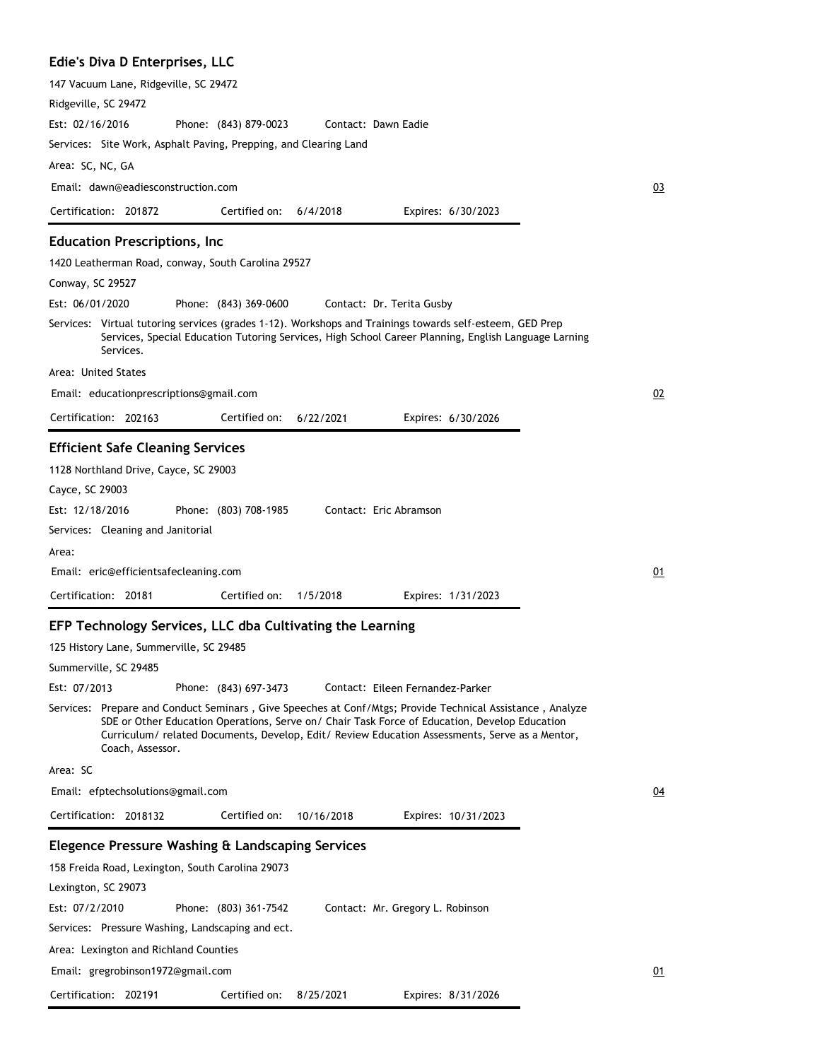### Edie's Diva D Enterprises, LLC

147 Vacuum Lane, Ridgeville, SC 29472

Ridgeville, SC 29472

Est: 02/16/2016 Phone: (843) 879-0023 Contact: Dawn Eadie

Services: Site Work, Asphalt Paving, Prepping, and Clearing Land

Area: SC, NC, GA

Email: dawn@eadiesconstruction.com

03

Certification: 201872 Certified on: 6/4/2018 Expires: 6/30/2023

---

### Education Prescriptions, Inc

1420 Leatherman Road, conway, South Carolina 29527

Conway, SC 29527

Est: 06/01/2020 Phone: (843) 369-0600 Contact: Dr. Terita Gusby

Services: Virtual tutoring services (grades 1-12). Workshops and Trainings towards self-esteem, GED Prep Services, Special Education Tutoring Services, High School Career Planning, English Language Larning Services.

Area: United States

Email: educationprescriptions@gmail.com

02

Certification: 202163 Certified on: 6/22/2021 Expires: 6/30/2026

---

### Efficient Safe Cleaning Services

1128 Northland Drive, Cayce, SC 29003

Cayce, SC 29003

Est: 12/18/2016 Phone: (803) 708-1985 Contact: Eric Abramson

Services: Cleaning and Janitorial

Area:

Email: eric@efficientsafecleaning.com

01

Certification: 20181 Certified on: 1/5/2018 Expires: 1/31/2023

---

### EFP Technology Services, LLC dba Cultivating the Learning

125 History Lane, Summerville, SC 29485

Summerville, SC 29485

Est: 07/2013 Phone: (843) 697-3473 Contact: Eileen Fernandez-Parker

Services: Prepare and Conduct Seminars , Give Speeches at Conf/Mtgs; Provide Technical Assistance , Analyze SDE or Other Education Operations, Serve on/ Chair Task Force of Education, Develop Education Curriculum/ related Documents, Develop, Edit/ Review Education Assessments, Serve as a Mentor, Coach, Assessor.

Area: SC

Email: efptechsolutions@gmail.com

04

Certification: 2018132 Certified on: 10/16/2018 Expires: 10/31/2023

---

### Elegence Pressure Washing & Landscaping Services

158 Freida Road, Lexington, South Carolina 29073

Lexington, SC 29073

Est: 07/2/2010 Phone: (803) 361-7542 Contact: Mr. Gregory L. Robinson

Services: Pressure Washing, Landscaping and ect.

Area: Lexington and Richland Counties

Email: gregrobinson1972@gmail.com

01

Certification: 202191 Certified on: 8/25/2021 Expires: 8/31/2026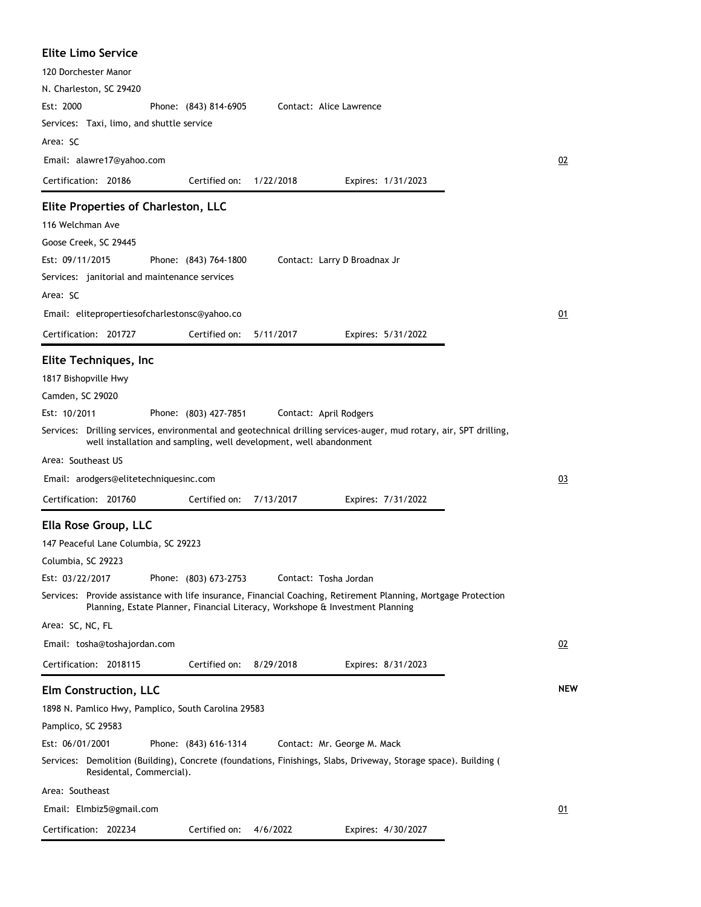### Elite Limo Service

120 Dorchester Manor

N. Charleston, SC 29420

Est: 2000 Phone: (843) 814-6905 Contact: Alice Lawrence

Services: Taxi, limo, and shuttle service

Area: SC

Email: alawre17@yahoo.com

02

Certification: 20186 Certified on: 1/22/2018 Expires: 1/31/2023

---

### Elite Properties of Charleston, LLC

116 Welchman Ave

Goose Creek, SC 29445

Est: 09/11/2015 Phone: (843) 764-1800 Contact: Larry D Broadnax Jr

Services: janitorial and maintenance services

Area: SC

Email: elitepropertiesofcharlestonsc@yahoo.co

01

Certification: 201727 Certified on: 5/11/2017 Expires: 5/31/2022

---

### Elite Techniques, Inc

1817 Bishopville Hwy

Camden, SC 29020

Est: 10/2011 Phone: (803) 427-7851 Contact: April Rodgers

Services: Drilling services, environmental and geotechnical drilling services-auger, mud rotary, air, SPT drilling, well installation and sampling, well development, well abandonment

Area: Southeast US

Email: arodgers@elitetechniquesinc.com

03

Certification: 201760 Certified on: 7/13/2017 Expires: 7/31/2022

---

### Ella Rose Group, LLC

147 Peaceful Lane Columbia, SC 29223

Columbia, SC 29223

Est: 03/22/2017 Phone: (803) 673-2753 Contact: Tosha Jordan

Services: Provide assistance with life insurance, Financial Coaching, Retirement Planning, Mortgage Protection Planning, Estate Planner, Financial Literacy, Workshope & Investment Planning

Area: SC, NC, FL

Email: tosha@toshajordan.com

02

Certification: 2018115 Certified on: 8/29/2018 Expires: 8/31/2023

---

### Elm Construction, LLC

**NEW**

1898 N. Pamlico Hwy, Pamplico, South Carolina 29583

Pamplico, SC 29583

Est: 06/01/2001 Phone: (843) 616-1314 Contact: Mr. George M. Mack

Services: Demolition (Building), Concrete (foundations, Finishings, Slabs, Driveway, Storage space). Building ( Residental, Commercial).

Area: Southeast

Email: Elmbiz5@gmail.com

01

Certification: 202234 Certified on: 4/6/2022 Expires: 4/30/2027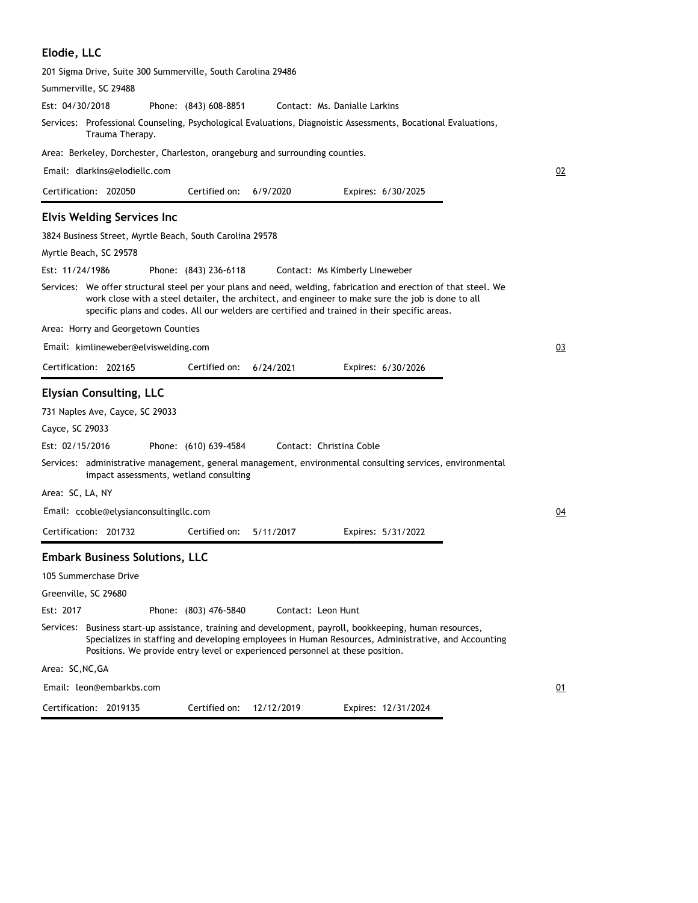### Elodie, LLC

201 Sigma Drive, Suite 300 Summerville, South Carolina 29486

Summerville, SC 29488

Est: 04/30/2018 Phone: (843) 608-8851 Contact: Ms. Danialle Larkins

Services: Professional Counseling, Psychological Evaluations, Diagnoistic Assessments, Bocational Evaluations, Trauma Therapy.

Area: Berkeley, Dorchester, Charleston, orangeburg and surrounding counties.

Email: dlarkins@elodiellc.com

02

Certification: 202050 Certified on: 6/9/2020 Expires: 6/30/2025

---

### Elvis Welding Services Inc

3824 Business Street, Myrtle Beach, South Carolina 29578

Myrtle Beach, SC 29578

Est: 11/24/1986 Phone: (843) 236-6118 Contact: Ms Kimberly Lineweber

Services: We offer structural steel per your plans and need, welding, fabrication and erection of that steel. We work close with a steel detailer, the architect, and engineer to make sure the job is done to all specific plans and codes. All our welders are certified and trained in their specific areas.

Area: Horry and Georgetown Counties

Email: kimlineweber@elviswelding.com

03

Certification: 202165 Certified on: 6/24/2021 Expires: 6/30/2026

---

### Elysian Consulting, LLC

731 Naples Ave, Cayce, SC 29033

Cayce, SC 29033

Est: 02/15/2016 Phone: (610) 639-4584 Contact: Christina Coble

Services: administrative management, general management, environmental consulting services, environmental impact assessments, wetland consulting

Area: SC, LA, NY

Email: ccoble@elysianconsultingllc.com

04

Certification: 201732 Certified on: 5/11/2017 Expires: 5/31/2022

---

### Embark Business Solutions, LLC

105 Summerchase Drive

Greenville, SC 29680

Est: 2017 Phone: (803) 476-5840 Contact: Leon Hunt

Services: Business start-up assistance, training and development, payroll, bookkeeping, human resources, Specializes in staffing and developing employees in Human Resources, Administrative, and Accounting Positions. We provide entry level or experienced personnel at these position.

Area: SC,NC,GA

Email: leon@embarkbs.com

01

Certification: 2019135 Certified on: 12/12/2019 Expires: 12/31/2024

---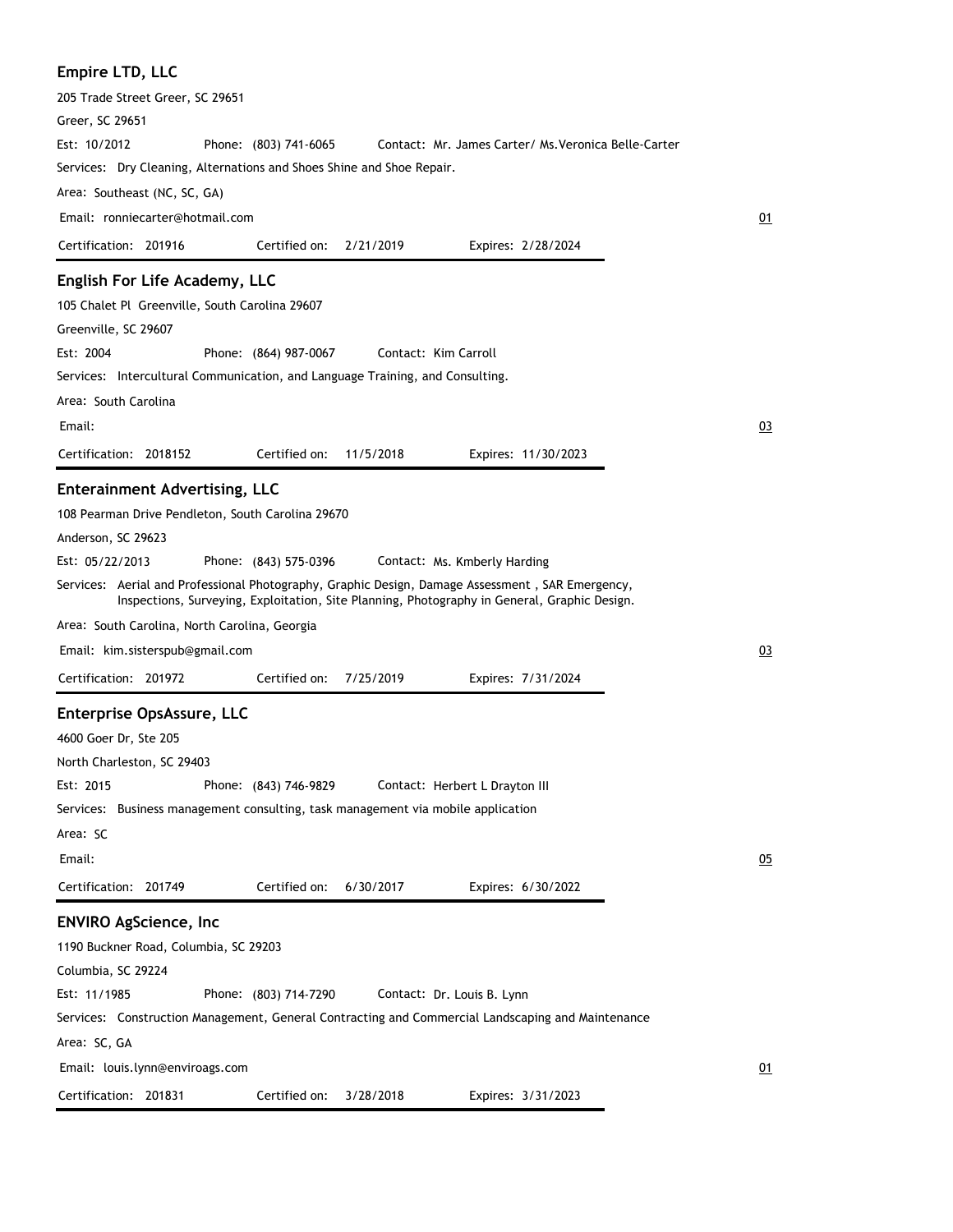### Empire LTD, LLC

205 Trade Street Greer, SC 29651

Greer, SC 29651

Est: 10/2012 Phone: (803) 741-6065 Contact: Mr. James Carter/ Ms.Veronica Belle-Carter

Services: Dry Cleaning, Alternations and Shoes Shine and Shoe Repair.

Area: Southeast (NC, SC, GA)

Email: ronniecarter@hotmail.com 01

Certification: 201916 Certified on: 2/21/2019 Expires: 2/28/2024

---

### English For Life Academy, LLC

105 Chalet Pl Greenville, South Carolina 29607

Greenville, SC 29607

Est: 2004 Phone: (864) 987-0067 Contact: Kim Carroll

Services: Intercultural Communication, and Language Training, and Consulting.

Area: South Carolina

Email: 03

Certification: 2018152 Certified on: 11/5/2018 Expires: 11/30/2023

---

### Enterainment Advertising, LLC

108 Pearman Drive Pendleton, South Carolina 29670

Anderson, SC 29623

Est: 05/22/2013 Phone: (843) 575-0396 Contact: Ms. Kmberly Harding

Services: Aerial and Professional Photography, Graphic Design, Damage Assessment , SAR Emergency, Inspections, Surveying, Exploitation, Site Planning, Photography in General, Graphic Design.

Area: South Carolina, North Carolina, Georgia

Email: kim.sisterspub@gmail.com 03

Certification: 201972 Certified on: 7/25/2019 Expires: 7/31/2024

---

### Enterprise OpsAssure, LLC

4600 Goer Dr, Ste 205

North Charleston, SC 29403

Est: 2015 Phone: (843) 746-9829 Contact: Herbert L Drayton III

Services: Business management consulting, task management via mobile application

Area: SC

Email: 05

Certification: 201749 Certified on: 6/30/2017 Expires: 6/30/2022

---

### ENVIRO AgScience, Inc

1190 Buckner Road, Columbia, SC 29203

Columbia, SC 29224

Est: 11/1985 Phone: (803) 714-7290 Contact: Dr. Louis B. Lynn

Services: Construction Management, General Contracting and Commercial Landscaping and Maintenance

Area: SC, GA

Email: louis.lynn@enviroags.com 01

Certification: 201831 Certified on: 3/28/2018 Expires: 3/31/2023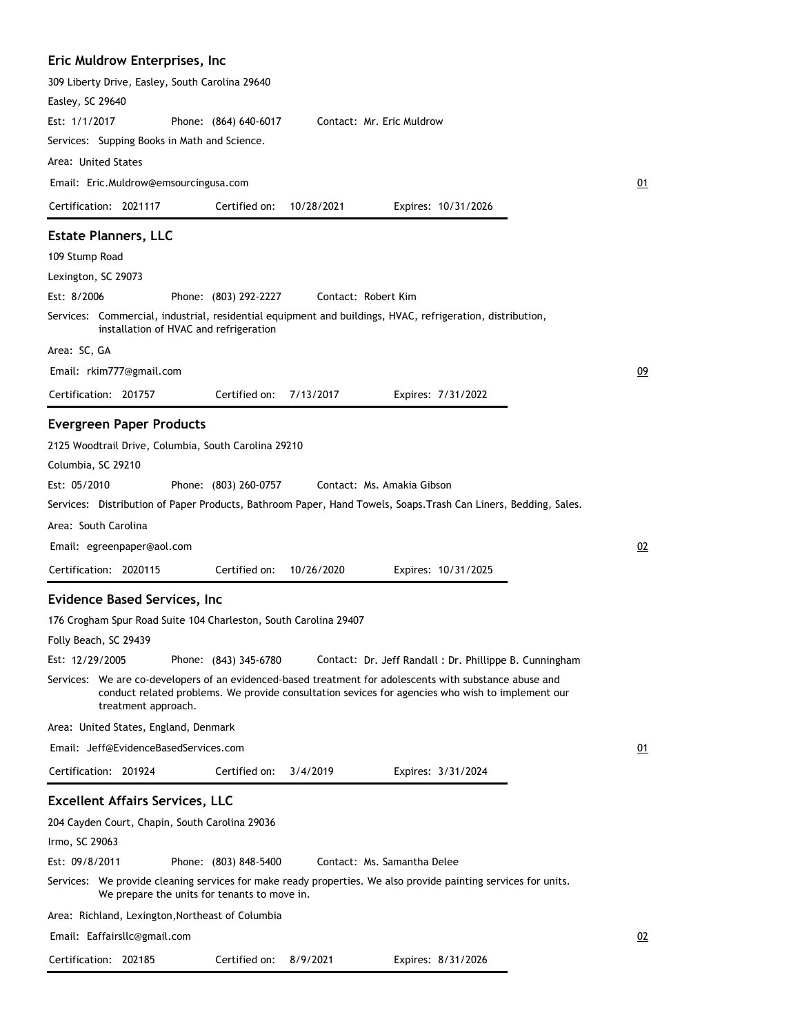## Eric Muldrow Enterprises, Inc

309 Liberty Drive, Easley, South Carolina 29640

Easley, SC 29640

Est: 1/1/2017 Phone: (864) 640-6017 Contact: Mr. Eric Muldrow

Services: Supping Books in Math and Science.

Area: United States

Email: Eric.Muldrow@emsourcingusa.com 01

Certification: 2021117 Certified on: 10/28/2021 Expires: 10/31/2026

---

## Estate Planners, LLC

109 Stump Road

Lexington, SC 29073

Est: 8/2006 Phone: (803) 292-2227 Contact: Robert Kim

Services: Commercial, industrial, residential equipment and buildings, HVAC, refrigeration, distribution, installation of HVAC and refrigeration

Area: SC, GA

Email: rkim777@gmail.com 09

Certification: 201757 Certified on: 7/13/2017 Expires: 7/31/2022

---

## Evergreen Paper Products

2125 Woodtrail Drive, Columbia, South Carolina 29210

Columbia, SC 29210

Est: 05/2010 Phone: (803) 260-0757 Contact: Ms. Amakia Gibson

Services: Distribution of Paper Products, Bathroom Paper, Hand Towels, Soaps.Trash Can Liners, Bedding, Sales.

Area: South Carolina

Email: egreenpaper@aol.com 02

Certification: 2020115 Certified on: 10/26/2020 Expires: 10/31/2025

---

## Evidence Based Services, Inc

176 Crogham Spur Road Suite 104 Charleston, South Carolina 29407

Folly Beach, SC 29439

Est: 12/29/2005 Phone: (843) 345-6780 Contact: Dr. Jeff Randall : Dr. Phillippe B. Cunningham

Services: We are co-developers of an evidenced-based treatment for adolescents with substance abuse and conduct related problems. We provide consultation sevices for agencies who wish to implement our treatment approach.

Area: United States, England, Denmark

Email: Jeff@EvidenceBasedServices.com 01

Certification: 201924 Certified on: 3/4/2019 Expires: 3/31/2024

---

## Excellent Affairs Services, LLC

204 Cayden Court, Chapin, South Carolina 29036

Irmo, SC 29063

Est: 09/8/2011 Phone: (803) 848-5400 Contact: Ms. Samantha Delee

Services: We provide cleaning services for make ready properties. We also provide painting services for units. We prepare the units for tenants to move in.

Area: Richland, Lexington,Northeast of Columbia

Email: Eaffairsllc@gmail.com 02

Certification: 202185 Certified on: 8/9/2021 Expires: 8/31/2026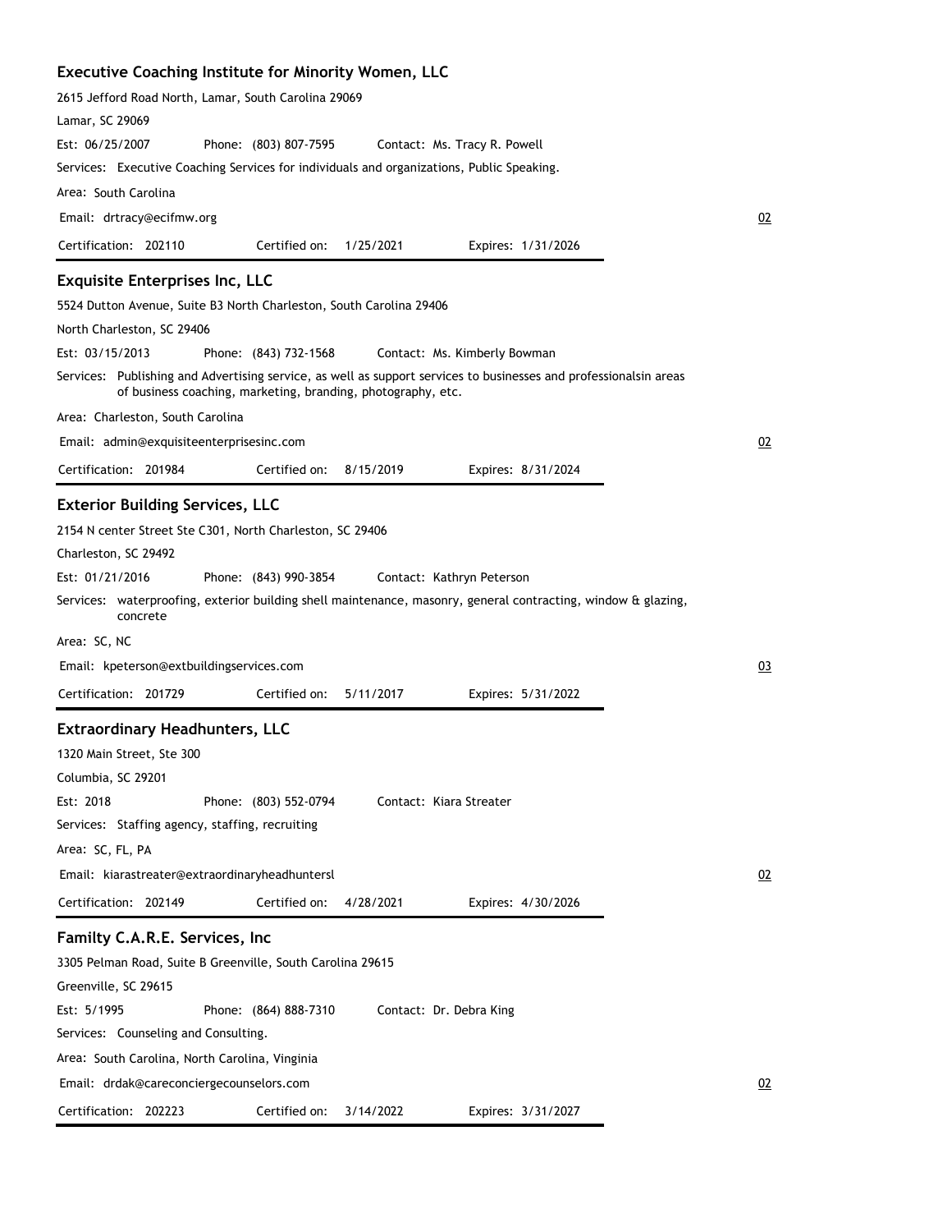### Executive Coaching Institute for Minority Women, LLC

2615 Jefford Road North, Lamar, South Carolina 29069

Lamar, SC 29069

Est: 06/25/2007 Phone: (803) 807-7595 Contact: Ms. Tracy R. Powell

Services: Executive Coaching Services for individuals and organizations, Public Speaking.

Area: South Carolina

Email: drtracy@ecifmw.org

02

Certification: 202110 Certified on: 1/25/2021 Expires: 1/31/2026

### Exquisite Enterprises Inc, LLC

5524 Dutton Avenue, Suite B3 North Charleston, South Carolina 29406

North Charleston, SC 29406

Est: 03/15/2013 Phone: (843) 732-1568 Contact: Ms. Kimberly Bowman

Services: Publishing and Advertising service, as well as support services to businesses and professionalsin areas of business coaching, marketing, branding, photography, etc.

Area: Charleston, South Carolina

Email: admin@exquisiteenterprisesinc.com

02

Certification: 201984 Certified on: 8/15/2019 Expires: 8/31/2024

### Exterior Building Services, LLC

2154 N center Street Ste C301, North Charleston, SC 29406

Charleston, SC 29492

Est: 01/21/2016 Phone: (843) 990-3854 Contact: Kathryn Peterson

Services: waterproofing, exterior building shell maintenance, masonry, general contracting, window & glazing, concrete

Area: SC, NC

Email: kpeterson@extbuildingservices.com

03

Certification: 201729 Certified on: 5/11/2017 Expires: 5/31/2022

### Extraordinary Headhunters, LLC

1320 Main Street, Ste 300

Columbia, SC 29201

Est: 2018 Phone: (803) 552-0794 Contact: Kiara Streater

Services: Staffing agency, staffing, recruiting

Area: SC, FL, PA

Email: kiarastreater@extraordinaryheadhuntersl

02

Certification: 202149 Certified on: 4/28/2021 Expires: 4/30/2026

### Familty C.A.R.E. Services, Inc

3305 Pelman Road, Suite B Greenville, South Carolina 29615

Greenville, SC 29615

Est: 5/1995 Phone: (864) 888-7310 Contact: Dr. Debra King

Services: Counseling and Consulting.

Area: South Carolina, North Carolina, Vinginia

Email: drdak@careconciergecounselors.com

02

Certification: 202223 Certified on: 3/14/2022 Expires: 3/31/2027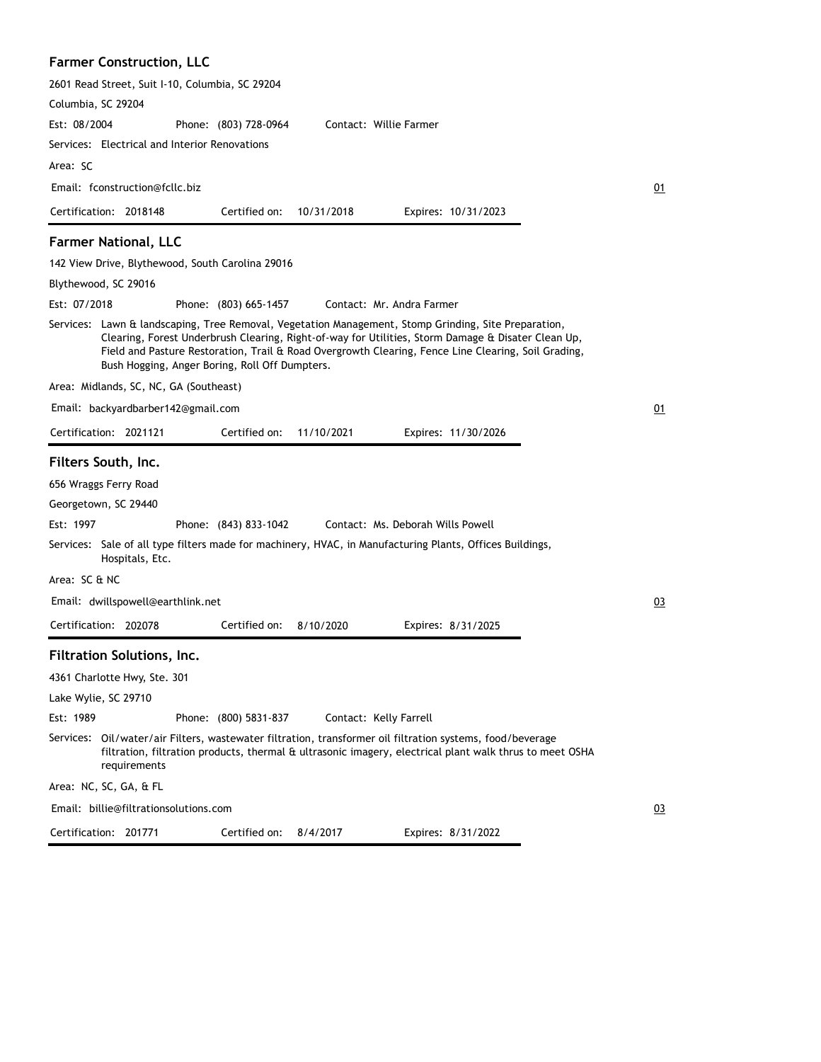## Farmer Construction, LLC

2601 Read Street, Suit I-10, Columbia, SC 29204

Columbia, SC 29204

Est: 08/2004 Phone: (803) 728-0964 Contact: Willie Farmer

Services: Electrical and Interior Renovations

Area: SC

Email: fconstruction@fcllc.biz 01

Certification: 2018148 Certified on: 10/31/2018 Expires: 10/31/2023

## Farmer National, LLC

142 View Drive, Blythewood, South Carolina 29016

Blythewood, SC 29016

Est: 07/2018 Phone: (803) 665-1457 Contact: Mr. Andra Farmer

Services: Lawn & landscaping, Tree Removal, Vegetation Management, Stomp Grinding, Site Preparation, Clearing, Forest Underbrush Clearing, Right-of-way for Utilities, Storm Damage & Disater Clean Up, Field and Pasture Restoration, Trail & Road Overgrowth Clearing, Fence Line Clearing, Soil Grading, Bush Hogging, Anger Boring, Roll Off Dumpters.

Area: Midlands, SC, NC, GA (Southeast)

Email: backyardbarber142@gmail.com 01

Certification: 2021121 Certified on: 11/10/2021 Expires: 11/30/2026

## Filters South, Inc.

656 Wraggs Ferry Road

Georgetown, SC 29440

Est: 1997 Phone: (843) 833-1042 Contact: Ms. Deborah Wills Powell

Services: Sale of all type filters made for machinery, HVAC, in Manufacturing Plants, Offices Buildings, Hospitals, Etc.

Area: SC & NC

Email: dwillspowell@earthlink.net 03

Certification: 202078 Certified on: 8/10/2020 Expires: 8/31/2025

## Filtration Solutions, Inc.

4361 Charlotte Hwy, Ste. 301

Lake Wylie, SC 29710

Est: 1989 Phone: (800) 5831-837 Contact: Kelly Farrell

Services: Oil/water/air Filters, wastewater filtration, transformer oil filtration systems, food/beverage filtration, filtration products, thermal & ultrasonic imagery, electrical plant walk thrus to meet OSHA requirements

Area: NC, SC, GA, & FL

Email: billie@filtrationsolutions.com 03

Certification: 201771 Certified on: 8/4/2017 Expires: 8/31/2022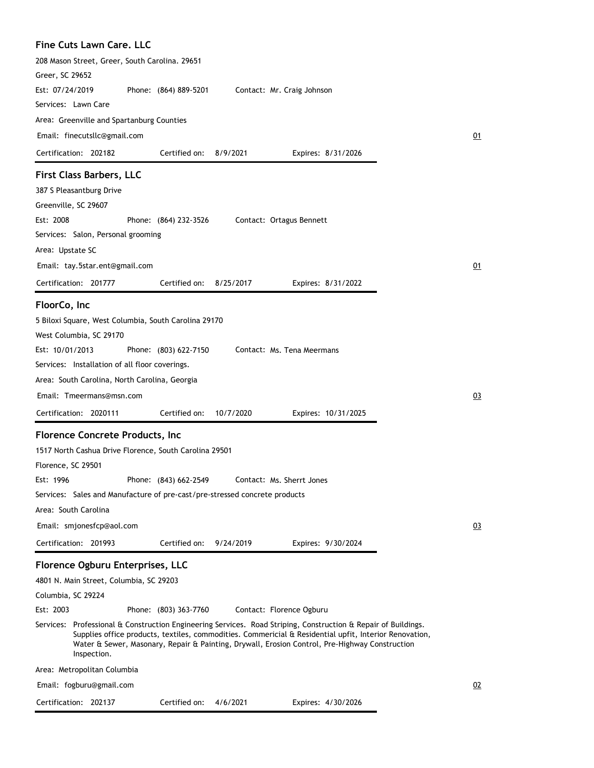**Fine Cuts Lawn Care. LLC**

208 Mason Street, Greer, South Carolina. 29651

Greer, SC 29652

Est: 07/24/2019 Phone: (864) 889-5201 Contact: Mr. Craig Johnson

Services: Lawn Care

Area: Greenville and Spartanburg Counties

Email: finecutsllc@gmail.com

01

Certification: 202182 Certified on: 8/9/2021 Expires: 8/31/2026

---

**First Class Barbers, LLC**

387 S Pleasantburg Drive

Greenville, SC 29607

Est: 2008 Phone: (864) 232-3526 Contact: Ortagus Bennett

Services: Salon, Personal grooming

Area: Upstate SC

Email: tay.5star.ent@gmail.com

01

Certification: 201777 Certified on: 8/25/2017 Expires: 8/31/2022

---

**FloorCo, Inc**

5 Biloxi Square, West Columbia, South Carolina 29170

West Columbia, SC 29170

Est: 10/01/2013 Phone: (803) 622-7150 Contact: Ms. Tena Meermans

Services: Installation of all floor coverings.

Area: South Carolina, North Carolina, Georgia

Email: Tmeermans@msn.com

03

Certification: 2020111 Certified on: 10/7/2020 Expires: 10/31/2025

---

**Florence Concrete Products, Inc**

1517 North Cashua Drive Florence, South Carolina 29501

Florence, SC 29501

Est: 1996 Phone: (843) 662-2549 Contact: Ms. Sherrt Jones

Services: Sales and Manufacture of pre-cast/pre-stressed concrete products

Area: South Carolina

Email: smjonesfcp@aol.com

03

Certification: 201993 Certified on: 9/24/2019 Expires: 9/30/2024

---

**Florence Ogburu Enterprises, LLC**

4801 N. Main Street, Columbia, SC 29203

Columbia, SC 29224

Est: 2003 Phone: (803) 363-7760 Contact: Florence Ogburu

Services: Professional & Construction Engineering Services. Road Striping, Construction & Repair of Buildings. Supplies office products, textiles, commodities. Commericial & Residential upfit, Interior Renovation, Water & Sewer, Masonary, Repair & Painting, Drywall, Erosion Control, Pre-Highway Construction Inspection.

Area: Metropolitan Columbia

Email: fogburu@gmail.com

02

Certification: 202137 Certified on: 4/6/2021 Expires: 4/30/2026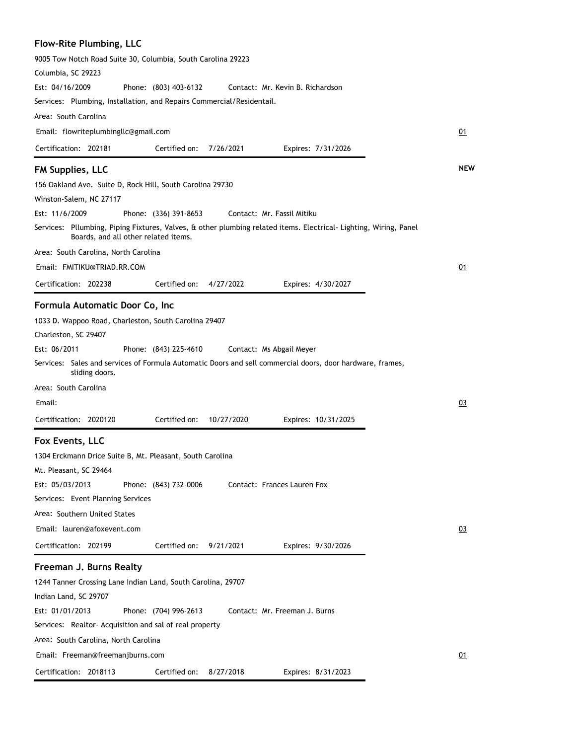## Flow-Rite Plumbing, LLC

9005 Tow Notch Road Suite 30, Columbia, South Carolina 29223

Columbia, SC 29223

Est: 04/16/2009 Phone: (803) 403-6132 Contact: Mr. Kevin B. Richardson

Services: Plumbing, Installation, and Repairs Commercial/Residentail.

Area: South Carolina

Email: flowriteplumbingllc@gmail.com

01

Certification: 202181 Certified on: 7/26/2021 Expires: 7/31/2026

## FM Supplies, LLC

NEW

156 Oakland Ave. Suite D, Rock Hill, South Carolina 29730

Winston-Salem, NC 27117

Est: 11/6/2009 Phone: (336) 391-8653 Contact: Mr. Fassil Mitiku

Services: Pllumbing, Piping Fixtures, Valves, & other plumbing related items. Electrical- Lighting, Wiring, Panel Boards, and all other related items.

Area: South Carolina, North Carolina

Email: FMITIKU@TRIAD.RR.COM

01

Certification: 202238 Certified on: 4/27/2022 Expires: 4/30/2027

## Formula Automatic Door Co, Inc

1033 D. Wappoo Road, Charleston, South Carolina 29407

Charleston, SC 29407

Est: 06/2011 Phone: (843) 225-4610 Contact: Ms Abgail Meyer

Services: Sales and services of Formula Automatic Doors and sell commercial doors, door hardware, frames, sliding doors.

Area: South Carolina

Email:

03

Certification: 2020120 Certified on: 10/27/2020 Expires: 10/31/2025

## Fox Events, LLC

1304 Erckmann Drice Suite B, Mt. Pleasant, South Carolina

Mt. Pleasant, SC 29464

Est: 05/03/2013 Phone: (843) 732-0006 Contact: Frances Lauren Fox

Services: Event Planning Services

Area: Southern United States

Email: lauren@afoxevent.com

03

Certification: 202199 Certified on: 9/21/2021 Expires: 9/30/2026

## Freeman J. Burns Realty

1244 Tanner Crossing Lane Indian Land, South Carolina, 29707

Indian Land, SC 29707

Est: 01/01/2013 Phone: (704) 996-2613 Contact: Mr. Freeman J. Burns

Services: Realtor- Acquisition and sal of real property

Area: South Carolina, North Carolina

Email: Freeman@freemanjburns.com

01

Certification: 2018113 Certified on: 8/27/2018 Expires: 8/31/2023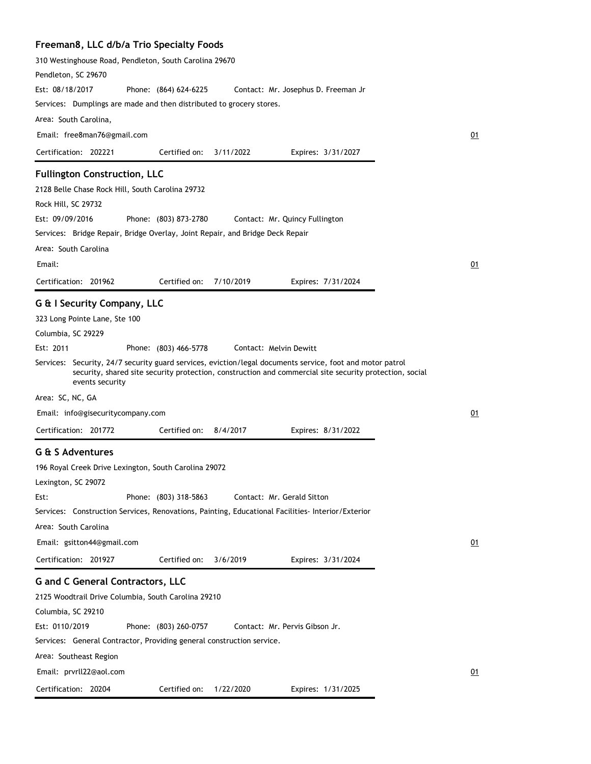## Freeman8, LLC d/b/a Trio Specialty Foods

310 Westinghouse Road, Pendleton, South Carolina 29670

Pendleton, SC 29670

Est: 08/18/2017 Phone: (864) 624-6225 Contact: Mr. Josephus D. Freeman Jr

Services: Dumplings are made and then distributed to grocery stores.

Area: South Carolina,

Email: free8man76@gmail.com

01

Certification: 202221 Certified on: 3/11/2022 Expires: 3/31/2027

## Fullington Construction, LLC

2128 Belle Chase Rock Hill, South Carolina 29732

Rock Hill, SC 29732

Est: 09/09/2016 Phone: (803) 873-2780 Contact: Mr. Quincy Fullington

Services: Bridge Repair, Bridge Overlay, Joint Repair, and Bridge Deck Repair

Area: South Carolina

Email:

01

Certification: 201962 Certified on: 7/10/2019 Expires: 7/31/2024

## G & I Security Company, LLC

323 Long Pointe Lane, Ste 100

Columbia, SC 29229

Est: 2011 Phone: (803) 466-5778 Contact: Melvin Dewitt

Services: Security, 24/7 security guard services, eviction/legal documents service, foot and motor patrol security, shared site security protection, construction and commercial site security protection, social events security

Area: SC, NC, GA

Email: info@gisecuritycompany.com

01

Certification: 201772 Certified on: 8/4/2017 Expires: 8/31/2022

## G & S Adventures

196 Royal Creek Drive Lexington, South Carolina 29072

Lexington, SC 29072

Est: Phone: (803) 318-5863 Contact: Mr. Gerald Sitton

Services: Construction Services, Renovations, Painting, Educational Facilities- Interior/Exterior

Area: South Carolina

Email: gsitton44@gmail.com

01

Certification: 201927 Certified on: 3/6/2019 Expires: 3/31/2024

## G and C General Contractors, LLC

2125 Woodtrail Drive Columbia, South Carolina 29210

Columbia, SC 29210

Est: 0110/2019 Phone: (803) 260-0757 Contact: Mr. Pervis Gibson Jr.

Services: General Contractor, Providing general construction service.

Area: Southeast Region

Email: prvrll22@aol.com

01

Certification: 20204 Certified on: 1/22/2020 Expires: 1/31/2025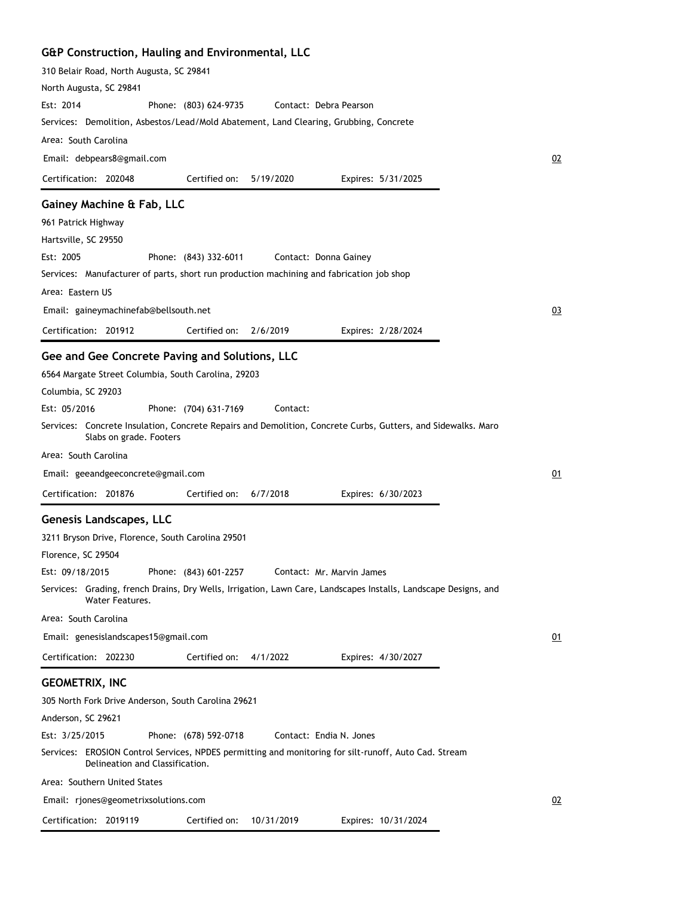## G&P Construction, Hauling and Environmental, LLC

310 Belair Road, North Augusta, SC 29841

North Augusta, SC 29841

Est: 2014 Phone: (803) 624-9735 Contact: Debra Pearson

Services: Demolition, Asbestos/Lead/Mold Abatement, Land Clearing, Grubbing, Concrete

Area: South Carolina

Email: debpears8@gmail.com 02

Certification: 202048 Certified on: 5/19/2020 Expires: 5/31/2025

## Gainey Machine & Fab, LLC

961 Patrick Highway

Hartsville, SC 29550

Est: 2005 Phone: (843) 332-6011 Contact: Donna Gainey

Services: Manufacturer of parts, short run production machining and fabrication job shop

Area: Eastern US

Email: gaineymachinefab@bellsouth.net 03

Certification: 201912 Certified on: 2/6/2019 Expires: 2/28/2024

## Gee and Gee Concrete Paving and Solutions, LLC

6564 Margate Street Columbia, South Carolina, 29203

Columbia, SC 29203

Est: 05/2016 Phone: (704) 631-7169 Contact:

Services: Concrete Insulation, Concrete Repairs and Demolition, Concrete Curbs, Gutters, and Sidewalks. Maro Slabs on grade. Footers

Area: South Carolina

Email: geeandgeeconcrete@gmail.com 01

Certification: 201876 Certified on: 6/7/2018 Expires: 6/30/2023

## Genesis Landscapes, LLC

3211 Bryson Drive, Florence, South Carolina 29501

Florence, SC 29504

Est: 09/18/2015 Phone: (843) 601-2257 Contact: Mr. Marvin James

Services: Grading, french Drains, Dry Wells, Irrigation, Lawn Care, Landscapes Installs, Landscape Designs, and Water Features.

Area: South Carolina

Email: genesislandscapes15@gmail.com 01

Certification: 202230 Certified on: 4/1/2022 Expires: 4/30/2027

## GEOMETRIX, INC

305 North Fork Drive Anderson, South Carolina 29621

Anderson, SC 29621

Est: 3/25/2015 Phone: (678) 592-0718 Contact: Endia N. Jones

Services: EROSION Control Services, NPDES permitting and monitoring for silt-runoff, Auto Cad. Stream Delineation and Classification.

Area: Southern United States

Email: rjones@geometrixsolutions.com 02

Certification: 2019119 Certified on: 10/31/2019 Expires: 10/31/2024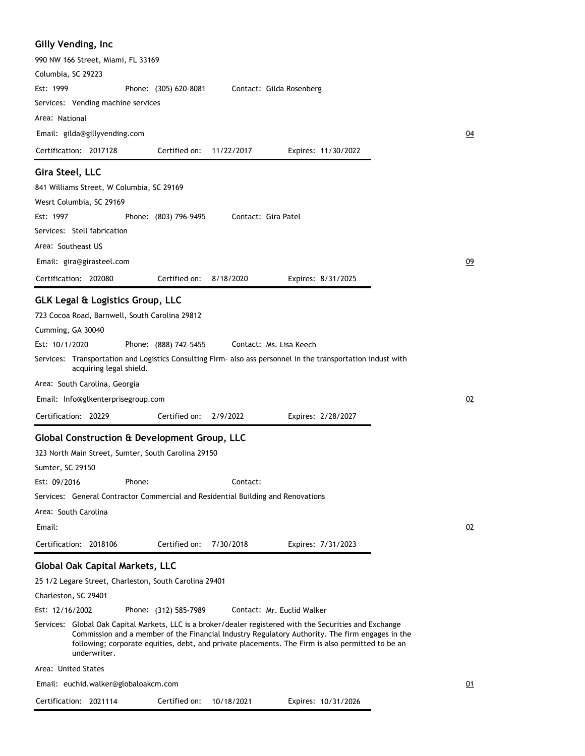## Gilly Vending, Inc

990 NW 166 Street, Miami, FL 33169

Columbia, SC 29223

Est: 1999 Phone: (305) 620-8081 Contact: Gilda Rosenberg

Services: Vending machine services

Area: National

Email: gilda@gillyvending.com

04

Certification: 2017128 Certified on: 11/22/2017 Expires: 11/30/2022

## Gira Steel, LLC

841 Williams Street, W Columbia, SC 29169

Wesrt Columbia, SC 29169

Est: 1997 Phone: (803) 796-9495 Contact: Gira Patel

Services: Stell fabrication

Area: Southeast US

Email: gira@girasteel.com

09

Certification: 202080 Certified on: 8/18/2020 Expires: 8/31/2025

## GLK Legal & Logistics Group, LLC

723 Cocoa Road, Barnwell, South Carolina 29812

Cumming, GA 30040

Est: 10/1/2020 Phone: (888) 742-5455 Contact: Ms. Lisa Keech

Services: Transportation and Logistics Consulting Firm- also ass personnel in the transportation indust with acquiring legal shield.

Area: South Carolina, Georgia

Email: Info@glkenterprisegroup.com

02

Certification: 20229 Certified on: 2/9/2022 Expires: 2/28/2027

## Global Construction & Development Group, LLC

323 North Main Street, Sumter, South Carolina 29150

Sumter, SC 29150

Est: 09/2016 Phone: Contact:

Services: General Contractor Commercial and Residential Building and Renovations

Area: South Carolina

Email:

02

Certification: 2018106 Certified on: 7/30/2018 Expires: 7/31/2023

## Global Oak Capital Markets, LLC

25 1/2 Legare Street, Charleston, South Carolina 29401

Charleston, SC 29401

Est: 12/16/2002 Phone: (312) 585-7989 Contact: Mr. Euclid Walker

Services: Global Oak Capital Markets, LLC is a broker/dealer registered with the Securities and Exchange Commission and a member of the Financial Industry Regulatory Authority. The firm engages in the following; corporate equities, debt, and private placements. The Firm is also permitted to be an underwriter.

Area: United States

Email: euchid.walker@globaloakcm.com

01

Certification: 2021114 Certified on: 10/18/2021 Expires: 10/31/2026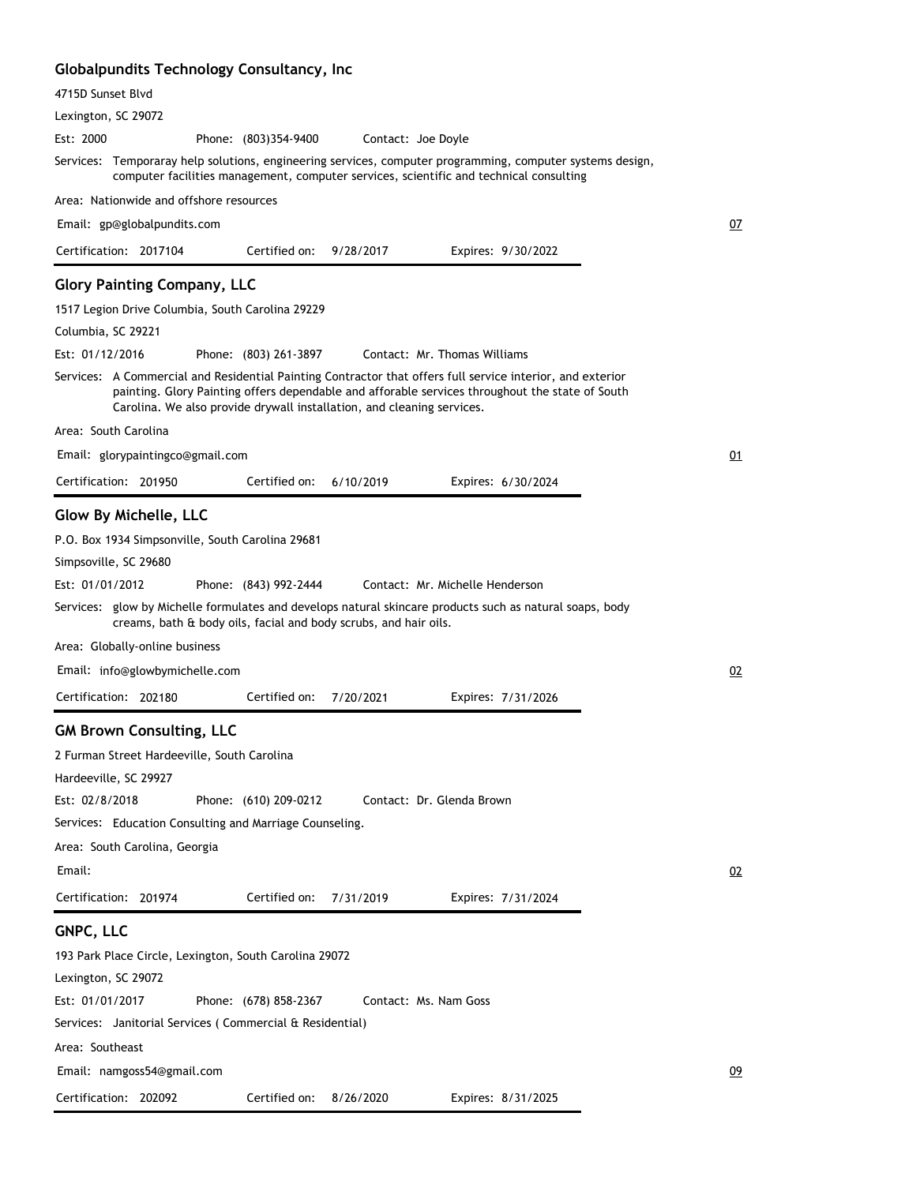### Globalpundits Technology Consultancy, Inc

4715D Sunset Blvd

Lexington, SC 29072

Est: 2000 Phone: (803)354-9400 Contact: Joe Doyle

Services: Temporaray help solutions, engineering services, computer programming, computer systems design, computer facilities management, computer services, scientific and technical consulting

Area: Nationwide and offshore resources

Email: gp@globalpundits.com 07

Certification: 2017104 Certified on: 9/28/2017 Expires: 9/30/2022

---

### Glory Painting Company, LLC

1517 Legion Drive Columbia, South Carolina 29229

Columbia, SC 29221

Est: 01/12/2016 Phone: (803) 261-3897 Contact: Mr. Thomas Williams

Services: A Commercial and Residential Painting Contractor that offers full service interior, and exterior painting. Glory Painting offers dependable and afforable services throughout the state of South Carolina. We also provide drywall installation, and cleaning services.

Area: South Carolina

Email: glorypaintingco@gmail.com 01

Certification: 201950 Certified on: 6/10/2019 Expires: 6/30/2024

---

### Glow By Michelle, LLC

P.O. Box 1934 Simpsonville, South Carolina 29681

Simpsoville, SC 29680

Est: 01/01/2012 Phone: (843) 992-2444 Contact: Mr. Michelle Henderson

Services: glow by Michelle formulates and develops natural skincare products such as natural soaps, body creams, bath & body oils, facial and body scrubs, and hair oils.

Area: Globally-online business

Email: info@glowbymichelle.com 02

Certification: 202180 Certified on: 7/20/2021 Expires: 7/31/2026

---

### GM Brown Consulting, LLC

2 Furman Street Hardeeville, South Carolina

Hardeeville, SC 29927

Est: 02/8/2018 Phone: (610) 209-0212 Contact: Dr. Glenda Brown

Services: Education Consulting and Marriage Counseling.

Area: South Carolina, Georgia

Email: 02

Certification: 201974 Certified on: 7/31/2019 Expires: 7/31/2024

---

### GNPC, LLC

193 Park Place Circle, Lexington, South Carolina 29072

Lexington, SC 29072

Est: 01/01/2017 Phone: (678) 858-2367 Contact: Ms. Nam Goss

Services: Janitorial Services ( Commercial & Residential)

Area: Southeast

Email: namgoss54@gmail.com 09

Certification: 202092 Certified on: 8/26/2020 Expires: 8/31/2025

---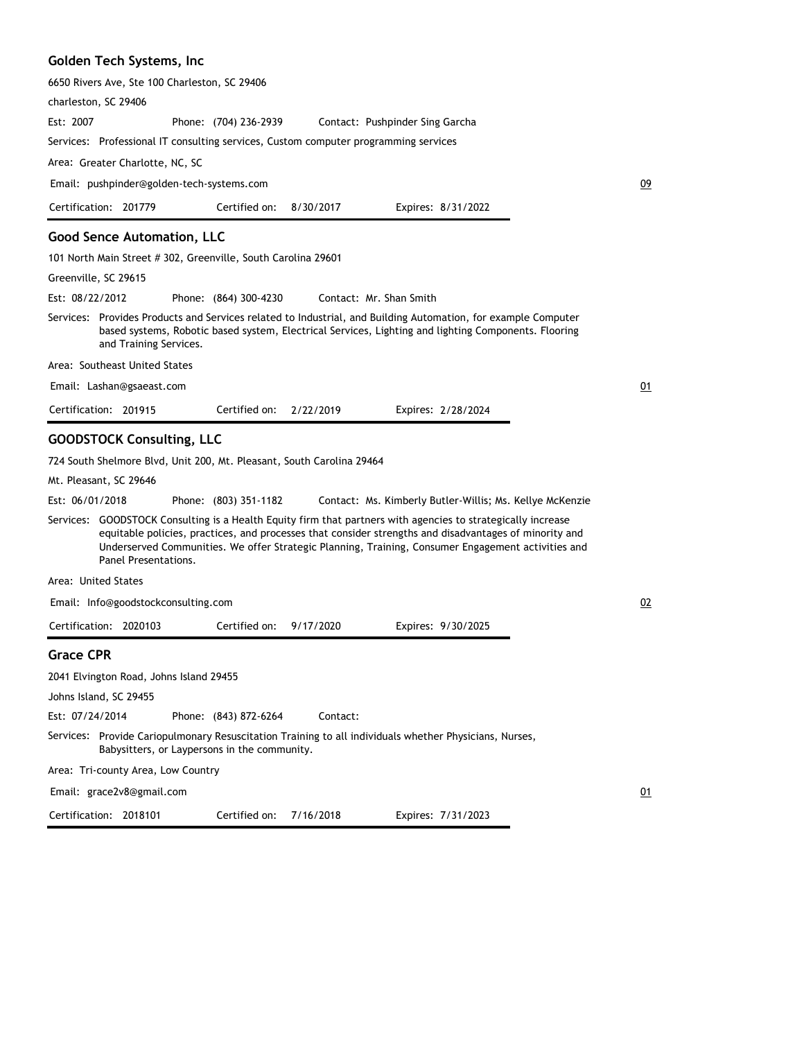### Golden Tech Systems, Inc

6650 Rivers Ave, Ste 100 Charleston, SC 29406

charleston, SC 29406

Est: 2007 Phone: (704) 236-2939 Contact: Pushpinder Sing Garcha

Services: Professional IT consulting services, Custom computer programming services

Area: Greater Charlotte, NC, SC

Email: pushpinder@golden-tech-systems.com

09

Certification: 201779 Certified on: 8/30/2017 Expires: 8/31/2022

---

### Good Sence Automation, LLC

101 North Main Street # 302, Greenville, South Carolina 29601

Greenville, SC 29615

Est: 08/22/2012 Phone: (864) 300-4230 Contact: Mr. Shan Smith

Services: Provides Products and Services related to Industrial, and Building Automation, for example Computer based systems, Robotic based system, Electrical Services, Lighting and lighting Components. Flooring and Training Services.

Area: Southeast United States

Email: Lashan@gsaeast.com

01

Certification: 201915 Certified on: 2/22/2019 Expires: 2/28/2024

---

### GOODSTOCK Consulting, LLC

724 South Shelmore Blvd, Unit 200, Mt. Pleasant, South Carolina 29464

Mt. Pleasant, SC 29646

Est: 06/01/2018 Phone: (803) 351-1182 Contact: Ms. Kimberly Butler-Willis; Ms. Kellye McKenzie

Services: GOODSTOCK Consulting is a Health Equity firm that partners with agencies to strategically increase equitable policies, practices, and processes that consider strengths and disadvantages of minority and Underserved Communities. We offer Strategic Planning, Training, Consumer Engagement activities and Panel Presentations.

Area: United States

Email: Info@goodstockconsulting.com

02

Certification: 2020103 Certified on: 9/17/2020 Expires: 9/30/2025

---

### Grace CPR

2041 Elvington Road, Johns Island 29455

Johns Island, SC 29455

Est: 07/24/2014 Phone: (843) 872-6264 Contact:

Services: Provide Cariopulmonary Resuscitation Training to all individuals whether Physicians, Nurses, Babysitters, or Laypersons in the community.

Area: Tri-county Area, Low Country

Email: grace2v8@gmail.com

01

Certification: 2018101 Certified on: 7/16/2018 Expires: 7/31/2023

---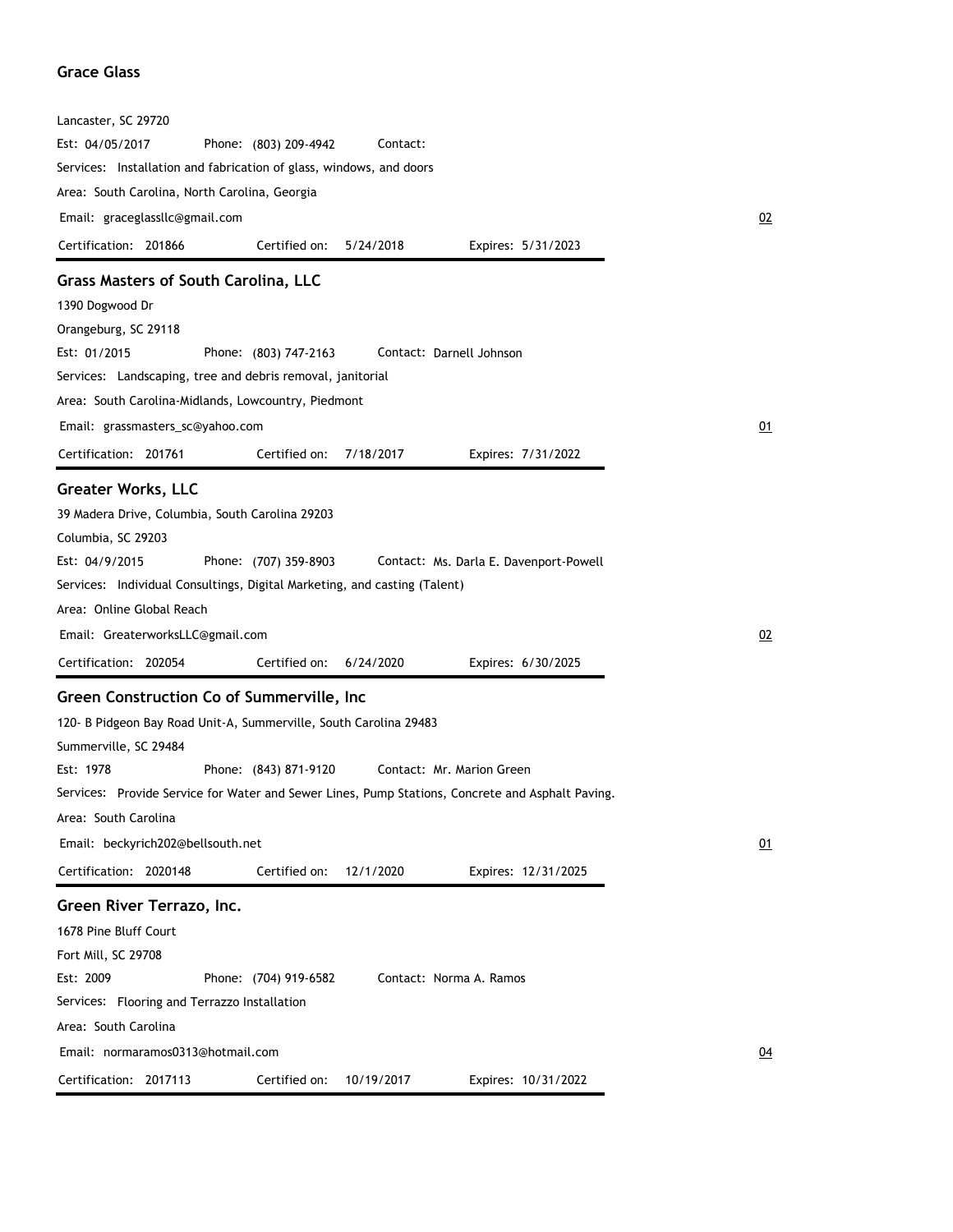### Grace Glass

Lancaster, SC 29720

Est: 04/05/2017 Phone: (803) 209-4942 Contact:

Services: Installation and fabrication of glass, windows, and doors

Area: South Carolina, North Carolina, Georgia

Email: graceglassllc@gmail.com

02

Certification: 201866 Certified on: 5/24/2018 Expires: 5/31/2023

---

### Grass Masters of South Carolina, LLC

1390 Dogwood Dr

Orangeburg, SC 29118

Est: 01/2015 Phone: (803) 747-2163 Contact: Darnell Johnson

Services: Landscaping, tree and debris removal, janitorial

Area: South Carolina-Midlands, Lowcountry, Piedmont

Email: grassmasters_sc@yahoo.com

01

Certification: 201761 Certified on: 7/18/2017 Expires: 7/31/2022

---

### Greater Works, LLC

39 Madera Drive, Columbia, South Carolina 29203

Columbia, SC 29203

Est: 04/9/2015 Phone: (707) 359-8903 Contact: Ms. Darla E. Davenport-Powell

Services: Individual Consultings, Digital Marketing, and casting (Talent)

Area: Online Global Reach

Email: GreaterworksLLC@gmail.com

02

Certification: 202054 Certified on: 6/24/2020 Expires: 6/30/2025

---

### Green Construction Co of Summerville, Inc

120- B Pidgeon Bay Road Unit-A, Summerville, South Carolina 29483

Summerville, SC 29484

Est: 1978 Phone: (843) 871-9120 Contact: Mr. Marion Green

Services: Provide Service for Water and Sewer Lines, Pump Stations, Concrete and Asphalt Paving.

Area: South Carolina

Email: beckyrich202@bellsouth.net

01

Certification: 2020148 Certified on: 12/1/2020 Expires: 12/31/2025

---

### Green River Terrazo, Inc.

1678 Pine Bluff Court

Fort Mill, SC 29708

Est: 2009 Phone: (704) 919-6582 Contact: Norma A. Ramos

Services: Flooring and Terrazzo Installation

Area: South Carolina

Email: normaramos0313@hotmail.com

04

Certification: 2017113 Certified on: 10/19/2017 Expires: 10/31/2022

---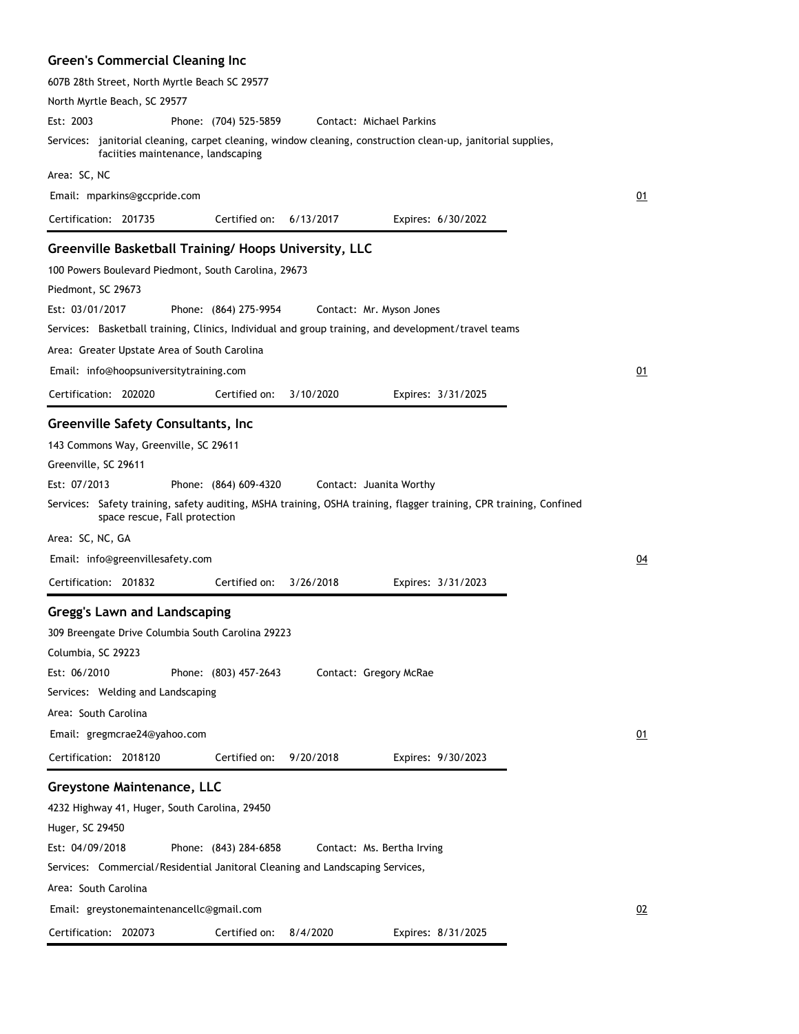### Green's Commercial Cleaning Inc

607B 28th Street, North Myrtle Beach SC 29577

North Myrtle Beach, SC 29577

Est: 2003 Phone: (704) 525-5859 Contact: Michael Parkins

Services: janitorial cleaning, carpet cleaning, window cleaning, construction clean-up, janitorial supplies, faciities maintenance, landscaping

Area: SC, NC

Email: mparkins@gccpride.com

01

Certification: 201735 Certified on: 6/13/2017 Expires: 6/30/2022

---

### Greenville Basketball Training/ Hoops University, LLC

100 Powers Boulevard Piedmont, South Carolina, 29673

Piedmont, SC 29673

Est: 03/01/2017 Phone: (864) 275-9954 Contact: Mr. Myson Jones

Services: Basketball training, Clinics, Individual and group training, and development/travel teams

Area: Greater Upstate Area of South Carolina

Email: info@hoopsuniversitytraining.com

01

Certification: 202020 Certified on: 3/10/2020 Expires: 3/31/2025

---

### Greenville Safety Consultants, Inc

143 Commons Way, Greenville, SC 29611

Greenville, SC 29611

Est: 07/2013 Phone: (864) 609-4320 Contact: Juanita Worthy

Services: Safety training, safety auditing, MSHA training, OSHA training, flagger training, CPR training, Confined space rescue, Fall protection

Area: SC, NC, GA

Email: info@greenvillesafety.com

04

Certification: 201832 Certified on: 3/26/2018 Expires: 3/31/2023

---

### Gregg's Lawn and Landscaping

309 Breengate Drive Columbia South Carolina 29223

Columbia, SC 29223

Est: 06/2010 Phone: (803) 457-2643 Contact: Gregory McRae

Services: Welding and Landscaping

Area: South Carolina

Email: gregmcrae24@yahoo.com

01

Certification: 2018120 Certified on: 9/20/2018 Expires: 9/30/2023

---

### Greystone Maintenance, LLC

4232 Highway 41, Huger, South Carolina, 29450

Huger, SC 29450

Est: 04/09/2018 Phone: (843) 284-6858 Contact: Ms. Bertha Irving

Services: Commercial/Residential Janitoral Cleaning and Landscaping Services,

Area: South Carolina

Email: greystonemaintenancellc@gmail.com

02

Certification: 202073 Certified on: 8/4/2020 Expires: 8/31/2025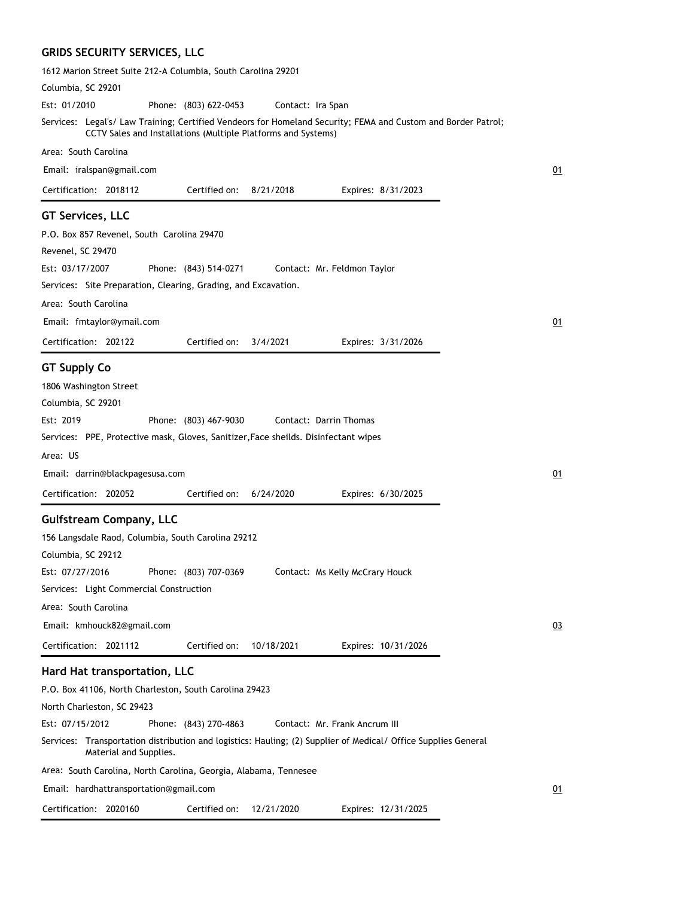### GRIDS SECURITY SERVICES, LLC

1612 Marion Street Suite 212-A Columbia, South Carolina 29201

Columbia, SC 29201

Est: 01/2010 Phone: (803) 622-0453 Contact: Ira Span

Services: Legal's/ Law Training; Certified Vendeors for Homeland Security; FEMA and Custom and Border Patrol; CCTV Sales and Installations (Multiple Platforms and Systems)

Area: South Carolina

Email: iralspan@gmail.com

01

Certification: 2018112 Certified on: 8/21/2018 Expires: 8/31/2023

---

### GT Services, LLC

P.O. Box 857 Revenel, South Carolina 29470

Revenel, SC 29470

Est: 03/17/2007 Phone: (843) 514-0271 Contact: Mr. Feldmon Taylor

Services: Site Preparation, Clearing, Grading, and Excavation.

Area: South Carolina

Email: fmtaylor@ymail.com

01

Certification: 202122 Certified on: 3/4/2021 Expires: 3/31/2026

---

### GT Supply Co

1806 Washington Street

Columbia, SC 29201

Est: 2019 Phone: (803) 467-9030 Contact: Darrin Thomas

Services: PPE, Protective mask, Gloves, Sanitizer,Face sheilds. Disinfectant wipes

Area: US

Email: darrin@blackpagesusa.com

01

Certification: 202052 Certified on: 6/24/2020 Expires: 6/30/2025

---

### Gulfstream Company, LLC

156 Langsdale Raod, Columbia, South Carolina 29212

Columbia, SC 29212

Est: 07/27/2016 Phone: (803) 707-0369 Contact: Ms Kelly McCrary Houck

Services: Light Commercial Construction

Area: South Carolina

Email: kmhouck82@gmail.com

03

Certification: 2021112 Certified on: 10/18/2021 Expires: 10/31/2026

---

### Hard Hat transportation, LLC

P.O. Box 41106, North Charleston, South Carolina 29423

North Charleston, SC 29423

Est: 07/15/2012 Phone: (843) 270-4863 Contact: Mr. Frank Ancrum III

Services: Transportation distribution and logistics: Hauling; (2) Supplier of Medical/ Office Supplies General Material and Supplies.

Area: South Carolina, North Carolina, Georgia, Alabama, Tennesee

Email: hardhattransportation@gmail.com

01

Certification: 2020160 Certified on: 12/21/2020 Expires: 12/31/2025

---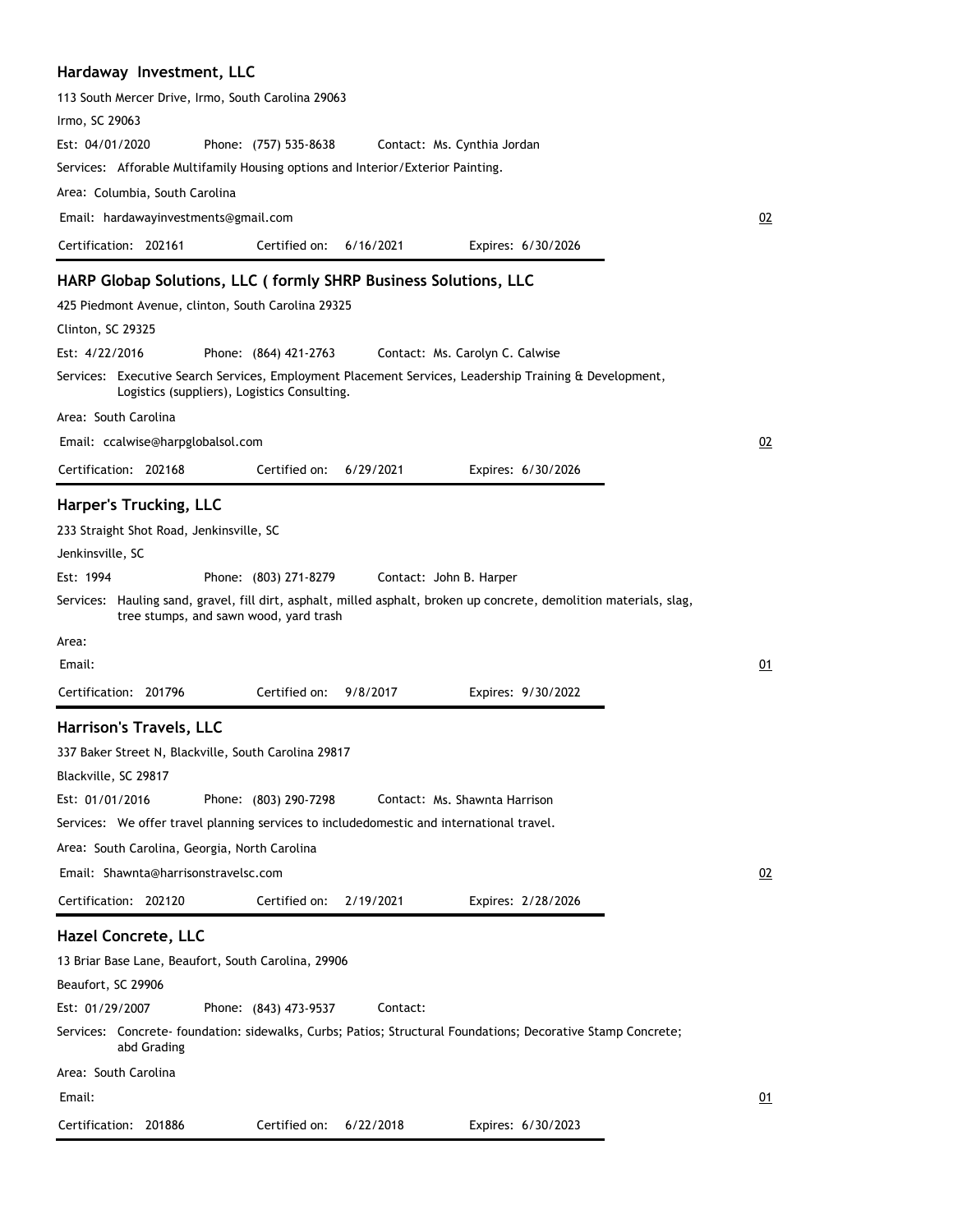### Hardaway  Investment, LLC

113 South Mercer Drive, Irmo, South Carolina 29063

Irmo, SC 29063

Est: 04/01/2020 Phone: (757) 535-8638 Contact: Ms. Cynthia Jordan

Services: Aforable Multifamily Housing options and Interior/Exterior Painting.

Area: Columbia, South Carolina

Email: hardawayinvestments@gmail.com

02

Certification: 202161 Certified on: 6/16/2021 Expires: 6/30/2026

---

### HARP Globap Solutions, LLC ( formly SHRP Business Solutions, LLC

425 Piedmont Avenue, clinton, South Carolina 29325

Clinton, SC 29325

Est: 4/22/2016 Phone: (864) 421-2763 Contact: Ms. Carolyn C. Calwise

Services: Executive Search Services, Employment Placement Services, Leadership Training & Development, Logistics (suppliers), Logistics Consulting.

Area: South Carolina

Email: ccalwise@harpglobalsol.com

02

Certification: 202168 Certified on: 6/29/2021 Expires: 6/30/2026

---

### Harper's Trucking, LLC

233 Straight Shot Road, Jenkinsville, SC

Jenkinsville, SC

Est: 1994 Phone: (803) 271-8279 Contact: John B. Harper

Services: Hauling sand, gravel, fill dirt, asphalt, milled asphalt, broken up concrete, demolition materials, slag, tree stumps, and sawn wood, yard trash

Area:

Email:

01

Certification: 201796 Certified on: 9/8/2017 Expires: 9/30/2022

---

### Harrison's Travels, LLC

337 Baker Street N, Blackville, South Carolina 29817

Blackville, SC 29817

Est: 01/01/2016 Phone: (803) 290-7298 Contact: Ms. Shawnta Harrison

Services: We offer travel planning services to includedomestic and international travel.

Area: South Carolina, Georgia, North Carolina

Email: Shawnta@harrisonstravelsc.com

02

Certification: 202120 Certified on: 2/19/2021 Expires: 2/28/2026

---

### Hazel Concrete, LLC

13 Briar Base Lane, Beaufort, South Carolina, 29906

Beaufort, SC 29906

Est: 01/29/2007 Phone: (843) 473-9537 Contact:

Services: Concrete- foundation: sidewalks, Curbs; Patios; Structural Foundations; Decorative Stamp Concrete; abd Grading

Area: South Carolina

Email:

01

Certification: 201886 Certified on: 6/22/2018 Expires: 6/30/2023

---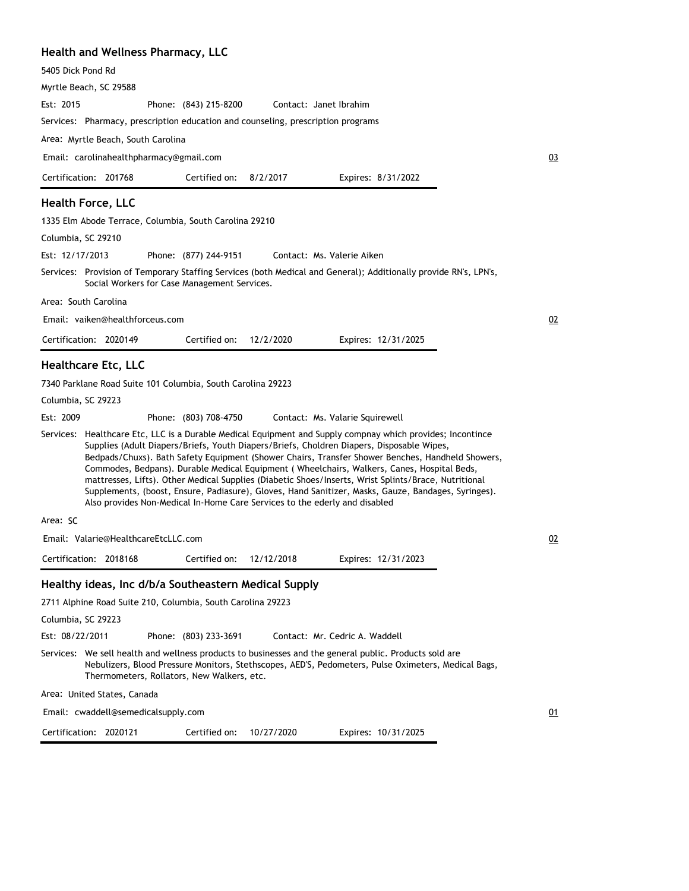### Health and Wellness Pharmacy, LLC

5405 Dick Pond Rd

Myrtle Beach, SC 29588

Est: 2015 Phone: (843) 215-8200 Contact: Janet Ibrahim

Services: Pharmacy, prescription education and counseling, prescription programs

Area: Myrtle Beach, South Carolina

Email: carolinahealthpharmacy@gmail.com

03

Certification: 201768 Certified on: 8/2/2017 Expires: 8/31/2022

### Health Force, LLC

1335 Elm Abode Terrace, Columbia, South Carolina 29210

Columbia, SC 29210

Est: 12/17/2013 Phone: (877) 244-9151 Contact: Ms. Valerie Aiken

Services: Provision of Temporary Staffing Services (both Medical and General); Additionally provide RN's, LPN's, Social Workers for Case Management Services.

Area: South Carolina

Email: vaiken@healthforceus.com

02

Certification: 2020149 Certified on: 12/2/2020 Expires: 12/31/2025

### Healthcare Etc, LLC

7340 Parklane Road Suite 101 Columbia, South Carolina 29223

Columbia, SC 29223

Est: 2009 Phone: (803) 708-4750 Contact: Ms. Valarie Squirewell

Services: Healthcare Etc, LLC is a Durable Medical Equipment and Supply compnay which provides; Incontince Supplies (Adult Diapers/Briefs, Youth Diapers/Briefs, Choldren Diapers, Disposable Wipes, Bedpads/Chuxs). Bath Safety Equipment (Shower Chairs, Transfer Shower Benches, Handheld Showers, Commodes, Bedpans). Durable Medical Equipment ( Wheelchairs, Walkers, Canes, Hospital Beds, mattresses, Lifts). Other Medical Supplies (Diabetic Shoes/Inserts, Wrist Splints/Brace, Nutritional Supplements, (boost, Ensure, Padiasure), Gloves, Hand Sanitizer, Masks, Gauze, Bandages, Syringes). Also provides Non-Medical In-Home Care Services to the ederly and disabled

Area: SC

Email: Valarie@HealthcareEtcLLC.com

02

Certification: 2018168 Certified on: 12/12/2018 Expires: 12/31/2023

### Healthy ideas, Inc d/b/a Southeastern Medical Supply

2711 Alphine Road Suite 210, Columbia, South Carolina 29223

Columbia, SC 29223

Est: 08/22/2011 Phone: (803) 233-3691 Contact: Mr. Cedric A. Waddell

Services: We sell health and wellness products to businesses and the general public. Products sold are Nebulizers, Blood Pressure Monitors, Stethscopes, AED'S, Pedometers, Pulse Oximeters, Medical Bags, Thermometers, Rollators, New Walkers, etc.

Area: United States, Canada

Email: cwaddell@semedicalsupply.com

01

Certification: 2020121 Certified on: 10/27/2020 Expires: 10/31/2025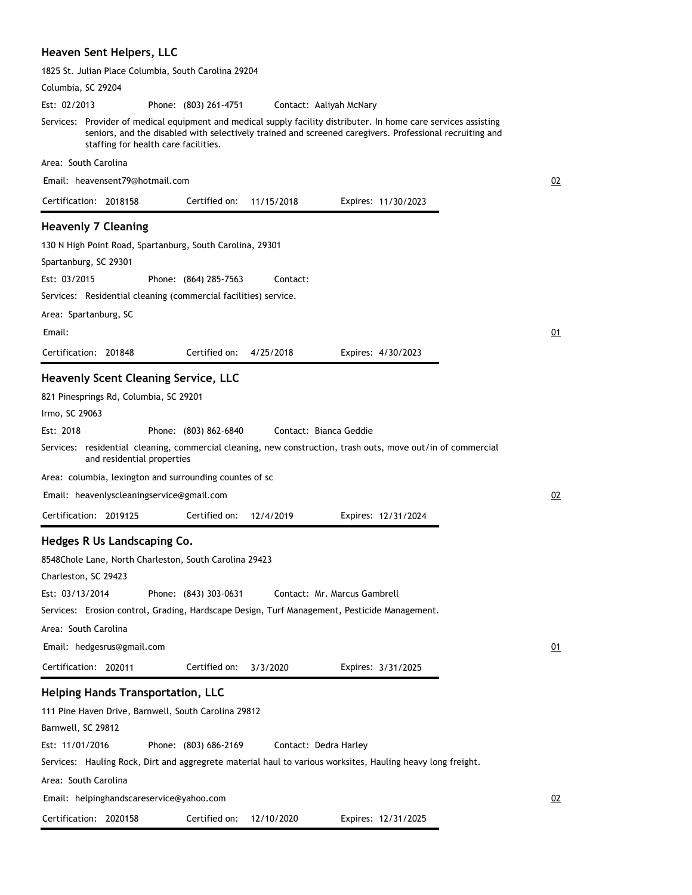### Heaven Sent Helpers, LLC

1825 St. Julian Place Columbia, South Carolina 29204

Columbia, SC 29204

Est: 02/2013 Phone: (803) 261-4751 Contact: Aaliyah McNary

Services: Provider of medical equipment and medical supply facility distributer. In home care services assisting seniors, and the disabled with selectively trained and screened caregivers. Professional recruiting and staffing for health care facilities.

Area: South Carolina

Email: heavensent79@hotmail.com

02

Certification: 2018158 Certified on: 11/15/2018 Expires: 11/30/2023

---

### Heavenly 7 Cleaning

130 N High Point Road, Spartanburg, South Carolina, 29301

Spartanburg, SC 29301

Est: 03/2015 Phone: (864) 285-7563 Contact:

Services: Residential cleaning (commercial facilities) service.

Area: Spartanburg, SC

Email:

01

Certification: 201848 Certified on: 4/25/2018 Expires: 4/30/2023

---

### Heavenly Scent Cleaning Service, LLC

821 Pinesprings Rd, Columbia, SC 29201

Irmo, SC 29063

Est: 2018 Phone: (803) 862-6840 Contact: Bianca Geddie

Services: residential cleaning, commercial cleaning, new construction, trash outs, move out/in of commercial and residential properties

Area: columbia, lexington and surrounding countes of sc

Email: heavenlyscleaningservice@gmail.com

02

Certification: 2019125 Certified on: 12/4/2019 Expires: 12/31/2024

---

### Hedges R Us Landscaping Co.

8548Chole Lane, North Charleston, South Carolina 29423

Charleston, SC 29423

Est: 03/13/2014 Phone: (843) 303-0631 Contact: Mr. Marcus Gambrell

Services: Erosion control, Grading, Hardscape Design, Turf Management, Pesticide Management.

Area: South Carolina

Email: hedgesrus@gmail.com

01

Certification: 202011 Certified on: 3/3/2020 Expires: 3/31/2025

---

### Helping Hands Transportation, LLC

111 Pine Haven Drive, Barnwell, South Carolina 29812

Barnwell, SC 29812

Est: 11/01/2016 Phone: (803) 686-2169 Contact: Dedra Harley

Services: Hauling Rock, Dirt and aggregrete material haul to various worksites, Hauling heavy long freight.

Area: South Carolina

Email: helpinghandscareservice@yahoo.com

02

Certification: 2020158 Certified on: 12/10/2020 Expires: 12/31/2025

---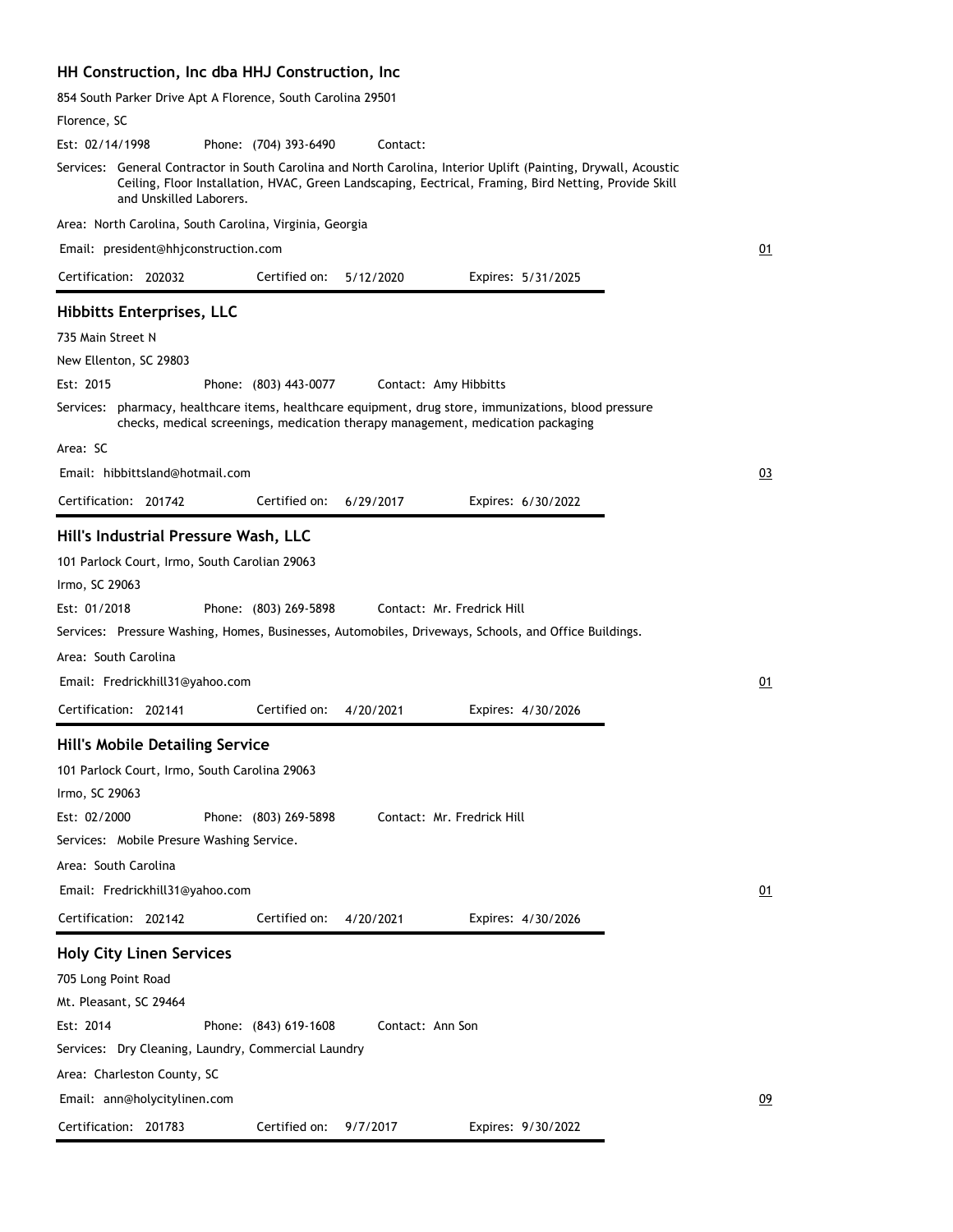### HH Construction, Inc dba HHJ Construction, Inc

854 South Parker Drive Apt A Florence, South Carolina 29501

Florence, SC

Est: 02/14/1998 Phone: (704) 393-6490 Contact:

Services: General Contractor in South Carolina and North Carolina, Interior Uplift (Painting, Drywall, Acoustic Ceiling, Floor Installation, HVAC, Green Landscaping, Eectrical, Framing, Bird Netting, Provide Skill and Unskilled Laborers.

Area: North Carolina, South Carolina, Virginia, Georgia

Email: president@hhjconstruction.com

01

Certification: 202032 Certified on: 5/12/2020 Expires: 5/31/2025

---

### Hibbitts Enterprises, LLC

735 Main Street N

New Ellenton, SC 29803

Est: 2015 Phone: (803) 443-0077 Contact: Amy Hibbitts

Services: pharmacy, healthcare items, healthcare equipment, drug store, immunizations, blood pressure checks, medical screenings, medication therapy management, medication packaging

Area: SC

Email: hibbittsland@hotmail.com

03

Certification: 201742 Certified on: 6/29/2017 Expires: 6/30/2022

---

### Hill's Industrial Pressure Wash, LLC

101 Parlock Court, Irmo, South Carolian 29063

Irmo, SC 29063

Est: 01/2018 Phone: (803) 269-5898 Contact: Mr. Fredrick Hill

Services: Pressure Washing, Homes, Businesses, Automobiles, Driveways, Schools, and Office Buildings.

Area: South Carolina

Email: Fredrickhill31@yahoo.com

01

Certification: 202141 Certified on: 4/20/2021 Expires: 4/30/2026

---

### Hill's Mobile Detailing Service

101 Parlock Court, Irmo, South Carolina 29063

Irmo, SC 29063

Est: 02/2000 Phone: (803) 269-5898 Contact: Mr. Fredrick Hill

Services: Mobile Presure Washing Service.

Area: South Carolina

Email: Fredrickhill31@yahoo.com

01

Certification: 202142 Certified on: 4/20/2021 Expires: 4/30/2026

---

### Holy City Linen Services

705 Long Point Road

Mt. Pleasant, SC 29464

Est: 2014 Phone: (843) 619-1608 Contact: Ann Son

Services: Dry Cleaning, Laundry, Commercial Laundry

Area: Charleston County, SC

Email: ann@holycitylinen.com

09

Certification: 201783 Certified on: 9/7/2017 Expires: 9/30/2022

---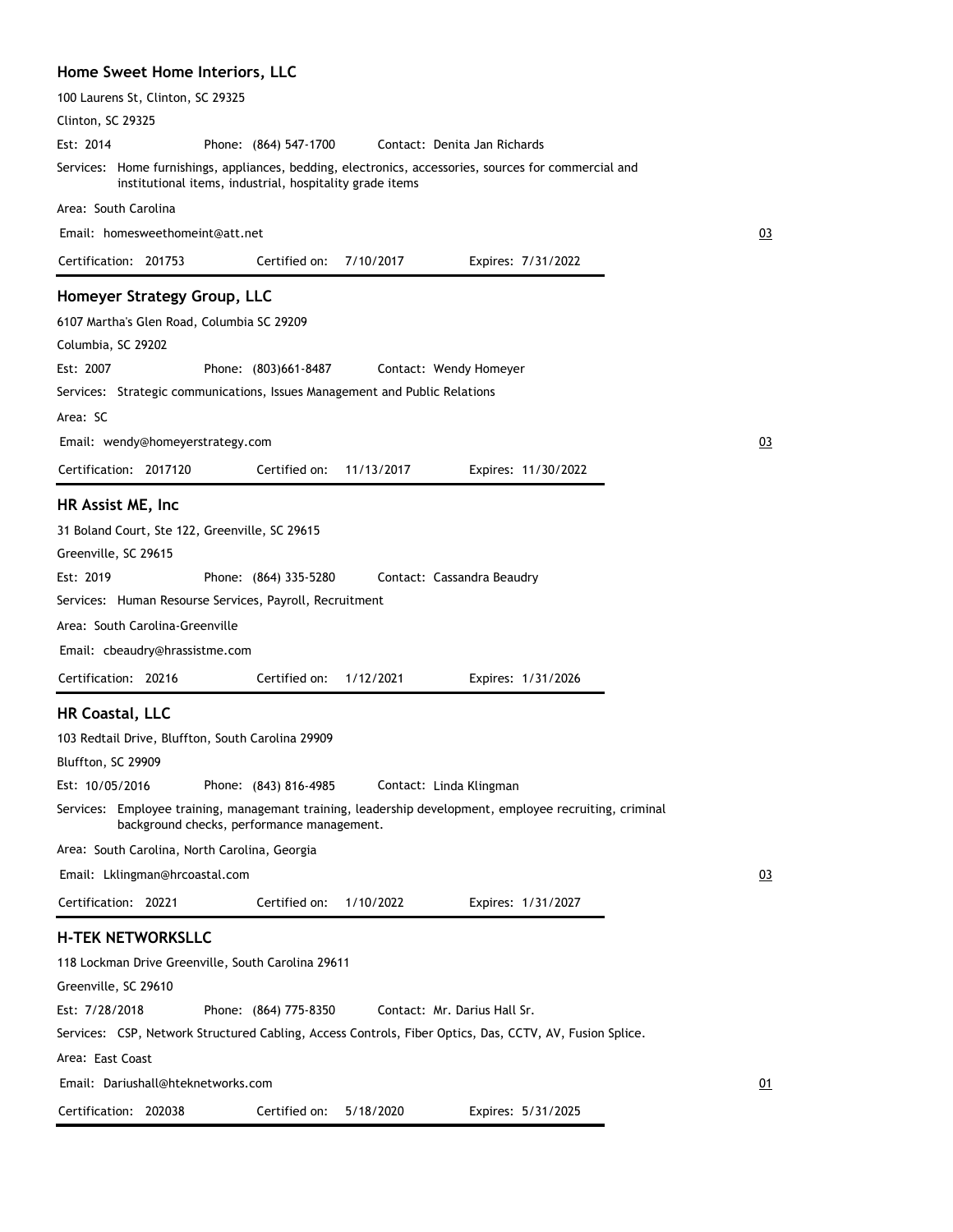### Home Sweet Home Interiors, LLC

100 Laurens St, Clinton, SC 29325

Clinton, SC 29325

Est: 2014 Phone: (864) 547-1700 Contact: Denita Jan Richards

Services: Home furnishings, appliances, bedding, electronics, accessories, sources for commercial and institutional items, industrial, hospitality grade items

Area: South Carolina

Email: homesweethomeint@att.net

03

Certification: 201753 Certified on: 7/10/2017 Expires: 7/31/2022

### Homeyer Strategy Group, LLC

6107 Martha's Glen Road, Columbia SC 29209

Columbia, SC 29202

Est: 2007 Phone: (803)661-8487 Contact: Wendy Homeyer

Services: Strategic communications, Issues Management and Public Relations

Area: SC

Email: wendy@homeyerstrategy.com

03

Certification: 2017120 Certified on: 11/13/2017 Expires: 11/30/2022

### HR Assist ME, Inc

31 Boland Court, Ste 122, Greenville, SC 29615

Greenville, SC 29615

Est: 2019 Phone: (864) 335-5280 Contact: Cassandra Beaudry

Services: Human Resourse Services, Payroll, Recruitment

Area: South Carolina-Greenville

Email: cbeaudry@hrassistme.com

Certification: 20216 Certified on: 1/12/2021 Expires: 1/31/2026

### HR Coastal, LLC

103 Redtail Drive, Bluffton, South Carolina 29909

Bluffton, SC 29909

Est: 10/05/2016 Phone: (843) 816-4985 Contact: Linda Klingman

Services: Employee training, managemant training, leadership development, employee recruiting, criminal background checks, performance management.

Area: South Carolina, North Carolina, Georgia

Email: Lklingman@hrcoastal.com

03

Certification: 20221 Certified on: 1/10/2022 Expires: 1/31/2027

### H-TEK NETWORKSLLC

118 Lockman Drive Greenville, South Carolina 29611

Greenville, SC 29610

Est: 7/28/2018 Phone: (864) 775-8350 Contact: Mr. Darius Hall Sr.

Services: CSP, Network Structured Cabling, Access Controls, Fiber Optics, Das, CCTV, AV, Fusion Splice.

Area: East Coast

Email: Dariushall@hteknetworks.com

01

Certification: 202038 Certified on: 5/18/2020 Expires: 5/31/2025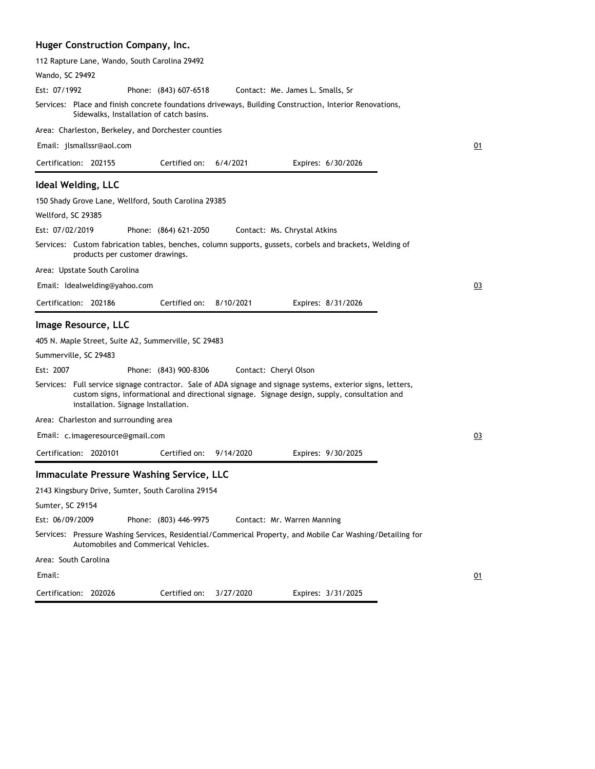## Huger Construction Company, Inc.

112 Rapture Lane, Wando, South Carolina 29492

Wando, SC 29492

Est: 07/1992 Phone: (843) 607-6518 Contact: Me. James L. Smalls, Sr

Services: Place and finish concrete foundations driveways, Building Construction, Interior Renovations, Sidewalks, Installation of catch basins.

Area: Charleston, Berkeley, and Dorchester counties

Email: jlsmallssr@aol.com

01

Certification: 202155 Certified on: 6/4/2021 Expires: 6/30/2026

## Ideal Welding, LLC

150 Shady Grove Lane, Wellford, South Carolina 29385

Wellford, SC 29385

Est: 07/02/2019 Phone: (864) 621-2050 Contact: Ms. Chrystal Atkins

Services: Custom fabrication tables, benches, column supports, gussets, corbels and brackets, Welding of products per customer drawings.

Area: Upstate South Carolina

Email: Idealwelding@yahoo.com

03

Certification: 202186 Certified on: 8/10/2021 Expires: 8/31/2026

## Image Resource, LLC

405 N. Maple Street, Suite A2, Summerville, SC 29483

Summerville, SC 29483

Est: 2007 Phone: (843) 900-8306 Contact: Cheryl Olson

Services: Full service signage contractor. Sale of ADA signage and signage systems, exterior signs, letters, custom signs, informational and directional signage. Signage design, supply, consultation and installation. Signage Installation.

Area: Charleston and surrounding area

Email: c.imageresource@gmail.com

03

Certification: 2020101 Certified on: 9/14/2020 Expires: 9/30/2025

## Immaculate Pressure Washing Service, LLC

2143 Kingsbury Drive, Sumter, South Carolina 29154

Sumter, SC 29154

Est: 06/09/2009 Phone: (803) 446-9975 Contact: Mr. Warren Manning

Services: Pressure Washing Services, Residential/Commerical Property, and Mobile Car Washing/Detailing for Automobiles and Commerical Vehicles.

Area: South Carolina

Email:

01

Certification: 202026 Certified on: 3/27/2020 Expires: 3/31/2025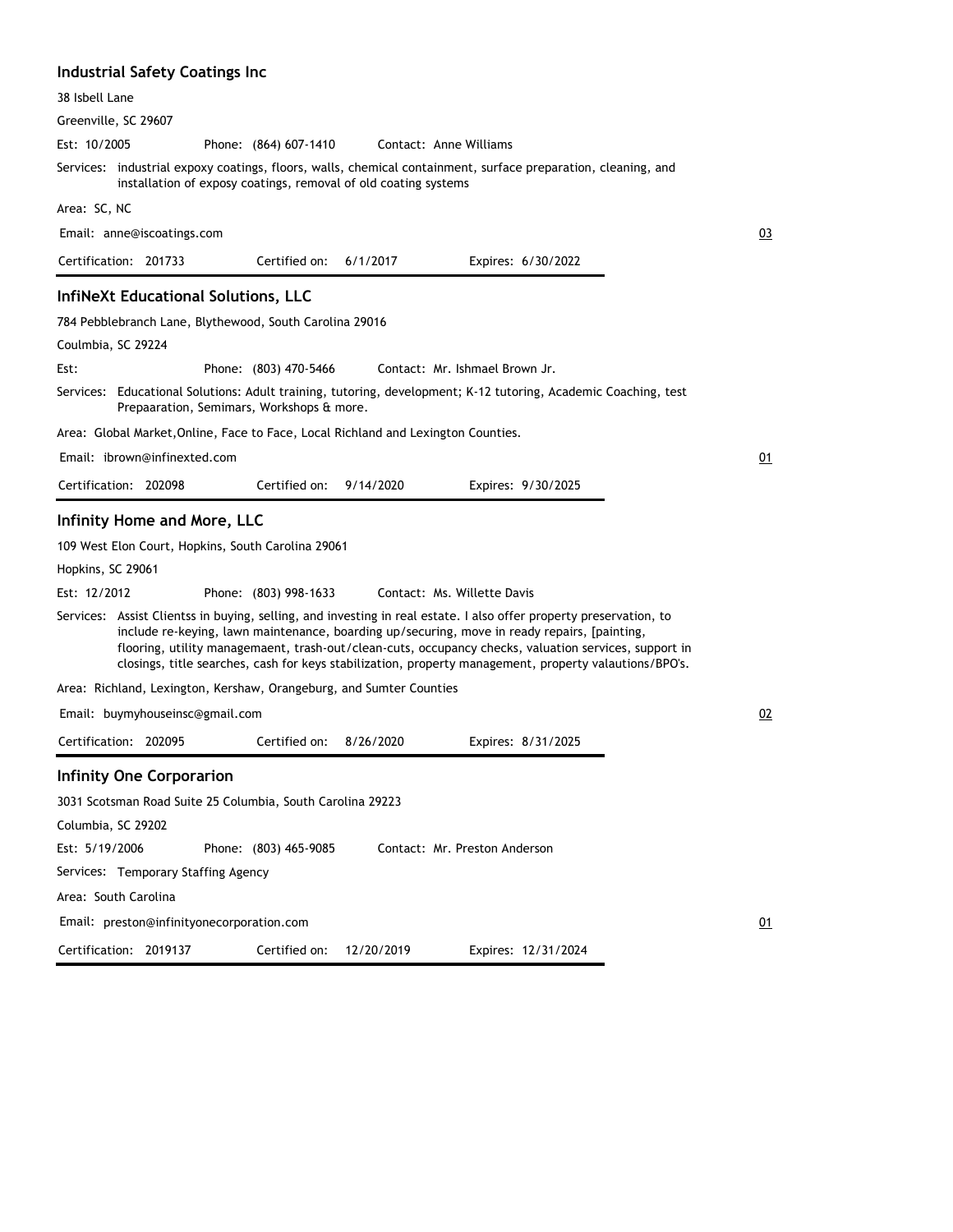### Industrial Safety Coatings Inc

38 Isbell Lane

Greenville, SC 29607

Est: 10/2005 Phone: (864) 607-1410 Contact: Anne Williams

Services: industrial expoxy coatings, floors, walls, chemical containment, surface preparation, cleaning, and installation of exposy coatings, removal of old coating systems

Area: SC, NC

Email: anne@iscoatings.com

03

Certification: 201733 Certified on: 6/1/2017 Expires: 6/30/2022

---

### InfiNeXt Educational Solutions, LLC

784 Pebblebranch Lane, Blythewood, South Carolina 29016

Coulmbia, SC 29224

Est: Phone: (803) 470-5466 Contact: Mr. Ishmael Brown Jr.

Services: Educational Solutions: Adult training, tutoring, development; K-12 tutoring, Academic Coaching, test Prepaaration, Semimars, Workshops & more.

Area: Global Market,Online, Face to Face, Local Richland and Lexington Counties.

Email: ibrown@infinexted.com

01

Certification: 202098 Certified on: 9/14/2020 Expires: 9/30/2025

---

### Infinity Home and More, LLC

109 West Elon Court, Hopkins, South Carolina 29061

Hopkins, SC 29061

Est: 12/2012 Phone: (803) 998-1633 Contact: Ms. Willette Davis

Services: Assist Clientss in buying, selling, and investing in real estate. I also offer property preservation, to include re-keying, lawn maintenance, boarding up/securing, move in ready repairs, [painting, flooring, utility managemaent, trash-out/clean-cuts, occupancy checks, valuation services, support in closings, title searches, cash for keys stabilization, property management, property valautions/BPO's.

Area: Richland, Lexington, Kershaw, Orangeburg, and Sumter Counties

Email: buymyhouseinsc@gmail.com

02

Certification: 202095 Certified on: 8/26/2020 Expires: 8/31/2025

---

### Infinity One Corporarion

3031 Scotsman Road Suite 25 Columbia, South Carolina 29223

Columbia, SC 29202

Est: 5/19/2006 Phone: (803) 465-9085 Contact: Mr. Preston Anderson

Services: Temporary Staffing Agency

Area: South Carolina

Email: preston@infinityonecorporation.com

01

Certification: 2019137 Certified on: 12/20/2019 Expires: 12/31/2024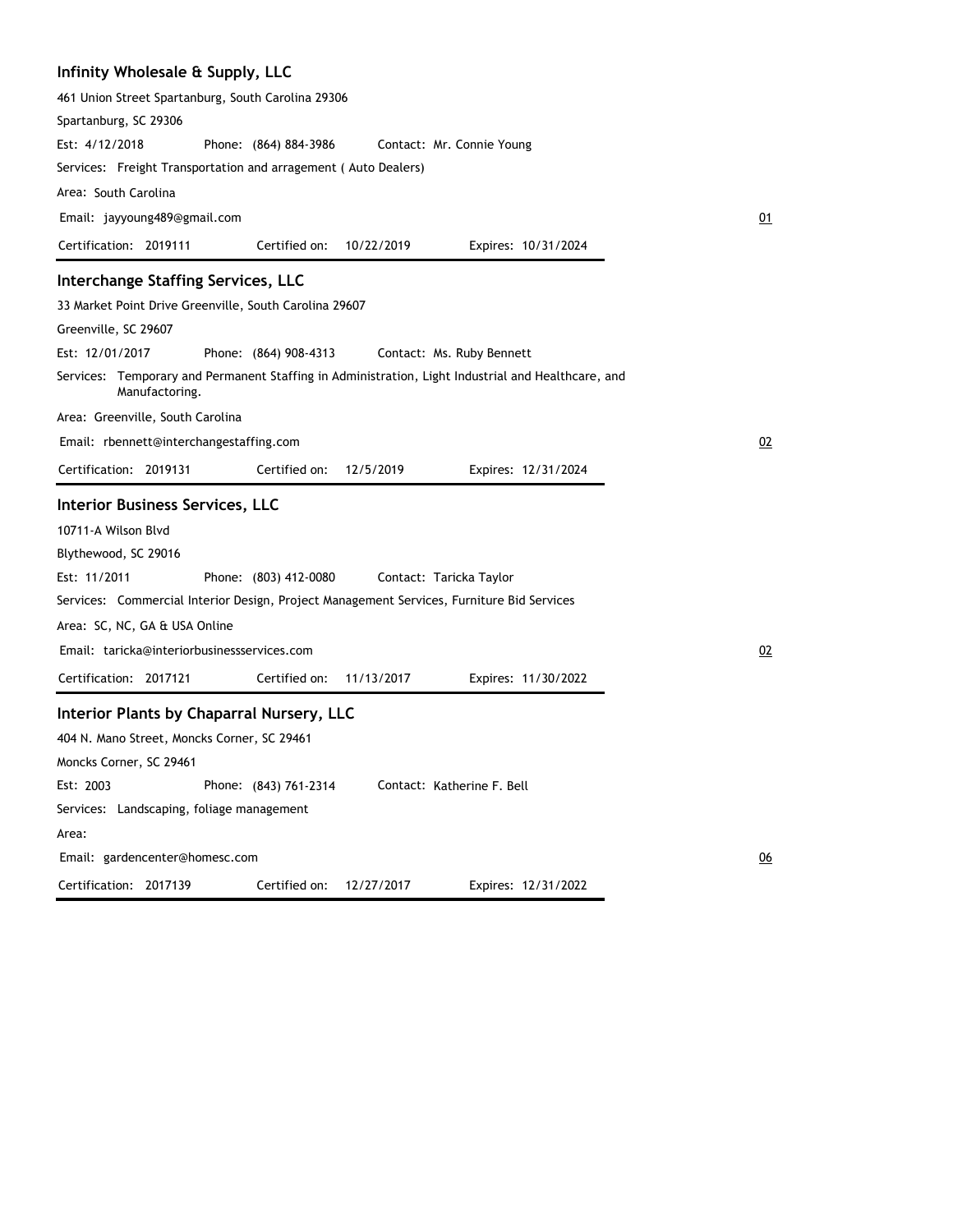## Infinity Wholesale & Supply, LLC

461 Union Street Spartanburg, South Carolina 29306

Spartanburg, SC 29306

Est: 4/12/2018    Phone: (864) 884-3986    Contact: Mr. Connie Young

Services: Freight Transportation and arragement ( Auto Dealers)

Area: South Carolina

Email: jayyoung489@gmail.com    01

Certification: 2019111    Certified on: 10/22/2019    Expires: 10/31/2024

---

## Interchange Staffing Services, LLC

33 Market Point Drive Greenville, South Carolina 29607

Greenville, SC 29607

Est: 12/01/2017    Phone: (864) 908-4313    Contact: Ms. Ruby Bennett

Services: Temporary and Permanent Staffing in Administration, Light Industrial and Healthcare, and Manufactoring.

Area: Greenville, South Carolina

Email: rbennett@interchangestaffing.com    02

Certification: 2019131    Certified on: 12/5/2019    Expires: 12/31/2024

---

## Interior Business Services, LLC

10711-A Wilson Blvd

Blythewood, SC 29016

Est: 11/2011    Phone: (803) 412-0080    Contact: Taricka Taylor

Services: Commercial Interior Design, Project Management Services, Furniture Bid Services

Area: SC, NC, GA & USA Online

Email: taricka@interiorbusinessservices.com    02

Certification: 2017121    Certified on: 11/13/2017    Expires: 11/30/2022

---

## Interior Plants by Chaparral Nursery, LLC

404 N. Mano Street, Moncks Corner, SC 29461

Moncks Corner, SC 29461

Est: 2003    Phone: (843) 761-2314    Contact: Katherine F. Bell

Services: Landscaping, foliage management

Area:

Email: gardencenter@homesc.com    06

Certification: 2017139    Certified on: 12/27/2017    Expires: 12/31/2022

---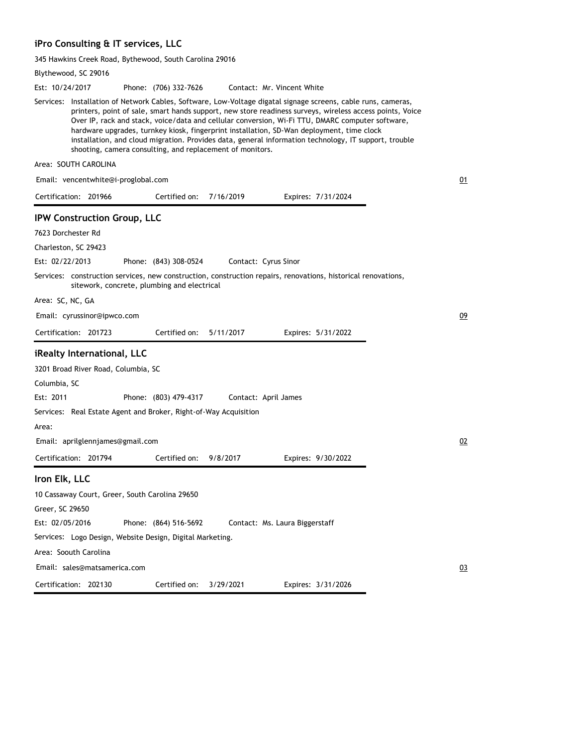## iPro Consulting & IT services, LLC

345 Hawkins Creek Road, Bythewood, South Carolina 29016

Blythewood, SC 29016

Est: 10/24/2017 Phone: (706) 332-7626 Contact: Mr. Vincent White

Services: Installation of Network Cables, Software, Low-Voltage digatal signage screens, cable runs, cameras, printers, point of sale, smart hands support, new store readiness surveys, wireless access points, Voice Over IP, rack and stack, voice/data and cellular conversion, Wi-Fi TTU, DMARC computer software, hardware upgrades, turnkey kiosk, fingerprint installation, SD-Wan deployment, time clock installation, and cloud migration. Provides data, general information technology, IT support, trouble shooting, camera consulting, and replacement of monitors.

Area: SOUTH CAROLINA

Email: vencentwhite@i-proglobal.com 01

Certification: 201966 Certified on: 7/16/2019 Expires: 7/31/2024

## IPW Construction Group, LLC

7623 Dorchester Rd

Charleston, SC 29423

Est: 02/22/2013 Phone: (843) 308-0524 Contact: Cyrus Sinor

Services: construction services, new construction, construction repairs, renovations, historical renovations, sitework, concrete, plumbing and electrical

Area: SC, NC, GA

Email: cyrussinor@ipwco.com 09

Certification: 201723 Certified on: 5/11/2017 Expires: 5/31/2022

## iRealty International, LLC

3201 Broad River Road, Columbia, SC

Columbia, SC

Est: 2011 Phone: (803) 479-4317 Contact: April James

Services: Real Estate Agent and Broker, Right-of-Way Acquisition

Area:

Email: aprilglennjames@gmail.com 02

Certification: 201794 Certified on: 9/8/2017 Expires: 9/30/2022

## Iron Elk, LLC

10 Cassaway Court, Greer, South Carolina 29650

Greer, SC 29650

Est: 02/05/2016 Phone: (864) 516-5692 Contact: Ms. Laura Biggerstaff

Services: Logo Design, Website Design, Digital Marketing.

Area: Soouth Carolina

Email: sales@matsamerica.com 03

Certification: 202130 Certified on: 3/29/2021 Expires: 3/31/2026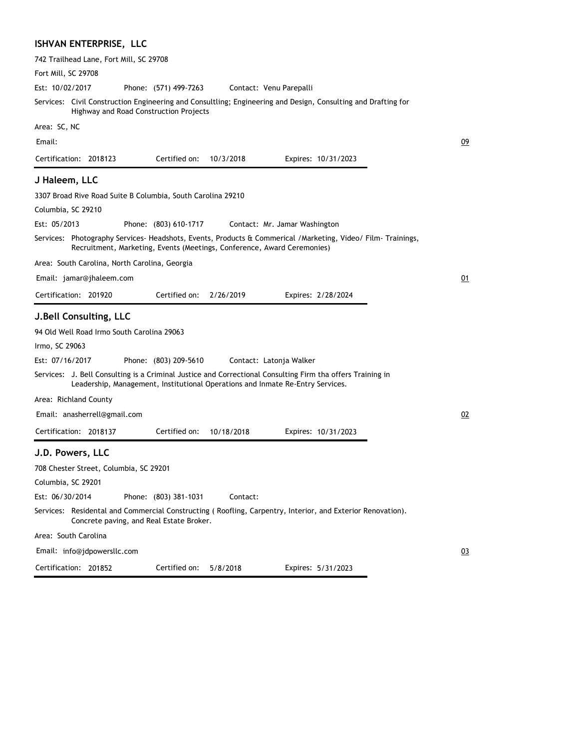## ISHVAN ENTERPRISE, LLC

742 Trailhead Lane, Fort Mill, SC 29708

Fort Mill, SC 29708

Est: 10/02/2017 Phone: (571) 499-7263 Contact: Venu Parepalli

Services: Civil Construction Engineering and Consultling; Engineering and Design, Consulting and Drafting for Highway and Road Construction Projects

Area: SC, NC

Email:

09

Certification: 2018123 Certified on: 10/3/2018 Expires: 10/31/2023

## J Haleem, LLC

3307 Broad Rive Road Suite B Columbia, South Carolina 29210

Columbia, SC 29210

Est: 05/2013 Phone: (803) 610-1717 Contact: Mr. Jamar Washington

Services: Photography Services- Headshots, Events, Products & Commerical /Marketing, Video/ Film- Trainings, Recruitment, Marketing, Events (Meetings, Conference, Award Ceremonies)

Area: South Carolina, North Carolina, Georgia

Email: jamar@jhaleem.com

01

Certification: 201920 Certified on: 2/26/2019 Expires: 2/28/2024

## J.Bell Consulting, LLC

94 Old Well Road Irmo South Carolina 29063

Irmo, SC 29063

Est: 07/16/2017 Phone: (803) 209-5610 Contact: Latonja Walker

Services: J. Bell Consulting is a Criminal Justice and Correctional Consulting Firm tha offers Training in Leadership, Management, Institutional Operations and Inmate Re-Entry Services.

Area: Richland County

Email: anasherrell@gmail.com

02

Certification: 2018137 Certified on: 10/18/2018 Expires: 10/31/2023

## J.D. Powers, LLC

708 Chester Street, Columbia, SC 29201

Columbia, SC 29201

Est: 06/30/2014 Phone: (803) 381-1031 Contact:

Services: Residental and Commercial Constructing ( Roofling, Carpentry, Interior, and Exterior Renovation). Concrete paving, and Real Estate Broker.

Area: South Carolina

Email: info@jdpowersllc.com

03

Certification: 201852 Certified on: 5/8/2018 Expires: 5/31/2023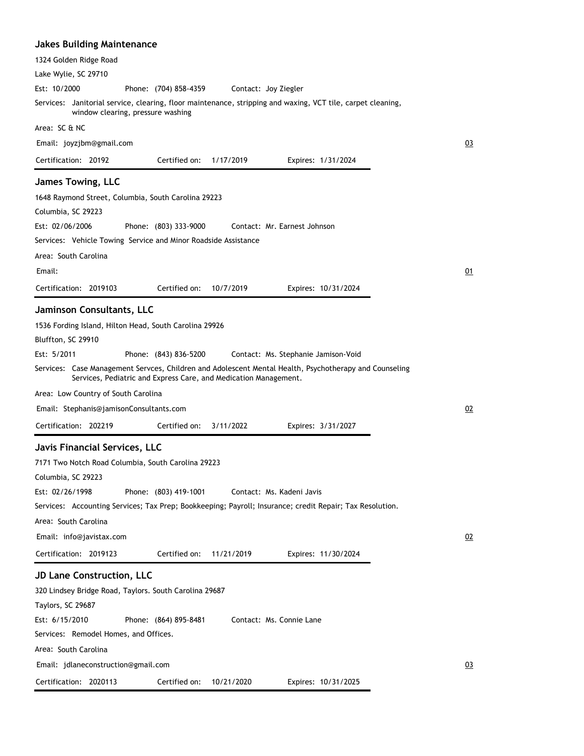### Jakes Building Maintenance

1324 Golden Ridge Road

Lake Wylie, SC 29710

Est: 10/2000 Phone: (704) 858-4359 Contact: Joy Ziegler

Services: Janitorial service, clearing, floor maintenance, stripping and waxing, VCT tile, carpet cleaning, window clearing, pressure washing

Area: SC & NC

Email: joyzjbm@gmail.com

03

Certification: 20192 Certified on: 1/17/2019 Expires: 1/31/2024

### James Towing, LLC

1648 Raymond Street, Columbia, South Carolina 29223

Columbia, SC 29223

Est: 02/06/2006 Phone: (803) 333-9000 Contact: Mr. Earnest Johnson

Services: Vehicle Towing Service and Minor Roadside Assistance

Area: South Carolina

Email:

01

Certification: 2019103 Certified on: 10/7/2019 Expires: 10/31/2024

### Jaminson Consultants, LLC

1536 Fording Island, Hilton Head, South Carolina 29926

Bluffton, SC 29910

Est: 5/2011 Phone: (843) 836-5200 Contact: Ms. Stephanie Jamison-Void

Services: Case Management Servces, Children and Adolescent Mental Health, Psychotherapy and Counseling Services, Pediatric and Express Care, and Medication Management.

Area: Low Country of South Carolina

Email: Stephanis@jamisonConsultants.com

02

Certification: 202219 Certified on: 3/11/2022 Expires: 3/31/2027

### Javis Financial Services, LLC

7171 Two Notch Road Columbia, South Carolina 29223

Columbia, SC 29223

Est: 02/26/1998 Phone: (803) 419-1001 Contact: Ms. Kadeni Javis

Services: Accounting Services; Tax Prep; Bookkeeping; Payroll; Insurance; credit Repair; Tax Resolution.

Area: South Carolina

Email: info@javistax.com

02

Certification: 2019123 Certified on: 11/21/2019 Expires: 11/30/2024

### JD Lane Construction, LLC

320 Lindsey Bridge Road, Taylors. South Carolina 29687

Taylors, SC 29687

Est: 6/15/2010 Phone: (864) 895-8481 Contact: Ms. Connie Lane

Services: Remodel Homes, and Offices.

Area: South Carolina

Email: jdlaneconstruction@gmail.com

03

Certification: 2020113 Certified on: 10/21/2020 Expires: 10/31/2025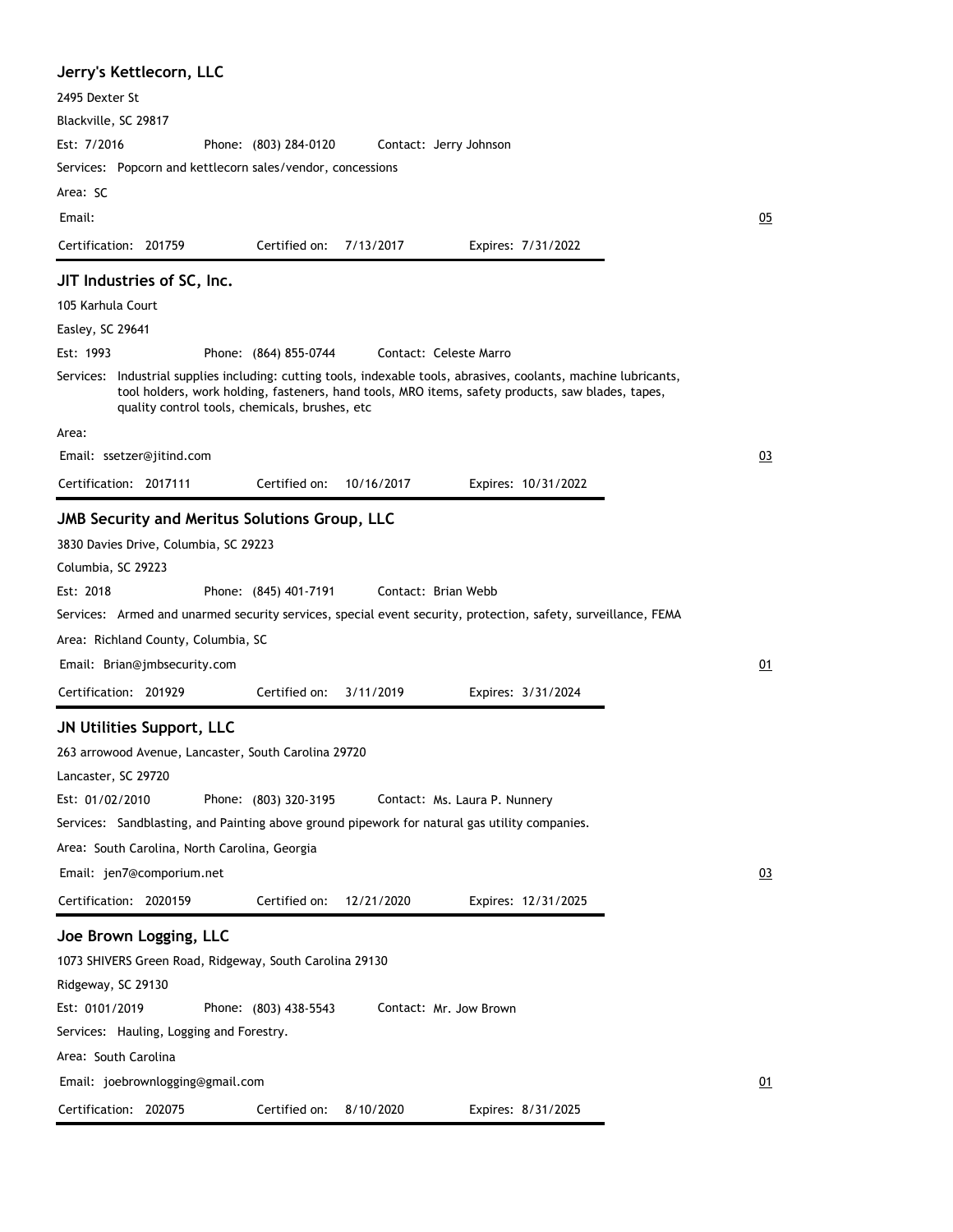### Jerry's Kettlecorn, LLC

2495 Dexter St

Blackville, SC 29817

Est: 7/2016 Phone: (803) 284-0120 Contact: Jerry Johnson

Services: Popcorn and kettlecorn sales/vendor, concessions

Area: SC

Email:

05

Certification: 201759 Certified on: 7/13/2017 Expires: 7/31/2022

---

### JIT Industries of SC, Inc.

105 Karhula Court

Easley, SC 29641

Est: 1993 Phone: (864) 855-0744 Contact: Celeste Marro

Services: Industrial supplies including: cutting tools, indexable tools, abrasives, coolants, machine lubricants, tool holders, work holding, fasteners, hand tools, MRO items, safety products, saw blades, tapes, quality control tools, chemicals, brushes, etc

Area:

Email: ssetzer@jitind.com

03

Certification: 2017111 Certified on: 10/16/2017 Expires: 10/31/2022

---

### JMB Security and Meritus Solutions Group, LLC

3830 Davies Drive, Columbia, SC 29223

Columbia, SC 29223

Est: 2018 Phone: (845) 401-7191 Contact: Brian Webb

Services: Armed and unarmed security services, special event security, protection, safety, surveillance, FEMA

Area: Richland County, Columbia, SC

Email: Brian@jmbsecurity.com

01

Certification: 201929 Certified on: 3/11/2019 Expires: 3/31/2024

---

### JN Utilities Support, LLC

263 arrowood Avenue, Lancaster, South Carolina 29720

Lancaster, SC 29720

Est: 01/02/2010 Phone: (803) 320-3195 Contact: Ms. Laura P. Nunnery

Services: Sandblasting, and Painting above ground pipework for natural gas utility companies.

Area: South Carolina, North Carolina, Georgia

Email: jen7@comporium.net

03

Certification: 2020159 Certified on: 12/21/2020 Expires: 12/31/2025

---

### Joe Brown Logging, LLC

1073 SHIVERS Green Road, Ridgeway, South Carolina 29130

Ridgeway, SC 29130

Est: 0101/2019 Phone: (803) 438-5543 Contact: Mr. Jow Brown

Services: Hauling, Logging and Forestry.

Area: South Carolina

Email: joebrownlogging@gmail.com

01

Certification: 202075 Certified on: 8/10/2020 Expires: 8/31/2025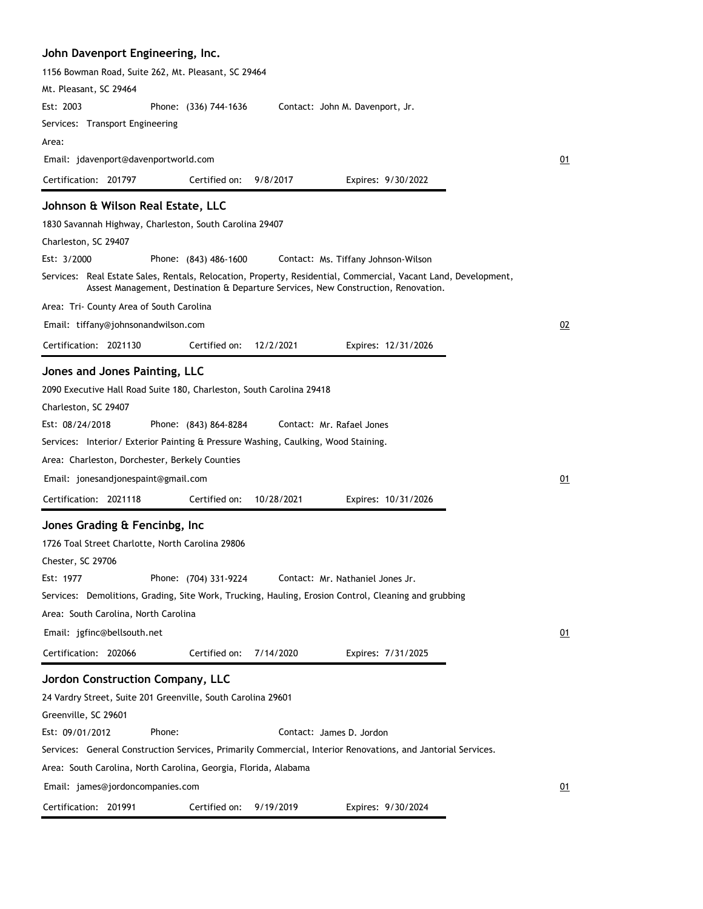### John Davenport Engineering, Inc.

1156 Bowman Road, Suite 262, Mt. Pleasant, SC 29464

Mt. Pleasant, SC 29464

Est: 2003 Phone: (336) 744-1636 Contact: John M. Davenport, Jr.

Services: Transport Engineering

Area:

Email: jdavenport@davenportworld.com 01

Certification: 201797 Certified on: 9/8/2017 Expires: 9/30/2022

---

### Johnson & Wilson Real Estate, LLC

1830 Savannah Highway, Charleston, South Carolina 29407

Charleston, SC 29407

Est: 3/2000 Phone: (843) 486-1600 Contact: Ms. Tiffany Johnson-Wilson

Services: Real Estate Sales, Rentals, Relocation, Property, Residential, Commercial, Vacant Land, Development, Assest Management, Destination & Departure Services, New Construction, Renovation.

Area: Tri- County Area of South Carolina

Email: tiffany@johnsonandwilson.com 02

Certification: 2021130 Certified on: 12/2/2021 Expires: 12/31/2026

---

### Jones and Jones Painting, LLC

2090 Executive Hall Road Suite 180, Charleston, South Carolina 29418

Charleston, SC 29407

Est: 08/24/2018 Phone: (843) 864-8284 Contact: Mr. Rafael Jones

Services: Interior/ Exterior Painting & Pressure Washing, Caulking, Wood Staining.

Area: Charleston, Dorchester, Berkely Counties

Email: jonesandjonespaint@gmail.com 01

Certification: 2021118 Certified on: 10/28/2021 Expires: 10/31/2026

---

### Jones Grading & Fencinbg, Inc

1726 Toal Street Charlotte, North Carolina 29806

Chester, SC 29706

Est: 1977 Phone: (704) 331-9224 Contact: Mr. Nathaniel Jones Jr.

Services: Demolitions, Grading, Site Work, Trucking, Hauling, Erosion Control, Cleaning and grubbing

Area: South Carolina, North Carolina

Email: jgfinc@bellsouth.net 01

Certification: 202066 Certified on: 7/14/2020 Expires: 7/31/2025

---

### Jordon Construction Company, LLC

24 Vardry Street, Suite 201 Greenville, South Carolina 29601

Greenville, SC 29601

Est: 09/01/2012 Phone: Contact: James D. Jordon

Services: General Construction Services, Primarily Commercial, Interior Renovations, and Jantorial Services.

Area: South Carolina, North Carolina, Georgia, Florida, Alabama

Email: james@jordoncompanies.com 01

Certification: 201991 Certified on: 9/19/2019 Expires: 9/30/2024

---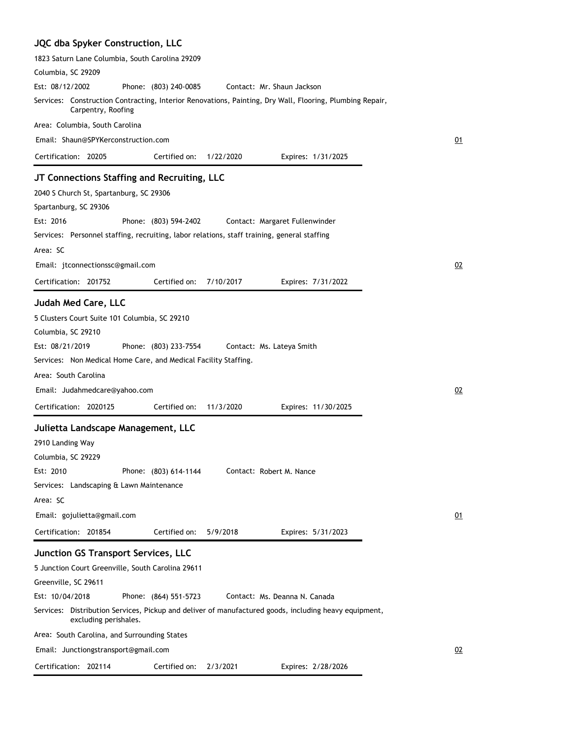### JQC dba Spyker Construction, LLC

1823 Saturn Lane Columbia, South Carolina 29209

Columbia, SC 29209

Est: 08/12/2002 Phone: (803) 240-0085 Contact: Mr. Shaun Jackson

Services: Construction Contracting, Interior Renovations, Painting, Dry Wall, Flooring, Plumbing Repair, Carpentry, Roofing

Area: Columbia, South Carolina

Email: Shaun@SPYKerconstruction.com

01

Certification: 20205 Certified on: 1/22/2020 Expires: 1/31/2025

### JT Connections Staffing and Recruiting, LLC

2040 S Church St, Spartanburg, SC 29306

Spartanburg, SC 29306

Est: 2016 Phone: (803) 594-2402 Contact: Margaret Fullenwinder

Services: Personnel staffing, recruiting, labor relations, staff training, general staffing

Area: SC

Email: jtconnectionssc@gmail.com

02

Certification: 201752 Certified on: 7/10/2017 Expires: 7/31/2022

### Judah Med Care, LLC

5 Clusters Court Suite 101 Columbia, SC 29210

Columbia, SC 29210

Est: 08/21/2019 Phone: (803) 233-7554 Contact: Ms. Lateya Smith

Services: Non Medical Home Care, and Medical Facility Staffing.

Area: South Carolina

Email: Judahmedcare@yahoo.com

02

Certification: 2020125 Certified on: 11/3/2020 Expires: 11/30/2025

### Julietta Landscape Management, LLC

2910 Landing Way

Columbia, SC 29229

Est: 2010 Phone: (803) 614-1144 Contact: Robert M. Nance

Services: Landscaping & Lawn Maintenance

Area: SC

Email: gojulietta@gmail.com

01

Certification: 201854 Certified on: 5/9/2018 Expires: 5/31/2023

### Junction GS Transport Services, LLC

5 Junction Court Greenville, South Carolina 29611

Greenville, SC 29611

Est: 10/04/2018 Phone: (864) 551-5723 Contact: Ms. Deanna N. Canada

Services: Distribution Services, Pickup and deliver of manufactured goods, including heavy equipment, excluding perishales.

Area: South Carolina, and Surrounding States

Email: Junctiongstransport@gmail.com

02

Certification: 202114 Certified on: 2/3/2021 Expires: 2/28/2026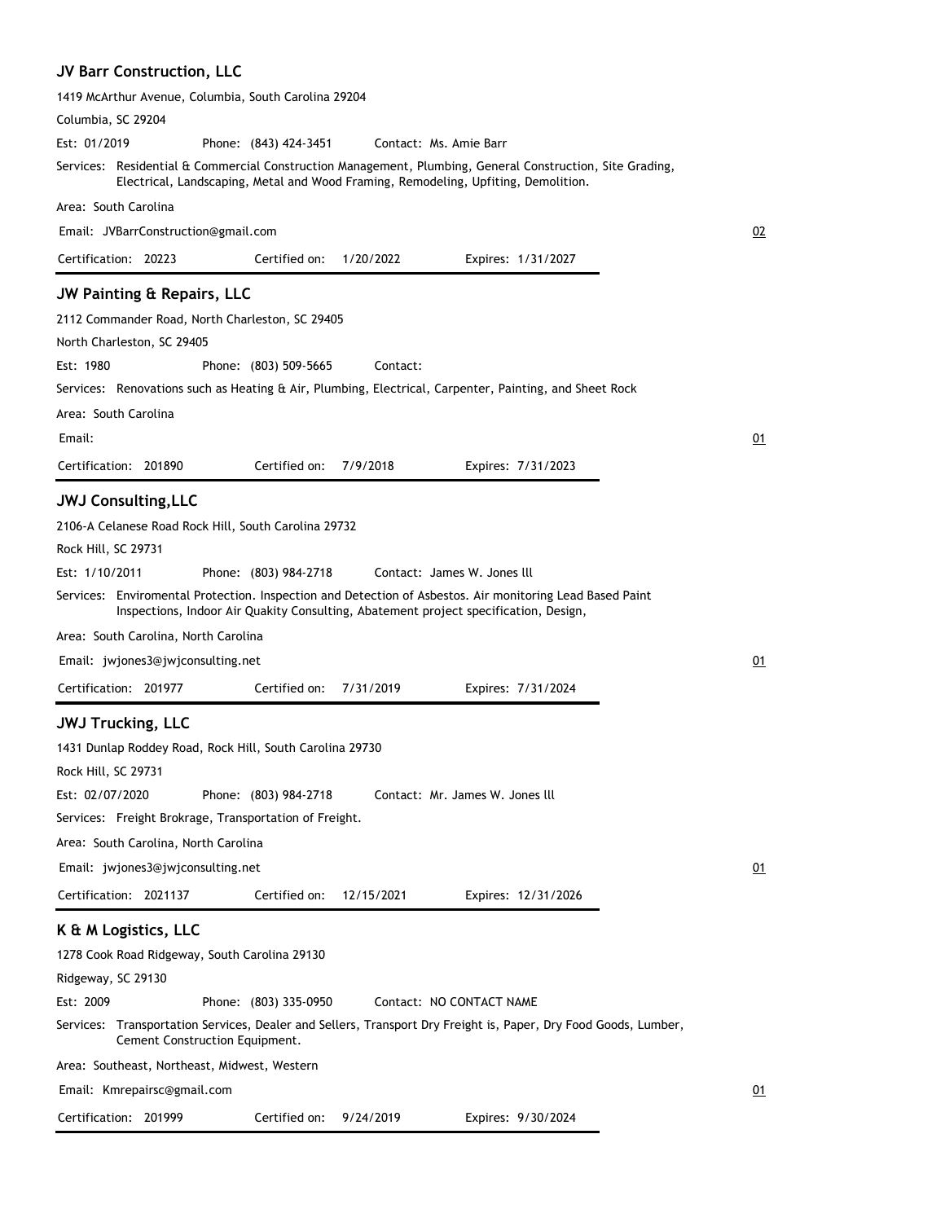## JV Barr Construction, LLC

1419 McArthur Avenue, Columbia, South Carolina 29204

Columbia, SC 29204

Est: 01/2019 Phone: (843) 424-3451 Contact: Ms. Amie Barr

Services: Residential & Commercial Construction Management, Plumbing, General Construction, Site Grading, Electrical, Landscaping, Metal and Wood Framing, Remodeling, Upfiting, Demolition.

Area: South Carolina

Email: JVBarrConstruction@gmail.com

02

Certification: 20223 Certified on: 1/20/2022 Expires: 1/31/2027

---

## JW Painting & Repairs, LLC

2112 Commander Road, North Charleston, SC 29405

North Charleston, SC 29405

Est: 1980 Phone: (803) 509-5665 Contact:

Services: Renovations such as Heating & Air, Plumbing, Electrical, Carpenter, Painting, and Sheet Rock

Area: South Carolina

Email:

01

Certification: 201890 Certified on: 7/9/2018 Expires: 7/31/2023

---

## JWJ Consulting,LLC

2106-A Celanese Road Rock Hill, South Carolina 29732

Rock Hill, SC 29731

Est: 1/10/2011 Phone: (803) 984-2718 Contact: James W. Jones lll

Services: Enviromental Protection. Inspection and Detection of Asbestos. Air monitoring Lead Based Paint Inspections, Indoor Air Quakity Consulting, Abatement project specification, Design,

Area: South Carolina, North Carolina

Email: jwjones3@jwjconsulting.net

01

Certification: 201977 Certified on: 7/31/2019 Expires: 7/31/2024

---

## JWJ Trucking, LLC

1431 Dunlap Roddey Road, Rock Hill, South Carolina 29730

Rock Hill, SC 29731

Est: 02/07/2020 Phone: (803) 984-2718 Contact: Mr. James W. Jones lll

Services: Freight Brokrage, Transportation of Freight.

Area: South Carolina, North Carolina

Email: jwjones3@jwjconsulting.net

01

Certification: 2021137 Certified on: 12/15/2021 Expires: 12/31/2026

---

## K & M Logistics, LLC

1278 Cook Road Ridgeway, South Carolina 29130

Ridgeway, SC 29130

Est: 2009 Phone: (803) 335-0950 Contact: NO CONTACT NAME

Services: Transportation Services, Dealer and Sellers, Transport Dry Freight is, Paper, Dry Food Goods, Lumber, Cement Construction Equipment.

Area: Southeast, Northeast, Midwest, Western

Email: Kmrepairsc@gmail.com

01

Certification: 201999 Certified on: 9/24/2019 Expires: 9/30/2024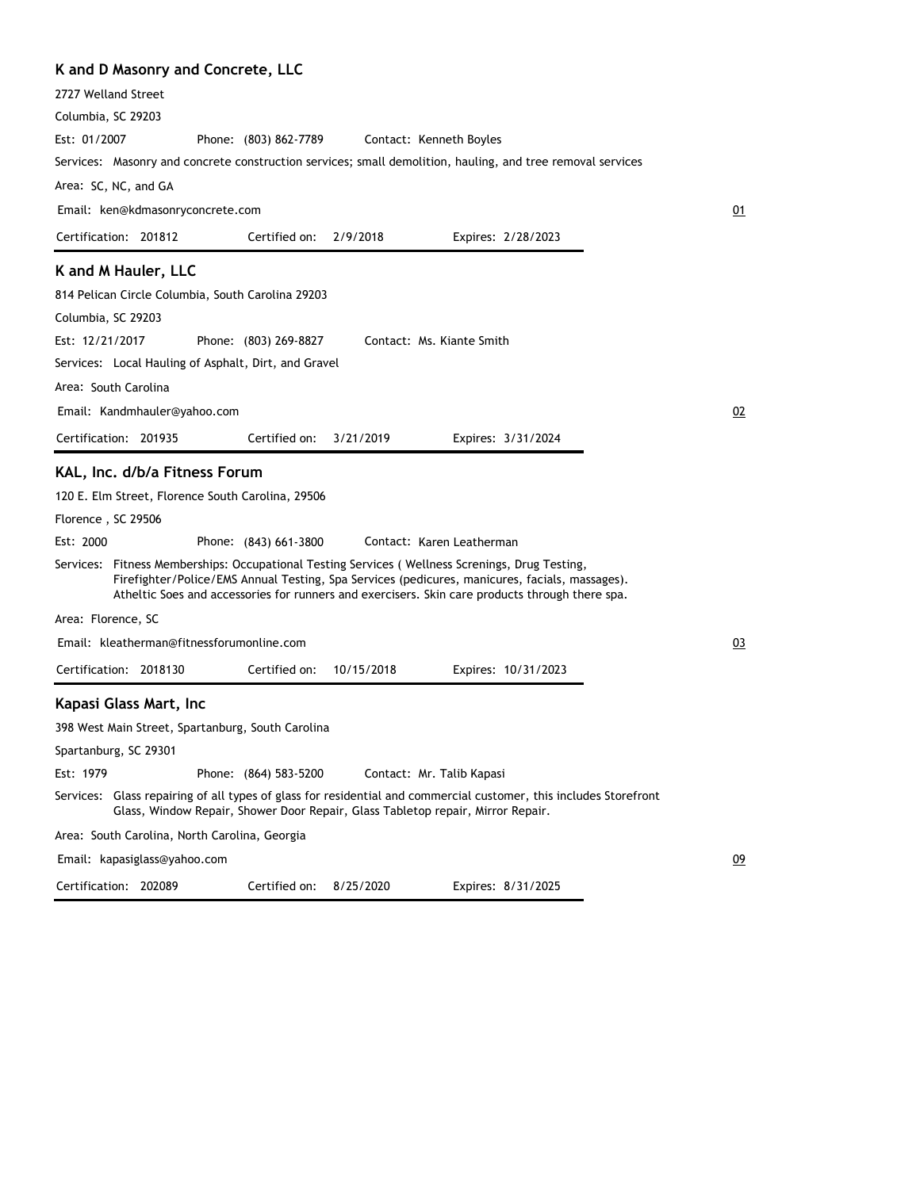## K and D Masonry and Concrete, LLC

2727 Welland Street

Columbia, SC 29203

Est: 01/2007 Phone: (803) 862-7789 Contact: Kenneth Boyles

Services: Masonry and concrete construction services; small demolition, hauling, and tree removal services

Area: SC, NC, and GA

Email: ken@kdmasonryconcrete.com

01

Certification: 201812 Certified on: 2/9/2018 Expires: 2/28/2023

## K and M Hauler, LLC

814 Pelican Circle Columbia, South Carolina 29203

Columbia, SC 29203

Est: 12/21/2017 Phone: (803) 269-8827 Contact: Ms. Kiante Smith

Services: Local Hauling of Asphalt, Dirt, and Gravel

Area: South Carolina

Email: Kandmhauler@yahoo.com

02

Certification: 201935 Certified on: 3/21/2019 Expires: 3/31/2024

## KAL, Inc. d/b/a Fitness Forum

120 E. Elm Street, Florence South Carolina, 29506

Florence , SC 29506

Est: 2000 Phone: (843) 661-3800 Contact: Karen Leatherman

Services: Fitness Memberships: Occupational Testing Services ( Wellness Screnings, Drug Testing, Firefighter/Police/EMS Annual Testing, Spa Services (pedicures, manicures, facials, massages). Atheltic Soes and accessories for runners and exercisers. Skin care products through there spa.

Area: Florence, SC

Email: kleatherman@fitnessforumonline.com

03

Certification: 2018130 Certified on: 10/15/2018 Expires: 10/31/2023

## Kapasi Glass Mart, Inc

398 West Main Street, Spartanburg, South Carolina

Spartanburg, SC 29301

Est: 1979 Phone: (864) 583-5200 Contact: Mr. Talib Kapasi

Services: Glass repairing of all types of glass for residential and commercial customer, this includes Storefront Glass, Window Repair, Shower Door Repair, Glass Tabletop repair, Mirror Repair.

Area: South Carolina, North Carolina, Georgia

Email: kapasiglass@yahoo.com

09

Certification: 202089 Certified on: 8/25/2020 Expires: 8/31/2025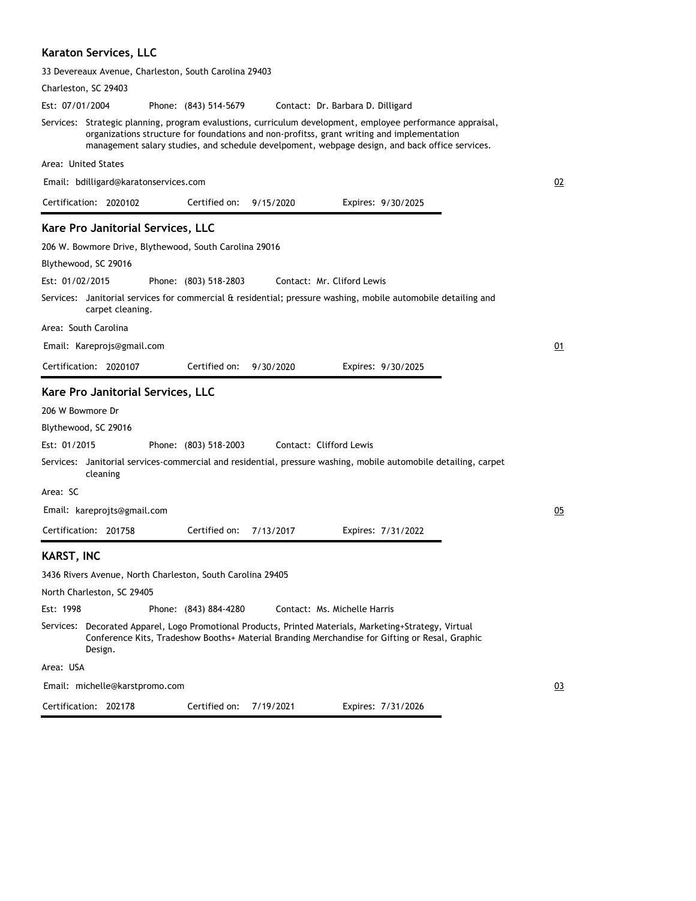## Karaton Services, LLC

33 Devereaux Avenue, Charleston, South Carolina 29403

Charleston, SC 29403

Est: 07/01/2004 Phone: (843) 514-5679 Contact: Dr. Barbara D. Dilligard

Services: Strategic planning, program evalustions, curriculum development, employee performance appraisal, organizations structure for foundations and non-profitss, grant writing and implementation management salary studies, and schedule develpoment, webpage design, and back office services.

Area: United States

Email: bdilligard@karatonservices.com

02

Certification: 2020102 Certified on: 9/15/2020 Expires: 9/30/2025

## Kare Pro Janitorial Services, LLC

206 W. Bowmore Drive, Blythewood, South Carolina 29016

Blythewood, SC 29016

Est: 01/02/2015 Phone: (803) 518-2803 Contact: Mr. Cliford Lewis

Services: Janitorial services for commercial & residential; pressure washing, mobile automobile detailing and carpet cleaning.

Area: South Carolina

Email: Kareprojs@gmail.com

01

Certification: 2020107 Certified on: 9/30/2020 Expires: 9/30/2025

## Kare Pro Janitorial Services, LLC

206 W Bowmore Dr

Blythewood, SC 29016

Est: 01/2015 Phone: (803) 518-2003 Contact: Clifford Lewis

Services: Janitorial services-commercial and residential, pressure washing, mobile automobile detailing, carpet cleaning

Area: SC

Email: kareprojts@gmail.com

05

Certification: 201758 Certified on: 7/13/2017 Expires: 7/31/2022

## KARST, INC

3436 Rivers Avenue, North Charleston, South Carolina 29405

North Charleston, SC 29405

Est: 1998 Phone: (843) 884-4280 Contact: Ms. Michelle Harris

Services: Decorated Apparel, Logo Promotional Products, Printed Materials, Marketing+Strategy, Virtual Conference Kits, Tradeshow Booths+ Material Branding Merchandise for Gifting or Resal, Graphic Design.

Area: USA

Email: michelle@karstpromo.com

03

Certification: 202178 Certified on: 7/19/2021 Expires: 7/31/2026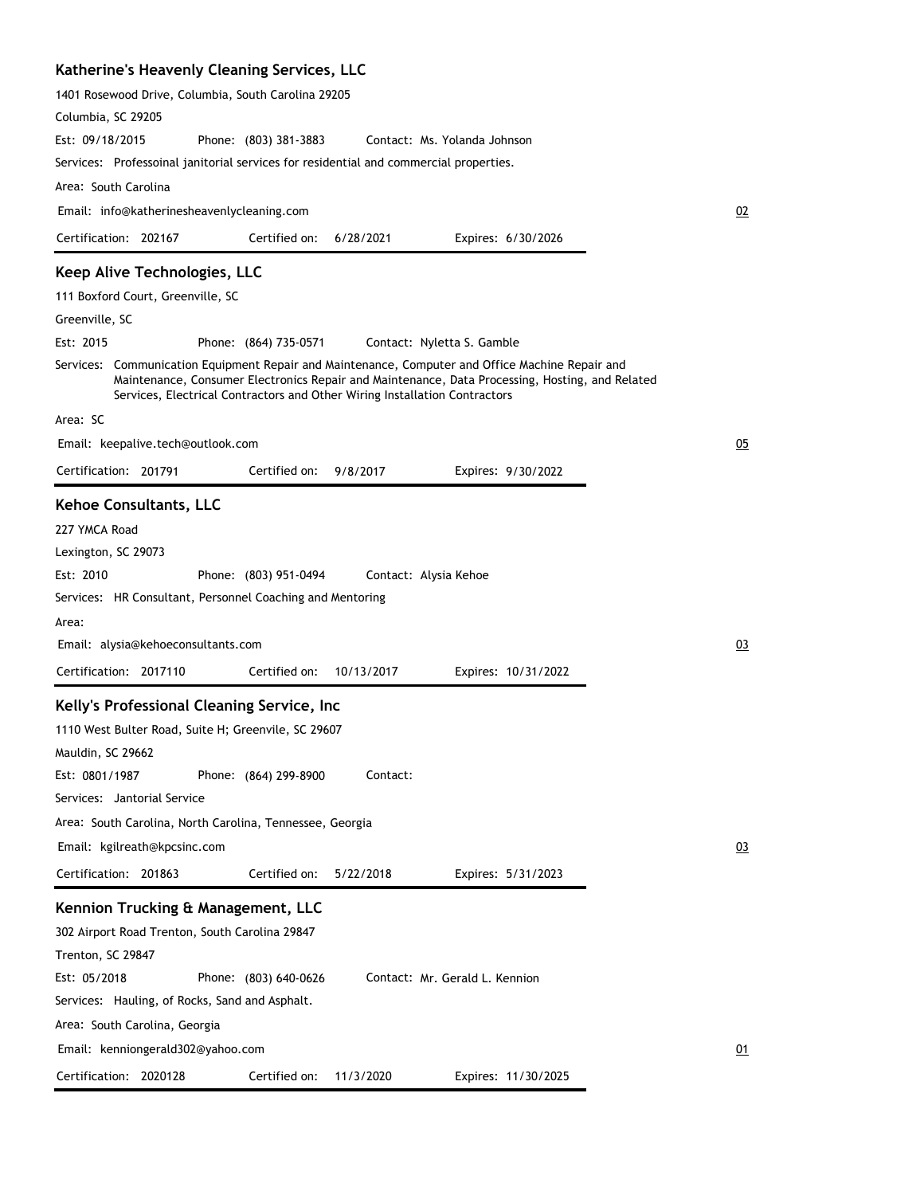### Katherine's Heavenly Cleaning Services, LLC

1401 Rosewood Drive, Columbia, South Carolina 29205

Columbia, SC 29205

Est: 09/18/2015 Phone: (803) 381-3883 Contact: Ms. Yolanda Johnson

Services: Professoinal janitorial services for residential and commercial properties.

Area: South Carolina

Email: info@katherinesheavenlycleaning.com

02

Certification: 202167 Certified on: 6/28/2021 Expires: 6/30/2026

---

### Keep Alive Technologies, LLC

111 Boxford Court, Greenville, SC

Greenville, SC

Est: 2015 Phone: (864) 735-0571 Contact: Nyletta S. Gamble

Services: Communication Equipment Repair and Maintenance, Computer and Office Machine Repair and Maintenance, Consumer Electronics Repair and Maintenance, Data Processing, Hosting, and Related Services, Electrical Contractors and Other Wiring Installation Contractors

Area: SC

Email: keepalive.tech@outlook.com

05

Certification: 201791 Certified on: 9/8/2017 Expires: 9/30/2022

---

### Kehoe Consultants, LLC

227 YMCA Road

Lexington, SC 29073

Est: 2010 Phone: (803) 951-0494 Contact: Alysia Kehoe

Services: HR Consultant, Personnel Coaching and Mentoring

Area:

Email: alysia@kehoeconsultants.com

03

Certification: 2017110 Certified on: 10/13/2017 Expires: 10/31/2022

---

### Kelly's Professional Cleaning Service, Inc

1110 West Bulter Road, Suite H; Greenvile, SC 29607

Mauldin, SC 29662

Est: 0801/1987 Phone: (864) 299-8900 Contact:

Services: Jantorial Service

Area: South Carolina, North Carolina, Tennessee, Georgia

Email: kgilreath@kpcsinc.com

03

Certification: 201863 Certified on: 5/22/2018 Expires: 5/31/2023

---

### Kennion Trucking & Management, LLC

302 Airport Road Trenton, South Carolina 29847

Trenton, SC 29847

Est: 05/2018 Phone: (803) 640-0626 Contact: Mr. Gerald L. Kennion

Services: Hauling, of Rocks, Sand and Asphalt.

Area: South Carolina, Georgia

Email: kenniongerald302@yahoo.com

01

Certification: 2020128 Certified on: 11/3/2020 Expires: 11/30/2025

---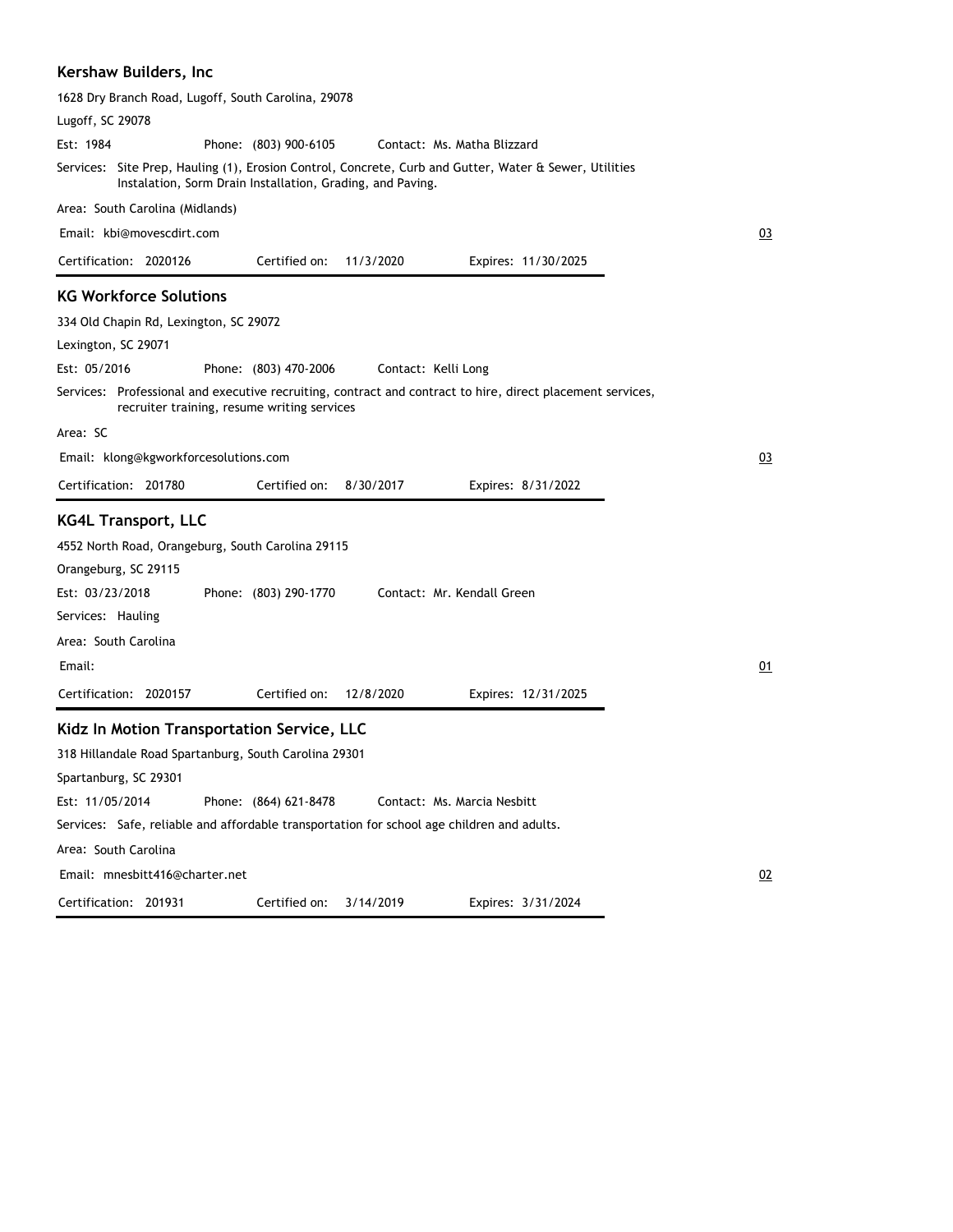### Kershaw Builders, Inc

1628 Dry Branch Road, Lugoff, South Carolina, 29078

Lugoff, SC 29078

Est: 1984 Phone: (803) 900-6105 Contact: Ms. Matha Blizzard

Services: Site Prep, Hauling (1), Erosion Control, Concrete, Curb and Gutter, Water & Sewer, Utilities Instalation, Sorm Drain Installation, Grading, and Paving.

Area: South Carolina (Midlands)

Email: kbi@movescdirt.com 03

Certification: 2020126 Certified on: 11/3/2020 Expires: 11/30/2025

---

### KG Workforce Solutions

334 Old Chapin Rd, Lexington, SC 29072

Lexington, SC 29071

Est: 05/2016 Phone: (803) 470-2006 Contact: Kelli Long

Services: Professional and executive recruiting, contract and contract to hire, direct placement services, recruiter training, resume writing services

Area: SC

Email: klong@kgworkforcesolutions.com 03

Certification: 201780 Certified on: 8/30/2017 Expires: 8/31/2022

---

### KG4L Transport, LLC

4552 North Road, Orangeburg, South Carolina 29115

Orangeburg, SC 29115

Est: 03/23/2018 Phone: (803) 290-1770 Contact: Mr. Kendall Green

Services: Hauling

Area: South Carolina

Email: 01

Certification: 2020157 Certified on: 12/8/2020 Expires: 12/31/2025

---

### Kidz In Motion Transportation Service, LLC

318 Hillandale Road Spartanburg, South Carolina 29301

Spartanburg, SC 29301

Est: 11/05/2014 Phone: (864) 621-8478 Contact: Ms. Marcia Nesbitt

Services: Safe, reliable and affordable transportation for school age children and adults.

Area: South Carolina

Email: mnesbitt416@charter.net 02

Certification: 201931 Certified on: 3/14/2019 Expires: 3/31/2024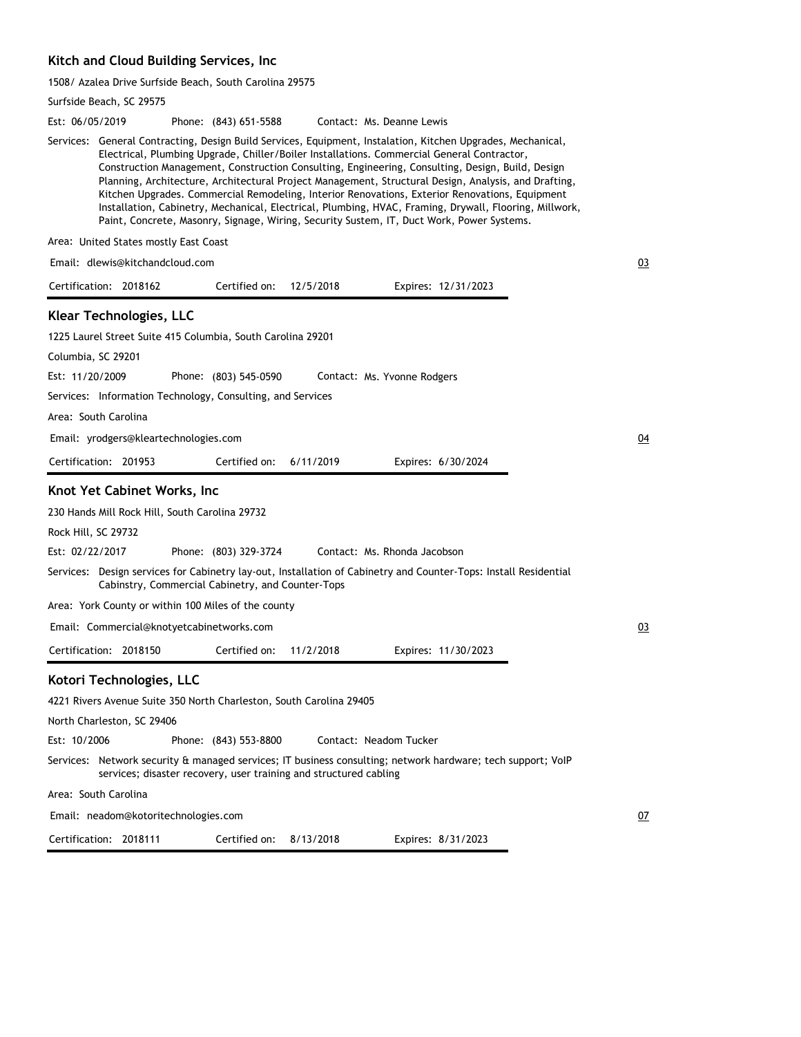## Kitch and Cloud Building Services, Inc

1508/ Azalea Drive Surfside Beach, South Carolina 29575

Surfside Beach, SC 29575

Est: 06/05/2019 Phone: (843) 651-5588 Contact: Ms. Deanne Lewis

Services: General Contracting, Design Build Services, Equipment, Instalation, Kitchen Upgrades, Mechanical, Electrical, Plumbing Upgrade, Chiller/Boiler Installations. Commercial General Contractor, Construction Management, Construction Consulting, Engineering, Consulting, Design, Build, Design Planning, Architecture, Architectural Project Management, Structural Design, Analysis, and Drafting, Kitchen Upgrades. Commercial Remodeling, Interior Renovations, Exterior Renovations, Equipment Installation, Cabinetry, Mechanical, Electrical, Plumbing, HVAC, Framing, Drywall, Flooring, Millwork, Paint, Concrete, Masonry, Signage, Wiring, Security Sustem, IT, Duct Work, Power Systems.

Area: United States mostly East Coast

Email: dlewis@kitchandcloud.com 03

Certification: 2018162 Certified on: 12/5/2018 Expires: 12/31/2023

## Klear Technologies, LLC

1225 Laurel Street Suite 415 Columbia, South Carolina 29201

Columbia, SC 29201

Est: 11/20/2009 Phone: (803) 545-0590 Contact: Ms. Yvonne Rodgers

Services: Information Technology, Consulting, and Services

Area: South Carolina

Email: yrodgers@kleartechnologies.com 04

Certification: 201953 Certified on: 6/11/2019 Expires: 6/30/2024

## Knot Yet Cabinet Works, Inc

230 Hands Mill Rock Hill, South Carolina 29732

Rock Hill, SC 29732

Est: 02/22/2017 Phone: (803) 329-3724 Contact: Ms. Rhonda Jacobson

Services: Design services for Cabinetry lay-out, Installation of Cabinetry and Counter-Tops: Install Residential Cabinstry, Commercial Cabinetry, and Counter-Tops

Area: York County or within 100 Miles of the county

Email: Commercial@knotyetcabinetworks.com 03

Certification: 2018150 Certified on: 11/2/2018 Expires: 11/30/2023

## Kotori Technologies, LLC

4221 Rivers Avenue Suite 350 North Charleston, South Carolina 29405

North Charleston, SC 29406

Est: 10/2006 Phone: (843) 553-8800 Contact: Neadom Tucker

Services: Network security & managed services; IT business consulting; network hardware; tech support; VoIP services; disaster recovery, user training and structured cabling

Area: South Carolina

Email: neadom@kotoritechnologies.com 07

Certification: 2018111 Certified on: 8/13/2018 Expires: 8/31/2023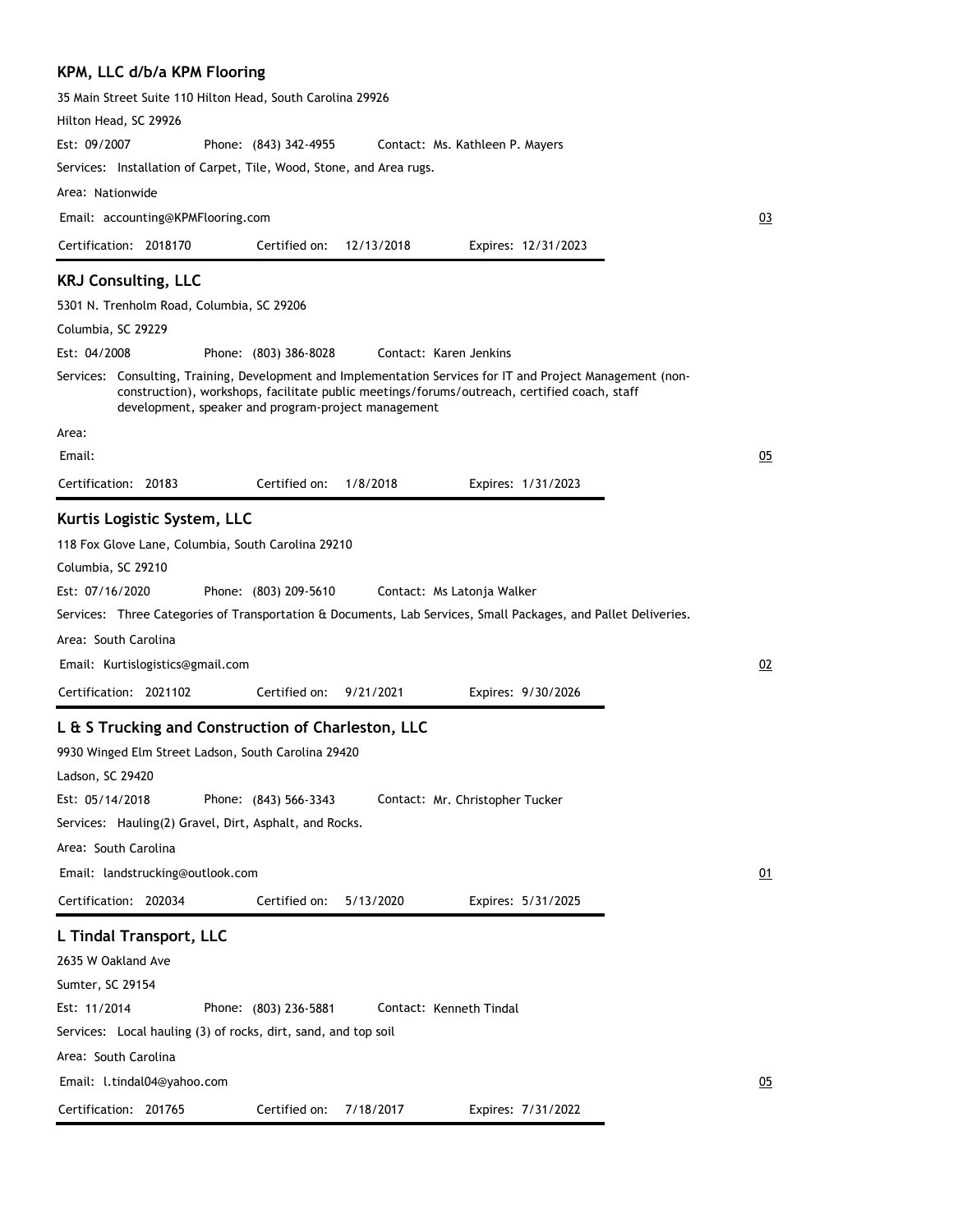### KPM, LLC d/b/a KPM Flooring

35 Main Street Suite 110 Hilton Head, South Carolina 29926

Hilton Head, SC 29926

Est: 09/2007 Phone: (843) 342-4955 Contact: Ms. Kathleen P. Mayers

Services: Installation of Carpet, Tile, Wood, Stone, and Area rugs.

Area: Nationwide

Email: accounting@KPMFlooring.com

03

Certification: 2018170 Certified on: 12/13/2018 Expires: 12/31/2023

---

### KRJ Consulting, LLC

5301 N. Trenholm Road, Columbia, SC 29206

Columbia, SC 29229

Est: 04/2008 Phone: (803) 386-8028 Contact: Karen Jenkins

Services: Consulting, Training, Development and Implementation Services for IT and Project Management (non-construction), workshops, facilitate public meetings/forums/outreach, certified coach, staff development, speaker and program-project management

Area:

Email:

05

Certification: 20183 Certified on: 1/8/2018 Expires: 1/31/2023

---

### Kurtis Logistic System, LLC

118 Fox Glove Lane, Columbia, South Carolina 29210

Columbia, SC 29210

Est: 07/16/2020 Phone: (803) 209-5610 Contact: Ms Latonja Walker

Services: Three Categories of Transportation & Documents, Lab Services, Small Packages, and Pallet Deliveries.

Area: South Carolina

Email: Kurtislogistics@gmail.com

02

Certification: 2021102 Certified on: 9/21/2021 Expires: 9/30/2026

---

### L & S Trucking and Construction of Charleston, LLC

9930 Winged Elm Street Ladson, South Carolina 29420

Ladson, SC 29420

Est: 05/14/2018 Phone: (843) 566-3343 Contact: Mr. Christopher Tucker

Services: Hauling(2) Gravel, Dirt, Asphalt, and Rocks.

Area: South Carolina

Email: landstrucking@outlook.com

01

Certification: 202034 Certified on: 5/13/2020 Expires: 5/31/2025

---

### L Tindal Transport, LLC

2635 W Oakland Ave

Sumter, SC 29154

Est: 11/2014 Phone: (803) 236-5881 Contact: Kenneth Tindal

Services: Local hauling (3) of rocks, dirt, sand, and top soil

Area: South Carolina

Email: l.tindal04@yahoo.com

05

Certification: 201765 Certified on: 7/18/2017 Expires: 7/31/2022

---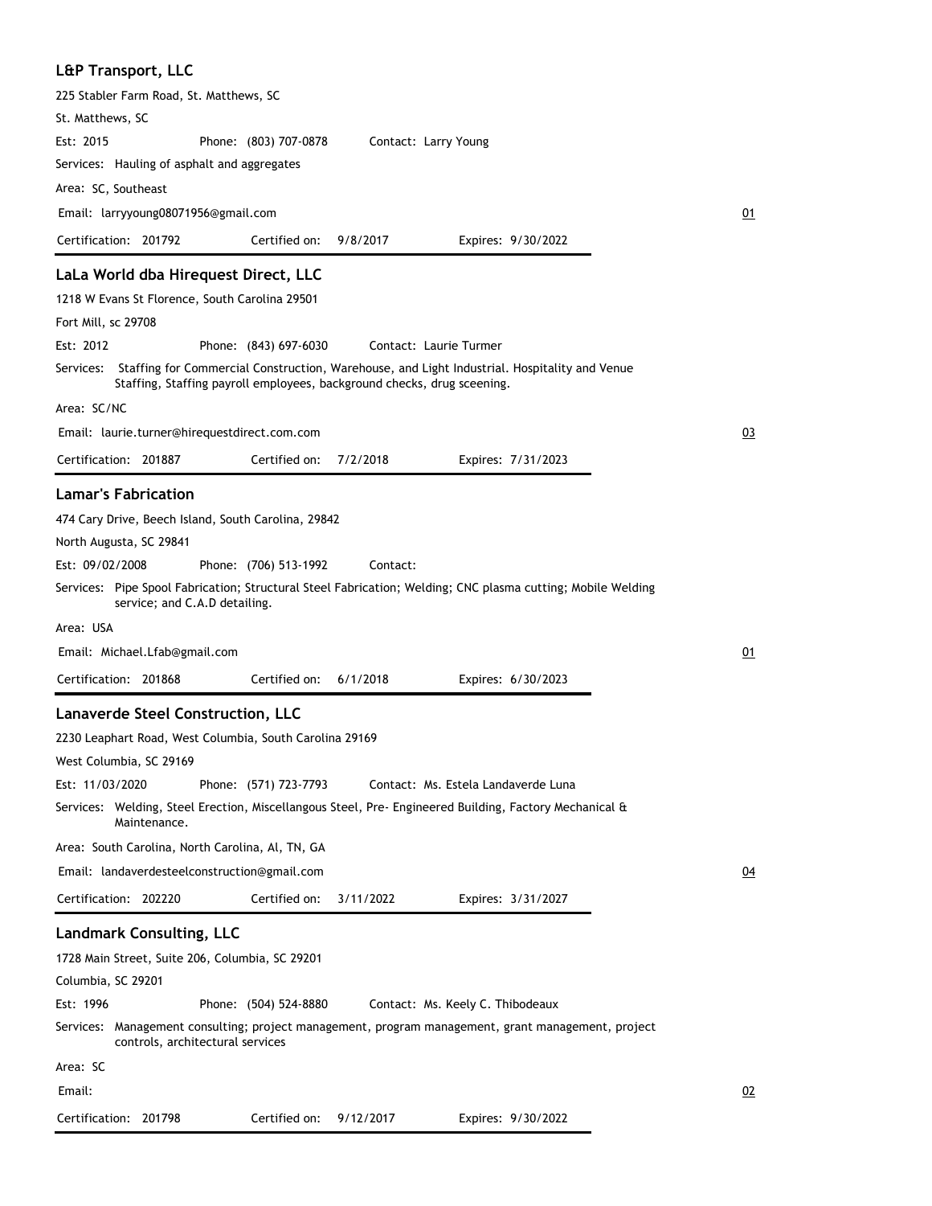## L&P Transport, LLC

225 Stabler Farm Road, St. Matthews, SC

St. Matthews, SC

Est: 2015 Phone: (803) 707-0878 Contact: Larry Young

Services: Hauling of asphalt and aggregates

Area: SC, Southeast

Email: larryyoung08071956@gmail.com

01

Certification: 201792 Certified on: 9/8/2017 Expires: 9/30/2022

## LaLa World dba Hirequest Direct, LLC

1218 W Evans St Florence, South Carolina 29501

Fort Mill, sc 29708

Est: 2012 Phone: (843) 697-6030 Contact: Laurie Turmer

Services: Staffing for Commercial Construction, Warehouse, and Light Industrial. Hospitality and Venue Staffing, Staffing payroll employees, background checks, drug sceening.

Area: SC/NC

Email: laurie.turner@hirequestdirect.com.com

03

Certification: 201887 Certified on: 7/2/2018 Expires: 7/31/2023

## Lamar's Fabrication

474 Cary Drive, Beech Island, South Carolina, 29842

North Augusta, SC 29841

Est: 09/02/2008 Phone: (706) 513-1992 Contact:

Services: Pipe Spool Fabrication; Structural Steel Fabrication; Welding; CNC plasma cutting; Mobile Welding service; and C.A.D detailing.

Area: USA

Email: Michael.Lfab@gmail.com

01

Certification: 201868 Certified on: 6/1/2018 Expires: 6/30/2023

## Lanaverde Steel Construction, LLC

2230 Leaphart Road, West Columbia, South Carolina 29169

West Columbia, SC 29169

Est: 11/03/2020 Phone: (571) 723-7793 Contact: Ms. Estela Landaverde Luna

Services: Welding, Steel Erection, Miscellangous Steel, Pre- Engineered Building, Factory Mechanical & Maintenance.

Area: South Carolina, North Carolina, Al, TN, GA

Email: landaverdesteelconstruction@gmail.com

04

Certification: 202220 Certified on: 3/11/2022 Expires: 3/31/2027

## Landmark Consulting, LLC

1728 Main Street, Suite 206, Columbia, SC 29201

Columbia, SC 29201

Est: 1996 Phone: (504) 524-8880 Contact: Ms. Keely C. Thibodeaux

Services: Management consulting; project management, program management, grant management, project controls, architectural services

Area: SC

Email:

02

Certification: 201798 Certified on: 9/12/2017 Expires: 9/30/2022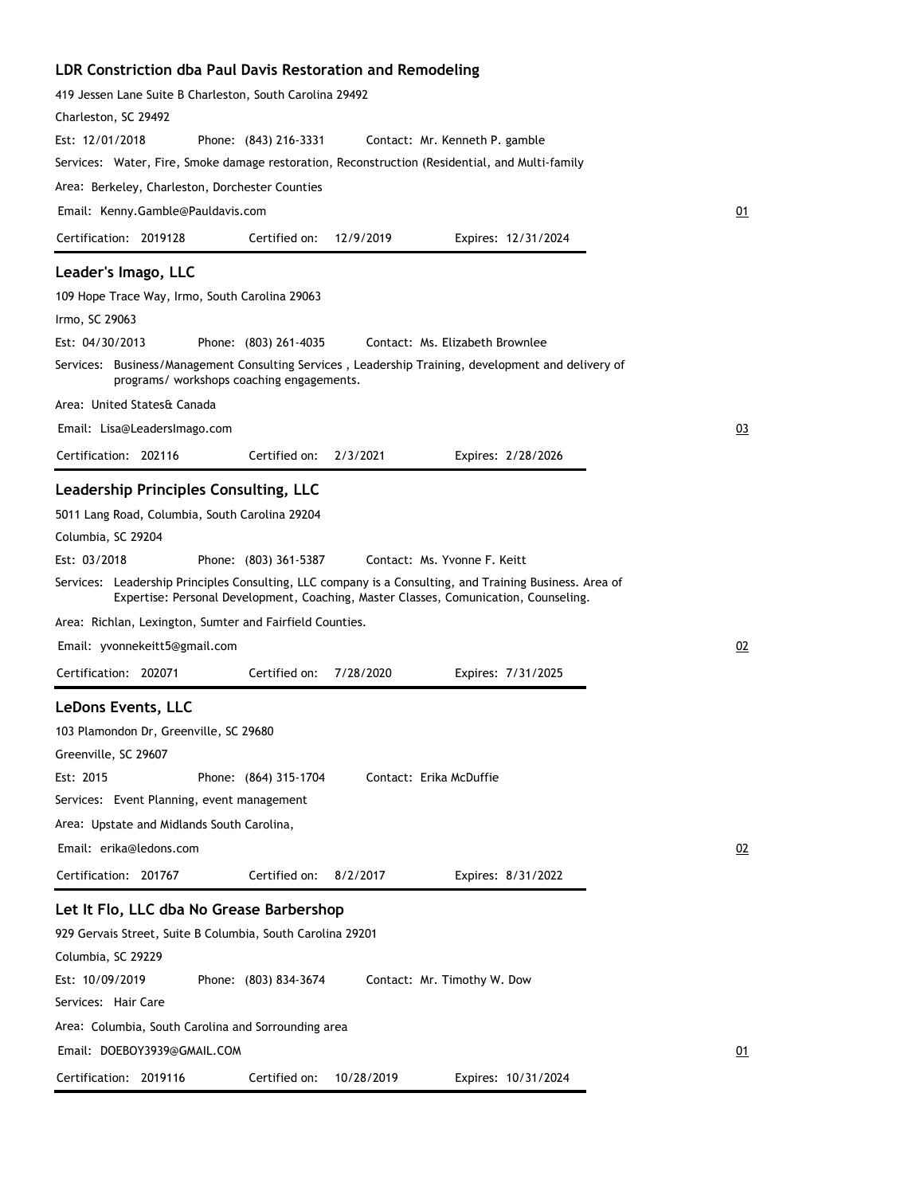### LDR Constriction dba Paul Davis Restoration and Remodeling

419 Jessen Lane Suite B Charleston, South Carolina 29492

Charleston, SC 29492

Est: 12/01/2018 Phone: (843) 216-3331 Contact: Mr. Kenneth P. gamble

Services: Water, Fire, Smoke damage restoration, Reconstruction (Residential, and Multi-family

Area: Berkeley, Charleston, Dorchester Counties

Email: Kenny.Gamble@Pauldavis.com

01

Certification: 2019128 Certified on: 12/9/2019 Expires: 12/31/2024

---

### Leader's Imago, LLC

109 Hope Trace Way, Irmo, South Carolina 29063

Irmo, SC 29063

Est: 04/30/2013 Phone: (803) 261-4035 Contact: Ms. Elizabeth Brownlee

Services: Business/Management Consulting Services , Leadership Training, development and delivery of programs/ workshops coaching engagements.

Area: United States& Canada

Email: Lisa@LeadersImago.com

03

Certification: 202116 Certified on: 2/3/2021 Expires: 2/28/2026

---

### Leadership Principles Consulting, LLC

5011 Lang Road, Columbia, South Carolina 29204

Columbia, SC 29204

Est: 03/2018 Phone: (803) 361-5387 Contact: Ms. Yvonne F. Keitt

Services: Leadership Principles Consulting, LLC company is a Consulting, and Training Business. Area of Expertise: Personal Development, Coaching, Master Classes, Comunication, Counseling.

Area: Richlan, Lexington, Sumter and Fairfield Counties.

Email: yvonnekeitt5@gmail.com

02

Certification: 202071 Certified on: 7/28/2020 Expires: 7/31/2025

---

### LeDons Events, LLC

103 Plamondon Dr, Greenville, SC 29680

Greenville, SC 29607

Est: 2015 Phone: (864) 315-1704 Contact: Erika McDuffie

Services: Event Planning, event management

Area: Upstate and Midlands South Carolina,

Email: erika@ledons.com

02

Certification: 201767 Certified on: 8/2/2017 Expires: 8/31/2022

---

### Let It Flo, LLC dba No Grease Barbershop

929 Gervais Street, Suite B Columbia, South Carolina 29201

Columbia, SC 29229

Est: 10/09/2019 Phone: (803) 834-3674 Contact: Mr. Timothy W. Dow

Services: Hair Care

Area: Columbia, South Carolina and Sorrounding area

Email: DOEBOY3939@GMAIL.COM

01

Certification: 2019116 Certified on: 10/28/2019 Expires: 10/31/2024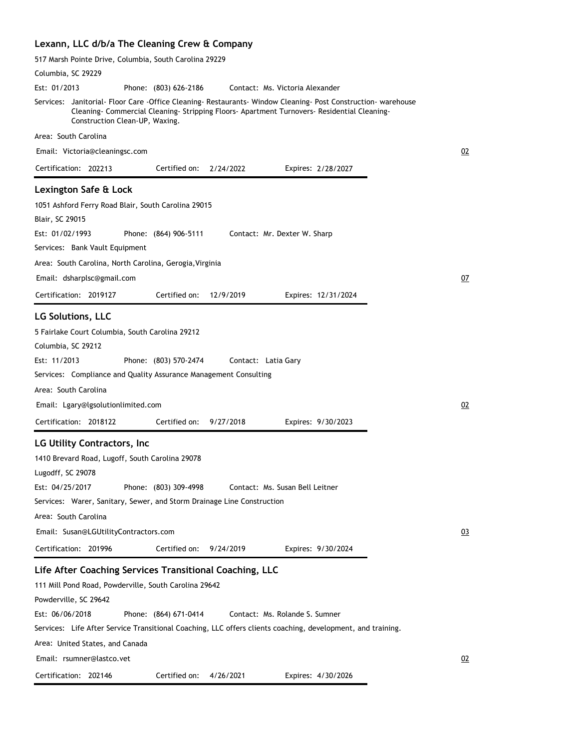## Lexann, LLC d/b/a The Cleaning Crew & Company

517 Marsh Pointe Drive, Columbia, South Carolina 29229

Columbia, SC 29229

Est: 01/2013 Phone: (803) 626-2186 Contact: Ms. Victoria Alexander

Services: Janitorial- Floor Care -Office Cleaning- Restaurants- Window Cleaning- Post Construction- warehouse Cleaning- Commercial Cleaning- Stripping Floors- Apartment Turnovers- Residential Cleaning- Construction Clean-UP, Waxing.

Area: South Carolina

Email: Victoria@cleaningsc.com

02

Certification: 202213 Certified on: 2/24/2022 Expires: 2/28/2027

---

## Lexington Safe & Lock

1051 Ashford Ferry Road Blair, South Carolina 29015

Blair, SC 29015

Est: 01/02/1993 Phone: (864) 906-5111 Contact: Mr. Dexter W. Sharp

Services: Bank Vault Equipment

Area: South Carolina, North Carolina, Gerogia,Virginia

Email: dsharplsc@gmail.com

07

Certification: 2019127 Certified on: 12/9/2019 Expires: 12/31/2024

---

## LG Solutions, LLC

5 Fairlake Court Columbia, South Carolina 29212

Columbia, SC 29212

Est: 11/2013 Phone: (803) 570-2474 Contact: Latia Gary

Services: Compliance and Quality Assurance Management Consulting

Area: South Carolina

Email: Lgary@lgsolutionlimited.com

02

Certification: 2018122 Certified on: 9/27/2018 Expires: 9/30/2023

---

## LG Utility Contractors, Inc

1410 Brevard Road, Lugoff, South Carolina 29078

Lugodff, SC 29078

Est: 04/25/2017 Phone: (803) 309-4998 Contact: Ms. Susan Bell Leitner

Services: Warer, Sanitary, Sewer, and Storm Drainage Line Construction

Area: South Carolina

Email: Susan@LGUtilityContractors.com

03

Certification: 201996 Certified on: 9/24/2019 Expires: 9/30/2024

---

## Life After Coaching Services Transitional Coaching, LLC

111 Mill Pond Road, Powderville, South Carolina 29642

Powderville, SC 29642

Est: 06/06/2018 Phone: (864) 671-0414 Contact: Ms. Rolande S. Sumner

Services: Life After Service Transitional Coaching, LLC offers clients coaching, development, and training.

Area: United States, and Canada

Email: rsumner@lastco.vet

02

Certification: 202146 Certified on: 4/26/2021 Expires: 4/30/2026

---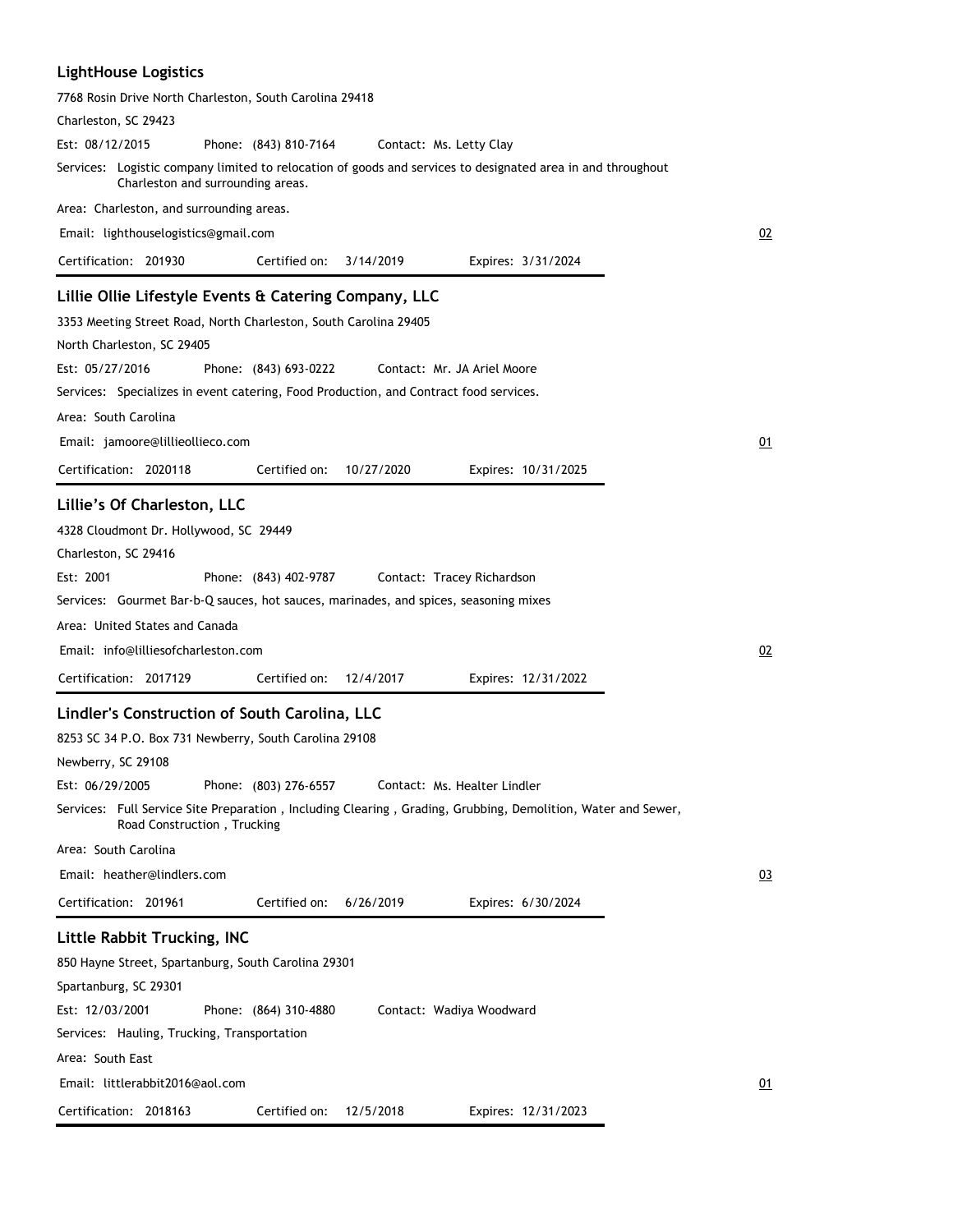### LightHouse Logistics

7768 Rosin Drive North Charleston, South Carolina 29418

Charleston, SC 29423

Est: 08/12/2015 Phone: (843) 810-7164 Contact: Ms. Letty Clay

Services: Logistic company limited to relocation of goods and services to designated area in and throughout Charleston and surrounding areas.

Area: Charleston, and surrounding areas.

Email: lighthouselogistics@gmail.com

02

Certification: 201930 Certified on: 3/14/2019 Expires: 3/31/2024

---

### Lillie Ollie Lifestyle Events & Catering Company, LLC

3353 Meeting Street Road, North Charleston, South Carolina 29405

North Charleston, SC 29405

Est: 05/27/2016 Phone: (843) 693-0222 Contact: Mr. JA Ariel Moore

Services: Specializes in event catering, Food Production, and Contract food services.

Area: South Carolina

Email: jamoore@lillieollieco.com

01

Certification: 2020118 Certified on: 10/27/2020 Expires: 10/31/2025

---

### Lillie's Of Charleston, LLC

4328 Cloudmont Dr. Hollywood, SC 29449

Charleston, SC 29416

Est: 2001 Phone: (843) 402-9787 Contact: Tracey Richardson

Services: Gourmet Bar-b-Q sauces, hot sauces, marinades, and spices, seasoning mixes

Area: United States and Canada

Email: info@lilliesofcharleston.com

02

Certification: 2017129 Certified on: 12/4/2017 Expires: 12/31/2022

---

### Lindler's Construction of South Carolina, LLC

8253 SC 34 P.O. Box 731 Newberry, South Carolina 29108

Newberry, SC 29108

Est: 06/29/2005 Phone: (803) 276-6557 Contact: Ms. Healter Lindler

Services: Full Service Site Preparation , Including Clearing , Grading, Grubbing, Demolition, Water and Sewer, Road Construction , Trucking

Area: South Carolina

Email: heather@lindlers.com

03

Certification: 201961 Certified on: 6/26/2019 Expires: 6/30/2024

---

### Little Rabbit Trucking, INC

850 Hayne Street, Spartanburg, South Carolina 29301

Spartanburg, SC 29301

Est: 12/03/2001 Phone: (864) 310-4880 Contact: Wadiya Woodward

Services: Hauling, Trucking, Transportation

Area: South East

Email: littlerabbit2016@aol.com

01

Certification: 2018163 Certified on: 12/5/2018 Expires: 12/31/2023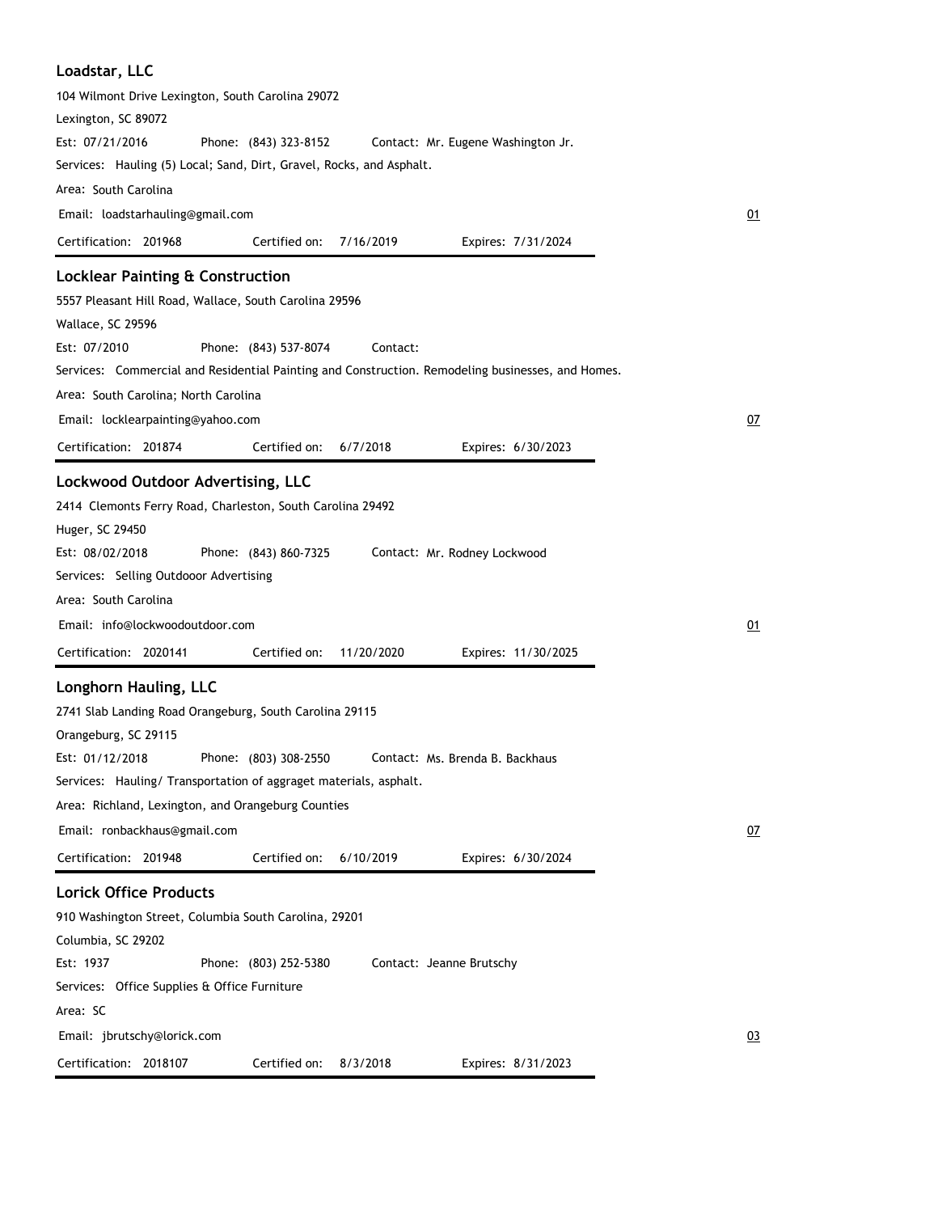## Loadstar, LLC

104 Wilmont Drive Lexington, South Carolina 29072
Lexington, SC 89072
Est: 07/21/2016 Phone: (843) 323-8152 Contact: Mr. Eugene Washington Jr.
Services: Hauling (5) Local; Sand, Dirt, Gravel, Rocks, and Asphalt.
Area: South Carolina
Email: loadstarhauling@gmail.com
01
Certification: 201968 Certified on: 7/16/2019 Expires: 7/31/2024

## Locklear Painting & Construction

5557 Pleasant Hill Road, Wallace, South Carolina 29596
Wallace, SC 29596
Est: 07/2010 Phone: (843) 537-8074 Contact:
Services: Commercial and Residential Painting and Construction. Remodeling businesses, and Homes.
Area: South Carolina; North Carolina
Email: locklearpainting@yahoo.com
07
Certification: 201874 Certified on: 6/7/2018 Expires: 6/30/2023

## Lockwood Outdoor Advertising, LLC

2414 Clemonts Ferry Road, Charleston, South Carolina 29492
Huger, SC 29450
Est: 08/02/2018 Phone: (843) 860-7325 Contact: Mr. Rodney Lockwood
Services: Selling Outdooor Advertising
Area: South Carolina
Email: info@lockwoodoutdoor.com
01
Certification: 2020141 Certified on: 11/20/2020 Expires: 11/30/2025

## Longhorn Hauling, LLC

2741 Slab Landing Road Orangeburg, South Carolina 29115
Orangeburg, SC 29115
Est: 01/12/2018 Phone: (803) 308-2550 Contact: Ms. Brenda B. Backhaus
Services: Hauling/ Transportation of aggraget materials, asphalt.
Area: Richland, Lexington, and Orangeburg Counties
Email: ronbackhaus@gmail.com
07
Certification: 201948 Certified on: 6/10/2019 Expires: 6/30/2024

## Lorick Office Products

910 Washington Street, Columbia South Carolina, 29201
Columbia, SC 29202
Est: 1937 Phone: (803) 252-5380 Contact: Jeanne Brutschy
Services: Office Supplies & Office Furniture
Area: SC
Email: jbrutschy@lorick.com
03
Certification: 2018107 Certified on: 8/3/2018 Expires: 8/31/2023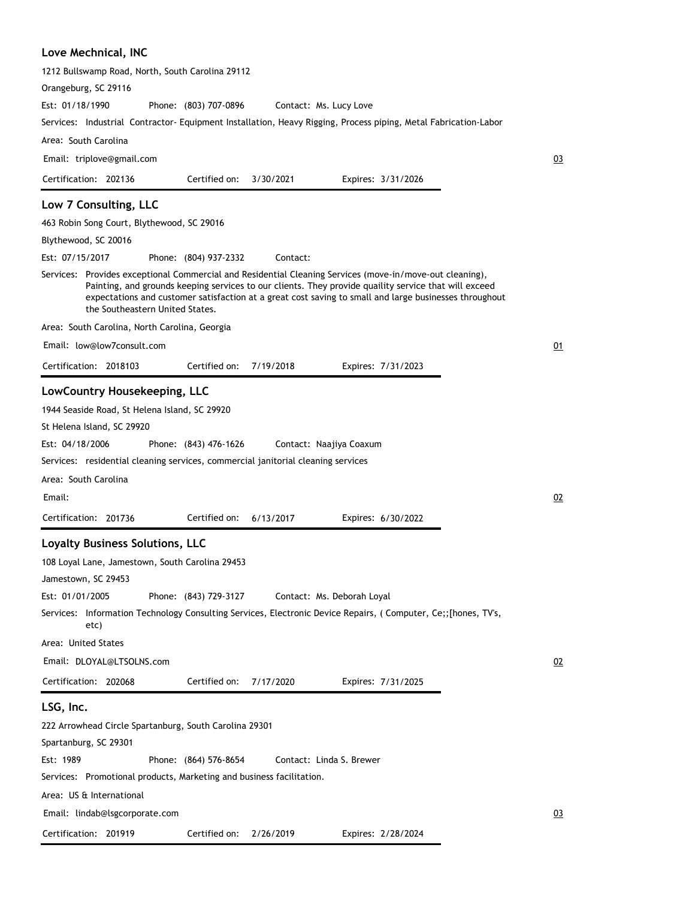## Love Mechnical, INC

1212 Bullswamp Road, North, South Carolina 29112

Orangeburg, SC 29116

Est: 01/18/1990 Phone: (803) 707-0896 Contact: Ms. Lucy Love

Services: Industrial Contractor- Equipment Installation, Heavy Rigging, Process piping, Metal Fabrication-Labor

Area: South Carolina

Email: triplove@gmail.com

03

Certification: 202136 Certified on: 3/30/2021 Expires: 3/31/2026

## Low 7 Consulting, LLC

463 Robin Song Court, Blythewood, SC 29016

Blythewood, SC 20016

Est: 07/15/2017 Phone: (804) 937-2332 Contact:

Services: Provides exceptional Commercial and Residential Cleaning Services (move-in/move-out cleaning), Painting, and grounds keeping services to our clients. They provide quaility service that will exceed expectations and customer satisfaction at a great cost saving to small and large businesses throughout the Southeastern United States.

Area: South Carolina, North Carolina, Georgia

Email: low@low7consult.com

01

Certification: 2018103 Certified on: 7/19/2018 Expires: 7/31/2023

## LowCountry Housekeeping, LLC

1944 Seaside Road, St Helena Island, SC 29920

St Helena Island, SC 29920

Est: 04/18/2006 Phone: (843) 476-1626 Contact: Naajiya Coaxum

Services: residential cleaning services, commercial janitorial cleaning services

Area: South Carolina

Email:

02

Certification: 201736 Certified on: 6/13/2017 Expires: 6/30/2022

## Loyalty Business Solutions, LLC

108 Loyal Lane, Jamestown, South Carolina 29453

Jamestown, SC 29453

Est: 01/01/2005 Phone: (843) 729-3127 Contact: Ms. Deborah Loyal

Services: Information Technology Consulting Services, Electronic Device Repairs, ( Computer, Ce;;[hones, TV's, etc)

Area: United States

Email: DLOYAL@LTSOLNS.com

02

Certification: 202068 Certified on: 7/17/2020 Expires: 7/31/2025

## LSG, Inc.

222 Arrowhead Circle Spartanburg, South Carolina 29301

Spartanburg, SC 29301

Est: 1989 Phone: (864) 576-8654 Contact: Linda S. Brewer

Services: Promotional products, Marketing and business facilitation.

Area: US & International

Email: lindab@lsgcorporate.com

03

Certification: 201919 Certified on: 2/26/2019 Expires: 2/28/2024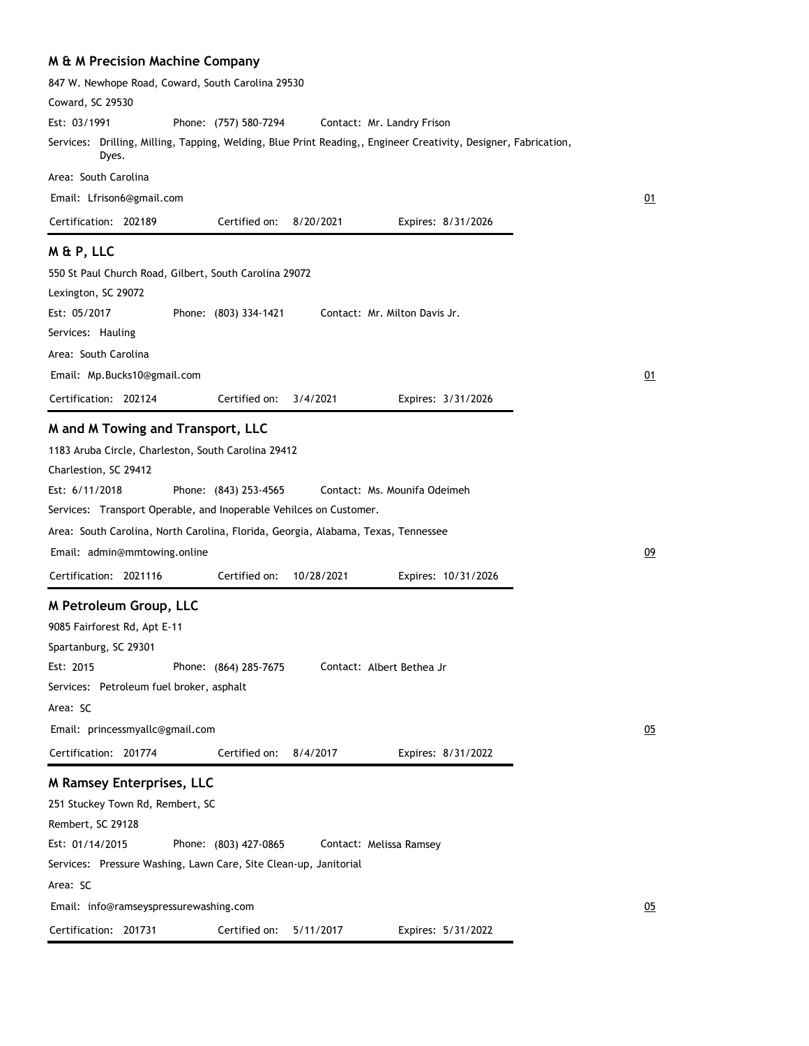## M & M Precision Machine Company

847 W. Newhope Road, Coward, South Carolina 29530

Coward, SC 29530

Est: 03/1991 Phone: (757) 580-7294 Contact: Mr. Landry Frison

Services: Drilling, Milling, Tapping, Welding, Blue Print Reading,, Engineer Creativity, Designer, Fabrication, Dyes.

Area: South Carolina

Email: Lfrison6@gmail.com

01

Certification: 202189 Certified on: 8/20/2021 Expires: 8/31/2026

## M & P, LLC

550 St Paul Church Road, Gilbert, South Carolina 29072

Lexington, SC 29072

Est: 05/2017 Phone: (803) 334-1421 Contact: Mr. Milton Davis Jr.

Services: Hauling

Area: South Carolina

Email: Mp.Bucks10@gmail.com

01

Certification: 202124 Certified on: 3/4/2021 Expires: 3/31/2026

## M and M Towing and Transport, LLC

1183 Aruba Circle, Charleston, South Carolina 29412

Charlestion, SC 29412

Est: 6/11/2018 Phone: (843) 253-4565 Contact: Ms. Mounifa Odeimeh

Services: Transport Operable, and Inoperable Vehilces on Customer.

Area: South Carolina, North Carolina, Florida, Georgia, Alabama, Texas, Tennessee

Email: admin@mmtowing.online

09

Certification: 2021116 Certified on: 10/28/2021 Expires: 10/31/2026

## M Petroleum Group, LLC

9085 Fairforest Rd, Apt E-11

Spartanburg, SC 29301

Est: 2015 Phone: (864) 285-7675 Contact: Albert Bethea Jr

Services: Petroleum fuel broker, asphalt

Area: SC

Email: princessmyallc@gmail.com

05

Certification: 201774 Certified on: 8/4/2017 Expires: 8/31/2022

## M Ramsey Enterprises, LLC

251 Stuckey Town Rd, Rembert, SC

Rembert, SC 29128

Est: 01/14/2015 Phone: (803) 427-0865 Contact: Melissa Ramsey

Services: Pressure Washing, Lawn Care, Site Clean-up, Janitorial

Area: SC

Email: info@ramseyspressurewashing.com

05

Certification: 201731 Certified on: 5/11/2017 Expires: 5/31/2022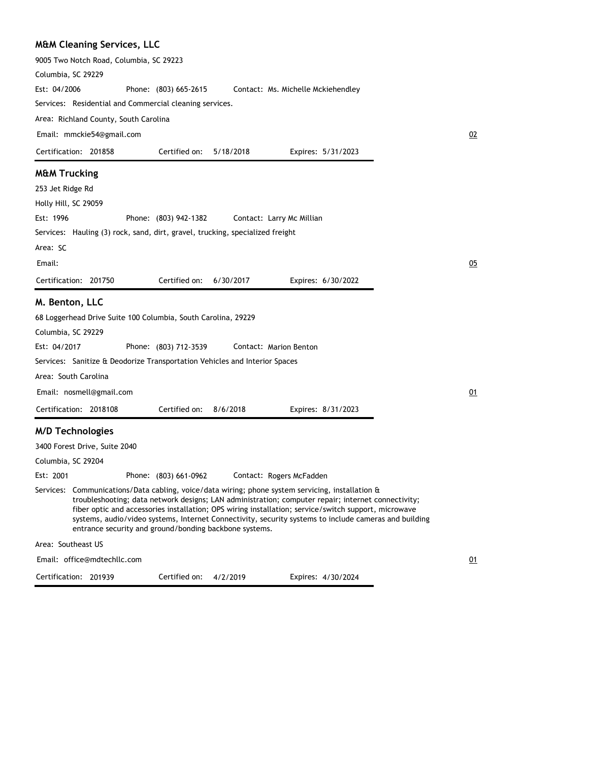## M&M Cleaning Services, LLC

9005 Two Notch Road, Columbia, SC 29223

Columbia, SC 29229

Est: 04/2006    Phone: (803) 665-2615    Contact: Ms. Michelle Mckiehendley

Services: Residential and Commercial cleaning services.

Area: Richland County, South Carolina

Email: mmckie54@gmail.com    02

Certification: 201858    Certified on: 5/18/2018    Expires: 5/31/2023

## M&M Trucking

253 Jet Ridge Rd

Holly Hill, SC 29059

Est: 1996    Phone: (803) 942-1382    Contact: Larry Mc Millian

Services: Hauling (3) rock, sand, dirt, gravel, trucking, specialized freight

Area: SC

Email:    05

Certification: 201750    Certified on: 6/30/2017    Expires: 6/30/2022

## M. Benton, LLC

68 Loggerhead Drive Suite 100 Columbia, South Carolina, 29229

Columbia, SC 29229

Est: 04/2017    Phone: (803) 712-3539    Contact: Marion Benton

Services: Sanitize & Deodorize Transportation Vehicles and Interior Spaces

Area: South Carolina

Email: nosmell@gmail.com    01

Certification: 2018108    Certified on: 8/6/2018    Expires: 8/31/2023

## M/D Technologies

3400 Forest Drive, Suite 2040

Columbia, SC 29204

Est: 2001    Phone: (803) 661-0962    Contact: Rogers McFadden

Services: Communications/Data cabling, voice/data wiring; phone system servicing, installation & troubleshooting; data network designs; LAN administration; computer repair; internet connectivity; fiber optic and accessories installation; OPS wiring installation; service/switch support, microwave systems, audio/video systems, Internet Connectivity, security systems to include cameras and building entrance security and ground/bonding backbone systems.

Area: Southeast US

Email: office@mdtechllc.com    01

Certification: 201939    Certified on: 4/2/2019    Expires: 4/30/2024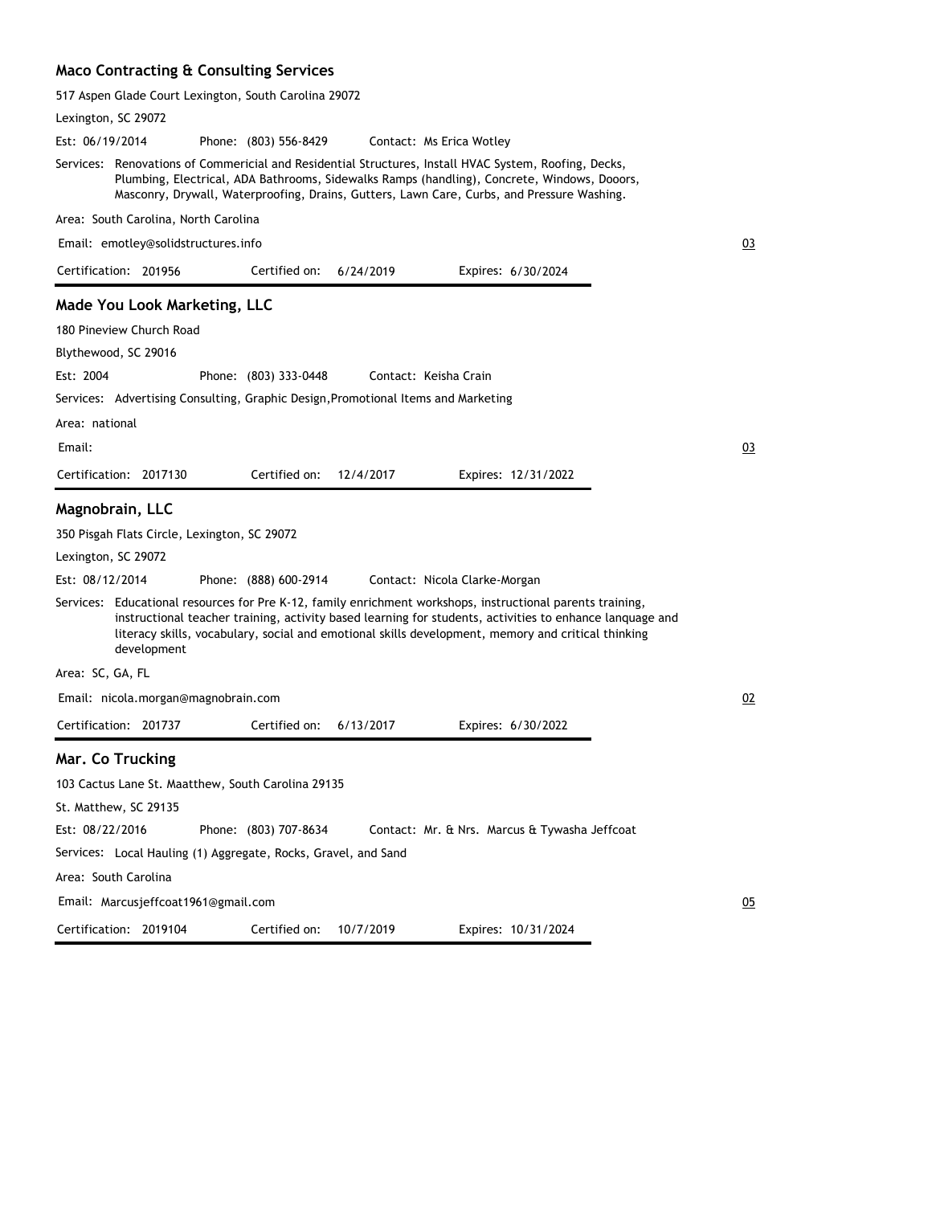### Maco Contracting & Consulting Services

517 Aspen Glade Court Lexington, South Carolina 29072

Lexington, SC 29072

Est: 06/19/2014 Phone: (803) 556-8429 Contact: Ms Erica Wotley

Services: Renovations of Commericial and Residential Structures, Install HVAC System, Roofing, Decks, Plumbing, Electrical, ADA Bathrooms, Sidewalks Ramps (handling), Concrete, Windows, Dooors, Masconry, Drywall, Waterproofing, Drains, Gutters, Lawn Care, Curbs, and Pressure Washing.

Area: South Carolina, North Carolina

Email: emotley@solidstructures.info

03

Certification: 201956 Certified on: 6/24/2019 Expires: 6/30/2024

---

### Made You Look Marketing, LLC

180 Pineview Church Road

Blythewood, SC 29016

Est: 2004 Phone: (803) 333-0448 Contact: Keisha Crain

Services: Advertising Consulting, Graphic Design,Promotional Items and Marketing

Area: national

Email:

03

Certification: 2017130 Certified on: 12/4/2017 Expires: 12/31/2022

---

### Magnobrain, LLC

350 Pisgah Flats Circle, Lexington, SC 29072

Lexington, SC 29072

Est: 08/12/2014 Phone: (888) 600-2914 Contact: Nicola Clarke-Morgan

Services: Educational resources for Pre K-12, family enrichment workshops, instructional parents training, instructional teacher training, activity based learning for students, activities to enhance lanquage and literacy skills, vocabulary, social and emotional skills development, memory and critical thinking development

Area: SC, GA, FL

Email: nicola.morgan@magnobrain.com

02

Certification: 201737 Certified on: 6/13/2017 Expires: 6/30/2022

---

### Mar. Co Trucking

103 Cactus Lane St. Maatthew, South Carolina 29135

St. Matthew, SC 29135

Est: 08/22/2016 Phone: (803) 707-8634 Contact: Mr. & Nrs. Marcus & Tywasha Jeffcoat

Services: Local Hauling (1) Aggregate, Rocks, Gravel, and Sand

Area: South Carolina

Email: Marcusjeffcoat1961@gmail.com

05

Certification: 2019104 Certified on: 10/7/2019 Expires: 10/31/2024

---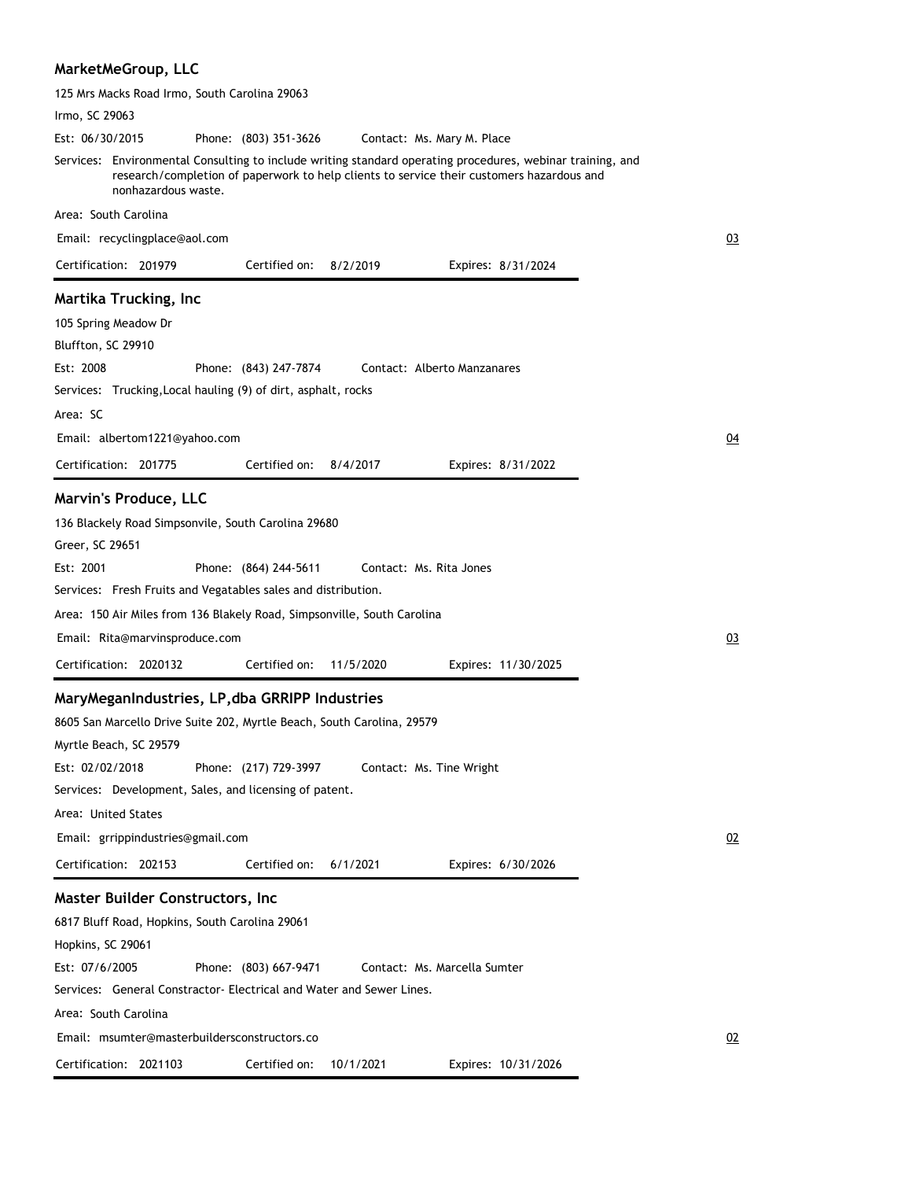## MarketMeGroup, LLC

125 Mrs Macks Road Irmo, South Carolina 29063

Irmo, SC 29063

Est: 06/30/2015 Phone: (803) 351-3626 Contact: Ms. Mary M. Place

Services: Environmental Consulting to include writing standard operating procedures, webinar training, and research/completion of paperwork to help clients to service their customers hazardous and nonhazardous waste.

Area: South Carolina

Email: recyclingplace@aol.com

03

Certification: 201979 Certified on: 8/2/2019 Expires: 8/31/2024

---

## Martika Trucking, Inc

105 Spring Meadow Dr

Bluffton, SC 29910

Est: 2008 Phone: (843) 247-7874 Contact: Alberto Manzanares

Services: Trucking,Local hauling (9) of dirt, asphalt, rocks

Area: SC

Email: albertom1221@yahoo.com

04

Certification: 201775 Certified on: 8/4/2017 Expires: 8/31/2022

---

## Marvin's Produce, LLC

136 Blackely Road Simpsonvile, South Carolina 29680

Greer, SC 29651

Est: 2001 Phone: (864) 244-5611 Contact: Ms. Rita Jones

Services: Fresh Fruits and Vegatables sales and distribution.

Area: 150 Air Miles from 136 Blakely Road, Simpsonville, South Carolina

Email: Rita@marvinsproduce.com

03

Certification: 2020132 Certified on: 11/5/2020 Expires: 11/30/2025

---

## MaryMeganIndustries, LP,dba GRRIPP Industries

8605 San Marcello Drive Suite 202, Myrtle Beach, South Carolina, 29579

Myrtle Beach, SC 29579

Est: 02/02/2018 Phone: (217) 729-3997 Contact: Ms. Tine Wright

Services: Development, Sales, and licensing of patent.

Area: United States

Email: grrippindustries@gmail.com

02

Certification: 202153 Certified on: 6/1/2021 Expires: 6/30/2026

---

## Master Builder Constructors, Inc

6817 Bluff Road, Hopkins, South Carolina 29061

Hopkins, SC 29061

Est: 07/6/2005 Phone: (803) 667-9471 Contact: Ms. Marcella Sumter

Services: General Constractor- Electrical and Water and Sewer Lines.

Area: South Carolina

Email: msumter@masterbuildersconstructors.co

02

Certification: 2021103 Certified on: 10/1/2021 Expires: 10/31/2026

---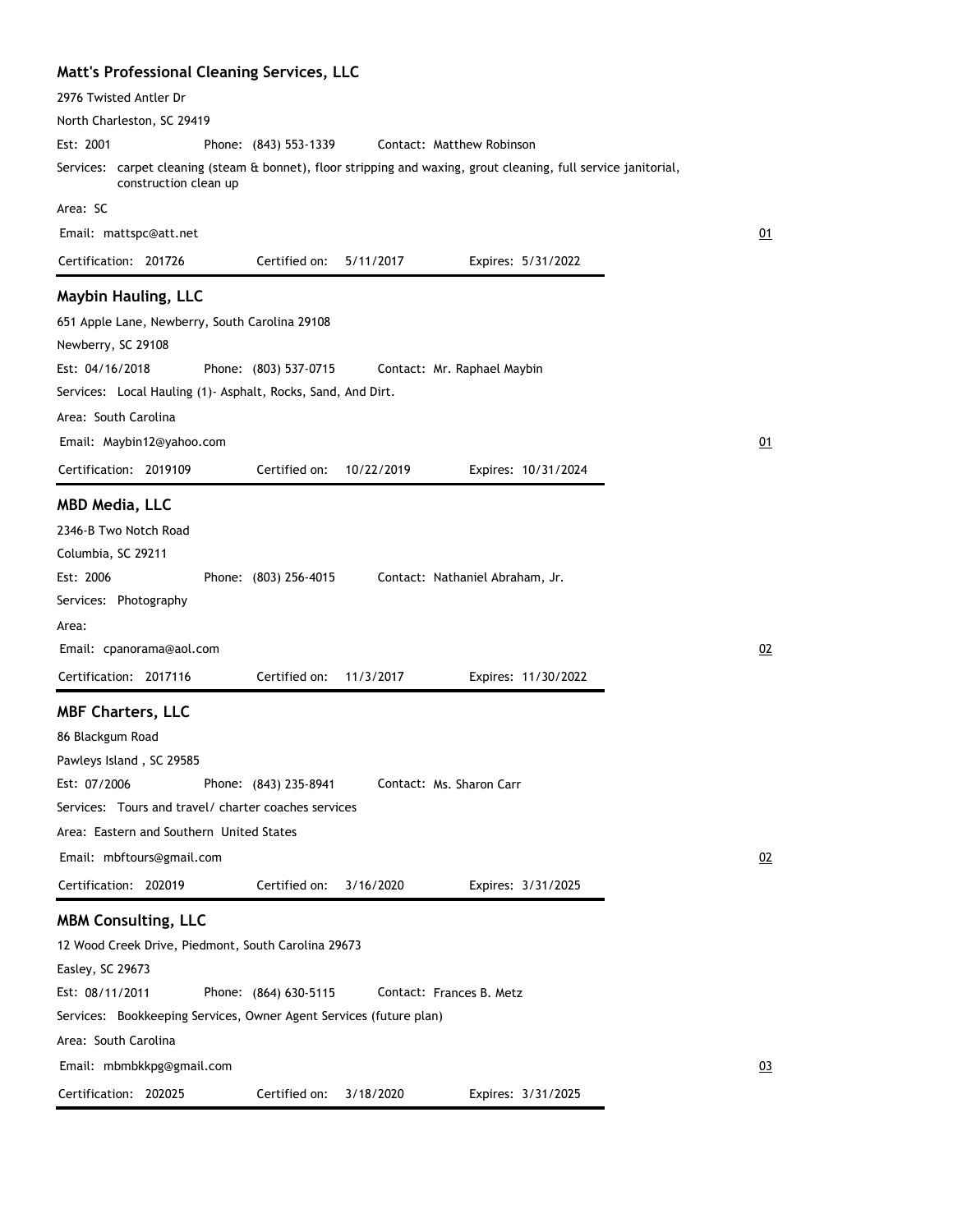### Matt's Professional Cleaning Services, LLC

2976 Twisted Antler Dr

North Charleston, SC 29419

Est: 2001 Phone: (843) 553-1339 Contact: Matthew Robinson

Services: carpet cleaning (steam & bonnet), floor stripping and waxing, grout cleaning, full service janitorial, construction clean up

Area: SC

Email: mattspc@att.net

01

Certification: 201726 Certified on: 5/11/2017 Expires: 5/31/2022

---

### Maybin Hauling, LLC

651 Apple Lane, Newberry, South Carolina 29108

Newberry, SC 29108

Est: 04/16/2018 Phone: (803) 537-0715 Contact: Mr. Raphael Maybin

Services: Local Hauling (1)- Asphalt, Rocks, Sand, And Dirt.

Area: South Carolina

Email: Maybin12@yahoo.com

01

Certification: 2019109 Certified on: 10/22/2019 Expires: 10/31/2024

---

### MBD Media, LLC

2346-B Two Notch Road

Columbia, SC 29211

Est: 2006 Phone: (803) 256-4015 Contact: Nathaniel Abraham, Jr.

Services: Photography

Area:

Email: cpanorama@aol.com

02

Certification: 2017116 Certified on: 11/3/2017 Expires: 11/30/2022

---

### MBF Charters, LLC

86 Blackgum Road

Pawleys Island , SC 29585

Est: 07/2006 Phone: (843) 235-8941 Contact: Ms. Sharon Carr

Services: Tours and travel/ charter coaches services

Area: Eastern and Southern United States

Email: mbftours@gmail.com

02

Certification: 202019 Certified on: 3/16/2020 Expires: 3/31/2025

---

### MBM Consulting, LLC

12 Wood Creek Drive, Piedmont, South Carolina 29673

Easley, SC 29673

Est: 08/11/2011 Phone: (864) 630-5115 Contact: Frances B. Metz

Services: Bookkeeping Services, Owner Agent Services (future plan)

Area: South Carolina

Email: mbmbkkpg@gmail.com

03

Certification: 202025 Certified on: 3/18/2020 Expires: 3/31/2025

---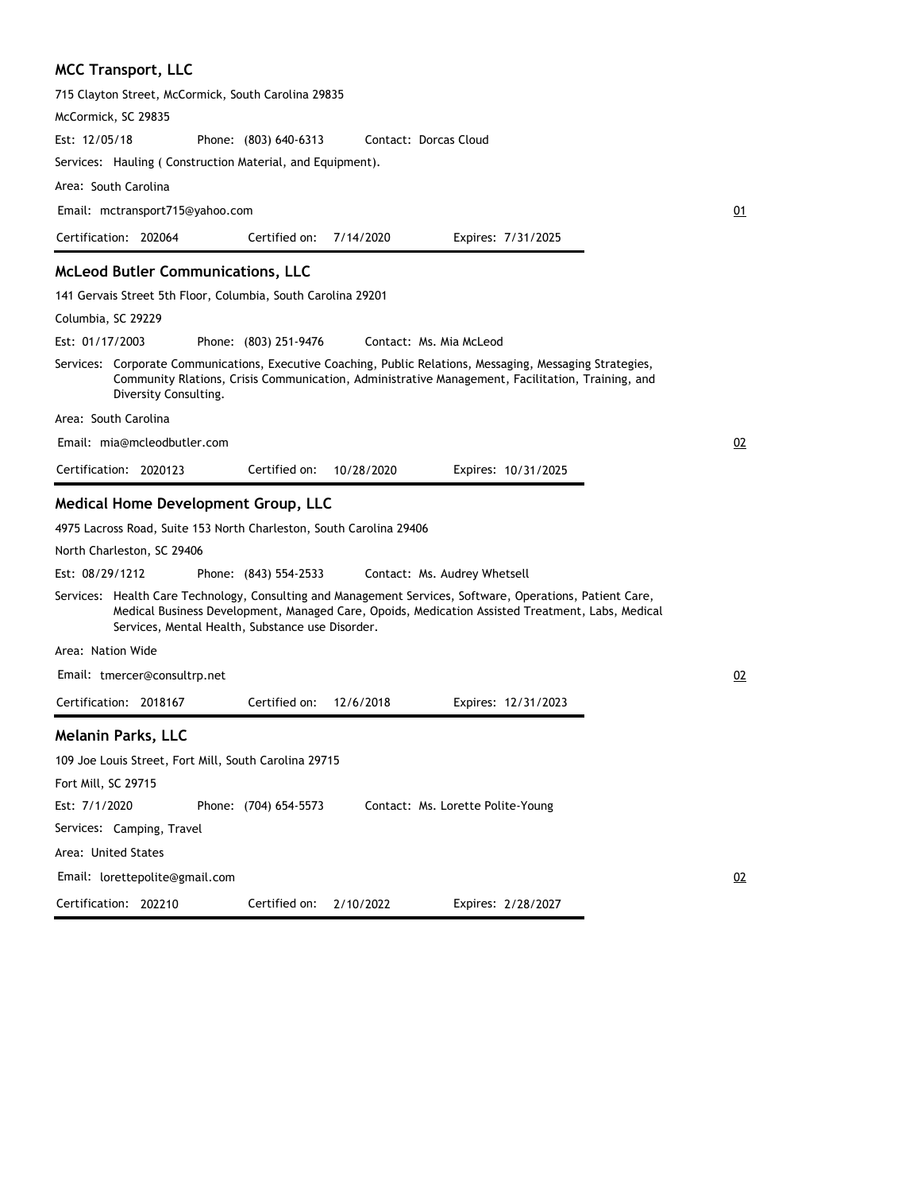## MCC Transport, LLC

715 Clayton Street, McCormick, South Carolina 29835

McCormick, SC 29835

Est: 12/05/18 Phone: (803) 640-6313 Contact: Dorcas Cloud

Services: Hauling ( Construction Material, and Equipment).

Area: South Carolina

Email: mctransport715@yahoo.com 01

Certification: 202064 Certified on: 7/14/2020 Expires: 7/31/2025

## McLeod Butler Communications, LLC

141 Gervais Street 5th Floor, Columbia, South Carolina 29201

Columbia, SC 29229

Est: 01/17/2003 Phone: (803) 251-9476 Contact: Ms. Mia McLeod

Services: Corporate Communications, Executive Coaching, Public Relations, Messaging, Messaging Strategies, Community Rlations, Crisis Communication, Administrative Management, Facilitation, Training, and Diversity Consulting.

Area: South Carolina

Email: mia@mcleodbutler.com 02

Certification: 2020123 Certified on: 10/28/2020 Expires: 10/31/2025

## Medical Home Development Group, LLC

4975 Lacross Road, Suite 153 North Charleston, South Carolina 29406

North Charleston, SC 29406

Est: 08/29/1212 Phone: (843) 554-2533 Contact: Ms. Audrey Whetsell

Services: Health Care Technology, Consulting and Management Services, Software, Operations, Patient Care, Medical Business Development, Managed Care, Opoids, Medication Assisted Treatment, Labs, Medical Services, Mental Health, Substance use Disorder.

Area: Nation Wide

Email: tmercer@consultrp.net 02

Certification: 2018167 Certified on: 12/6/2018 Expires: 12/31/2023

## Melanin Parks, LLC

109 Joe Louis Street, Fort Mill, South Carolina 29715

Fort Mill, SC 29715

Est: 7/1/2020 Phone: (704) 654-5573 Contact: Ms. Lorette Polite-Young

Services: Camping, Travel

Area: United States

Email: lorettepolite@gmail.com 02

Certification: 202210 Certified on: 2/10/2022 Expires: 2/28/2027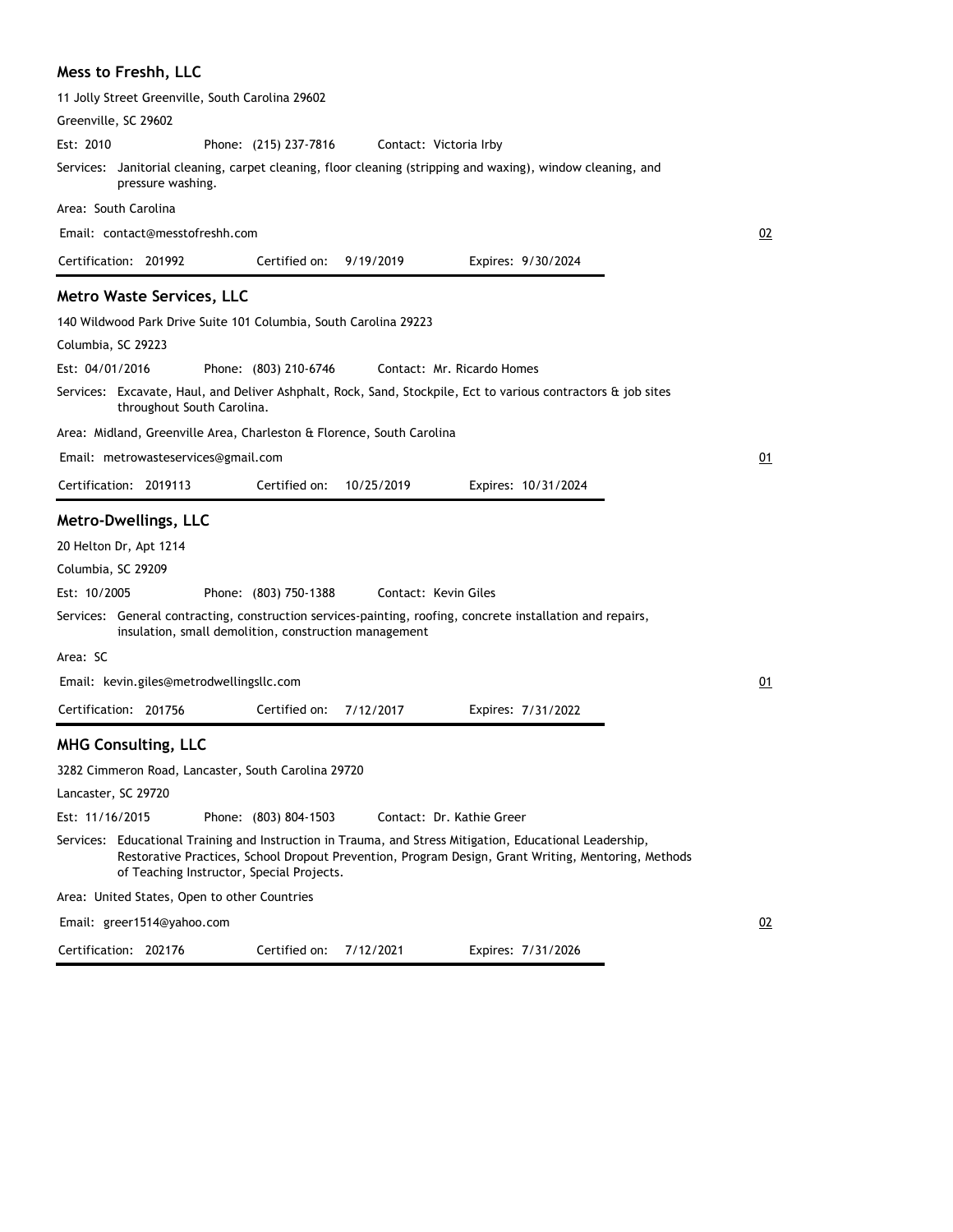### Mess to Freshh, LLC

11 Jolly Street Greenville, South Carolina 29602

Greenville, SC 29602

Est: 2010 Phone: (215) 237-7816 Contact: Victoria Irby

Services: Janitorial cleaning, carpet cleaning, floor cleaning (stripping and waxing), window cleaning, and pressure washing.

Area: South Carolina

Email: contact@messtofreshh.com 02

Certification: 201992 Certified on: 9/19/2019 Expires: 9/30/2024

### Metro Waste Services, LLC

140 Wildwood Park Drive Suite 101 Columbia, South Carolina 29223

Columbia, SC 29223

Est: 04/01/2016 Phone: (803) 210-6746 Contact: Mr. Ricardo Homes

Services: Excavate, Haul, and Deliver Ashphalt, Rock, Sand, Stockpile, Ect to various contractors & job sites throughout South Carolina.

Area: Midland, Greenville Area, Charleston & Florence, South Carolina

Email: metrowasteservices@gmail.com 01

Certification: 2019113 Certified on: 10/25/2019 Expires: 10/31/2024

### Metro-Dwellings, LLC

20 Helton Dr, Apt 1214

Columbia, SC 29209

Est: 10/2005 Phone: (803) 750-1388 Contact: Kevin Giles

Services: General contracting, construction services-painting, roofing, concrete installation and repairs, insulation, small demolition, construction management

Area: SC

Email: kevin.giles@metrodwellingsllc.com 01

Certification: 201756 Certified on: 7/12/2017 Expires: 7/31/2022

### MHG Consulting, LLC

3282 Cimmeron Road, Lancaster, South Carolina 29720

Lancaster, SC 29720

Est: 11/16/2015 Phone: (803) 804-1503 Contact: Dr. Kathie Greer

Services: Educational Training and Instruction in Trauma, and Stress Mitigation, Educational Leadership, Restorative Practices, School Dropout Prevention, Program Design, Grant Writing, Mentoring, Methods of Teaching Instructor, Special Projects.

Area: United States, Open to other Countries

Email: greer1514@yahoo.com 02

Certification: 202176 Certified on: 7/12/2021 Expires: 7/31/2026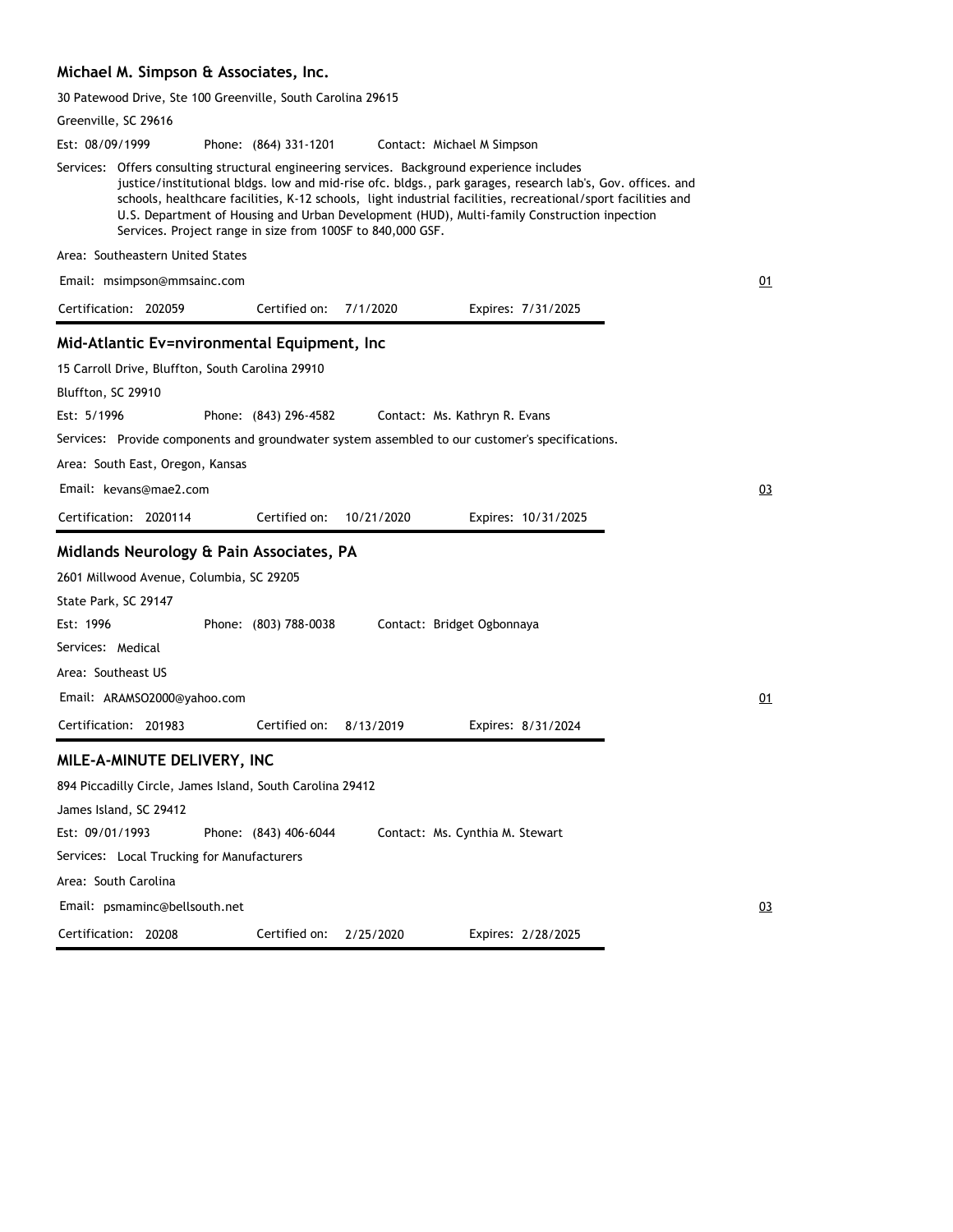### Michael M. Simpson & Associates, Inc.

30 Patewood Drive, Ste 100 Greenville, South Carolina 29615

Greenville, SC 29616

Est: 08/09/1999 Phone: (864) 331-1201 Contact: Michael M Simpson

Services: Offers consulting structural engineering services. Background experience includes justice/institutional bldgs. low and mid-rise ofc. bldgs., park garages, research lab's, Gov. offices. and schools, healthcare facilities, K-12 schools, light industrial facilities, recreational/sport facilities and U.S. Department of Housing and Urban Development (HUD), Multi-family Construction inpection Services. Project range in size from 100SF to 840,000 GSF.

Area: Southeastern United States

Email: msimpson@mmsainc.com

01

Certification: 202059 Certified on: 7/1/2020 Expires: 7/31/2025

---

### Mid-Atlantic Ev=nvironmental Equipment, Inc

15 Carroll Drive, Bluffton, South Carolina 29910

Bluffton, SC 29910

Est: 5/1996 Phone: (843) 296-4582 Contact: Ms. Kathryn R. Evans

Services: Provide components and groundwater system assembled to our customer's specifications.

Area: South East, Oregon, Kansas

Email: kevans@mae2.com

03

Certification: 2020114 Certified on: 10/21/2020 Expires: 10/31/2025

---

### Midlands Neurology & Pain Associates, PA

2601 Millwood Avenue, Columbia, SC 29205

State Park, SC 29147

Est: 1996 Phone: (803) 788-0038 Contact: Bridget Ogbonnaya

Services: Medical

Area: Southeast US

Email: ARAMSO2000@yahoo.com

01

Certification: 201983 Certified on: 8/13/2019 Expires: 8/31/2024

---

### MILE-A-MINUTE DELIVERY, INC

894 Piccadilly Circle, James Island, South Carolina 29412

James Island, SC 29412

Est: 09/01/1993 Phone: (843) 406-6044 Contact: Ms. Cynthia M. Stewart

Services: Local Trucking for Manufacturers

Area: South Carolina

Email: psmaminc@bellsouth.net

03

Certification: 20208 Certified on: 2/25/2020 Expires: 2/28/2025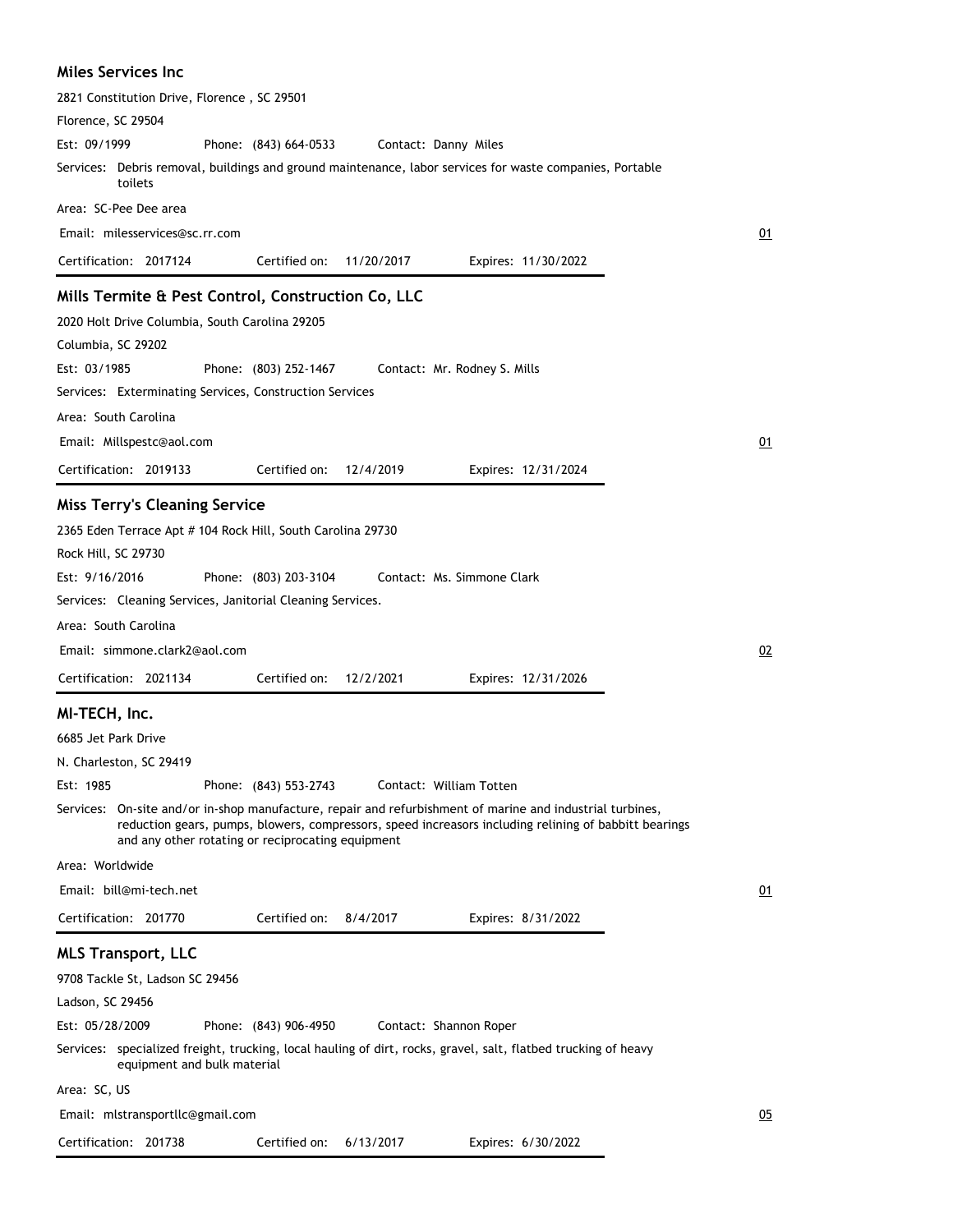### Miles Services Inc

2821 Constitution Drive, Florence , SC 29501

Florence, SC 29504

Est: 09/1999 Phone: (843) 664-0533 Contact: Danny Miles

Services: Debris removal, buildings and ground maintenance, labor services for waste companies, Portable toilets

Area: SC-Pee Dee area

Email: milesservices@sc.rr.com

01

Certification: 2017124 Certified on: 11/20/2017 Expires: 11/30/2022

### Mills Termite & Pest Control, Construction Co, LLC

2020 Holt Drive Columbia, South Carolina 29205

Columbia, SC 29202

Est: 03/1985 Phone: (803) 252-1467 Contact: Mr. Rodney S. Mills

Services: Exterminating Services, Construction Services

Area: South Carolina

Email: Millspestc@aol.com

01

Certification: 2019133 Certified on: 12/4/2019 Expires: 12/31/2024

### Miss Terry's Cleaning Service

2365 Eden Terrace Apt # 104 Rock Hill, South Carolina 29730

Rock Hill, SC 29730

Est: 9/16/2016 Phone: (803) 203-3104 Contact: Ms. Simmone Clark

Services: Cleaning Services, Janitorial Cleaning Services.

Area: South Carolina

Email: simmone.clark2@aol.com

02

Certification: 2021134 Certified on: 12/2/2021 Expires: 12/31/2026

### MI-TECH, Inc.

6685 Jet Park Drive

N. Charleston, SC 29419

Est: 1985 Phone: (843) 553-2743 Contact: William Totten

Services: On-site and/or in-shop manufacture, repair and refurbishment of marine and industrial turbines, reduction gears, pumps, blowers, compressors, speed increasors including relining of babbitt bearings and any other rotating or reciprocating equipment

Area: Worldwide

Email: bill@mi-tech.net

01

Certification: 201770 Certified on: 8/4/2017 Expires: 8/31/2022

### MLS Transport, LLC

9708 Tackle St, Ladson SC 29456

Ladson, SC 29456

Est: 05/28/2009 Phone: (843) 906-4950 Contact: Shannon Roper

Services: specialized freight, trucking, local hauling of dirt, rocks, gravel, salt, flatbed trucking of heavy equipment and bulk material

Area: SC, US

Email: mlstransportllc@gmail.com

05

Certification: 201738 Certified on: 6/13/2017 Expires: 6/30/2022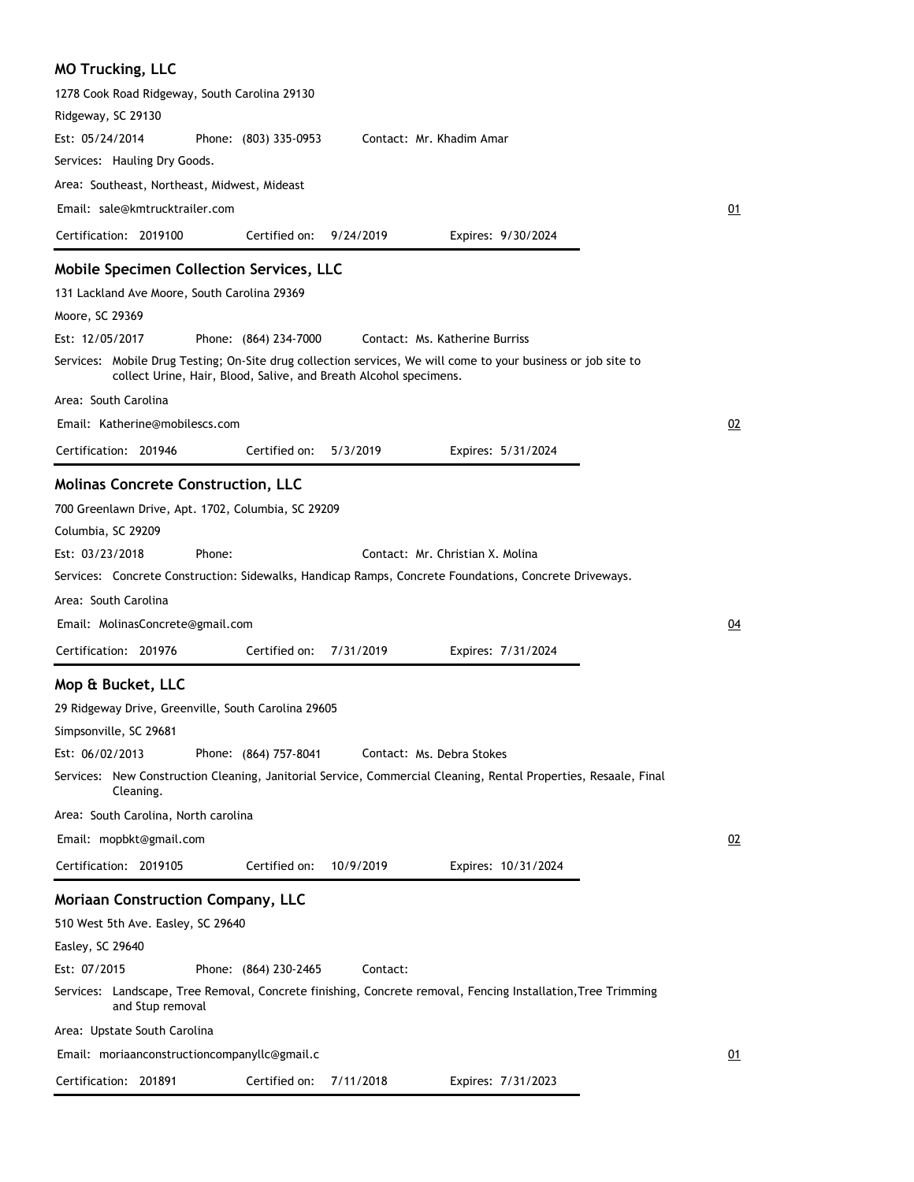### MO Trucking, LLC

1278 Cook Road Ridgeway, South Carolina 29130

Ridgeway, SC 29130

Est: 05/24/2014 Phone: (803) 335-0953 Contact: Mr. Khadim Amar

Services: Hauling Dry Goods.

Area: Southeast, Northeast, Midwest, Mideast

Email: sale@kmtrucktrailer.com 01

Certification: 2019100 Certified on: 9/24/2019 Expires: 9/30/2024

---

### Mobile Specimen Collection Services, LLC

131 Lackland Ave Moore, South Carolina 29369

Moore, SC 29369

Est: 12/05/2017 Phone: (864) 234-7000 Contact: Ms. Katherine Burriss

Services: Mobile Drug Testing; On-Site drug collection services, We will come to your business or job site to collect Urine, Hair, Blood, Salive, and Breath Alcohol specimens.

Area: South Carolina

Email: Katherine@mobilescs.com 02

Certification: 201946 Certified on: 5/3/2019 Expires: 5/31/2024

---

### Molinas Concrete Construction, LLC

700 Greenlawn Drive, Apt. 1702, Columbia, SC 29209

Columbia, SC 29209

Est: 03/23/2018 Phone: Contact: Mr. Christian X. Molina

Services: Concrete Construction: Sidewalks, Handicap Ramps, Concrete Foundations, Concrete Driveways.

Area: South Carolina

Email: MolinasConcrete@gmail.com 04

Certification: 201976 Certified on: 7/31/2019 Expires: 7/31/2024

---

### Mop & Bucket, LLC

29 Ridgeway Drive, Greenville, South Carolina 29605

Simpsonville, SC 29681

Est: 06/02/2013 Phone: (864) 757-8041 Contact: Ms. Debra Stokes

Services: New Construction Cleaning, Janitorial Service, Commercial Cleaning, Rental Properties, Resaale, Final Cleaning.

Area: South Carolina, North carolina

Email: mopbkt@gmail.com 02

Certification: 2019105 Certified on: 10/9/2019 Expires: 10/31/2024

---

### Moriaan Construction Company, LLC

510 West 5th Ave. Easley, SC 29640

Easley, SC 29640

Est: 07/2015 Phone: (864) 230-2465 Contact:

Services: Landscape, Tree Removal, Concrete finishing, Concrete removal, Fencing Installation,Tree Trimming and Stup removal

Area: Upstate South Carolina

Email: moriaanconstructioncompanyllc@gmail.c 01

Certification: 201891 Certified on: 7/11/2018 Expires: 7/31/2023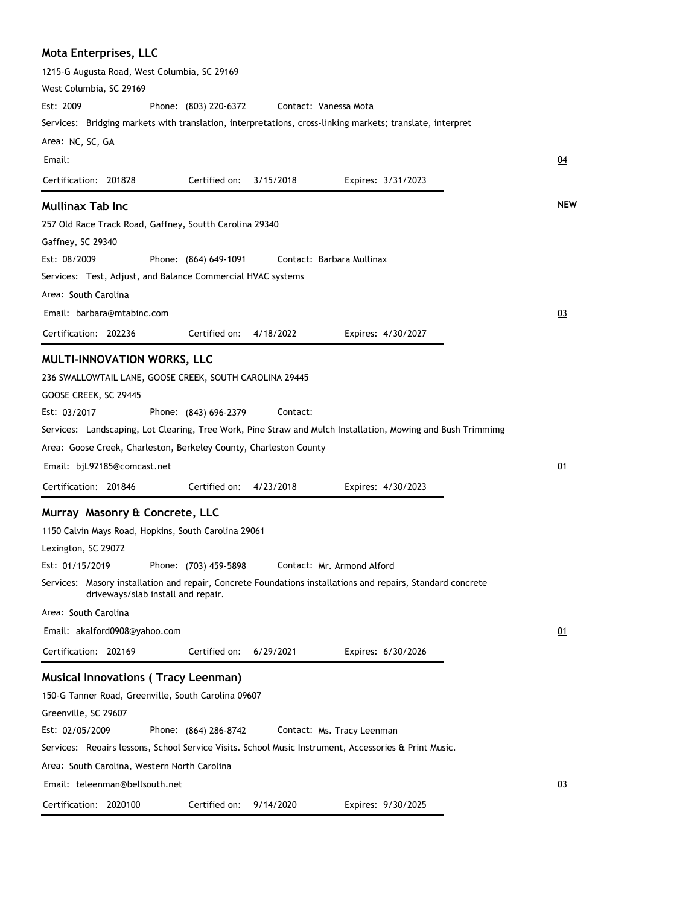## Mota Enterprises, LLC

1215-G Augusta Road, West Columbia, SC 29169

West Columbia, SC 29169

Est: 2009 Phone: (803) 220-6372 Contact: Vanessa Mota

Services: Bridging markets with translation, interpretations, cross-linking markets; translate, interpret

Area: NC, SC, GA

Email: 04

Certification: 201828 Certified on: 3/15/2018 Expires: 3/31/2023

## Mullinax Tab Inc

**NEW**

257 Old Race Track Road, Gaffney, Soutth Carolina 29340

Gaffney, SC 29340

Est: 08/2009 Phone: (864) 649-1091 Contact: Barbara Mullinax

Services: Test, Adjust, and Balance Commercial HVAC systems

Area: South Carolina

Email: barbara@mtabinc.com 03

Certification: 202236 Certified on: 4/18/2022 Expires: 4/30/2027

## MULTI-INNOVATION WORKS, LLC

236 SWALLOWTAIL LANE, GOOSE CREEK, SOUTH CAROLINA 29445

GOOSE CREEK, SC 29445

Est: 03/2017 Phone: (843) 696-2379 Contact:

Services: Landscaping, Lot Clearing, Tree Work, Pine Straw and Mulch Installation, Mowing and Bush Trimmimg

Area: Goose Creek, Charleston, Berkeley County, Charleston County

Email: bjL92185@comcast.net 01

Certification: 201846 Certified on: 4/23/2018 Expires: 4/30/2023

## Murray Masonry & Concrete, LLC

1150 Calvin Mays Road, Hopkins, South Carolina 29061

Lexington, SC 29072

Est: 01/15/2019 Phone: (703) 459-5898 Contact: Mr. Armond Alford

Services: Masory installation and repair, Concrete Foundations installations and repairs, Standard concrete driveways/slab install and repair.

Area: South Carolina

Email: akalford0908@yahoo.com 01

Certification: 202169 Certified on: 6/29/2021 Expires: 6/30/2026

## Musical Innovations ( Tracy Leenman)

150-G Tanner Road, Greenville, South Carolina 09607

Greenville, SC 29607

Est: 02/05/2009 Phone: (864) 286-8742 Contact: Ms. Tracy Leenman

Services: Reoairs lessons, School Service Visits. School Music Instrument, Accessories & Print Music.

Area: South Carolina, Western North Carolina

Email: teleenman@bellsouth.net 03

Certification: 2020100 Certified on: 9/14/2020 Expires: 9/30/2025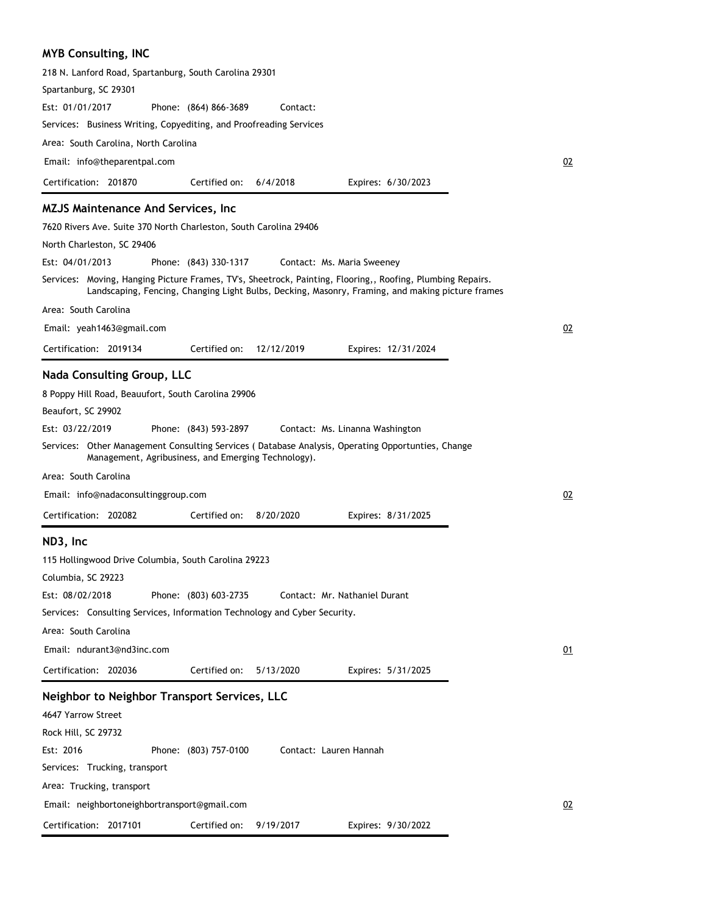### MYB Consulting, INC

218 N. Lanford Road, Spartanburg, South Carolina 29301

Spartanburg, SC 29301

Est: 01/01/2017 Phone: (864) 866-3689 Contact:

Services: Business Writing, Copyediting, and Proofreading Services

Area: South Carolina, North Carolina

Email: info@theparentpal.com 02

Certification: 201870 Certified on: 6/4/2018 Expires: 6/30/2023

---

### MZJS Maintenance And Services, Inc

7620 Rivers Ave. Suite 370 North Charleston, South Carolina 29406

North Charleston, SC 29406

Est: 04/01/2013 Phone: (843) 330-1317 Contact: Ms. Maria Sweeney

Services: Moving, Hanging Picture Frames, TV's, Sheetrock, Painting, Flooring,, Roofing, Plumbing Repairs. Landscaping, Fencing, Changing Light Bulbs, Decking, Masonry, Framing, and making picture frames

Area: South Carolina

Email: yeah1463@gmail.com 02

Certification: 2019134 Certified on: 12/12/2019 Expires: 12/31/2024

---

### Nada Consulting Group, LLC

8 Poppy Hill Road, Beauufort, South Carolina 29906

Beaufort, SC 29902

Est: 03/22/2019 Phone: (843) 593-2897 Contact: Ms. Linanna Washington

Services: Other Management Consulting Services ( Database Analysis, Operating Opportunties, Change Management, Agribusiness, and Emerging Technology).

Area: South Carolina

Email: info@nadaconsultinggroup.com 02

Certification: 202082 Certified on: 8/20/2020 Expires: 8/31/2025

---

### ND3, Inc

115 Hollingwood Drive Columbia, South Carolina 29223

Columbia, SC 29223

Est: 08/02/2018 Phone: (803) 603-2735 Contact: Mr. Nathaniel Durant

Services: Consulting Services, Information Technology and Cyber Security.

Area: South Carolina

Email: ndurant3@nd3inc.com 01

Certification: 202036 Certified on: 5/13/2020 Expires: 5/31/2025

---

### Neighbor to Neighbor Transport Services, LLC

4647 Yarrow Street

Rock Hill, SC 29732

Est: 2016 Phone: (803) 757-0100 Contact: Lauren Hannah

Services: Trucking, transport

Area: Trucking, transport

Email: neighbortoneighbortransport@gmail.com 02

Certification: 2017101 Certified on: 9/19/2017 Expires: 9/30/2022

---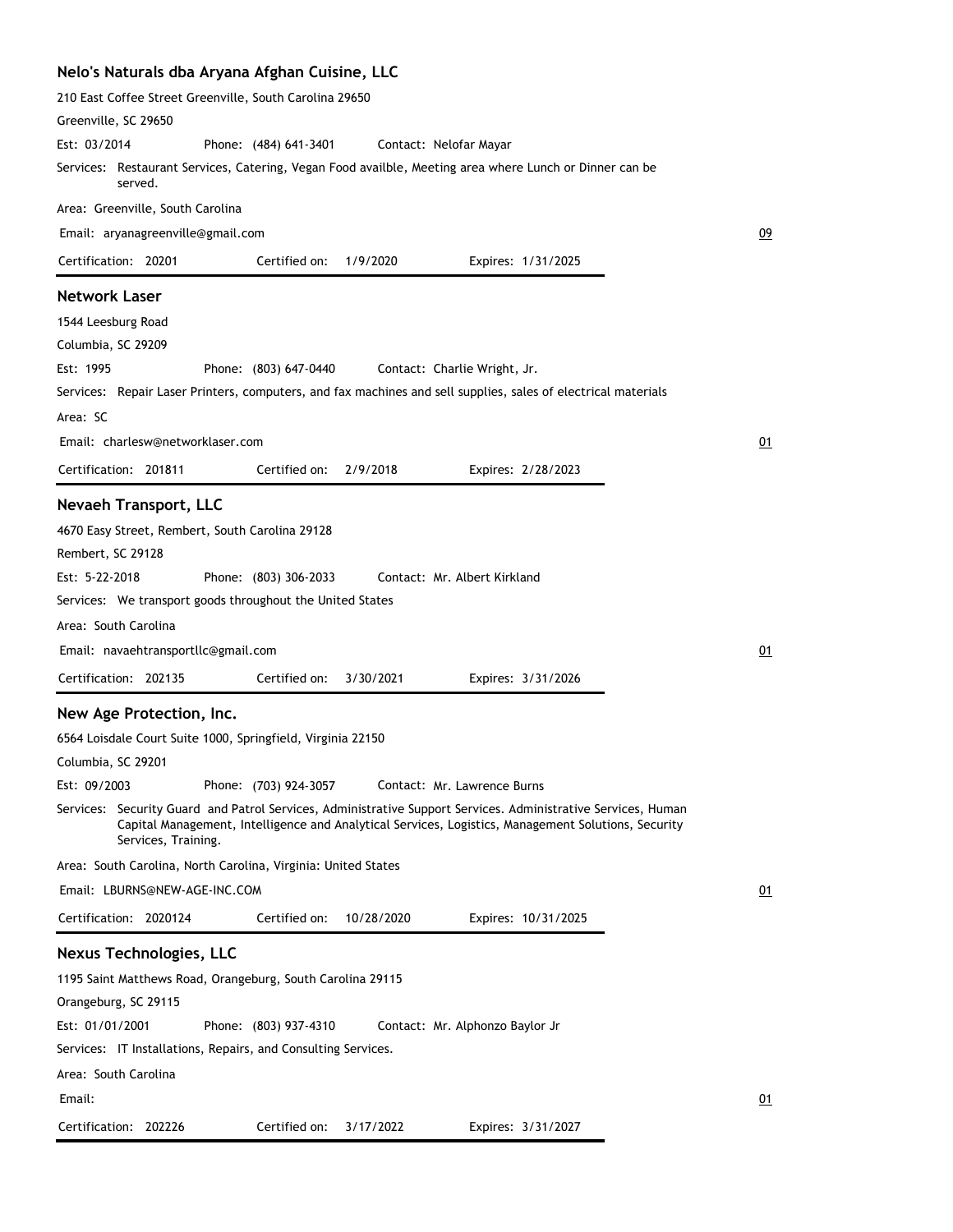## Nelo's Naturals dba Aryana Afghan Cuisine, LLC

210 East Coffee Street Greenville, South Carolina 29650

Greenville, SC 29650

Est: 03/2014 Phone: (484) 641-3401 Contact: Nelofar Mayar

Services: Restaurant Services, Catering, Vegan Food availble, Meeting area where Lunch or Dinner can be served.

Area: Greenville, South Carolina

Email: aryanagreenville@gmail.com

09

Certification: 20201 Certified on: 1/9/2020 Expires: 1/31/2025

## Network Laser

1544 Leesburg Road

Columbia, SC 29209

Est: 1995 Phone: (803) 647-0440 Contact: Charlie Wright, Jr.

Services: Repair Laser Printers, computers, and fax machines and sell supplies, sales of electrical materials

Area: SC

Email: charlesw@networklaser.com

01

Certification: 201811 Certified on: 2/9/2018 Expires: 2/28/2023

## Nevaeh Transport, LLC

4670 Easy Street, Rembert, South Carolina 29128

Rembert, SC 29128

Est: 5-22-2018 Phone: (803) 306-2033 Contact: Mr. Albert Kirkland

Services: We transport goods throughout the United States

Area: South Carolina

Email: navaehtransportllc@gmail.com

01

Certification: 202135 Certified on: 3/30/2021 Expires: 3/31/2026

## New Age Protection, Inc.

6564 Loisdale Court Suite 1000, Springfield, Virginia 22150

Columbia, SC 29201

Est: 09/2003 Phone: (703) 924-3057 Contact: Mr. Lawrence Burns

Services: Security Guard and Patrol Services, Administrative Support Services. Administrative Services, Human Capital Management, Intelligence and Analytical Services, Logistics, Management Solutions, Security Services, Training.

Area: South Carolina, North Carolina, Virginia: United States

Email: LBURNS@NEW-AGE-INC.COM

01

Certification: 2020124 Certified on: 10/28/2020 Expires: 10/31/2025

## Nexus Technologies, LLC

1195 Saint Matthews Road, Orangeburg, South Carolina 29115

Orangeburg, SC 29115

Est: 01/01/2001 Phone: (803) 937-4310 Contact: Mr. Alphonzo Baylor Jr

Services: IT Installations, Repairs, and Consulting Services.

Area: South Carolina

Email:

01

Certification: 202226 Certified on: 3/17/2022 Expires: 3/31/2027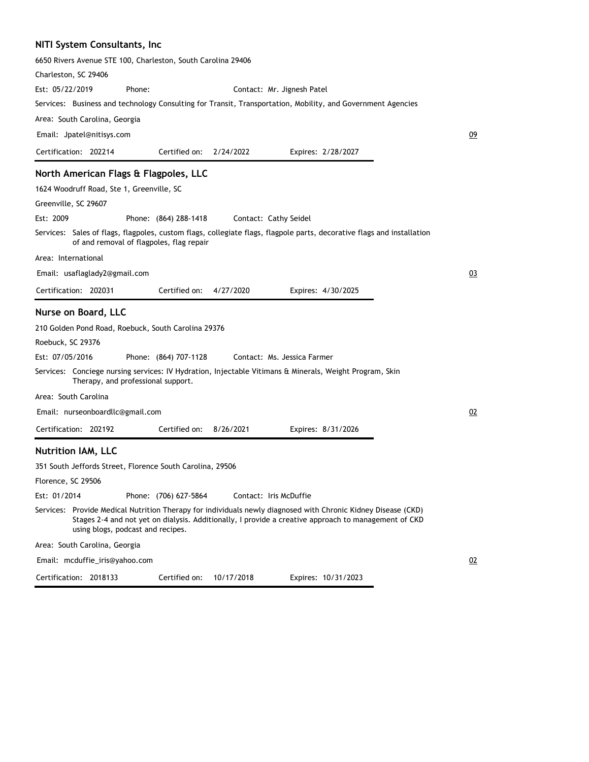## NITI System Consultants, Inc

6650 Rivers Avenue STE 100, Charleston, South Carolina 29406

Charleston, SC 29406

Est: 05/22/2019 Phone: Contact: Mr. Jignesh Patel

Services: Business and technology Consulting for Transit, Transportation, Mobility, and Government Agencies

Area: South Carolina, Georgia

Email: Jpatel@nitisys.com

09

Certification: 202214 Certified on: 2/24/2022 Expires: 2/28/2027

## North American Flags & Flagpoles, LLC

1624 Woodruff Road, Ste 1, Greenville, SC

Greenville, SC 29607

Est: 2009 Phone: (864) 288-1418 Contact: Cathy Seidel

Services: Sales of flags, flagpoles, custom flags, collegiate flags, flagpole parts, decorative flags and installation of and removal of flagpoles, flag repair

Area: International

Email: usaflaglady2@gmail.com

03

Certification: 202031 Certified on: 4/27/2020 Expires: 4/30/2025

## Nurse on Board, LLC

210 Golden Pond Road, Roebuck, South Carolina 29376

Roebuck, SC 29376

Est: 07/05/2016 Phone: (864) 707-1128 Contact: Ms. Jessica Farmer

Services: Conciege nursing services: IV Hydration, Injectable Vitimans & Minerals, Weight Program, Skin Therapy, and professional support.

Area: South Carolina

Email: nurseonboardllc@gmail.com

02

Certification: 202192 Certified on: 8/26/2021 Expires: 8/31/2026

## Nutrition IAM, LLC

351 South Jeffords Street, Florence South Carolina, 29506

Florence, SC 29506

Est: 01/2014 Phone: (706) 627-5864 Contact: Iris McDuffie

Services: Provide Medical Nutrition Therapy for individuals newly diagnosed with Chronic Kidney Disease (CKD) Stages 2-4 and not yet on dialysis. Additionally, I provide a creative approach to management of CKD using blogs, podcast and recipes.

Area: South Carolina, Georgia

Email: mcduffie_iris@yahoo.com

02

Certification: 2018133 Certified on: 10/17/2018 Expires: 10/31/2023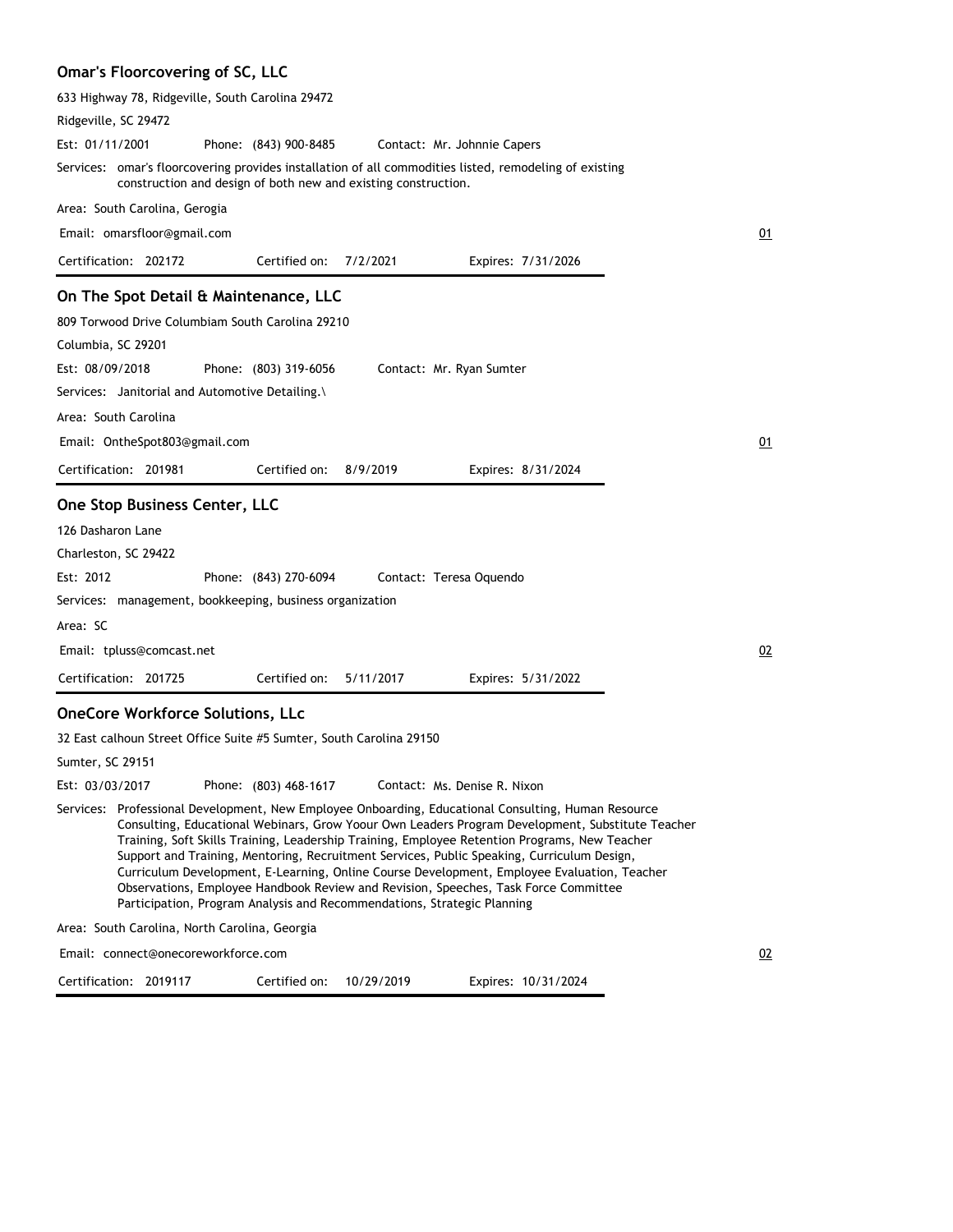### Omar's Floorcovering of SC, LLC

633 Highway 78, Ridgeville, South Carolina 29472

Ridgeville, SC 29472

Est: 01/11/2001 Phone: (843) 900-8485 Contact: Mr. Johnnie Capers

Services: omar's floorcovering provides installation of all commodities listed, remodeling of existing construction and design of both new and existing construction.

Area: South Carolina, Gerogia

Email: omarsfloor@gmail.com

01

Certification: 202172 Certified on: 7/2/2021 Expires: 7/31/2026

---

### On The Spot Detail & Maintenance, LLC

809 Torwood Drive Columbiam South Carolina 29210

Columbia, SC 29201

Est: 08/09/2018 Phone: (803) 319-6056 Contact: Mr. Ryan Sumter

Services: Janitorial and Automotive Detailing.\

Area: South Carolina

Email: OntheSpot803@gmail.com

01

Certification: 201981 Certified on: 8/9/2019 Expires: 8/31/2024

---

### One Stop Business Center, LLC

126 Dasharon Lane

Charleston, SC 29422

Est: 2012 Phone: (843) 270-6094 Contact: Teresa Oquendo

Services: management, bookkeeping, business organization

Area: SC

Email: tpluss@comcast.net

02

Certification: 201725 Certified on: 5/11/2017 Expires: 5/31/2022

---

### OneCore Workforce Solutions, LLc

32 East calhoun Street Office Suite #5 Sumter, South Carolina 29150

Sumter, SC 29151

Est: 03/03/2017 Phone: (803) 468-1617 Contact: Ms. Denise R. Nixon

Services: Professional Development, New Employee Onboarding, Educational Consulting, Human Resource Consulting, Educational Webinars, Grow Yoour Own Leaders Program Development, Substitute Teacher Training, Soft Skills Training, Leadership Training, Employee Retention Programs, New Teacher Support and Training, Mentoring, Recruitment Services, Public Speaking, Curriculum Design, Curriculum Development, E-Learning, Online Course Development, Employee Evaluation, Teacher Observations, Employee Handbook Review and Revision, Speeches, Task Force Committee Participation, Program Analysis and Recommendations, Strategic Planning

Area: South Carolina, North Carolina, Georgia

Email: connect@onecoreworkforce.com

02

Certification: 2019117 Certified on: 10/29/2019 Expires: 10/31/2024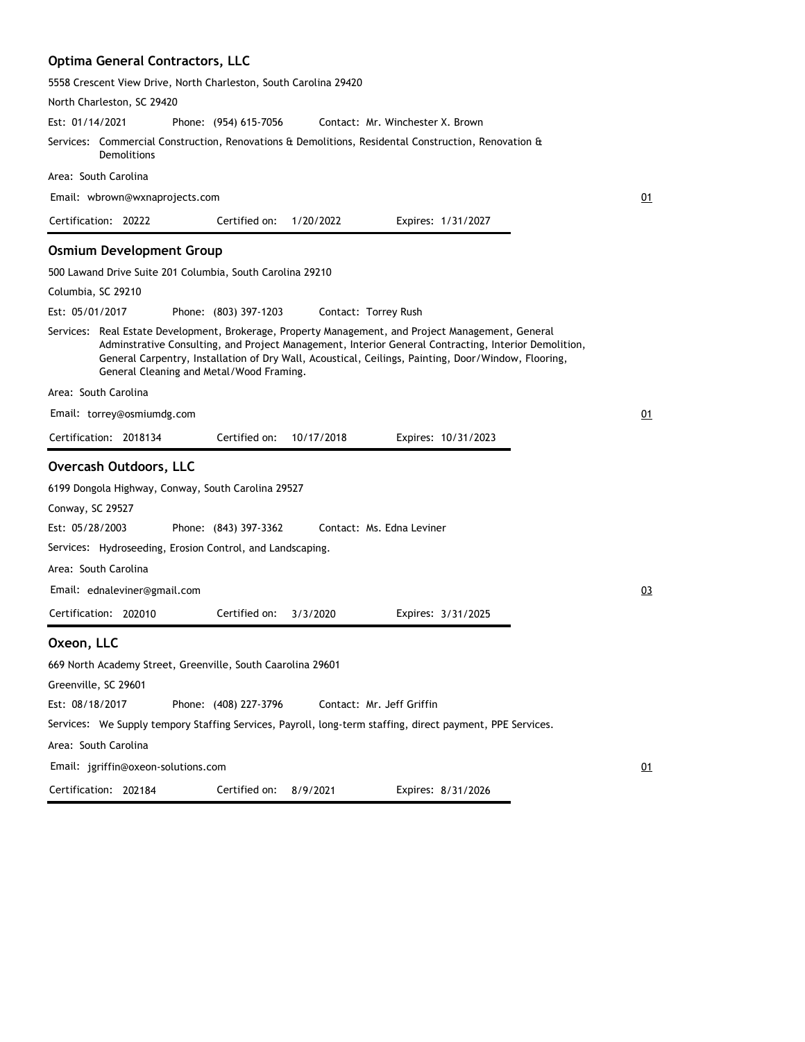## Optima General Contractors, LLC

5558 Crescent View Drive, North Charleston, South Carolina 29420

North Charleston, SC 29420

Est: 01/14/2021 Phone: (954) 615-7056 Contact: Mr. Winchester X. Brown

Services: Commercial Construction, Renovations & Demolitions, Residental Construction, Renovation & Demolitions

Area: South Carolina

Email: wbrown@wxnaprojects.com 01

Certification: 20222 Certified on: 1/20/2022 Expires: 1/31/2027

## Osmium Development Group

500 Lawand Drive Suite 201 Columbia, South Carolina 29210

Columbia, SC 29210

Est: 05/01/2017 Phone: (803) 397-1203 Contact: Torrey Rush

Services: Real Estate Development, Brokerage, Property Management, and Project Management, General Adminstrative Consulting, and Project Management, Interior General Contracting, Interior Demolition, General Carpentry, Installation of Dry Wall, Acoustical, Ceilings, Painting, Door/Window, Flooring, General Cleaning and Metal/Wood Framing.

Area: South Carolina

Email: torrey@osmiumdg.com 01

Certification: 2018134 Certified on: 10/17/2018 Expires: 10/31/2023

## Overcash Outdoors, LLC

6199 Dongola Highway, Conway, South Carolina 29527

Conway, SC 29527

Est: 05/28/2003 Phone: (843) 397-3362 Contact: Ms. Edna Leviner

Services: Hydroseeding, Erosion Control, and Landscaping.

Area: South Carolina

Email: ednaleviner@gmail.com 03

Certification: 202010 Certified on: 3/3/2020 Expires: 3/31/2025

## Oxeon, LLC

669 North Academy Street, Greenville, South Caarolina 29601

Greenville, SC 29601

Est: 08/18/2017 Phone: (408) 227-3796 Contact: Mr. Jeff Griffin

Services: We Supply tempory Staffing Services, Payroll, long-term staffing, direct payment, PPE Services.

Area: South Carolina

Email: jgriffin@oxeon-solutions.com 01

Certification: 202184 Certified on: 8/9/2021 Expires: 8/31/2026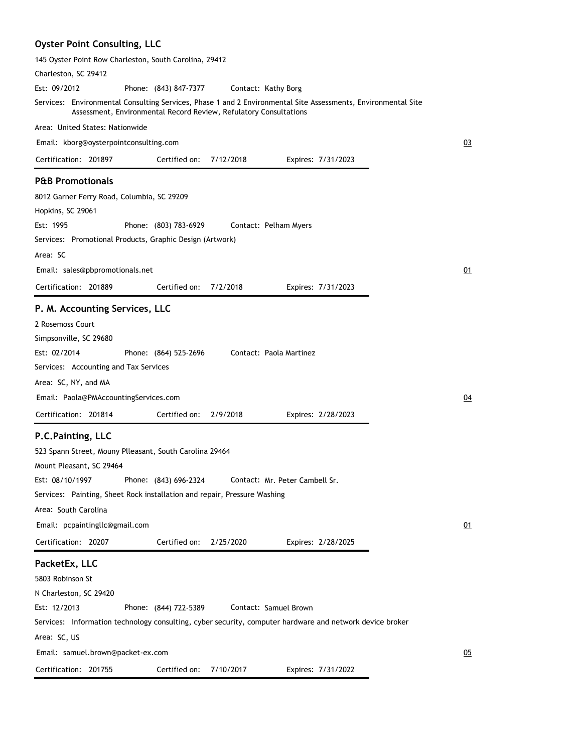### Oyster Point Consulting, LLC

145 Oyster Point Row Charleston, South Carolina, 29412

Charleston, SC 29412

Est: 09/2012 Phone: (843) 847-7377 Contact: Kathy Borg

Services: Environmental Consulting Services, Phase 1 and 2 Environmental Site Assessments, Environmental Site Assessment, Environmental Record Review, Refulatory Consultations

Area: United States: Nationwide

Email: kborg@oysterpointconsulting.com 03

Certification: 201897 Certified on: 7/12/2018 Expires: 7/31/2023

### P&B Promotionals

8012 Garner Ferry Road, Columbia, SC 29209

Hopkins, SC 29061

Est: 1995 Phone: (803) 783-6929 Contact: Pelham Myers

Services: Promotional Products, Graphic Design (Artwork)

Area: SC

Email: sales@pbpromotionals.net 01

Certification: 201889 Certified on: 7/2/2018 Expires: 7/31/2023

### P. M. Accounting Services, LLC

2 Rosemoss Court

Simpsonville, SC 29680

Est: 02/2014 Phone: (864) 525-2696 Contact: Paola Martinez

Services: Accounting and Tax Services

Area: SC, NY, and MA

Email: Paola@PMAccountingServices.com 04

Certification: 201814 Certified on: 2/9/2018 Expires: 2/28/2023

### P.C.Painting, LLC

523 Spann Street, Mouny Plleasant, South Carolina 29464

Mount Pleasant, SC 29464

Est: 08/10/1997 Phone: (843) 696-2324 Contact: Mr. Peter Cambell Sr.

Services: Painting, Sheet Rock installation and repair, Pressure Washing

Area: South Carolina

Email: pcpaintingllc@gmail.com 01

Certification: 20207 Certified on: 2/25/2020 Expires: 2/28/2025

### PacketEx, LLC

5803 Robinson St

N Charleston, SC 29420

Est: 12/2013 Phone: (844) 722-5389 Contact: Samuel Brown

Services: Information technology consulting, cyber security, computer hardware and network device broker

Area: SC, US

Email: samuel.brown@packet-ex.com 05

Certification: 201755 Certified on: 7/10/2017 Expires: 7/31/2022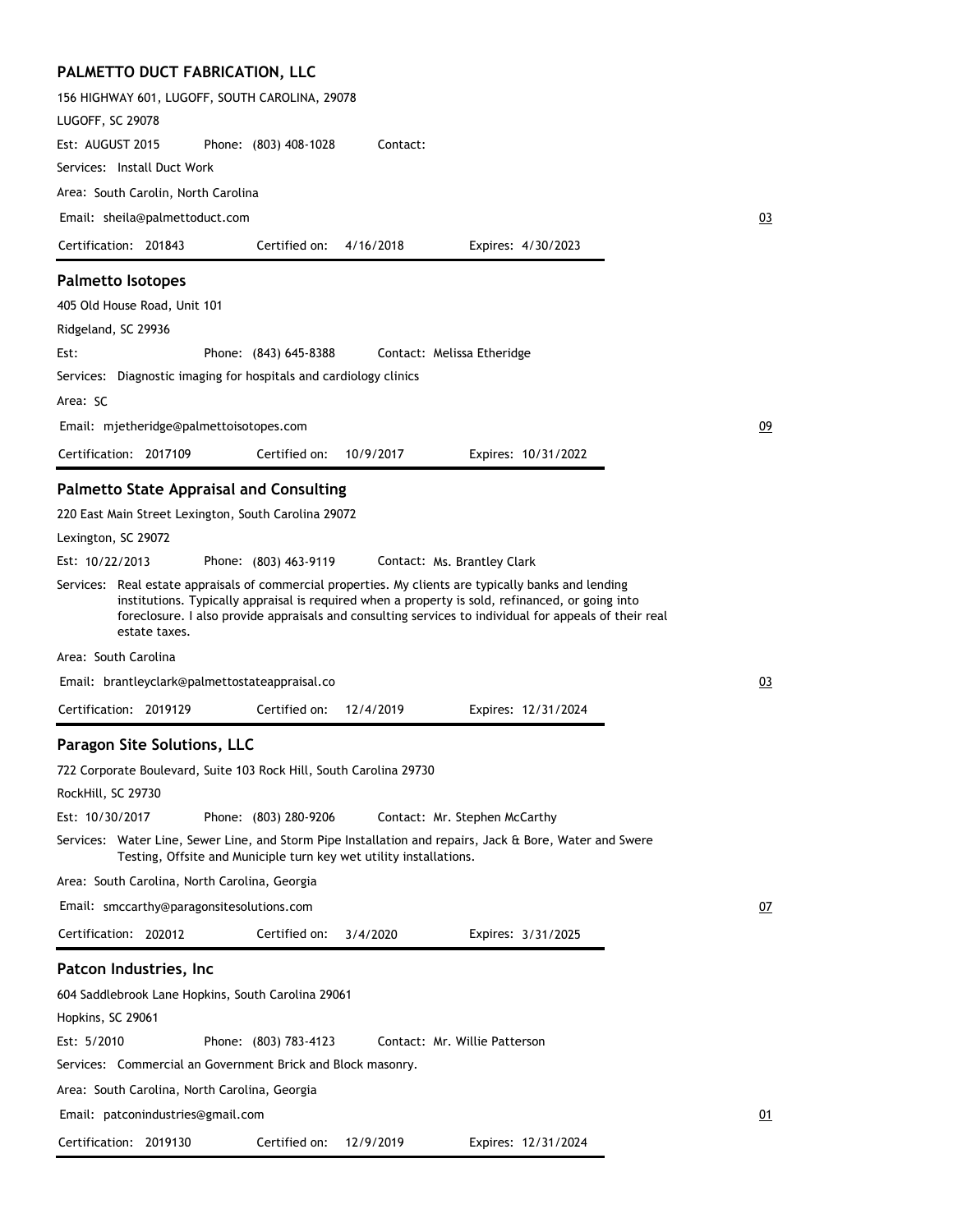### PALMETTO DUCT FABRICATION, LLC

156 HIGHWAY 601, LUGOFF, SOUTH CAROLINA, 29078

LUGOFF, SC 29078

Est: AUGUST 2015 Phone: (803) 408-1028 Contact:

Services: Install Duct Work

Area: South Carolin, North Carolina

Email: sheila@palmettoduct.com 03

Certification: 201843 Certified on: 4/16/2018 Expires: 4/30/2023

---

### Palmetto Isotopes

405 Old House Road, Unit 101

Ridgeland, SC 29936

Est: Phone: (843) 645-8388 Contact: Melissa Etheridge

Services: Diagnostic imaging for hospitals and cardiology clinics

Area: SC

Email: mjetheridge@palmettoisotopes.com 09

Certification: 2017109 Certified on: 10/9/2017 Expires: 10/31/2022

---

### Palmetto State Appraisal and Consulting

220 East Main Street Lexington, South Carolina 29072

Lexington, SC 29072

Est: 10/22/2013 Phone: (803) 463-9119 Contact: Ms. Brantley Clark

Services: Real estate appraisals of commercial properties. My clients are typically banks and lending institutions. Typically appraisal is required when a property is sold, refinanced, or going into foreclosure. I also provide appraisals and consulting services to individual for appeals of their real estate taxes.

Area: South Carolina

Email: brantleyclark@palmettostateappraisal.co 03

Certification: 2019129 Certified on: 12/4/2019 Expires: 12/31/2024

---

### Paragon Site Solutions, LLC

722 Corporate Boulevard, Suite 103 Rock Hill, South Carolina 29730

RockHill, SC 29730

Est: 10/30/2017 Phone: (803) 280-9206 Contact: Mr. Stephen McCarthy

Services: Water Line, Sewer Line, and Storm Pipe Installation and repairs, Jack & Bore, Water and Swere Testing, Offsite and Municiple turn key wet utility installations.

Area: South Carolina, North Carolina, Georgia

Email: smccarthy@paragonsitesolutions.com 07

Certification: 202012 Certified on: 3/4/2020 Expires: 3/31/2025

---

### Patcon Industries, Inc

604 Saddlebrook Lane Hopkins, South Carolina 29061

Hopkins, SC 29061

Est: 5/2010 Phone: (803) 783-4123 Contact: Mr. Willie Patterson

Services: Commercial an Government Brick and Block masonry.

Area: South Carolina, North Carolina, Georgia

Email: patconindustries@gmail.com 01

Certification: 2019130 Certified on: 12/9/2019 Expires: 12/31/2024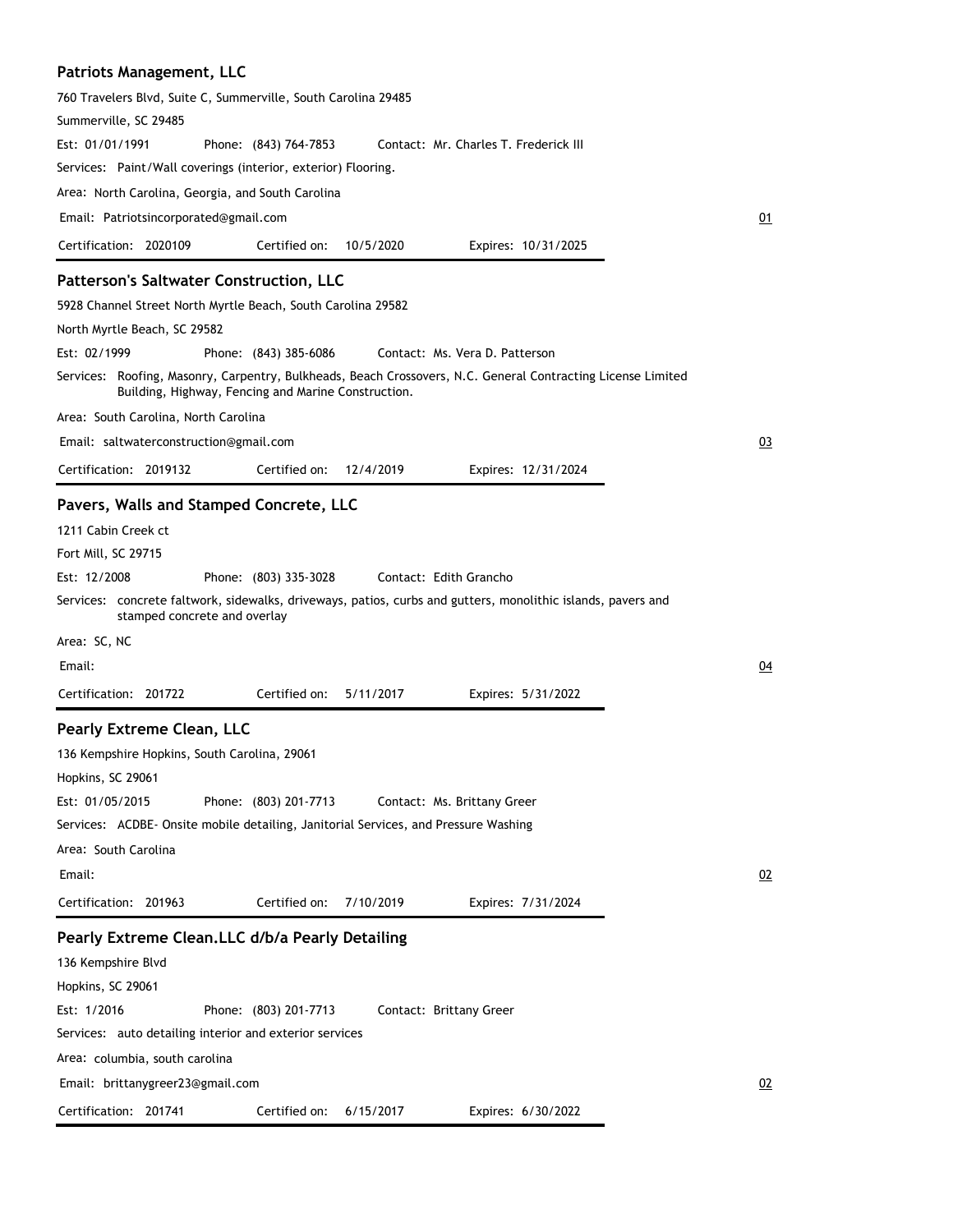### Patriots Management, LLC

760 Travelers Blvd, Suite C, Summerville, South Carolina 29485

Summerville, SC 29485

Est: 01/01/1991 Phone: (843) 764-7853 Contact: Mr. Charles T. Frederick III

Services: Paint/Wall coverings (interior, exterior) Flooring.

Area: North Carolina, Georgia, and South Carolina

Email: Patriotsincorporated@gmail.com

01

Certification: 2020109 Certified on: 10/5/2020 Expires: 10/31/2025

---

### Patterson's Saltwater Construction, LLC

5928 Channel Street North Myrtle Beach, South Carolina 29582

North Myrtle Beach, SC 29582

Est: 02/1999 Phone: (843) 385-6086 Contact: Ms. Vera D. Patterson

Services: Roofing, Masonry, Carpentry, Bulkheads, Beach Crossovers, N.C. General Contracting License Limited Building, Highway, Fencing and Marine Construction.

Area: South Carolina, North Carolina

Email: saltwaterconstruction@gmail.com

03

Certification: 2019132 Certified on: 12/4/2019 Expires: 12/31/2024

---

### Pavers, Walls and Stamped Concrete, LLC

1211 Cabin Creek ct

Fort Mill, SC 29715

Est: 12/2008 Phone: (803) 335-3028 Contact: Edith Grancho

Services: concrete faltwork, sidewalks, driveways, patios, curbs and gutters, monolithic islands, pavers and stamped concrete and overlay

Area: SC, NC

Email:

04

Certification: 201722 Certified on: 5/11/2017 Expires: 5/31/2022

---

### Pearly Extreme Clean, LLC

136 Kempshire Hopkins, South Carolina, 29061

Hopkins, SC 29061

Est: 01/05/2015 Phone: (803) 201-7713 Contact: Ms. Brittany Greer

Services: ACDBE- Onsite mobile detailing, Janitorial Services, and Pressure Washing

Area: South Carolina

Email:

02

Certification: 201963 Certified on: 7/10/2019 Expires: 7/31/2024

---

### Pearly Extreme Clean.LLC d/b/a Pearly Detailing

136 Kempshire Blvd

Hopkins, SC 29061

Est: 1/2016 Phone: (803) 201-7713 Contact: Brittany Greer

Services: auto detailing interior and exterior services

Area: columbia, south carolina

Email: brittanygreer23@gmail.com

02

Certification: 201741 Certified on: 6/15/2017 Expires: 6/30/2022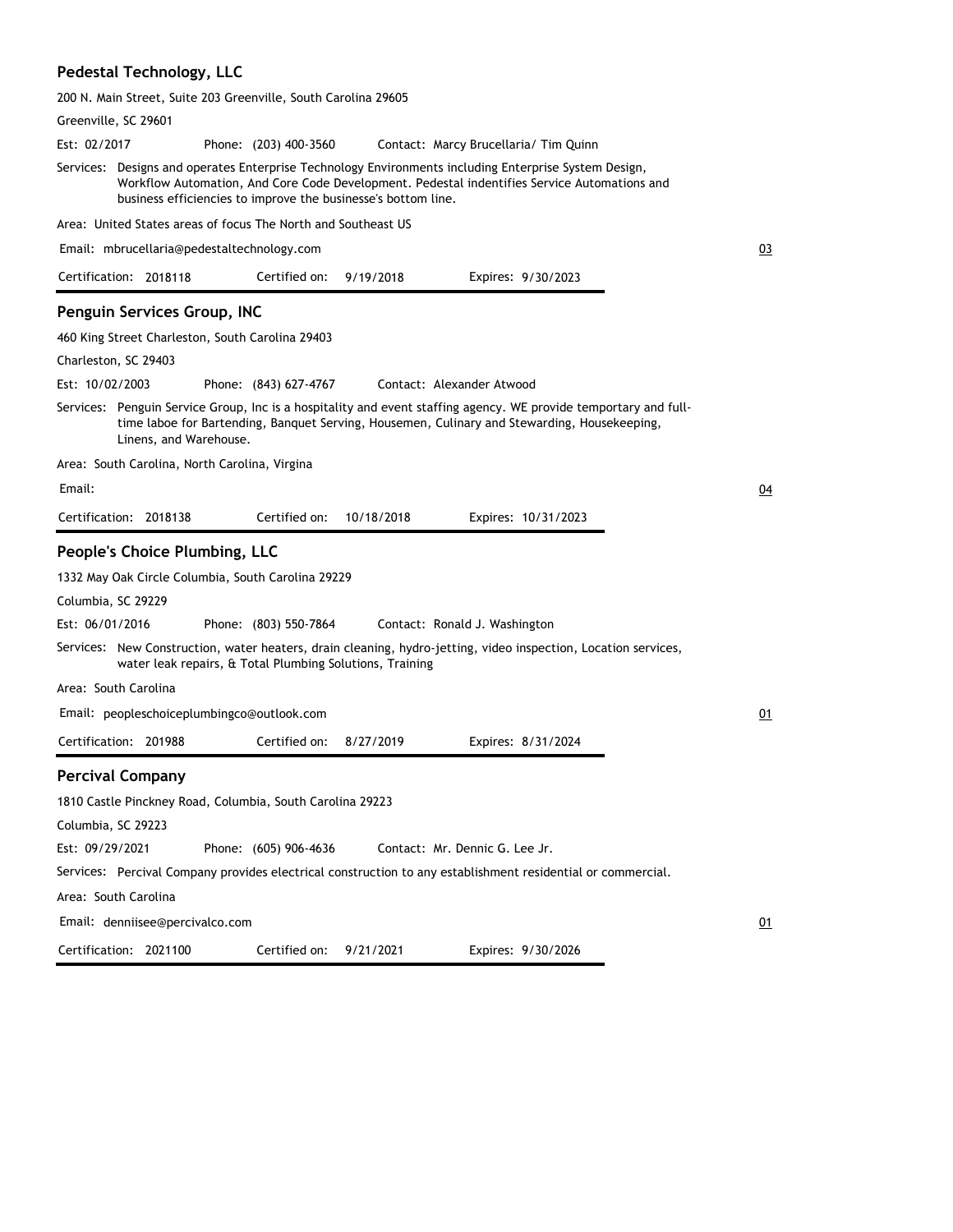## Pedestal Technology, LLC

200 N. Main Street, Suite 203 Greenville, South Carolina 29605

Greenville, SC 29601

Est: 02/2017 Phone: (203) 400-3560 Contact: Marcy Brucellaria/ Tim Quinn

Services: Designs and operates Enterprise Technology Environments including Enterprise System Design, Workflow Automation, And Core Code Development. Pedestal indentifies Service Automations and business efficiencies to improve the businesse's bottom line.

Area: United States areas of focus The North and Southeast US

Email: mbrucellaria@pedestaltechnology.com

03

Certification: 2018118 Certified on: 9/19/2018 Expires: 9/30/2023

## Penguin Services Group, INC

460 King Street Charleston, South Carolina 29403

Charleston, SC 29403

Est: 10/02/2003 Phone: (843) 627-4767 Contact: Alexander Atwood

Services: Penguin Service Group, Inc is a hospitality and event staffing agency. WE provide temportary and full-time laboe for Bartending, Banquet Serving, Housemen, Culinary and Stewarding, Housekeeping, Linens, and Warehouse.

Area: South Carolina, North Carolina, Virgina

Email:

04

Certification: 2018138 Certified on: 10/18/2018 Expires: 10/31/2023

## People's Choice Plumbing, LLC

1332 May Oak Circle Columbia, South Carolina 29229

Columbia, SC 29229

Est: 06/01/2016 Phone: (803) 550-7864 Contact: Ronald J. Washington

Services: New Construction, water heaters, drain cleaning, hydro-jetting, video inspection, Location services, water leak repairs, & Total Plumbing Solutions, Training

Area: South Carolina

Email: peopleschoiceplumbingco@outlook.com

01

Certification: 201988 Certified on: 8/27/2019 Expires: 8/31/2024

## Percival Company

1810 Castle Pinckney Road, Columbia, South Carolina 29223

Columbia, SC 29223

Est: 09/29/2021 Phone: (605) 906-4636 Contact: Mr. Dennic G. Lee Jr.

Services: Percival Company provides electrical construction to any establishment residential or commercial.

Area: South Carolina

Email: denniisee@percivalco.com

01

Certification: 2021100 Certified on: 9/21/2021 Expires: 9/30/2026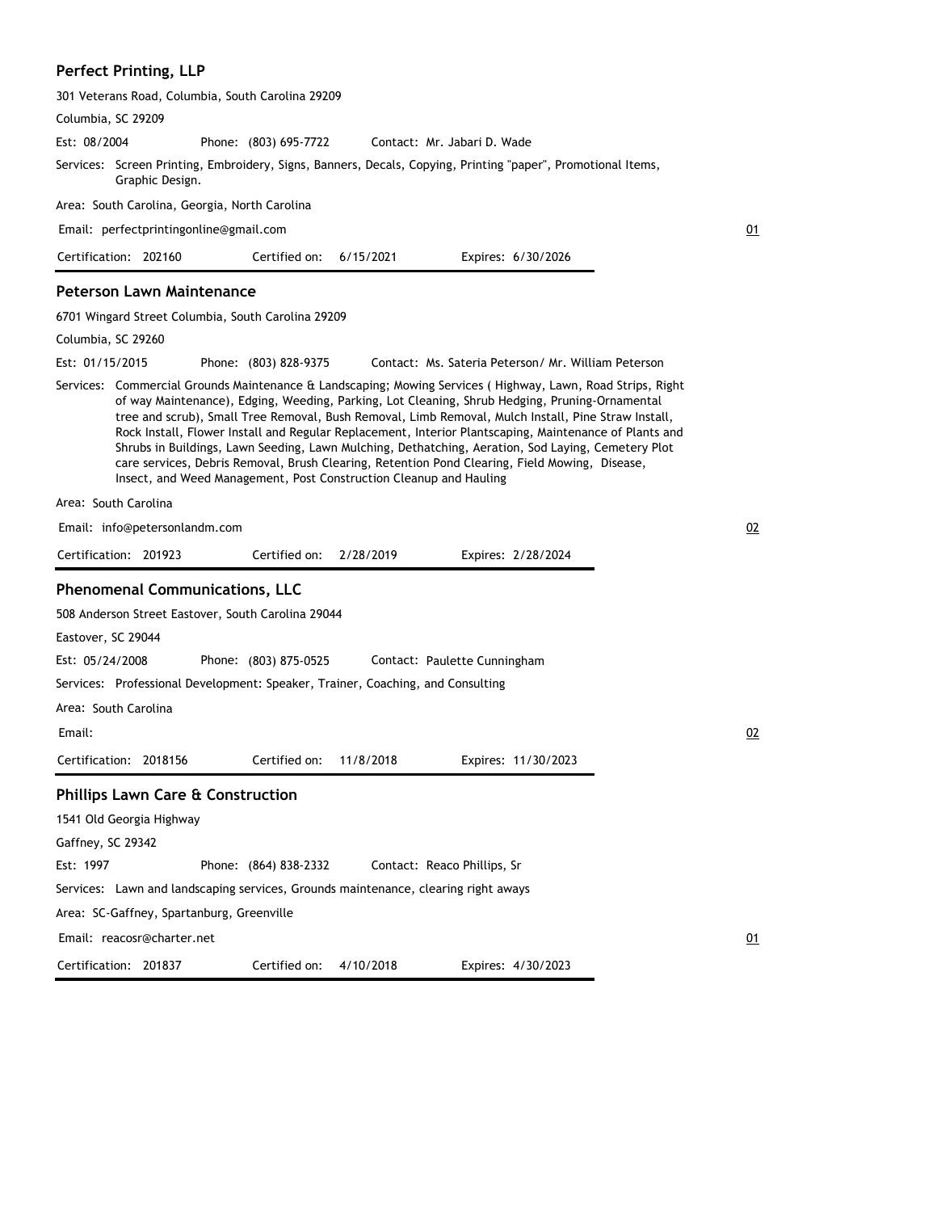## Perfect Printing, LLP

301 Veterans Road, Columbia, South Carolina 29209

Columbia, SC 29209

Est: 08/2004 Phone: (803) 695-7722 Contact: Mr. Jabari D. Wade

Services: Screen Printing, Embroidery, Signs, Banners, Decals, Copying, Printing "paper", Promotional Items, Graphic Design.

Area: South Carolina, Georgia, North Carolina

Email: perfectprintingonline@gmail.com

01

Certification: 202160 Certified on: 6/15/2021 Expires: 6/30/2026

## Peterson Lawn Maintenance

6701 Wingard Street Columbia, South Carolina 29209

Columbia, SC 29260

Est: 01/15/2015 Phone: (803) 828-9375 Contact: Ms. Sateria Peterson/ Mr. William Peterson

Services: Commercial Grounds Maintenance & Landscaping; Mowing Services ( Highway, Lawn, Road Strips, Right of way Maintenance), Edging, Weeding, Parking, Lot Cleaning, Shrub Hedging, Pruning-Ornamental tree and scrub), Small Tree Removal, Bush Removal, Limb Removal, Mulch Install, Pine Straw Install, Rock Install, Flower Install and Regular Replacement, Interior Plantscaping, Maintenance of Plants and Shrubs in Buildings, Lawn Seeding, Lawn Mulching, Dethatching, Aeration, Sod Laying, Cemetery Plot care services, Debris Removal, Brush Clearing, Retention Pond Clearing, Field Mowing, Disease, Insect, and Weed Management, Post Construction Cleanup and Hauling

Area: South Carolina

Email: info@petersonlandm.com

02

Certification: 201923 Certified on: 2/28/2019 Expires: 2/28/2024

## Phenomenal Communications, LLC

508 Anderson Street Eastover, South Carolina 29044

Eastover, SC 29044

Est: 05/24/2008 Phone: (803) 875-0525 Contact: Paulette Cunningham

Services: Professional Development: Speaker, Trainer, Coaching, and Consulting

Area: South Carolina

Email:

02

Certification: 2018156 Certified on: 11/8/2018 Expires: 11/30/2023

## Phillips Lawn Care & Construction

1541 Old Georgia Highway

Gaffney, SC 29342

Est: 1997 Phone: (864) 838-2332 Contact: Reaco Phillips, Sr

Services: Lawn and landscaping services, Grounds maintenance, clearing right aways

Area: SC-Gaffney, Spartanburg, Greenville

Email: reacosr@charter.net

01

Certification: 201837 Certified on: 4/10/2018 Expires: 4/30/2023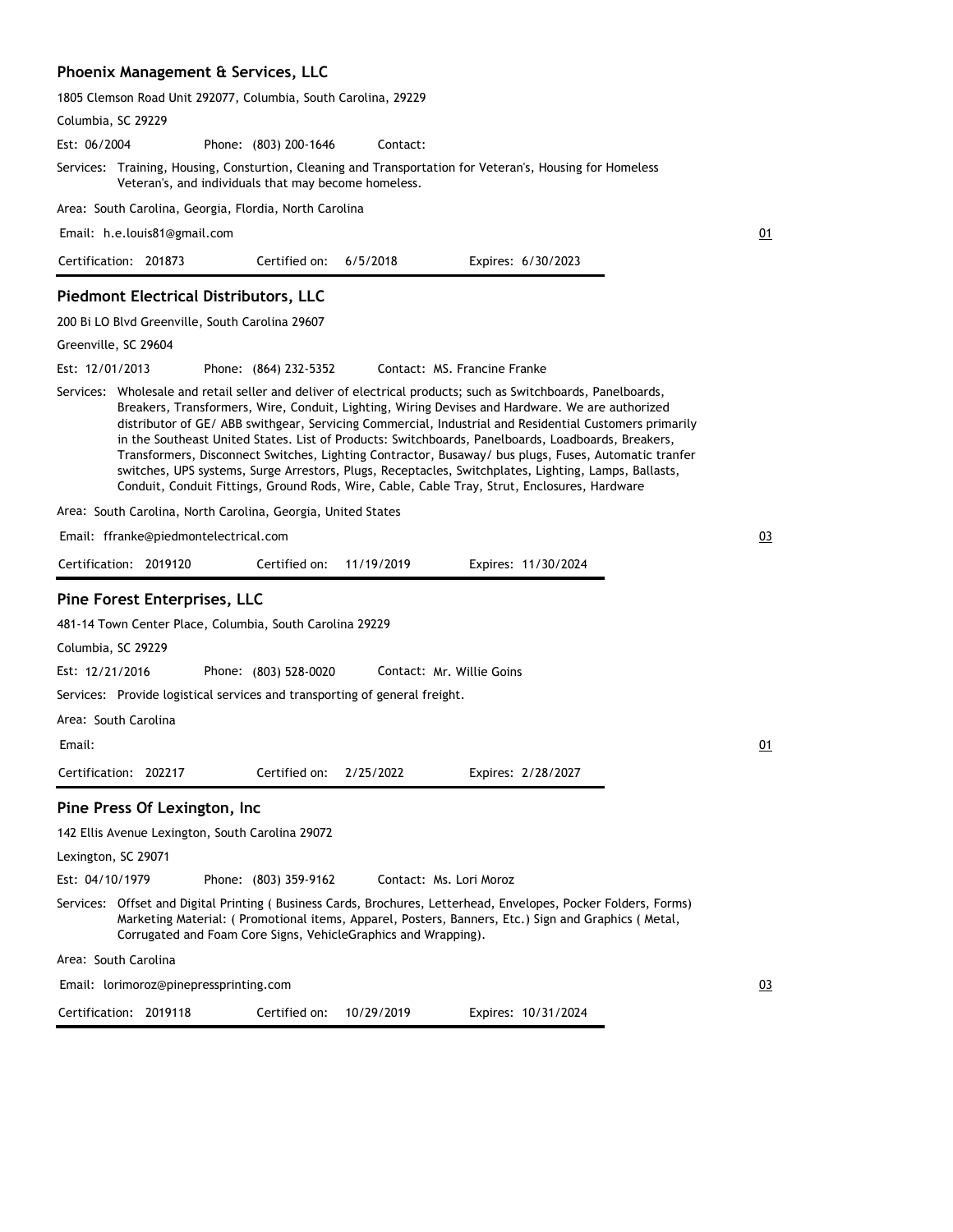### Phoenix Management & Services, LLC

1805 Clemson Road Unit 292077, Columbia, South Carolina, 29229

Columbia, SC 29229

Est: 06/2004 Phone: (803) 200-1646 Contact:

Services: Training, Housing, Consturtion, Cleaning and Transportation for Veteran's, Housing for Homeless Veteran's, and individuals that may become homeless.

Area: South Carolina, Georgia, Flordia, North Carolina

Email: h.e.louis81@gmail.com 01

Certification: 201873 Certified on: 6/5/2018 Expires: 6/30/2023

---

### Piedmont Electrical Distributors, LLC

200 Bi LO Blvd Greenville, South Carolina 29607

Greenville, SC 29604

Est: 12/01/2013 Phone: (864) 232-5352 Contact: MS. Francine Franke

Services: Wholesale and retail seller and deliver of electrical products; such as Switchboards, Panelboards, Breakers, Transformers, Wire, Conduit, Lighting, Wiring Devises and Hardware. We are authorized distributor of GE/ ABB swithgear, Servicing Commercial, Industrial and Residential Customers primarily in the Southeast United States. List of Products: Switchboards, Panelboards, Loadboards, Breakers, Transformers, Disconnect Switches, Lighting Contractor, Busaway/ bus plugs, Fuses, Automatic tranfer switches, UPS systems, Surge Arrestors, Plugs, Receptacles, Switchplates, Lighting, Lamps, Ballasts, Conduit, Conduit Fittings, Ground Rods, Wire, Cable, Cable Tray, Strut, Enclosures, Hardware

Area: South Carolina, North Carolina, Georgia, United States

Email: ffranke@piedmontelectrical.com 03

Certification: 2019120 Certified on: 11/19/2019 Expires: 11/30/2024

---

### Pine Forest Enterprises, LLC

481-14 Town Center Place, Columbia, South Carolina 29229

Columbia, SC 29229

Est: 12/21/2016 Phone: (803) 528-0020 Contact: Mr. Willie Goins

Services: Provide logistical services and transporting of general freight.

Area: South Carolina

Email: 01

Certification: 202217 Certified on: 2/25/2022 Expires: 2/28/2027

---

### Pine Press Of Lexington, Inc

142 Ellis Avenue Lexington, South Carolina 29072

Lexington, SC 29071

Est: 04/10/1979 Phone: (803) 359-9162 Contact: Ms. Lori Moroz

Services: Offset and Digital Printing ( Business Cards, Brochures, Letterhead, Envelopes, Pocker Folders, Forms) Marketing Material: ( Promotional items, Apparel, Posters, Banners, Etc.) Sign and Graphics ( Metal, Corrugated and Foam Core Signs, VehicleGraphics and Wrapping).

Area: South Carolina

Email: lorimoroz@pinepressprinting.com 03

Certification: 2019118 Certified on: 10/29/2019 Expires: 10/31/2024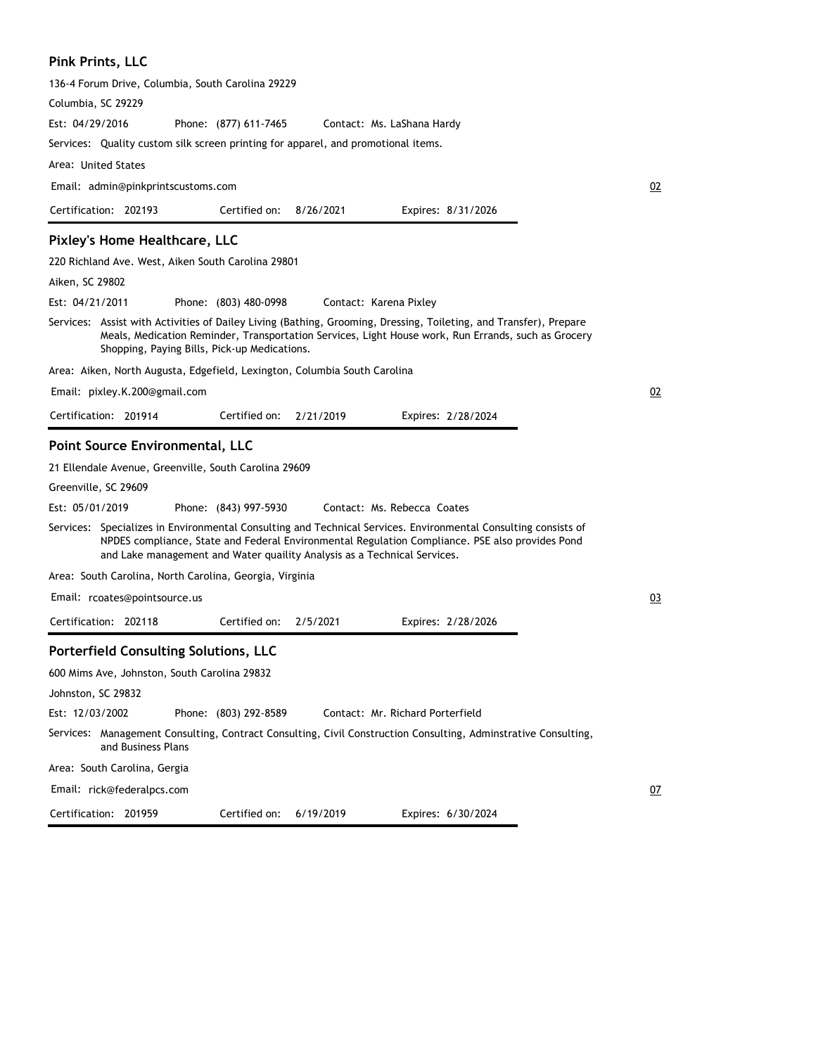## Pink Prints, LLC

136-4 Forum Drive, Columbia, South Carolina 29229

Columbia, SC 29229

Est: 04/29/2016 Phone: (877) 611-7465 Contact: Ms. LaShana Hardy

Services: Quality custom silk screen printing for apparel, and promotional items.

Area: United States

Email: admin@pinkprintscustoms.com 02

Certification: 202193 Certified on: 8/26/2021 Expires: 8/31/2026

## Pixley's Home Healthcare, LLC

220 Richland Ave. West, Aiken South Carolina 29801

Aiken, SC 29802

Est: 04/21/2011 Phone: (803) 480-0998 Contact: Karena Pixley

Services: Assist with Activities of Dailey Living (Bathing, Grooming, Dressing, Toileting, and Transfer), Prepare Meals, Medication Reminder, Transportation Services, Light House work, Run Errands, such as Grocery Shopping, Paying Bills, Pick-up Medications.

Area: Aiken, North Augusta, Edgefield, Lexington, Columbia South Carolina

Email: pixley.K.200@gmail.com 02

Certification: 201914 Certified on: 2/21/2019 Expires: 2/28/2024

## Point Source Environmental, LLC

21 Ellendale Avenue, Greenville, South Carolina 29609

Greenville, SC 29609

Est: 05/01/2019 Phone: (843) 997-5930 Contact: Ms. Rebecca Coates

Services: Specializes in Environmental Consulting and Technical Services. Environmental Consulting consists of NPDES compliance, State and Federal Environmental Regulation Compliance. PSE also provides Pond and Lake management and Water quaility Analysis as a Technical Services.

Area: South Carolina, North Carolina, Georgia, Virginia

Email: rcoates@pointsource.us 03

Certification: 202118 Certified on: 2/5/2021 Expires: 2/28/2026

## Porterfield Consulting Solutions, LLC

600 Mims Ave, Johnston, South Carolina 29832

Johnston, SC 29832

Est: 12/03/2002 Phone: (803) 292-8589 Contact: Mr. Richard Porterfield

Services: Management Consulting, Contract Consulting, Civil Construction Consulting, Adminstrative Consulting, and Business Plans

Area: South Carolina, Gergia

Email: rick@federalpcs.com 07

Certification: 201959 Certified on: 6/19/2019 Expires: 6/30/2024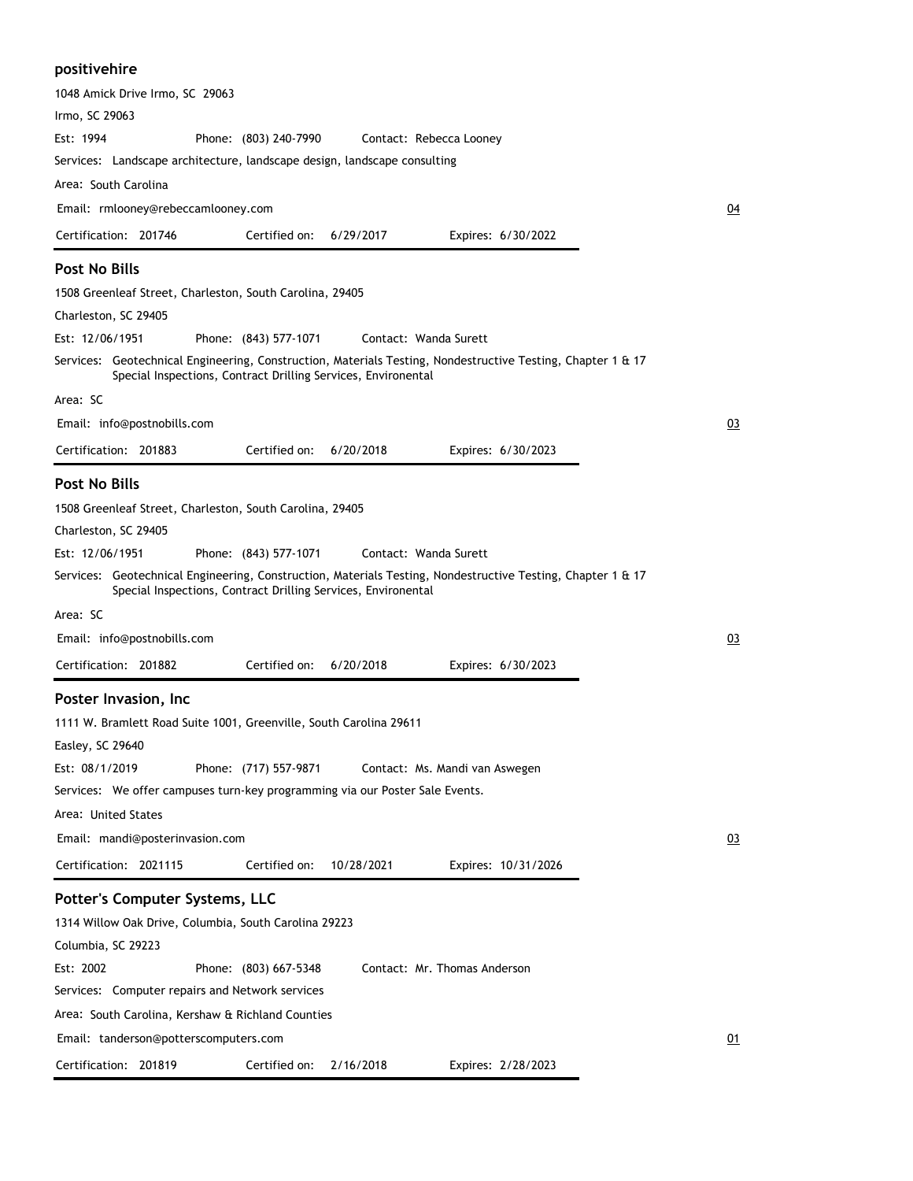## positivehire

1048 Amick Drive Irmo, SC 29063

Irmo, SC 29063

Est: 1994 Phone: (803) 240-7990 Contact: Rebecca Looney

Services: Landscape architecture, landscape design, landscape consulting

Area: South Carolina

Email: rmlooney@rebeccamlooney.com

04

Certification: 201746 Certified on: 6/29/2017 Expires: 6/30/2022

---

## Post No Bills

1508 Greenleaf Street, Charleston, South Carolina, 29405

Charleston, SC 29405

Est: 12/06/1951 Phone: (843) 577-1071 Contact: Wanda Surett

Services: Geotechnical Engineering, Construction, Materials Testing, Nondestructive Testing, Chapter 1 & 17 Special Inspections, Contract Drilling Services, Environental

Area: SC

Email: info@postnobills.com

03

Certification: 201883 Certified on: 6/20/2018 Expires: 6/30/2023

---

## Post No Bills

1508 Greenleaf Street, Charleston, South Carolina, 29405

Charleston, SC 29405

Est: 12/06/1951 Phone: (843) 577-1071 Contact: Wanda Surett

Services: Geotechnical Engineering, Construction, Materials Testing, Nondestructive Testing, Chapter 1 & 17 Special Inspections, Contract Drilling Services, Environental

Area: SC

Email: info@postnobills.com

03

Certification: 201882 Certified on: 6/20/2018 Expires: 6/30/2023

---

## Poster Invasion, Inc

1111 W. Bramlett Road Suite 1001, Greenville, South Carolina 29611

Easley, SC 29640

Est: 08/1/2019 Phone: (717) 557-9871 Contact: Ms. Mandi van Aswegen

Services: We offer campuses turn-key programming via our Poster Sale Events.

Area: United States

Email: mandi@posterinvasion.com

03

Certification: 2021115 Certified on: 10/28/2021 Expires: 10/31/2026

---

## Potter's Computer Systems, LLC

1314 Willow Oak Drive, Columbia, South Carolina 29223

Columbia, SC 29223

Est: 2002 Phone: (803) 667-5348 Contact: Mr. Thomas Anderson

Services: Computer repairs and Network services

Area: South Carolina, Kershaw & Richland Counties

Email: tanderson@potterscomputers.com

01

Certification: 201819 Certified on: 2/16/2018 Expires: 2/28/2023

---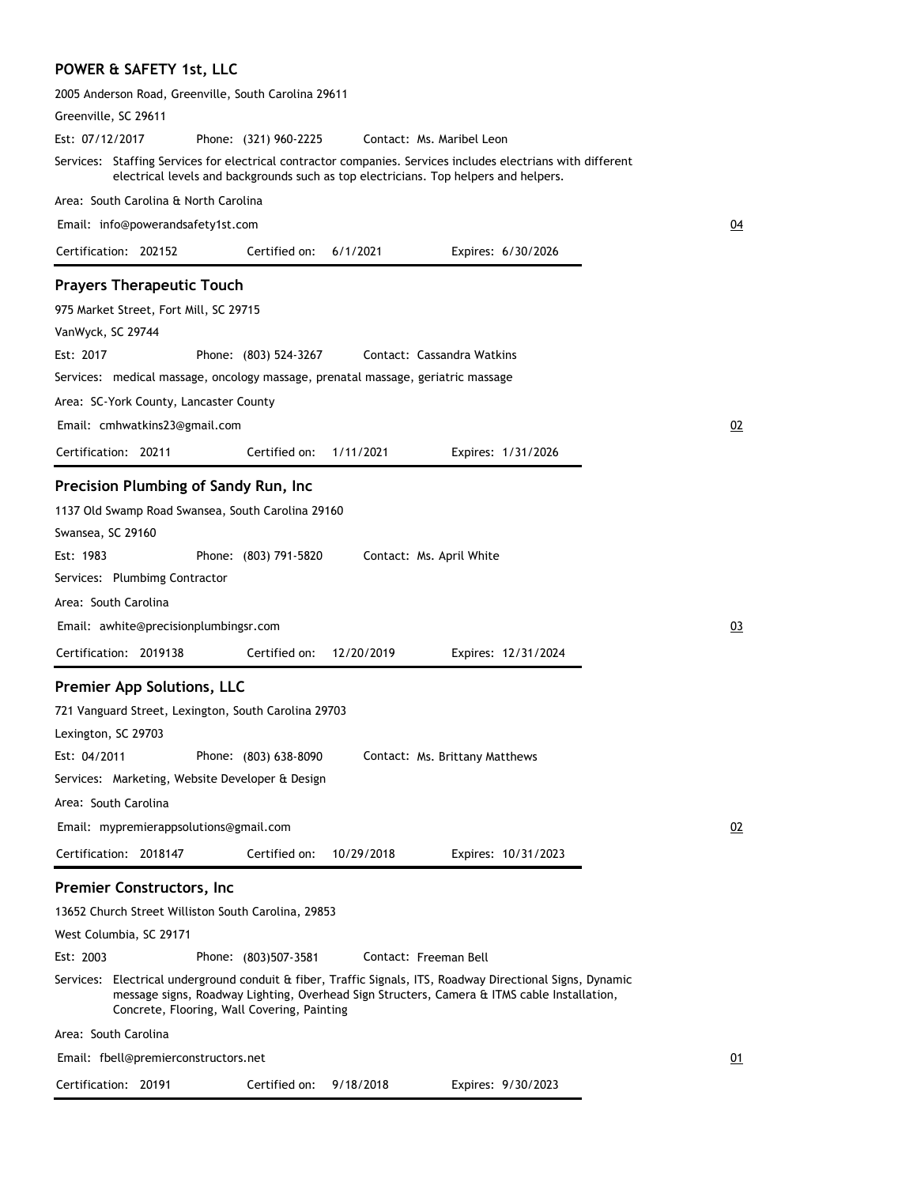### POWER & SAFETY 1st, LLC

2005 Anderson Road, Greenville, South Carolina 29611

Greenville, SC 29611

Est: 07/12/2017 Phone: (321) 960-2225 Contact: Ms. Maribel Leon

Services: Staffing Services for electrical contractor companies. Services includes electrians with different electrical levels and backgrounds such as top electricians. Top helpers and helpers.

Area: South Carolina & North Carolina

Email: info@powerandsafety1st.com 04

Certification: 202152 Certified on: 6/1/2021 Expires: 6/30/2026

---

### Prayers Therapeutic Touch

975 Market Street, Fort Mill, SC 29715

VanWyck, SC 29744

Est: 2017 Phone: (803) 524-3267 Contact: Cassandra Watkins

Services: medical massage, oncology massage, prenatal massage, geriatric massage

Area: SC-York County, Lancaster County

Email: cmhwatkins23@gmail.com 02

Certification: 20211 Certified on: 1/11/2021 Expires: 1/31/2026

---

### Precision Plumbing of Sandy Run, Inc

1137 Old Swamp Road Swansea, South Carolina 29160

Swansea, SC 29160

Est: 1983 Phone: (803) 791-5820 Contact: Ms. April White

Services: Plumbimg Contractor

Area: South Carolina

Email: awhite@precisionplumbingsr.com 03

Certification: 2019138 Certified on: 12/20/2019 Expires: 12/31/2024

---

### Premier App Solutions, LLC

721 Vanguard Street, Lexington, South Carolina 29703

Lexington, SC 29703

Est: 04/2011 Phone: (803) 638-8090 Contact: Ms. Brittany Matthews

Services: Marketing, Website Developer & Design

Area: South Carolina

Email: mypremierappsolutions@gmail.com 02

Certification: 2018147 Certified on: 10/29/2018 Expires: 10/31/2023

---

### Premier Constructors, Inc

13652 Church Street Williston South Carolina, 29853

West Columbia, SC 29171

Est: 2003 Phone: (803)507-3581 Contact: Freeman Bell

Services: Electrical underground conduit & fiber, Traffic Signals, ITS, Roadway Directional Signs, Dynamic message signs, Roadway Lighting, Overhead Sign Structers, Camera & ITMS cable Installation, Concrete, Flooring, Wall Covering, Painting

Area: South Carolina

Email: fbell@premierconstructors.net 01

Certification: 20191 Certified on: 9/18/2018 Expires: 9/30/2023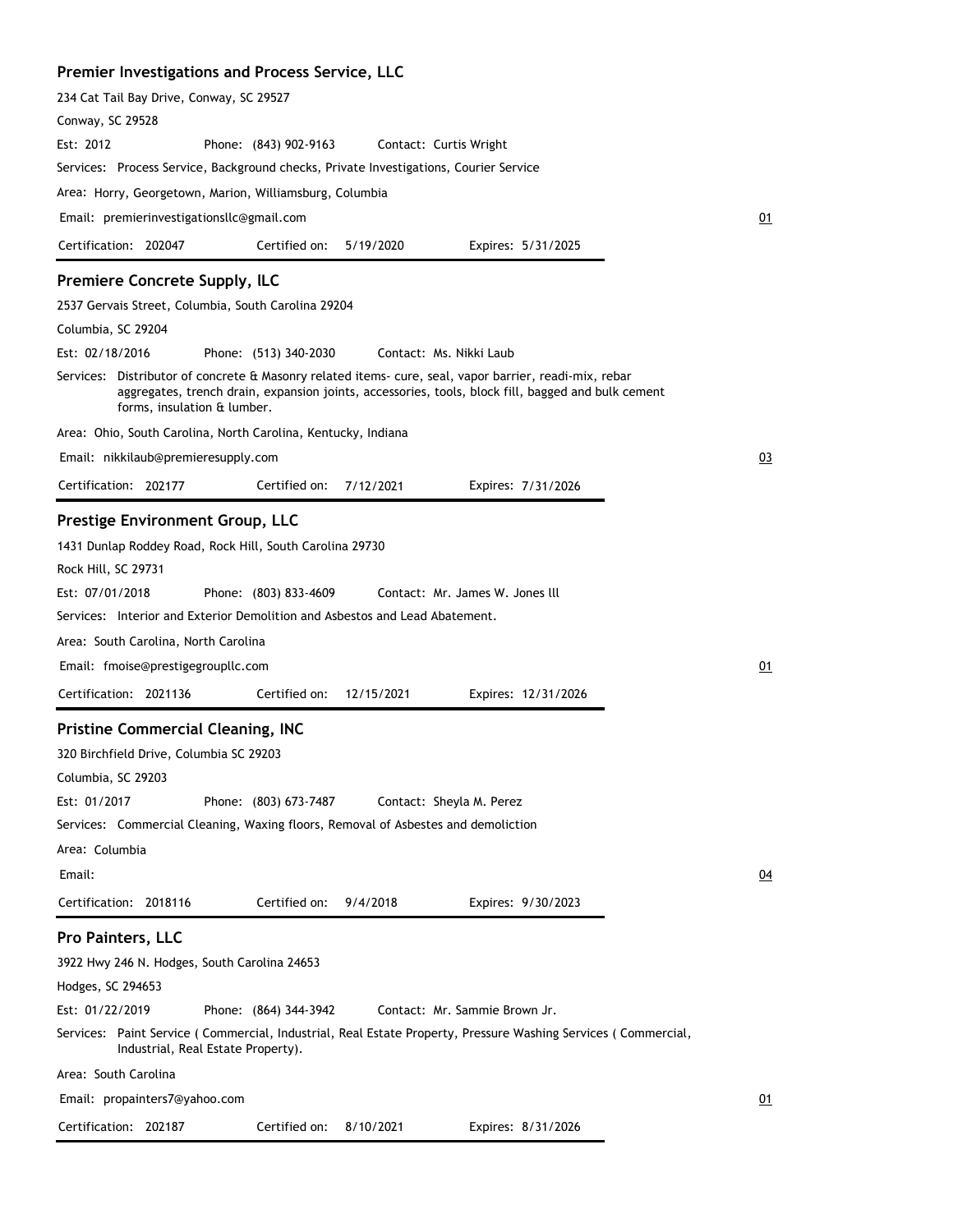## Premier Investigations and Process Service, LLC

234 Cat Tail Bay Drive, Conway, SC 29527

Conway, SC 29528

Est: 2012    Phone: (843) 902-9163    Contact: Curtis Wright

Services: Process Service, Background checks, Private Investigations, Courier Service

Area: Horry, Georgetown, Marion, Williamsburg, Columbia

Email: premierinvestigationsllc@gmail.com    01

Certification: 202047    Certified on: 5/19/2020    Expires: 5/31/2025

## Premiere Concrete Supply, lLC

2537 Gervais Street, Columbia, South Carolina 29204

Columbia, SC 29204

Est: 02/18/2016    Phone: (513) 340-2030    Contact: Ms. Nikki Laub

Services: Distributor of concrete & Masonry related items- cure, seal, vapor barrier, readi-mix, rebar aggregates, trench drain, expansion joints, accessories, tools, block fill, bagged and bulk cement forms, insulation & lumber.

Area: Ohio, South Carolina, North Carolina, Kentucky, Indiana

Email: nikkilaub@premieresupply.com    03

Certification: 202177    Certified on: 7/12/2021    Expires: 7/31/2026

## Prestige Environment Group, LLC

1431 Dunlap Roddey Road, Rock Hill, South Carolina 29730

Rock Hill, SC 29731

Est: 07/01/2018    Phone: (803) 833-4609    Contact: Mr. James W. Jones lll

Services: Interior and Exterior Demolition and Asbestos and Lead Abatement.

Area: South Carolina, North Carolina

Email: fmoise@prestigegroupllc.com    01

Certification: 2021136    Certified on: 12/15/2021    Expires: 12/31/2026

## Pristine Commercial Cleaning, INC

320 Birchfield Drive, Columbia SC 29203

Columbia, SC 29203

Est: 01/2017    Phone: (803) 673-7487    Contact: Sheyla M. Perez

Services: Commercial Cleaning, Waxing floors, Removal of Asbestes and demoliction

Area: Columbia

Email:    04

Certification: 2018116    Certified on: 9/4/2018    Expires: 9/30/2023

## Pro Painters, LLC

3922 Hwy 246 N. Hodges, South Carolina 24653

Hodges, SC 294653

Est: 01/22/2019    Phone: (864) 344-3942    Contact: Mr. Sammie Brown Jr.

Services: Paint Service ( Commercial, Industrial, Real Estate Property, Pressure Washing Services ( Commercial, Industrial, Real Estate Property).

Area: South Carolina

Email: propainters7@yahoo.com    01

Certification: 202187    Certified on: 8/10/2021    Expires: 8/31/2026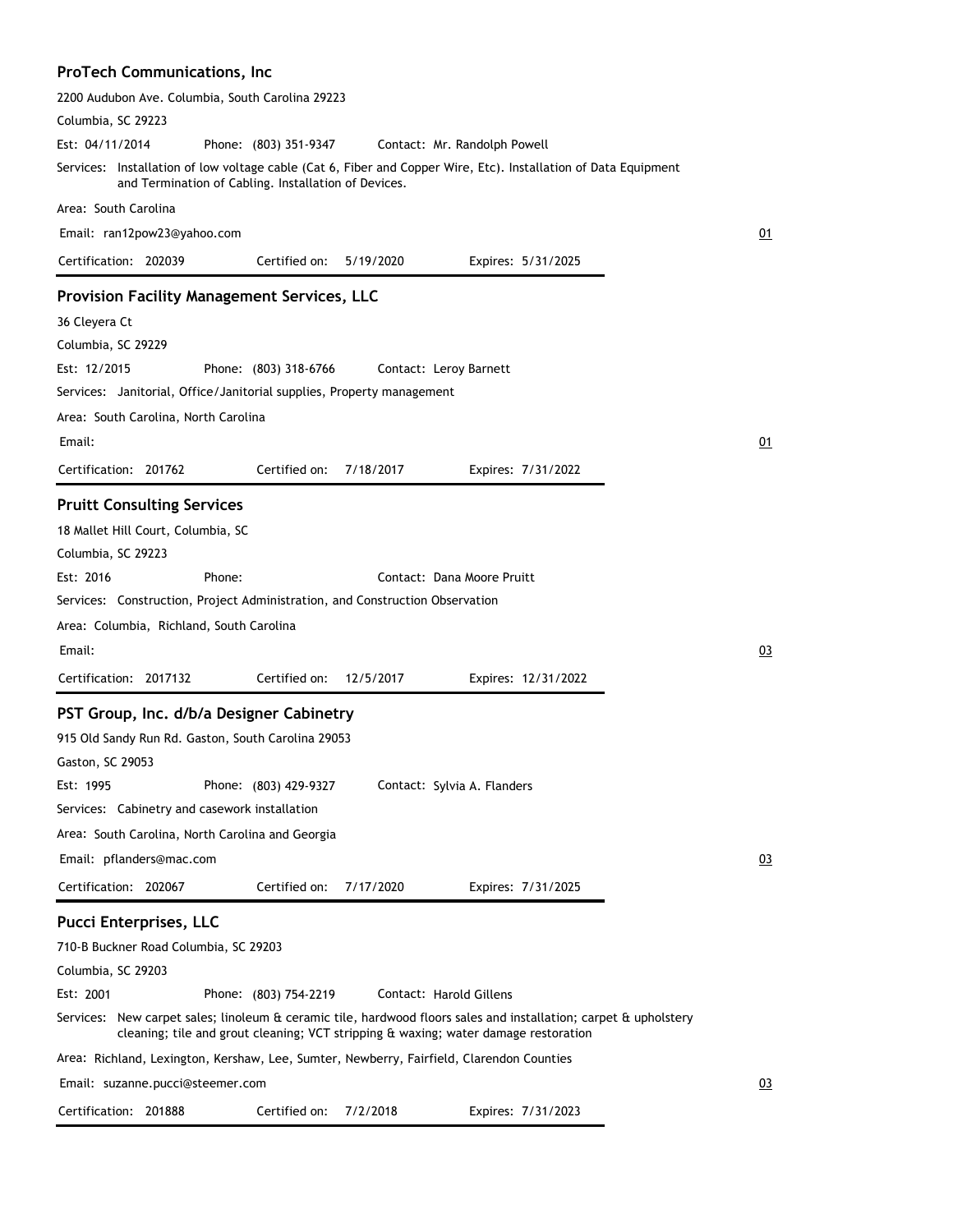### ProTech Communications, Inc

2200 Audubon Ave. Columbia, South Carolina 29223

Columbia, SC 29223

Est: 04/11/2014 Phone: (803) 351-9347 Contact: Mr. Randolph Powell

Services: Installation of low voltage cable (Cat 6, Fiber and Copper Wire, Etc). Installation of Data Equipment and Termination of Cabling. Installation of Devices.

Area: South Carolina

Email: ran12pow23@yahoo.com

01

Certification: 202039 Certified on: 5/19/2020 Expires: 5/31/2025

### Provision Facility Management Services, LLC

36 Cleyera Ct

Columbia, SC 29229

Est: 12/2015 Phone: (803) 318-6766 Contact: Leroy Barnett

Services: Janitorial, Office/Janitorial supplies, Property management

Area: South Carolina, North Carolina

Email:

01

Certification: 201762 Certified on: 7/18/2017 Expires: 7/31/2022

### Pruitt Consulting Services

18 Mallet Hill Court, Columbia, SC

Columbia, SC 29223

Est: 2016 Phone: Contact: Dana Moore Pruitt

Services: Construction, Project Administration, and Construction Observation

Area: Columbia, Richland, South Carolina

Email:

03

Certification: 2017132 Certified on: 12/5/2017 Expires: 12/31/2022

### PST Group, Inc. d/b/a Designer Cabinetry

915 Old Sandy Run Rd. Gaston, South Carolina 29053

Gaston, SC 29053

Est: 1995 Phone: (803) 429-9327 Contact: Sylvia A. Flanders

Services: Cabinetry and casework installation

Area: South Carolina, North Carolina and Georgia

Email: pflanders@mac.com

03

Certification: 202067 Certified on: 7/17/2020 Expires: 7/31/2025

### Pucci Enterprises, LLC

710-B Buckner Road Columbia, SC 29203

Columbia, SC 29203

Est: 2001 Phone: (803) 754-2219 Contact: Harold Gillens

Services: New carpet sales; linoleum & ceramic tile, hardwood floors sales and installation; carpet & upholstery cleaning; tile and grout cleaning; VCT stripping & waxing; water damage restoration

Area: Richland, Lexington, Kershaw, Lee, Sumter, Newberry, Fairfield, Clarendon Counties

Email: suzanne.pucci@steemer.com

03

Certification: 201888 Certified on: 7/2/2018 Expires: 7/31/2023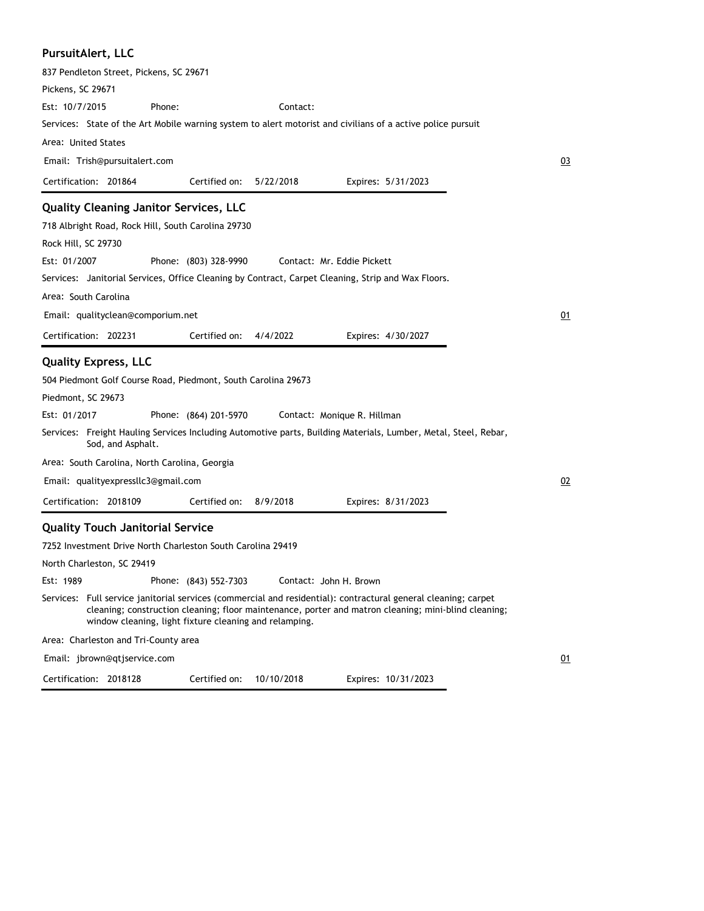**PursuitAlert, LLC**

837 Pendleton Street, Pickens, SC 29671

Pickens, SC 29671

Est: 10/7/2015 Phone: Contact:

Services: State of the Art Mobile warning system to alert motorist and civilians of a active police pursuit

Area: United States

Email: Trish@pursuitalert.com 03

Certification: 201864 Certified on: 5/22/2018 Expires: 5/31/2023

---

**Quality Cleaning Janitor Services, LLC**

718 Albright Road, Rock Hill, South Carolina 29730

Rock Hill, SC 29730

Est: 01/2007 Phone: (803) 328-9990 Contact: Mr. Eddie Pickett

Services: Janitorial Services, Office Cleaning by Contract, Carpet Cleaning, Strip and Wax Floors.

Area: South Carolina

Email: qualityclean@comporium.net 01

Certification: 202231 Certified on: 4/4/2022 Expires: 4/30/2027

---

**Quality Express, LLC**

504 Piedmont Golf Course Road, Piedmont, South Carolina 29673

Piedmont, SC 29673

Est: 01/2017 Phone: (864) 201-5970 Contact: Monique R. Hillman

Services: Freight Hauling Services Including Automotive parts, Building Materials, Lumber, Metal, Steel, Rebar, Sod, and Asphalt.

Area: South Carolina, North Carolina, Georgia

Email: qualityexpressllc3@gmail.com 02

Certification: 2018109 Certified on: 8/9/2018 Expires: 8/31/2023

---

**Quality Touch Janitorial Service**

7252 Investment Drive North Charleston South Carolina 29419

North Charleston, SC 29419

Est: 1989 Phone: (843) 552-7303 Contact: John H. Brown

Services: Full service janitorial services (commercial and residential): contractural general cleaning; carpet cleaning; construction cleaning; floor maintenance, porter and matron cleaning; mini-blind cleaning; window cleaning, light fixture cleaning and relamping.

Area: Charleston and Tri-County area

Email: jbrown@qtjservice.com 01

Certification: 2018128 Certified on: 10/10/2018 Expires: 10/31/2023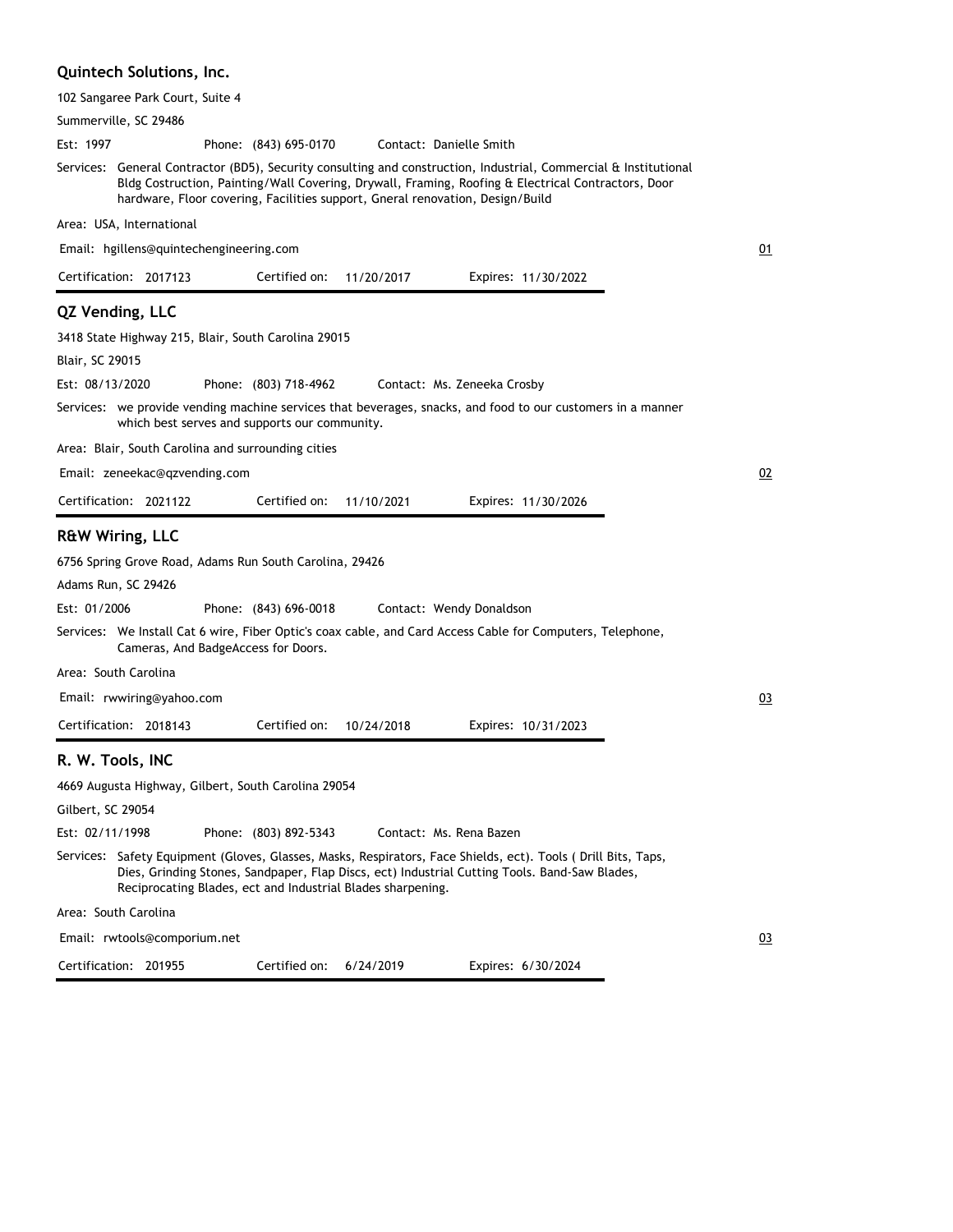### Quintech Solutions, Inc.

102 Sangaree Park Court, Suite 4

Summerville, SC 29486

Est: 1997 Phone: (843) 695-0170 Contact: Danielle Smith

Services: General Contractor (BD5), Security consulting and construction, Industrial, Commercial & Institutional Bldg Costruction, Painting/Wall Covering, Drywall, Framing, Roofing & Electrical Contractors, Door hardware, Floor covering, Facilities support, Gneral renovation, Design/Build

Area: USA, International

Email: hgillens@quintechengineering.com 01

Certification: 2017123 Certified on: 11/20/2017 Expires: 11/30/2022

### QZ Vending, LLC

3418 State Highway 215, Blair, South Carolina 29015

Blair, SC 29015

Est: 08/13/2020 Phone: (803) 718-4962 Contact: Ms. Zeneeka Crosby

Services: we provide vending machine services that beverages, snacks, and food to our customers in a manner which best serves and supports our community.

Area: Blair, South Carolina and surrounding cities

Email: zeneekac@qzvending.com 02

Certification: 2021122 Certified on: 11/10/2021 Expires: 11/30/2026

### R&W Wiring, LLC

6756 Spring Grove Road, Adams Run South Carolina, 29426

Adams Run, SC 29426

Est: 01/2006 Phone: (843) 696-0018 Contact: Wendy Donaldson

Services: We Install Cat 6 wire, Fiber Optic's coax cable, and Card Access Cable for Computers, Telephone, Cameras, And BadgeAccess for Doors.

Area: South Carolina

Email: rwwiring@yahoo.com 03

Certification: 2018143 Certified on: 10/24/2018 Expires: 10/31/2023

### R. W. Tools, INC

4669 Augusta Highway, Gilbert, South Carolina 29054

Gilbert, SC 29054

Est: 02/11/1998 Phone: (803) 892-5343 Contact: Ms. Rena Bazen

Services: Safety Equipment (Gloves, Glasses, Masks, Respirators, Face Shields, ect). Tools ( Drill Bits, Taps, Dies, Grinding Stones, Sandpaper, Flap Discs, ect) Industrial Cutting Tools. Band-Saw Blades, Reciprocating Blades, ect and Industrial Blades sharpening.

Area: South Carolina

Email: rwtools@comporium.net 03

Certification: 201955 Certified on: 6/24/2019 Expires: 6/30/2024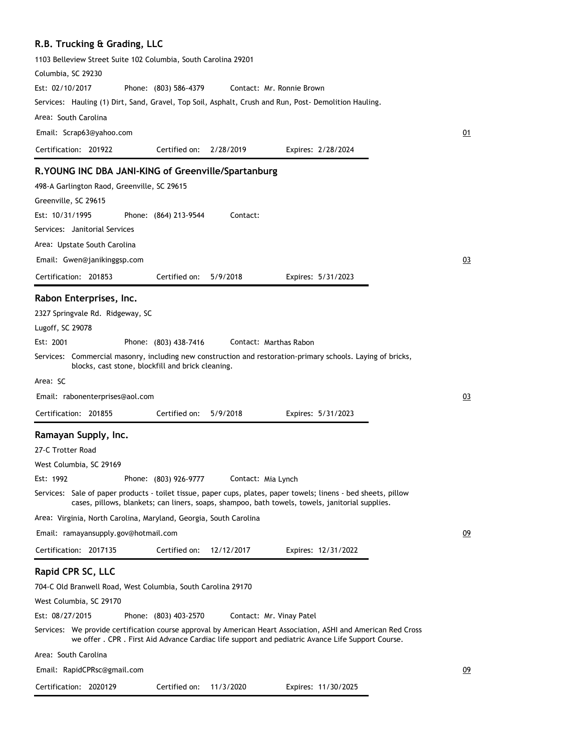### R.B. Trucking & Grading, LLC

1103 Belleview Street Suite 102 Columbia, South Carolina 29201

Columbia, SC 29230

Est: 02/10/2017 Phone: (803) 586-4379 Contact: Mr. Ronnie Brown

Services: Hauling (1) Dirt, Sand, Gravel, Top Soil, Asphalt, Crush and Run, Post- Demolition Hauling.

Area: South Carolina

Email: Scrap63@yahoo.com

01

Certification: 201922 Certified on: 2/28/2019 Expires: 2/28/2024

---

### R.YOUNG INC DBA JANI-KING of Greenville/Spartanburg

498-A Garlington Raod, Greenville, SC 29615

Greenville, SC 29615

Est: 10/31/1995 Phone: (864) 213-9544 Contact:

Services: Janitorial Services

Area: Upstate South Carolina

Email: Gwen@janikinggsp.com

03

Certification: 201853 Certified on: 5/9/2018 Expires: 5/31/2023

---

### Rabon Enterprises, Inc.

2327 Springvale Rd. Ridgeway, SC

Lugoff, SC 29078

Est: 2001 Phone: (803) 438-7416 Contact: Marthas Rabon

Services: Commercial masonry, including new construction and restoration-primary schools. Laying of bricks, blocks, cast stone, blockfill and brick cleaning.

Area: SC

Email: rabonenterprises@aol.com

03

Certification: 201855 Certified on: 5/9/2018 Expires: 5/31/2023

---

### Ramayan Supply, Inc.

27-C Trotter Road

West Columbia, SC 29169

Est: 1992 Phone: (803) 926-9777 Contact: Mia Lynch

Services: Sale of paper products - toilet tissue, paper cups, plates, paper towels; linens - bed sheets, pillow cases, pillows, blankets; can liners, soaps, shampoo, bath towels, towels, janitorial supplies.

Area: Virginia, North Carolina, Maryland, Georgia, South Carolina

Email: ramayansupply.gov@hotmail.com

09

Certification: 2017135 Certified on: 12/12/2017 Expires: 12/31/2022

---

### Rapid CPR SC, LLC

704-C Old Branwell Road, West Columbia, South Carolina 29170

West Columbia, SC 29170

Est: 08/27/2015 Phone: (803) 403-2570 Contact: Mr. Vinay Patel

Services: We provide certification course approval by American Heart Association, ASHI and American Red Cross we offer . CPR . First Aid Advance Cardiac life support and pediatric Avance Life Support Course.

Area: South Carolina

Email: RapidCPRsc@gmail.com

09

Certification: 2020129 Certified on: 11/3/2020 Expires: 11/30/2025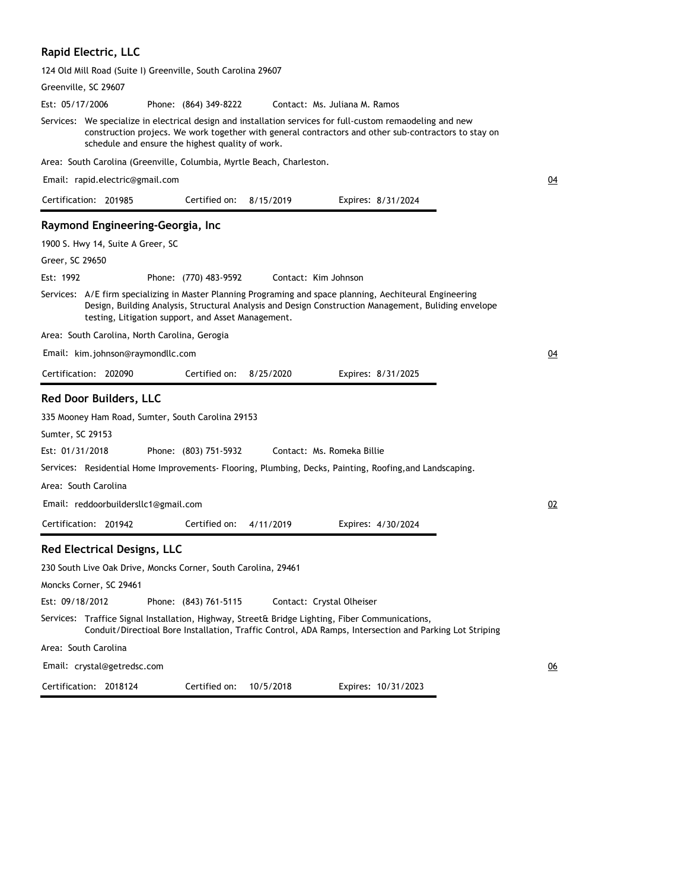### Rapid Electric, LLC

124 Old Mill Road (Suite I) Greenville, South Carolina 29607

Greenville, SC 29607

Est: 05/17/2006 Phone: (864) 349-8222 Contact: Ms. Juliana M. Ramos

Services: We specialize in electrical design and installation services for full-custom remaodeling and new construction projecs. We work together with general contractors and other sub-contractors to stay on schedule and ensure the highest quality of work.

Area: South Carolina (Greenville, Columbia, Myrtle Beach, Charleston.

Email: rapid.electric@gmail.com 04

Certification: 201985 Certified on: 8/15/2019 Expires: 8/31/2024

---

### Raymond Engineering-Georgia, Inc

1900 S. Hwy 14, Suite A Greer, SC

Greer, SC 29650

Est: 1992 Phone: (770) 483-9592 Contact: Kim Johnson

Services: A/E firm specializing in Master Planning Programing and space planning, Aechiteural Engineering Design, Building Analysis, Structural Analysis and Design Construction Management, Buliding envelope testing, Litigation support, and Asset Management.

Area: South Carolina, North Carolina, Gerogia

Email: kim.johnson@raymondllc.com 04

Certification: 202090 Certified on: 8/25/2020 Expires: 8/31/2025

---

### Red Door Builders, LLC

335 Mooney Ham Road, Sumter, South Carolina 29153

Sumter, SC 29153

Est: 01/31/2018 Phone: (803) 751-5932 Contact: Ms. Romeka Billie

Services: Residential Home Improvements- Flooring, Plumbing, Decks, Painting, Roofing,and Landscaping.

Area: South Carolina

Email: reddoorbuildersllc1@gmail.com 02

Certification: 201942 Certified on: 4/11/2019 Expires: 4/30/2024

---

### Red Electrical Designs, LLC

230 South Live Oak Drive, Moncks Corner, South Carolina, 29461

Moncks Corner, SC 29461

Est: 09/18/2012 Phone: (843) 761-5115 Contact: Crystal Olheiser

Services: Traffice Signal Installation, Highway, Street& Bridge Lighting, Fiber Communications, Conduit/Directioal Bore Installation, Traffic Control, ADA Ramps, Intersection and Parking Lot Striping

Area: South Carolina

Email: crystal@getredsc.com 06

Certification: 2018124 Certified on: 10/5/2018 Expires: 10/31/2023

---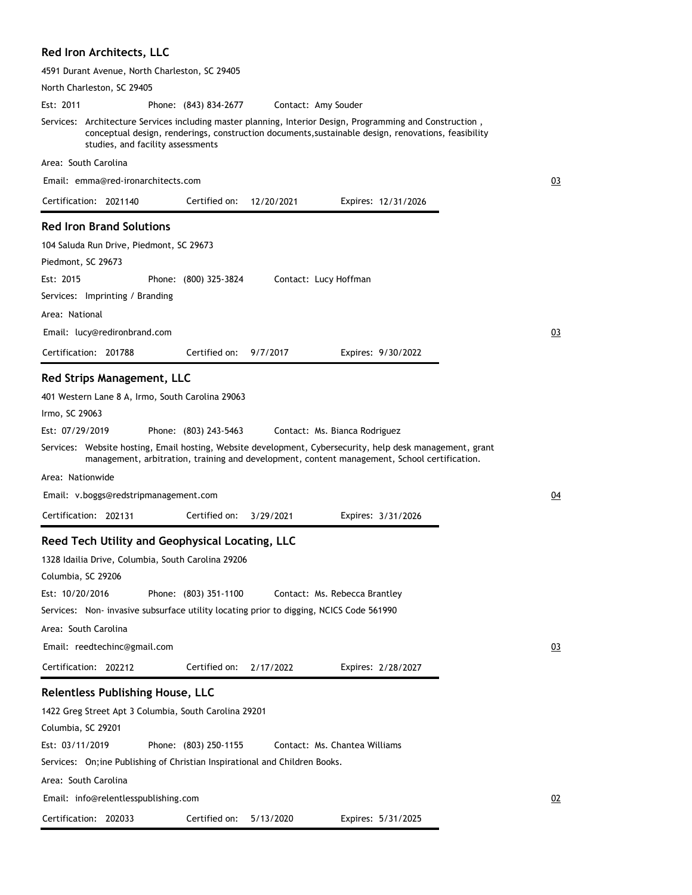## Red Iron Architects, LLC

4591 Durant Avenue, North Charleston, SC 29405

North Charleston, SC 29405

Est: 2011 Phone: (843) 834-2677 Contact: Amy Souder

Services: Architecture Services including master planning, Interior Design, Programming and Construction , conceptual design, renderings, construction documents,sustainable design, renovations, feasibility studies, and facility assessments

Area: South Carolina

Email: emma@red-ironarchitects.com

03

Certification: 2021140 Certified on: 12/20/2021 Expires: 12/31/2026

## Red Iron Brand Solutions

104 Saluda Run Drive, Piedmont, SC 29673

Piedmont, SC 29673

Est: 2015 Phone: (800) 325-3824 Contact: Lucy Hoffman

Services: Imprinting / Branding

Area: National

Email: lucy@redironbrand.com

03

Certification: 201788 Certified on: 9/7/2017 Expires: 9/30/2022

## Red Strips Management, LLC

401 Western Lane 8 A, Irmo, South Carolina 29063

Irmo, SC 29063

Est: 07/29/2019 Phone: (803) 243-5463 Contact: Ms. Bianca Rodriguez

Services: Website hosting, Email hosting, Website development, Cybersecurity, help desk management, grant management, arbitration, training and development, content management, School certification.

Area: Nationwide

Email: v.boggs@redstripmanagement.com

04

Certification: 202131 Certified on: 3/29/2021 Expires: 3/31/2026

## Reed Tech Utility and Geophysical Locating, LLC

1328 Idailia Drive, Columbia, South Carolina 29206

Columbia, SC 29206

Est: 10/20/2016 Phone: (803) 351-1100 Contact: Ms. Rebecca Brantley

Services: Non- invasive subsurface utility locating prior to digging, NCICS Code 561990

Area: South Carolina

Email: reedtechinc@gmail.com

03

Certification: 202212 Certified on: 2/17/2022 Expires: 2/28/2027

## Relentless Publishing House, LLC

1422 Greg Street Apt 3 Columbia, South Carolina 29201

Columbia, SC 29201

Est: 03/11/2019 Phone: (803) 250-1155 Contact: Ms. Chantea Williams

Services: On;ine Publishing of Christian Inspirational and Children Books.

Area: South Carolina

Email: info@relentlesspublishing.com

02

Certification: 202033 Certified on: 5/13/2020 Expires: 5/31/2025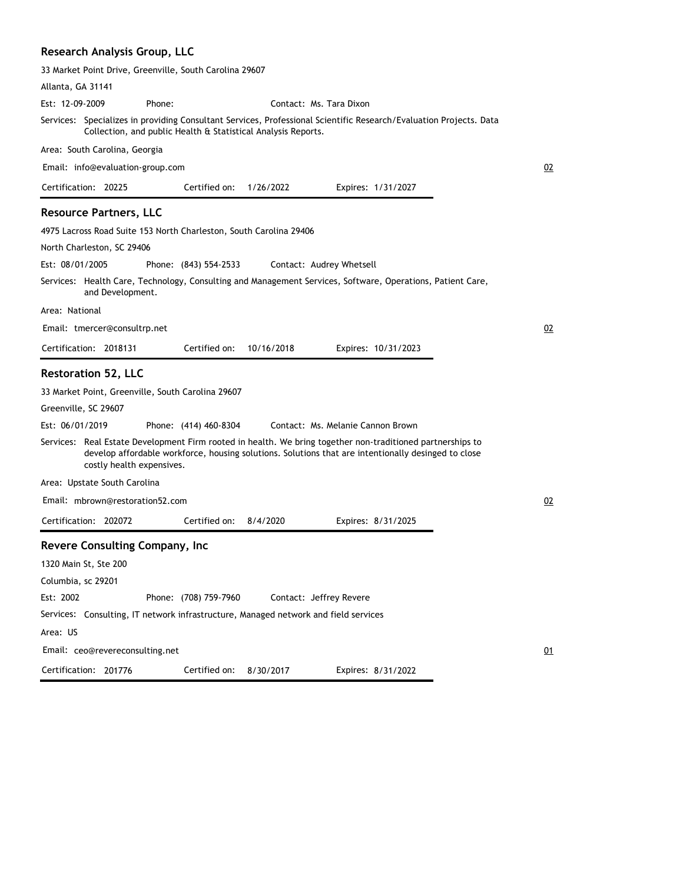## Research Analysis Group, LLC

33 Market Point Drive, Greenville, South Carolina 29607

Allanta, GA 31141

Est: 12-09-2009 Phone: Contact: Ms. Tara Dixon

Services: Specializes in providing Consultant Services, Professional Scientific Research/Evaluation Projects. Data Collection, and public Health & Statistical Analysis Reports.

Area: South Carolina, Georgia

Email: info@evaluation-group.com 02

Certification: 20225 Certified on: 1/26/2022 Expires: 1/31/2027

## Resource Partners, LLC

4975 Lacross Road Suite 153 North Charleston, South Carolina 29406

North Charleston, SC 29406

Est: 08/01/2005 Phone: (843) 554-2533 Contact: Audrey Whetsell

Services: Health Care, Technology, Consulting and Management Services, Software, Operations, Patient Care, and Development.

Area: National

Email: tmercer@consultrp.net 02

Certification: 2018131 Certified on: 10/16/2018 Expires: 10/31/2023

## Restoration 52, LLC

33 Market Point, Greenville, South Carolina 29607

Greenville, SC 29607

Est: 06/01/2019 Phone: (414) 460-8304 Contact: Ms. Melanie Cannon Brown

Services: Real Estate Development Firm rooted in health. We bring together non-traditioned partnerships to develop affordable workforce, housing solutions. Solutions that are intentionally desinged to close costly health expensives.

Area: Upstate South Carolina

Email: mbrown@restoration52.com 02

Certification: 202072 Certified on: 8/4/2020 Expires: 8/31/2025

## Revere Consulting Company, Inc

1320 Main St, Ste 200

Columbia, sc 29201

Est: 2002 Phone: (708) 759-7960 Contact: Jeffrey Revere

Services: Consulting, IT network infrastructure, Managed network and field services

Area: US

Email: ceo@revereconsulting.net 01

Certification: 201776 Certified on: 8/30/2017 Expires: 8/31/2022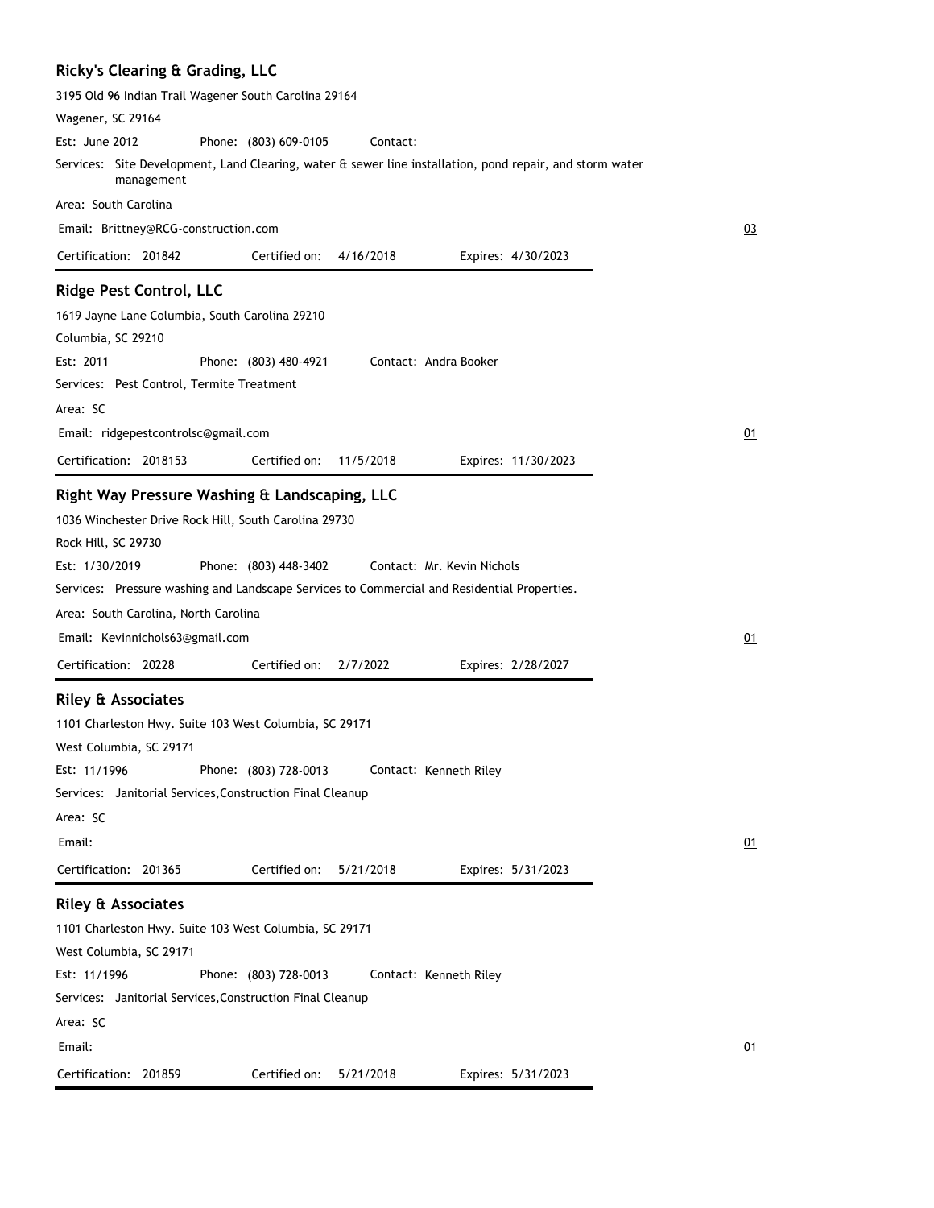### Ricky's Clearing & Grading, LLC

3195 Old 96 Indian Trail Wagener South Carolina 29164

Wagener, SC 29164

Est: June 2012 Phone: (803) 609-0105 Contact:

Services: Site Development, Land Clearing, water & sewer line installation, pond repair, and storm water management

Area: South Carolina

Email: Brittney@RCG-construction.com

03

Certification: 201842 Certified on: 4/16/2018 Expires: 4/30/2023

---

### Ridge Pest Control, LLC

1619 Jayne Lane Columbia, South Carolina 29210

Columbia, SC 29210

Est: 2011 Phone: (803) 480-4921 Contact: Andra Booker

Services: Pest Control, Termite Treatment

Area: SC

Email: ridgepestcontrolsc@gmail.com

01

Certification: 2018153 Certified on: 11/5/2018 Expires: 11/30/2023

---

### Right Way Pressure Washing & Landscaping, LLC

1036 Winchester Drive Rock Hill, South Carolina 29730

Rock Hill, SC 29730

Est: 1/30/2019 Phone: (803) 448-3402 Contact: Mr. Kevin Nichols

Services: Pressure washing and Landscape Services to Commercial and Residential Properties.

Area: South Carolina, North Carolina

Email: Kevinnichols63@gmail.com

01

Certification: 20228 Certified on: 2/7/2022 Expires: 2/28/2027

---

### Riley & Associates

1101 Charleston Hwy. Suite 103 West Columbia, SC 29171

West Columbia, SC 29171

Est: 11/1996 Phone: (803) 728-0013 Contact: Kenneth Riley

Services: Janitorial Services,Construction Final Cleanup

Area: SC

Email:

01

Certification: 201365 Certified on: 5/21/2018 Expires: 5/31/2023

---

### Riley & Associates

1101 Charleston Hwy. Suite 103 West Columbia, SC 29171

West Columbia, SC 29171

Est: 11/1996 Phone: (803) 728-0013 Contact: Kenneth Riley

Services: Janitorial Services,Construction Final Cleanup

Area: SC

Email:

01

Certification: 201859 Certified on: 5/21/2018 Expires: 5/31/2023

---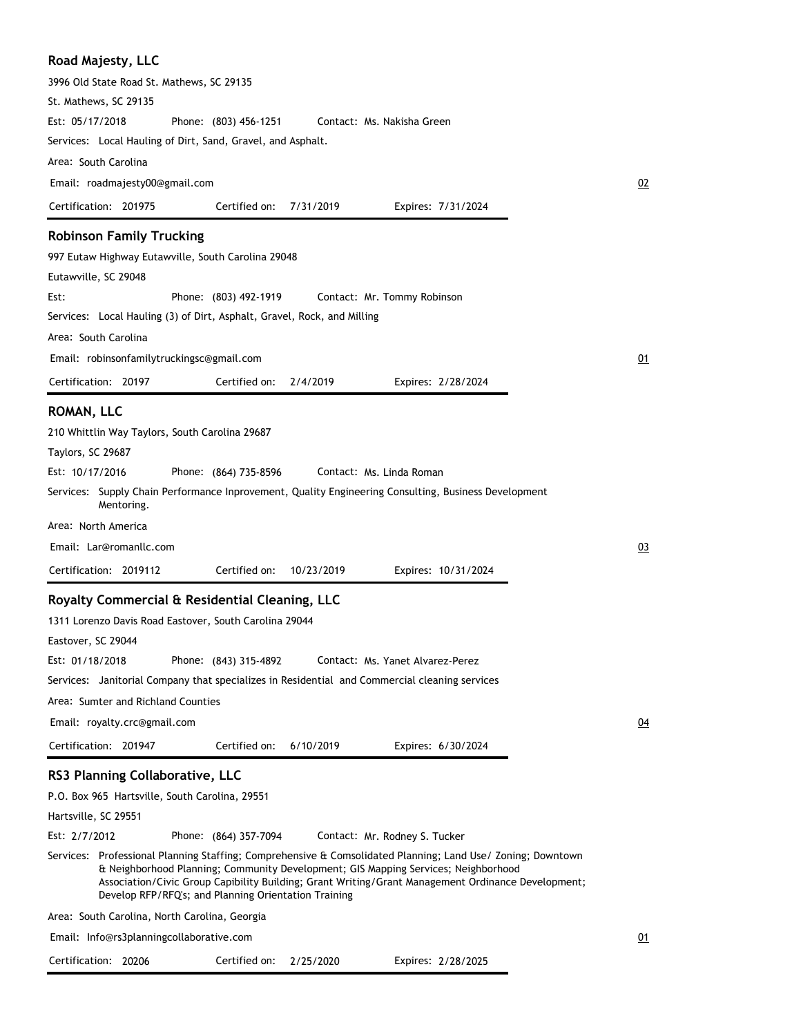## Road Majesty, LLC

3996 Old State Road St. Mathews, SC 29135

St. Mathews, SC 29135

Est: 05/17/2018 Phone: (803) 456-1251 Contact: Ms. Nakisha Green

Services: Local Hauling of Dirt, Sand, Gravel, and Asphalt.

Area: South Carolina

Email: roadmajesty00@gmail.com

02

Certification: 201975 Certified on: 7/31/2019 Expires: 7/31/2024

## Robinson Family Trucking

997 Eutaw Highway Eutawville, South Carolina 29048

Eutawville, SC 29048

Est: Phone: (803) 492-1919 Contact: Mr. Tommy Robinson

Services: Local Hauling (3) of Dirt, Asphalt, Gravel, Rock, and Milling

Area: South Carolina

Email: robinsonfamilytruckingsc@gmail.com

01

Certification: 20197 Certified on: 2/4/2019 Expires: 2/28/2024

## ROMAN, LLC

210 Whittlin Way Taylors, South Carolina 29687

Taylors, SC 29687

Est: 10/17/2016 Phone: (864) 735-8596 Contact: Ms. Linda Roman

Services: Supply Chain Performance Inprovement, Quality Engineering Consulting, Business Development Mentoring.

Area: North America

Email: Lar@romanllc.com

03

Certification: 2019112 Certified on: 10/23/2019 Expires: 10/31/2024

## Royalty Commercial & Residential Cleaning, LLC

1311 Lorenzo Davis Road Eastover, South Carolina 29044

Eastover, SC 29044

Est: 01/18/2018 Phone: (843) 315-4892 Contact: Ms. Yanet Alvarez-Perez

Services: Janitorial Company that specializes in Residential and Commercial cleaning services

Area: Sumter and Richland Counties

Email: royalty.crc@gmail.com

04

Certification: 201947 Certified on: 6/10/2019 Expires: 6/30/2024

## RS3 Planning Collaborative, LLC

P.O. Box 965 Hartsville, South Carolina, 29551

Hartsville, SC 29551

Est: 2/7/2012 Phone: (864) 357-7094 Contact: Mr. Rodney S. Tucker

Services: Professional Planning Staffing; Comprehensive & Comsolidated Planning; Land Use/ Zoning; Downtown & Neighborhood Planning; Community Development; GIS Mapping Services; Neighborhood Association/Civic Group Capibility Building; Grant Writing/Grant Management Ordinance Development; Develop RFP/RFQ's; and Planning Orientation Training

Area: South Carolina, North Carolina, Georgia

Email: Info@rs3planningcollaborative.com

01

Certification: 20206 Certified on: 2/25/2020 Expires: 2/28/2025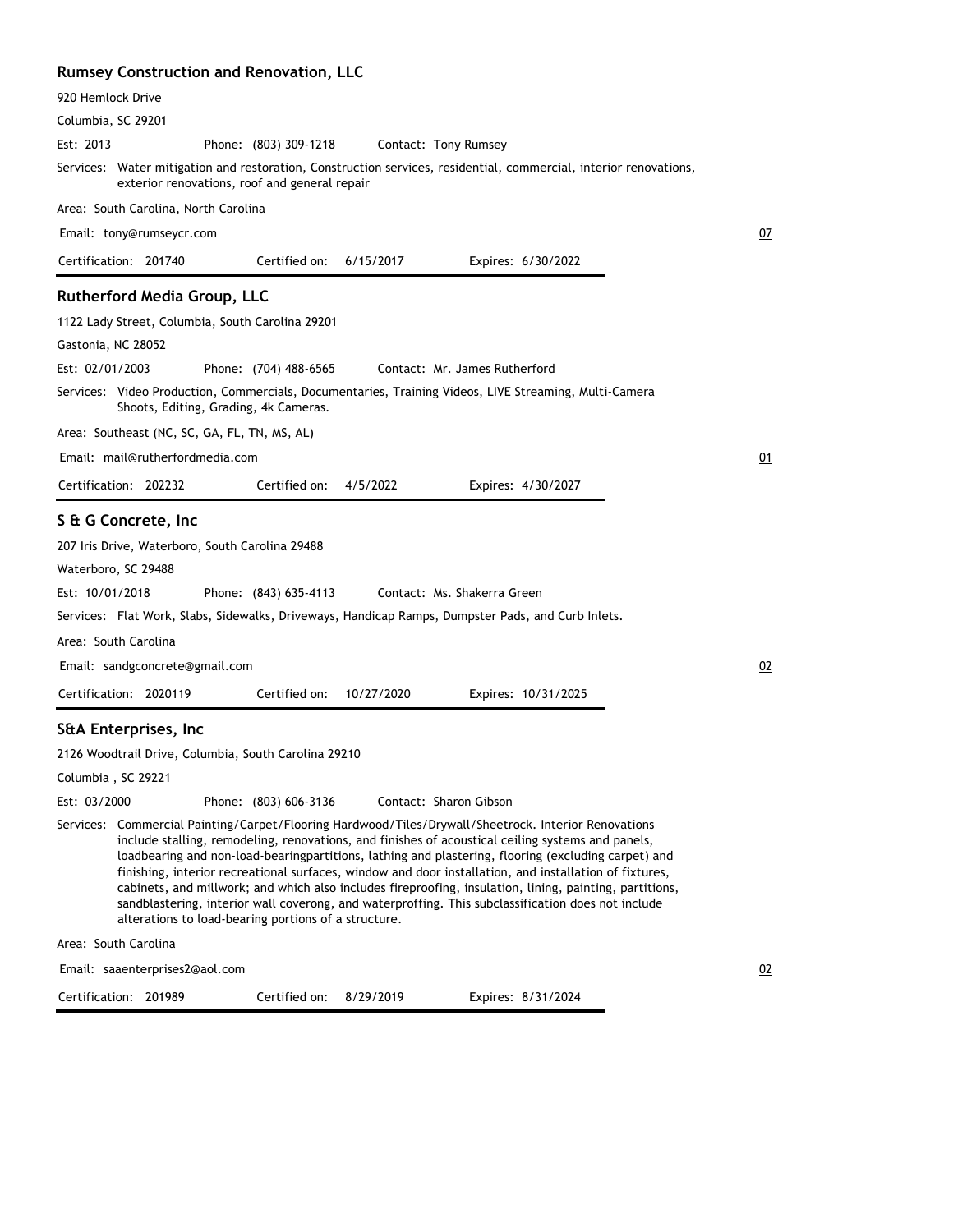## Rumsey Construction and Renovation, LLC

920 Hemlock Drive

Columbia, SC 29201

Est: 2013 Phone: (803) 309-1218 Contact: Tony Rumsey

Services: Water mitigation and restoration, Construction services, residential, commercial, interior renovations, exterior renovations, roof and general repair

Area: South Carolina, North Carolina

Email: tony@rumseycr.com

07

Certification: 201740 Certified on: 6/15/2017 Expires: 6/30/2022

## Rutherford Media Group, LLC

1122 Lady Street, Columbia, South Carolina 29201

Gastonia, NC 28052

Est: 02/01/2003 Phone: (704) 488-6565 Contact: Mr. James Rutherford

Services: Video Production, Commercials, Documentaries, Training Videos, LIVE Streaming, Multi-Camera Shoots, Editing, Grading, 4k Cameras.

Area: Southeast (NC, SC, GA, FL, TN, MS, AL)

Email: mail@rutherfordmedia.com

01

Certification: 202232 Certified on: 4/5/2022 Expires: 4/30/2027

## S & G Concrete, Inc

207 Iris Drive, Waterboro, South Carolina 29488

Waterboro, SC 29488

Est: 10/01/2018 Phone: (843) 635-4113 Contact: Ms. Shakerra Green

Services: Flat Work, Slabs, Sidewalks, Driveways, Handicap Ramps, Dumpster Pads, and Curb Inlets.

Area: South Carolina

Email: sandgconcrete@gmail.com

02

Certification: 2020119 Certified on: 10/27/2020 Expires: 10/31/2025

## S&A Enterprises, Inc

2126 Woodtrail Drive, Columbia, South Carolina 29210

Columbia , SC 29221

Est: 03/2000 Phone: (803) 606-3136 Contact: Sharon Gibson

Services: Commercial Painting/Carpet/Flooring Hardwood/Tiles/Drywall/Sheetrock. Interior Renovations include stalling, remodeling, renovations, and finishes of acoustical ceiling systems and panels, loadbearing and non-load-bearingpartitions, lathing and plastering, flooring (excluding carpet) and finishing, interior recreational surfaces, window and door installation, and installation of fixtures, cabinets, and millwork; and which also includes fireproofing, insulation, lining, painting, partitions, sandblastering, interior wall coverong, and waterproffing. This subclassification does not include alterations to load-bearing portions of a structure.

Area: South Carolina

Email: saaenterprises2@aol.com

02

Certification: 201989 Certified on: 8/29/2019 Expires: 8/31/2024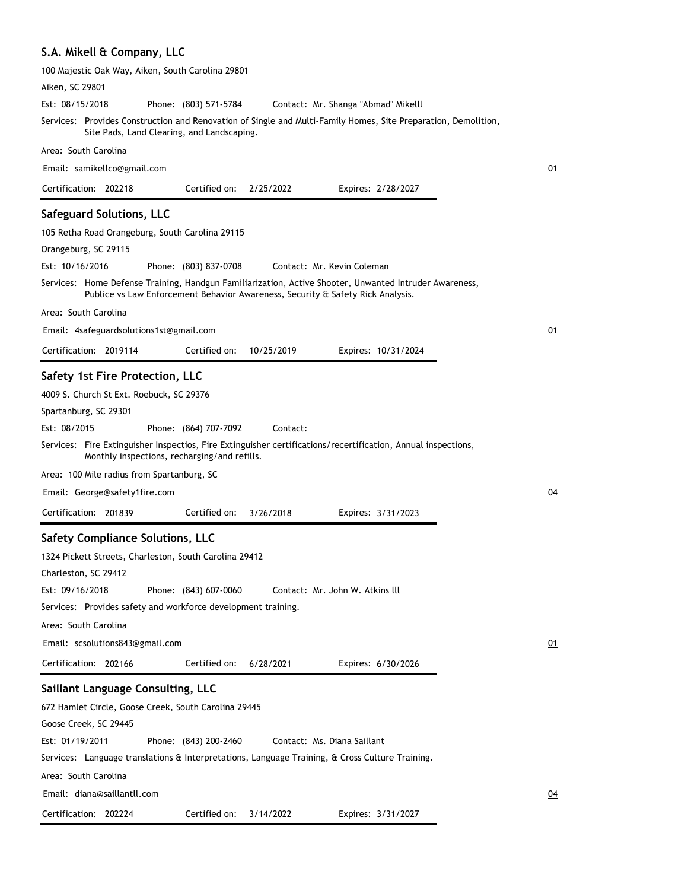### S.A. Mikell & Company, LLC

100 Majestic Oak Way, Aiken, South Carolina 29801

Aiken, SC 29801

Est: 08/15/2018 Phone: (803) 571-5784 Contact: Mr. Shanga "Abmad" Mikelll

Services: Provides Construction and Renovation of Single and Multi-Family Homes, Site Preparation, Demolition, Site Pads, Land Clearing, and Landscaping.

Area: South Carolina

Email: samikellco@gmail.com

01

Certification: 202218 Certified on: 2/25/2022 Expires: 2/28/2027

---

### Safeguard Solutions, LLC

105 Retha Road Orangeburg, South Carolina 29115

Orangeburg, SC 29115

Est: 10/16/2016 Phone: (803) 837-0708 Contact: Mr. Kevin Coleman

Services: Home Defense Training, Handgun Familiarization, Active Shooter, Unwanted Intruder Awareness, Publice vs Law Enforcement Behavior Awareness, Security & Safety Rick Analysis.

Area: South Carolina

Email: 4safeguardsolutions1st@gmail.com

01

Certification: 2019114 Certified on: 10/25/2019 Expires: 10/31/2024

---

### Safety 1st Fire Protection, LLC

4009 S. Church St Ext. Roebuck, SC 29376

Spartanburg, SC 29301

Est: 08/2015 Phone: (864) 707-7092 Contact:

Services: Fire Extinguisher Inspectios, Fire Extinguisher certifications/recertification, Annual inspections, Monthly inspections, recharging/and refills.

Area: 100 Mile radius from Spartanburg, SC

Email: George@safety1fire.com

04

Certification: 201839 Certified on: 3/26/2018 Expires: 3/31/2023

---

### Safety Compliance Solutions, LLC

1324 Pickett Streets, Charleston, South Carolina 29412

Charleston, SC 29412

Est: 09/16/2018 Phone: (843) 607-0060 Contact: Mr. John W. Atkins lll

Services: Provides safety and workforce development training.

Area: South Carolina

Email: scsolutions843@gmail.com

01

Certification: 202166 Certified on: 6/28/2021 Expires: 6/30/2026

---

### Saillant Language Consulting, LLC

672 Hamlet Circle, Goose Creek, South Carolina 29445

Goose Creek, SC 29445

Est: 01/19/2011 Phone: (843) 200-2460 Contact: Ms. Diana Saillant

Services: Language translations & Interpretations, Language Training, & Cross Culture Training.

Area: South Carolina

Email: diana@saillantll.com

04

Certification: 202224 Certified on: 3/14/2022 Expires: 3/31/2027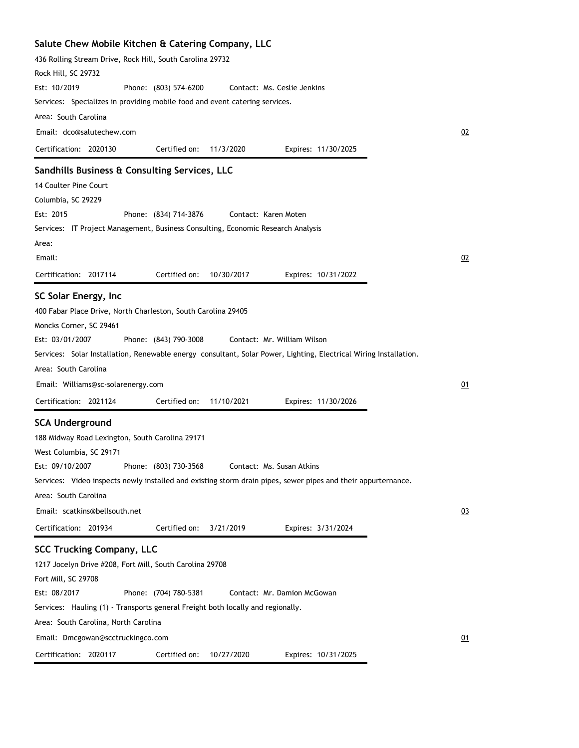### Salute Chew Mobile Kitchen & Catering Company, LLC

436 Rolling Stream Drive, Rock Hill, South Carolina 29732

Rock Hill, SC 29732

Est: 10/2019 Phone: (803) 574-6200 Contact: Ms. Ceslie Jenkins

Services: Specializes in providing mobile food and event catering services.

Area: South Carolina

Email: dco@salutechew.com 02

Certification: 2020130 Certified on: 11/3/2020 Expires: 11/30/2025

---

### Sandhills Business & Consulting Services, LLC

14 Coulter Pine Court

Columbia, SC 29229

Est: 2015 Phone: (834) 714-3876 Contact: Karen Moten

Services: IT Project Management, Business Consulting, Economic Research Analysis

Area:

Email: 02

Certification: 2017114 Certified on: 10/30/2017 Expires: 10/31/2022

---

### SC Solar Energy, Inc

400 Fabar Place Drive, North Charleston, South Carolina 29405

Moncks Corner, SC 29461

Est: 03/01/2007 Phone: (843) 790-3008 Contact: Mr. William Wilson

Services: Solar Installation, Renewable energy consultant, Solar Power, Lighting, Electrical Wiring Installation.

Area: South Carolina

Email: Williams@sc-solarenergy.com 01

Certification: 2021124 Certified on: 11/10/2021 Expires: 11/30/2026

---

### SCA Underground

188 Midway Road Lexington, South Carolina 29171

West Columbia, SC 29171

Est: 09/10/2007 Phone: (803) 730-3568 Contact: Ms. Susan Atkins

Services: Video inspects newly installed and existing storm drain pipes, sewer pipes and their appurternance.

Area: South Carolina

Email: scatkins@bellsouth.net 03

Certification: 201934 Certified on: 3/21/2019 Expires: 3/31/2024

---

### SCC Trucking Company, LLC

1217 Jocelyn Drive #208, Fort Mill, South Carolina 29708

Fort Mill, SC 29708

Est: 08/2017 Phone: (704) 780-5381 Contact: Mr. Damion McGowan

Services: Hauling (1) - Transports general Freight both locally and regionally.

Area: South Carolina, North Carolina

Email: Dmcgowan@scctruckingco.com 01

Certification: 2020117 Certified on: 10/27/2020 Expires: 10/31/2025

---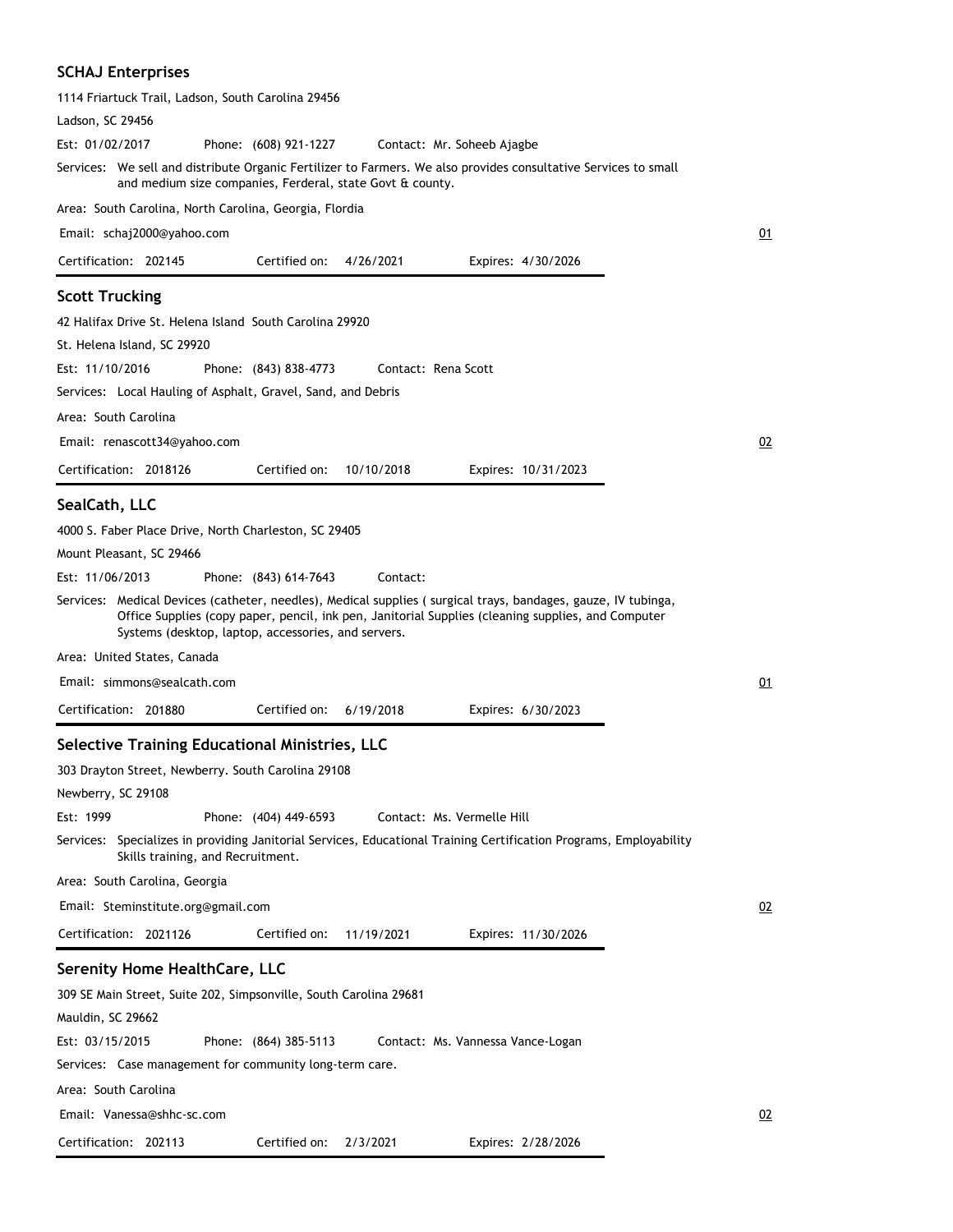## SCHAJ Enterprises

1114 Friartuck Trail, Ladson, South Carolina 29456

Ladson, SC 29456

Est: 01/02/2017 Phone: (608) 921-1227 Contact: Mr. Soheeb Ajagbe

Services: We sell and distribute Organic Fertilizer to Farmers. We also provides consultative Services to small and medium size companies, Ferderal, state Govt & county.

Area: South Carolina, North Carolina, Georgia, Flordia

Email: schaj2000@yahoo.com 01

Certification: 202145 Certified on: 4/26/2021 Expires: 4/30/2026

## Scott Trucking

42 Halifax Drive St. Helena Island South Carolina 29920

St. Helena Island, SC 29920

Est: 11/10/2016 Phone: (843) 838-4773 Contact: Rena Scott

Services: Local Hauling of Asphalt, Gravel, Sand, and Debris

Area: South Carolina

Email: renascott34@yahoo.com 02

Certification: 2018126 Certified on: 10/10/2018 Expires: 10/31/2023

## SealCath, LLC

4000 S. Faber Place Drive, North Charleston, SC 29405

Mount Pleasant, SC 29466

Est: 11/06/2013 Phone: (843) 614-7643 Contact:

Services: Medical Devices (catheter, needles), Medical supplies ( surgical trays, bandages, gauze, IV tubinga, Office Supplies (copy paper, pencil, ink pen, Janitorial Supplies (cleaning supplies, and Computer Systems (desktop, laptop, accessories, and servers.

Area: United States, Canada

Email: simmons@sealcath.com 01

Certification: 201880 Certified on: 6/19/2018 Expires: 6/30/2023

## Selective Training Educational Ministries, LLC

303 Drayton Street, Newberry. South Carolina 29108

Newberry, SC 29108

Est: 1999 Phone: (404) 449-6593 Contact: Ms. Vermelle Hill

Services: Specializes in providing Janitorial Services, Educational Training Certification Programs, Employability Skills training, and Recruitment.

Area: South Carolina, Georgia

Email: Steminstitute.org@gmail.com 02

Certification: 2021126 Certified on: 11/19/2021 Expires: 11/30/2026

## Serenity Home HealthCare, LLC

309 SE Main Street, Suite 202, Simpsonville, South Carolina 29681

Mauldin, SC 29662

Est: 03/15/2015 Phone: (864) 385-5113 Contact: Ms. Vannessa Vance-Logan

Services: Case management for community long-term care.

Area: South Carolina

Email: Vanessa@shhc-sc.com 02

Certification: 202113 Certified on: 2/3/2021 Expires: 2/28/2026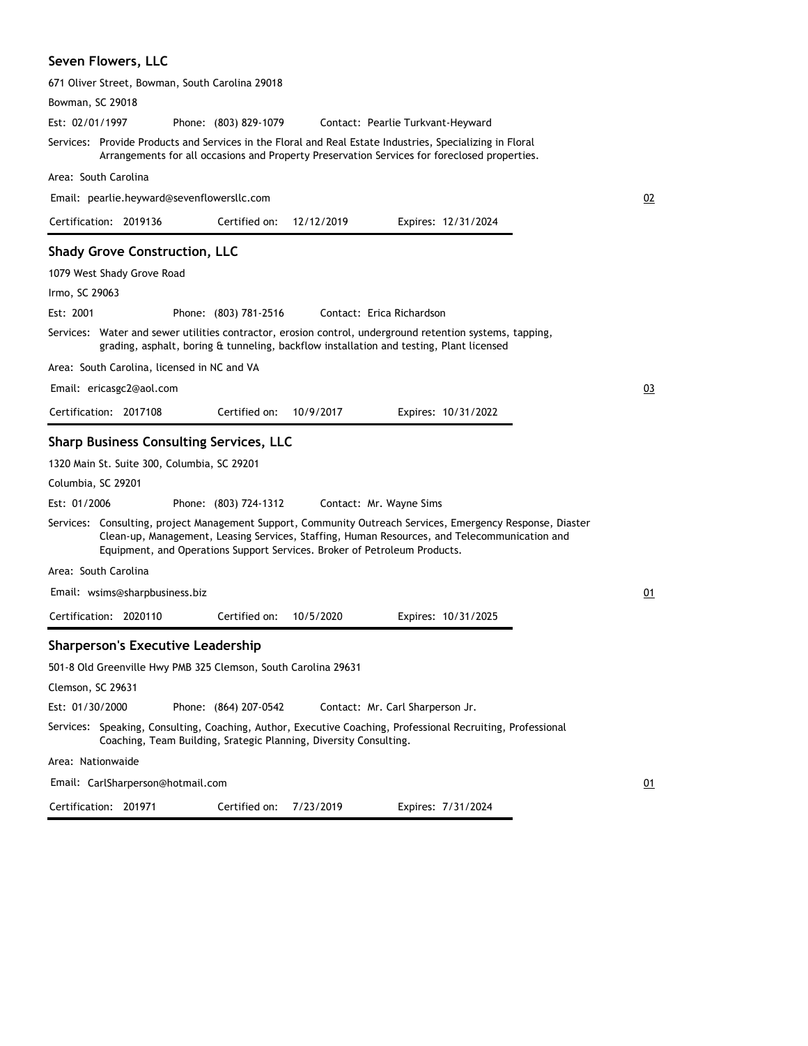## Seven Flowers, LLC

671 Oliver Street, Bowman, South Carolina 29018

Bowman, SC 29018

Est: 02/01/1997 Phone: (803) 829-1079 Contact: Pearlie Turkvant-Heyward

Services: Provide Products and Services in the Floral and Real Estate Industries, Specializing in Floral Arrangements for all occasions and Property Preservation Services for foreclosed properties.

Area: South Carolina

Email: pearlie.heyward@sevenflowersllc.com 02

Certification: 2019136 Certified on: 12/12/2019 Expires: 12/31/2024

## Shady Grove Construction, LLC

1079 West Shady Grove Road

Irmo, SC 29063

Est: 2001 Phone: (803) 781-2516 Contact: Erica Richardson

Services: Water and sewer utilities contractor, erosion control, underground retention systems, tapping, grading, asphalt, boring & tunneling, backflow installation and testing, Plant licensed

Area: South Carolina, licensed in NC and VA

Email: ericasgc2@aol.com 03

Certification: 2017108 Certified on: 10/9/2017 Expires: 10/31/2022

## Sharp Business Consulting Services, LLC

1320 Main St. Suite 300, Columbia, SC 29201

Columbia, SC 29201

Est: 01/2006 Phone: (803) 724-1312 Contact: Mr. Wayne Sims

Services: Consulting, project Management Support, Community Outreach Services, Emergency Response, Diaster Clean-up, Management, Leasing Services, Staffing, Human Resources, and Telecommunication and Equipment, and Operations Support Services. Broker of Petroleum Products.

Area: South Carolina

Email: wsims@sharpbusiness.biz 01

Certification: 2020110 Certified on: 10/5/2020 Expires: 10/31/2025

## Sharperson's Executive Leadership

501-8 Old Greenville Hwy PMB 325 Clemson, South Carolina 29631

Clemson, SC 29631

Est: 01/30/2000 Phone: (864) 207-0542 Contact: Mr. Carl Sharperson Jr.

Services: Speaking, Consulting, Coaching, Author, Executive Coaching, Professional Recruiting, Professional Coaching, Team Building, Srategic Planning, Diversity Consulting.

Area: Nationwaide

Email: CarlSharperson@hotmail.com 01

Certification: 201971 Certified on: 7/23/2019 Expires: 7/31/2024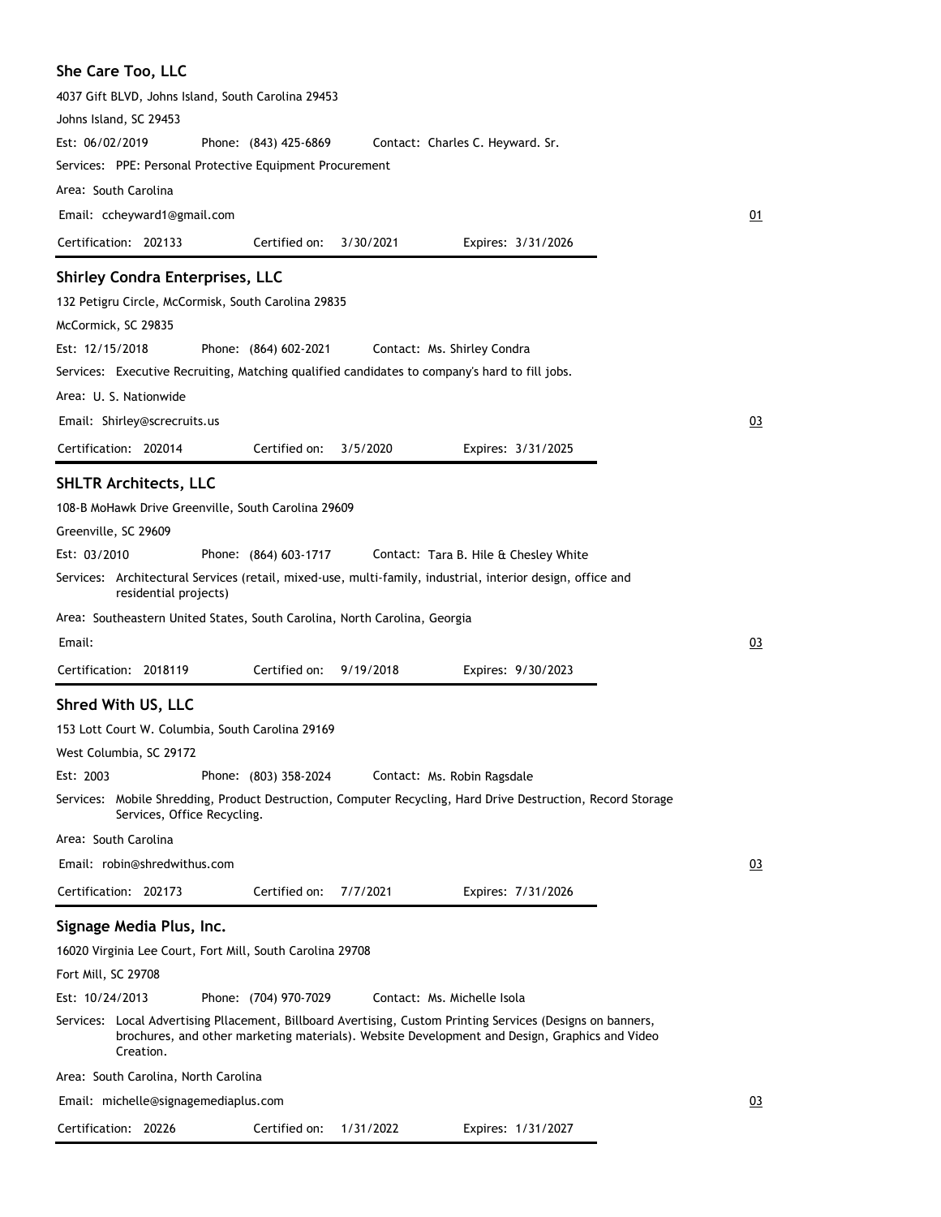## She Care Too, LLC

4037 Gift BLVD, Johns Island, South Carolina 29453

Johns Island, SC 29453

Est: 06/02/2019 Phone: (843) 425-6869 Contact: Charles C. Heyward. Sr.

Services: PPE: Personal Protective Equipment Procurement

Area: South Carolina

Email: ccheyward1@gmail.com 01

Certification: 202133 Certified on: 3/30/2021 Expires: 3/31/2026

---

## Shirley Condra Enterprises, LLC

132 Petigru Circle, McCormisk, South Carolina 29835

McCormick, SC 29835

Est: 12/15/2018 Phone: (864) 602-2021 Contact: Ms. Shirley Condra

Services: Executive Recruiting, Matching qualified candidates to company's hard to fill jobs.

Area: U. S. Nationwide

Email: Shirley@screcruits.us 03

Certification: 202014 Certified on: 3/5/2020 Expires: 3/31/2025

---

## SHLTR Architects, LLC

108-B MoHawk Drive Greenville, South Carolina 29609

Greenville, SC 29609

Est: 03/2010 Phone: (864) 603-1717 Contact: Tara B. Hile & Chesley White

Services: Architectural Services (retail, mixed-use, multi-family, industrial, interior design, office and residential projects)

Area: Southeastern United States, South Carolina, North Carolina, Georgia

Email: 03

Certification: 2018119 Certified on: 9/19/2018 Expires: 9/30/2023

---

## Shred With US, LLC

153 Lott Court W. Columbia, South Carolina 29169

West Columbia, SC 29172

Est: 2003 Phone: (803) 358-2024 Contact: Ms. Robin Ragsdale

Services: Mobile Shredding, Product Destruction, Computer Recycling, Hard Drive Destruction, Record Storage Services, Office Recycling.

Area: South Carolina

Email: robin@shredwithus.com 03

Certification: 202173 Certified on: 7/7/2021 Expires: 7/31/2026

---

## Signage Media Plus, Inc.

16020 Virginia Lee Court, Fort Mill, South Carolina 29708

Fort Mill, SC 29708

Est: 10/24/2013 Phone: (704) 970-7029 Contact: Ms. Michelle Isola

Services: Local Advertising Pllacement, Billboard Avertising, Custom Printing Services (Designs on banners, brochures, and other marketing materials). Website Development and Design, Graphics and Video Creation.

Area: South Carolina, North Carolina

Email: michelle@signagemediaplus.com 03

Certification: 20226 Certified on: 1/31/2022 Expires: 1/31/2027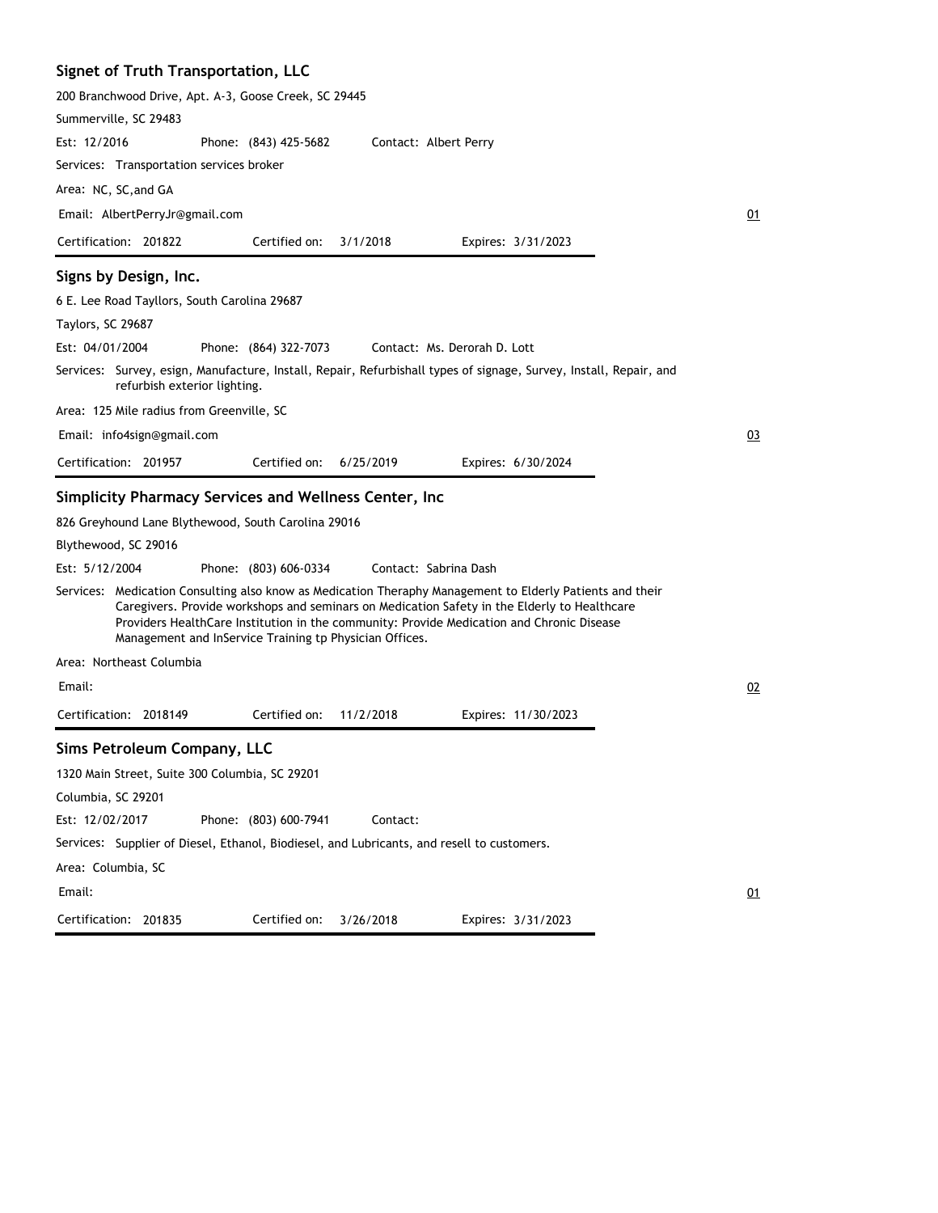## Signet of Truth Transportation, LLC

200 Branchwood Drive, Apt. A-3, Goose Creek, SC 29445

Summerville, SC 29483

Est: 12/2016 Phone: (843) 425-5682 Contact: Albert Perry

Services: Transportation services broker

Area: NC, SC,and GA

Email: AlbertPerryJr@gmail.com

01

Certification: 201822 Certified on: 3/1/2018 Expires: 3/31/2023

## Signs by Design, Inc.

6 E. Lee Road Tayllors, South Carolina 29687

Taylors, SC 29687

Est: 04/01/2004 Phone: (864) 322-7073 Contact: Ms. Derorah D. Lott

Services: Survey, esign, Manufacture, Install, Repair, Refurbishall types of signage, Survey, Install, Repair, and refurbish exterior lighting.

Area: 125 Mile radius from Greenville, SC

Email: info4sign@gmail.com

03

Certification: 201957 Certified on: 6/25/2019 Expires: 6/30/2024

## Simplicity Pharmacy Services and Wellness Center, Inc

826 Greyhound Lane Blythewood, South Carolina 29016

Blythewood, SC 29016

Est: 5/12/2004 Phone: (803) 606-0334 Contact: Sabrina Dash

Services: Medication Consulting also know as Medication Theraphy Management to Elderly Patients and their Caregivers. Provide workshops and seminars on Medication Safety in the Elderly to Healthcare Providers HealthCare Institution in the community: Provide Medication and Chronic Disease Management and InService Training tp Physician Offices.

Area: Northeast Columbia

Email:

02

Certification: 2018149 Certified on: 11/2/2018 Expires: 11/30/2023

## Sims Petroleum Company, LLC

1320 Main Street, Suite 300 Columbia, SC 29201

Columbia, SC 29201

Est: 12/02/2017 Phone: (803) 600-7941 Contact:

Services: Supplier of Diesel, Ethanol, Biodiesel, and Lubricants, and resell to customers.

Area: Columbia, SC

Email:

01

Certification: 201835 Certified on: 3/26/2018 Expires: 3/31/2023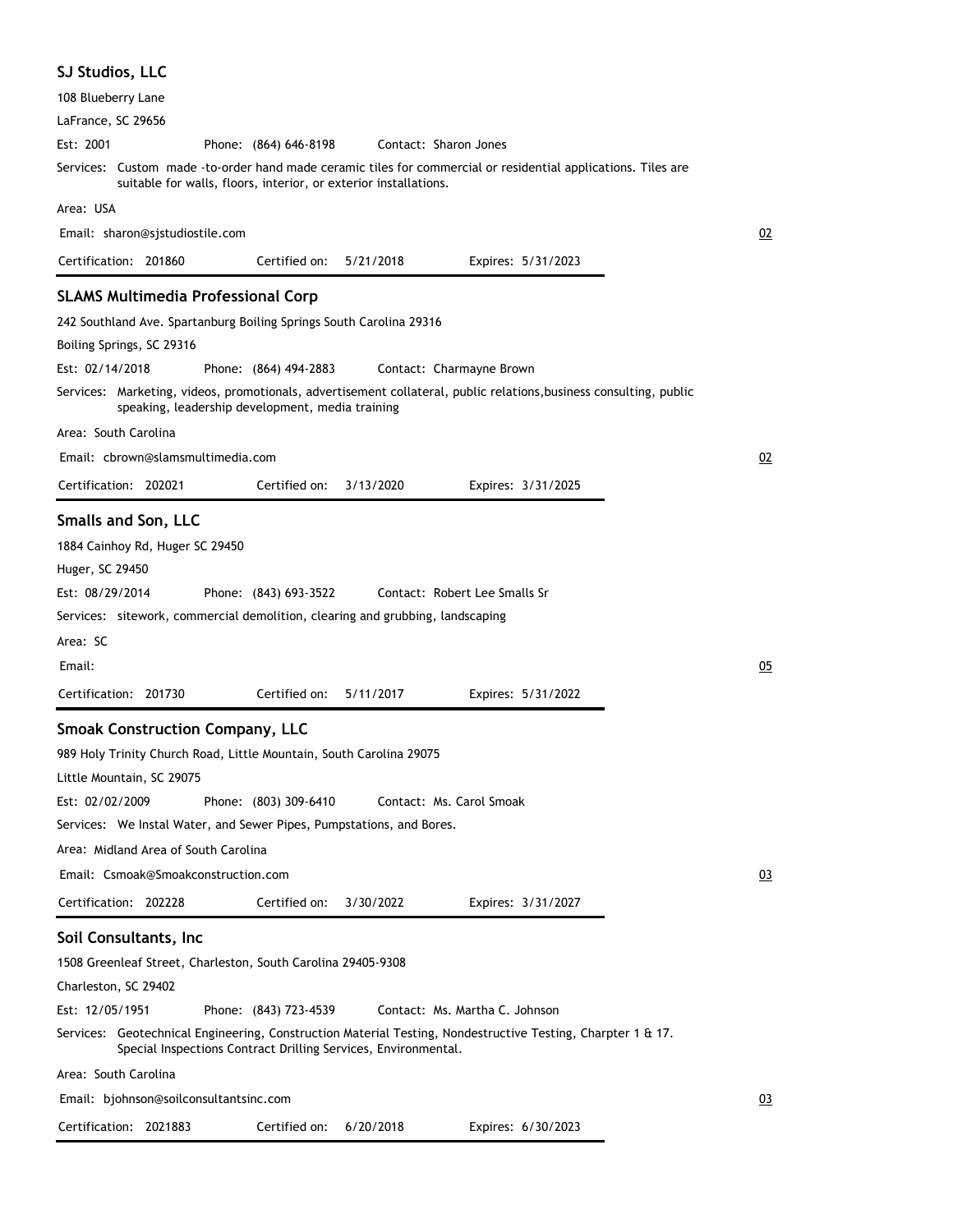### SJ Studios, LLC

108 Blueberry Lane

LaFrance, SC 29656

Est: 2001 Phone: (864) 646-8198 Contact: Sharon Jones

Services: Custom made -to-order hand made ceramic tiles for commercial or residential applications. Tiles are suitable for walls, floors, interior, or exterior installations.

Area: USA

Email: sharon@sjstudiostile.com

02

Certification: 201860 Certified on: 5/21/2018 Expires: 5/31/2023

---

### SLAMS Multimedia Professional Corp

242 Southland Ave. Spartanburg Boiling Springs South Carolina 29316

Boiling Springs, SC 29316

Est: 02/14/2018 Phone: (864) 494-2883 Contact: Charmayne Brown

Services: Marketing, videos, promotionals, advertisement collateral, public relations,business consulting, public speaking, leadership development, media training

Area: South Carolina

Email: cbrown@slamsmultimedia.com

02

Certification: 202021 Certified on: 3/13/2020 Expires: 3/31/2025

---

### Smalls and Son, LLC

1884 Cainhoy Rd, Huger SC 29450

Huger, SC 29450

Est: 08/29/2014 Phone: (843) 693-3522 Contact: Robert Lee Smalls Sr

Services: sitework, commercial demolition, clearing and grubbing, landscaping

Area: SC

Email:

05

Certification: 201730 Certified on: 5/11/2017 Expires: 5/31/2022

---

### Smoak Construction Company, LLC

989 Holy Trinity Church Road, Little Mountain, South Carolina 29075

Little Mountain, SC 29075

Est: 02/02/2009 Phone: (803) 309-6410 Contact: Ms. Carol Smoak

Services: We Instal Water, and Sewer Pipes, Pumpstations, and Bores.

Area: Midland Area of South Carolina

Email: Csmoak@Smoakconstruction.com

03

Certification: 202228 Certified on: 3/30/2022 Expires: 3/31/2027

---

### Soil Consultants, Inc

1508 Greenleaf Street, Charleston, South Carolina 29405-9308

Charleston, SC 29402

Est: 12/05/1951 Phone: (843) 723-4539 Contact: Ms. Martha C. Johnson

Services: Geotechnical Engineering, Construction Material Testing, Nondestructive Testing, Charpter 1 & 17. Special Inspections Contract Drilling Services, Environmental.

Area: South Carolina

Email: bjohnson@soilconsultantsinc.com

03

Certification: 2021883 Certified on: 6/20/2018 Expires: 6/30/2023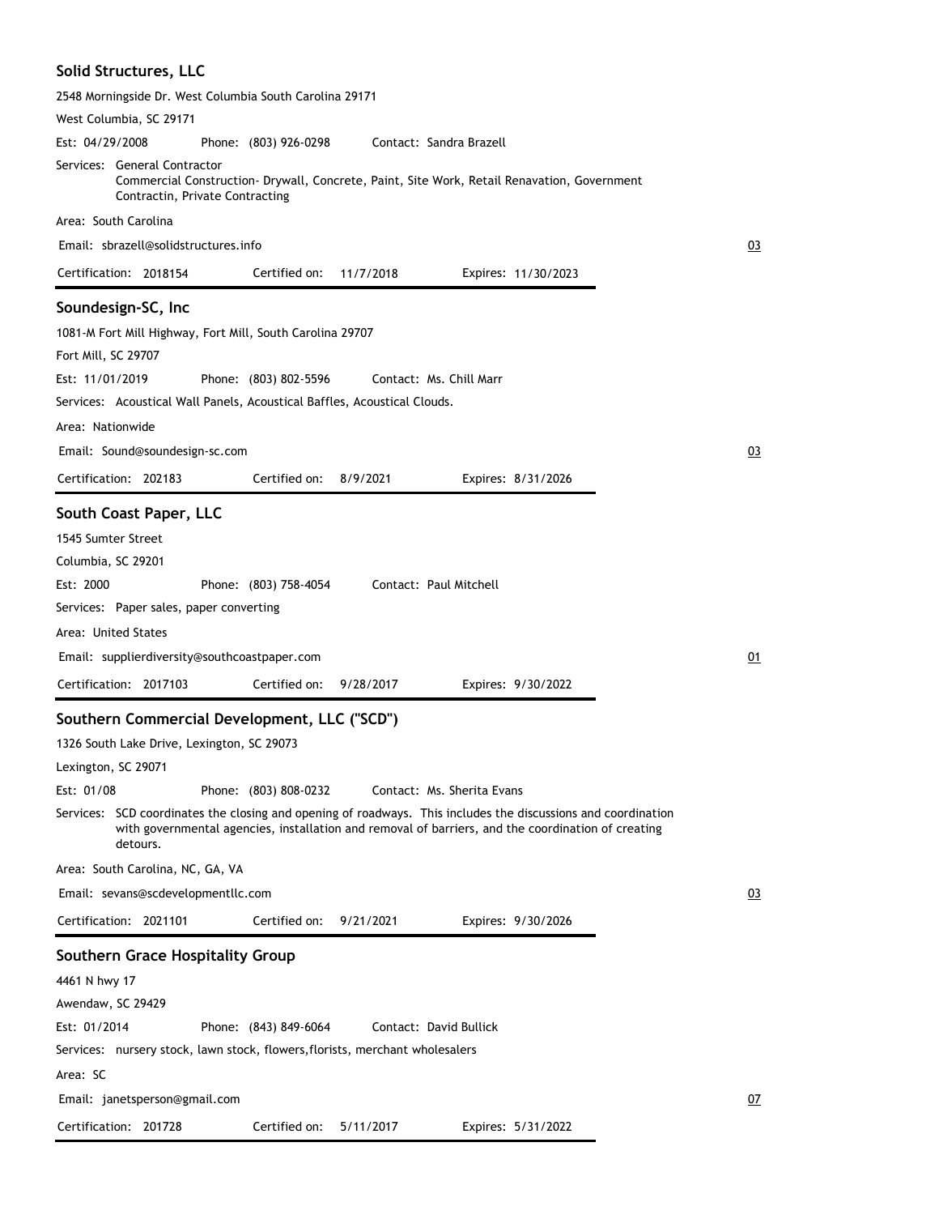## Solid Structures, LLC

2548 Morningside Dr. West Columbia South Carolina 29171
West Columbia, SC 29171

Est: 04/29/2008 Phone: (803) 926-0298 Contact: Sandra Brazell

Services: General Contractor
Commercial Construction- Drywall, Concrete, Paint, Site Work, Retail Renavation, Government Contractin, Private Contracting

Area: South Carolina

Email: sbrazell@solidstructures.info

03

Certification: 2018154 Certified on: 11/7/2018 Expires: 11/30/2023

## Soundesign-SC, Inc

1081-M Fort Mill Highway, Fort Mill, South Carolina 29707
Fort Mill, SC 29707

Est: 11/01/2019 Phone: (803) 802-5596 Contact: Ms. Chill Marr

Services: Acoustical Wall Panels, Acoustical Baffles, Acoustical Clouds.

Area: Nationwide

Email: Sound@soundesign-sc.com

03

Certification: 202183 Certified on: 8/9/2021 Expires: 8/31/2026

## South Coast Paper, LLC

1545 Sumter Street
Columbia, SC 29201

Est: 2000 Phone: (803) 758-4054 Contact: Paul Mitchell

Services: Paper sales, paper converting

Area: United States

Email: supplierdiversity@southcoastpaper.com

01

Certification: 2017103 Certified on: 9/28/2017 Expires: 9/30/2022

## Southern Commercial Development, LLC ("SCD")

1326 South Lake Drive, Lexington, SC 29073
Lexington, SC 29071

Est: 01/08 Phone: (803) 808-0232 Contact: Ms. Sherita Evans

Services: SCD coordinates the closing and opening of roadways. This includes the discussions and coordination with governmental agencies, installation and removal of barriers, and the coordination of creating detours.

Area: South Carolina, NC, GA, VA

Email: sevans@scdevelopmentllc.com

03

Certification: 2021101 Certified on: 9/21/2021 Expires: 9/30/2026

## Southern Grace Hospitality Group

4461 N hwy 17
Awendaw, SC 29429

Est: 01/2014 Phone: (843) 849-6064 Contact: David Bullick

Services: nursery stock, lawn stock, flowers,florists, merchant wholesalers

Area: SC

Email: janetsperson@gmail.com

07

Certification: 201728 Certified on: 5/11/2017 Expires: 5/31/2022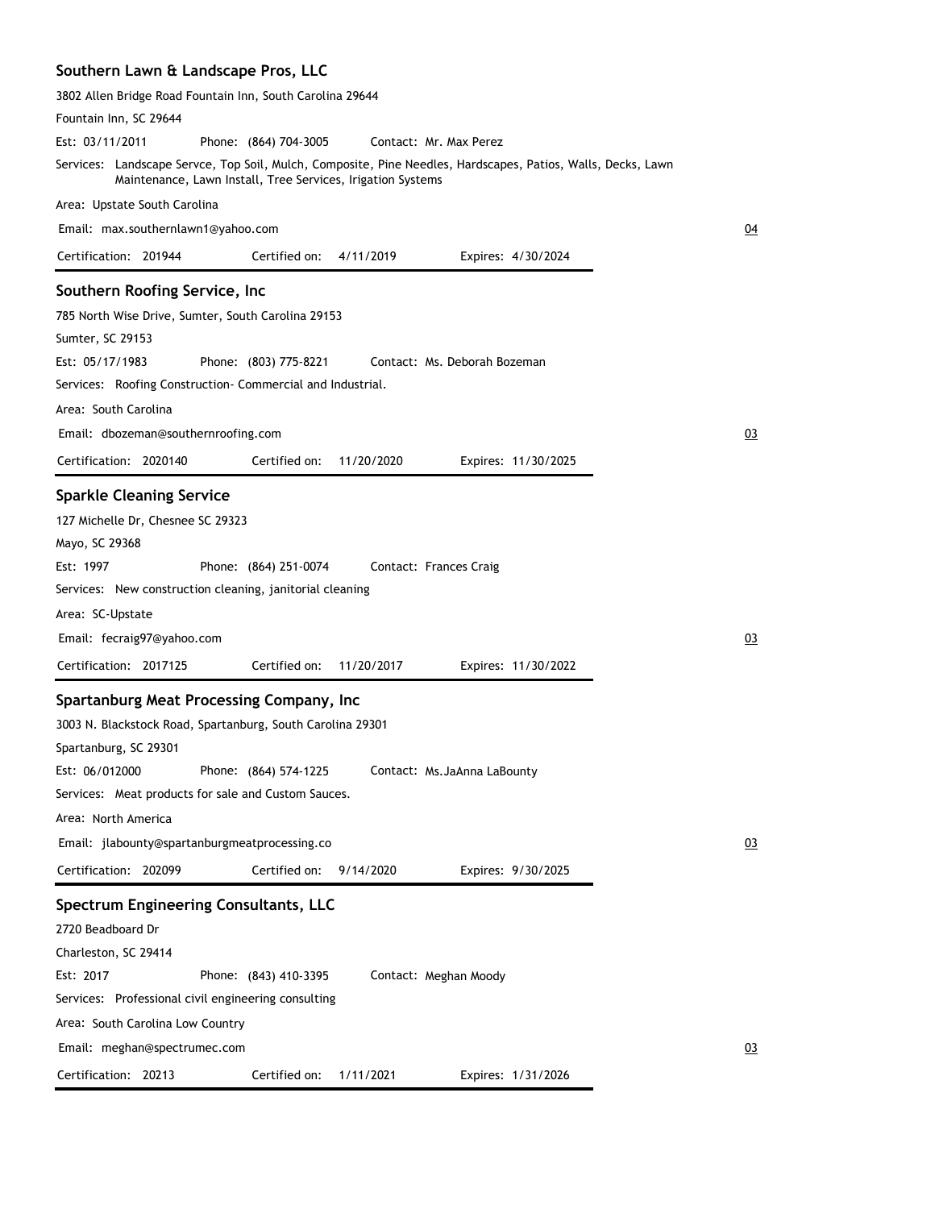### Southern Lawn & Landscape Pros, LLC

3802 Allen Bridge Road Fountain Inn, South Carolina 29644

Fountain Inn, SC 29644

Est: 03/11/2011 Phone: (864) 704-3005 Contact: Mr. Max Perez

Services: Landscape Servce, Top Soil, Mulch, Composite, Pine Needles, Hardscapes, Patios, Walls, Decks, Lawn Maintenance, Lawn Install, Tree Services, Irigation Systems

Area: Upstate South Carolina

Email: max.southernlawn1@yahoo.com

04

Certification: 201944 Certified on: 4/11/2019 Expires: 4/30/2024

---

### Southern Roofing Service, Inc

785 North Wise Drive, Sumter, South Carolina 29153

Sumter, SC 29153

Est: 05/17/1983 Phone: (803) 775-8221 Contact: Ms. Deborah Bozeman

Services: Roofing Construction- Commercial and Industrial.

Area: South Carolina

Email: dbozeman@southernroofing.com

03

Certification: 2020140 Certified on: 11/20/2020 Expires: 11/30/2025

---

### Sparkle Cleaning Service

127 Michelle Dr, Chesnee SC 29323

Mayo, SC 29368

Est: 1997 Phone: (864) 251-0074 Contact: Frances Craig

Services: New construction cleaning, janitorial cleaning

Area: SC-Upstate

Email: fecraig97@yahoo.com

03

Certification: 2017125 Certified on: 11/20/2017 Expires: 11/30/2022

---

### Spartanburg Meat Processing Company, Inc

3003 N. Blackstock Road, Spartanburg, South Carolina 29301

Spartanburg, SC 29301

Est: 06/012000 Phone: (864) 574-1225 Contact: Ms.JaAnna LaBounty

Services: Meat products for sale and Custom Sauces.

Area: North America

Email: jlabounty@spartanburgmeatprocessing.co

03

Certification: 202099 Certified on: 9/14/2020 Expires: 9/30/2025

---

### Spectrum Engineering Consultants, LLC

2720 Beadboard Dr

Charleston, SC 29414

Est: 2017 Phone: (843) 410-3395 Contact: Meghan Moody

Services: Professional civil engineering consulting

Area: South Carolina Low Country

Email: meghan@spectrumec.com

03

Certification: 20213 Certified on: 1/11/2021 Expires: 1/31/2026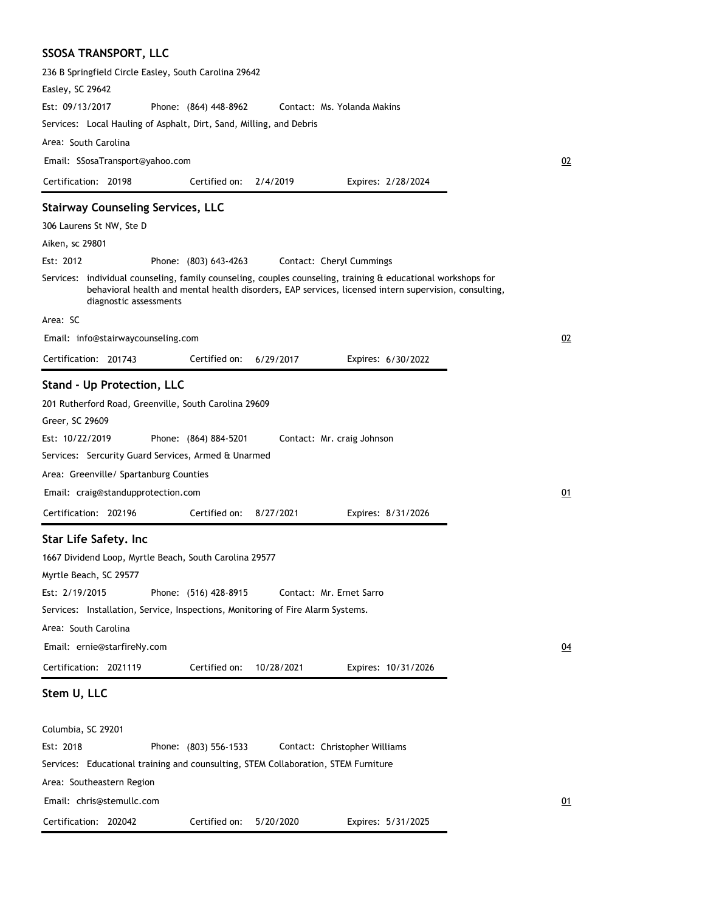## SSOSA TRANSPORT, LLC

236 B Springfield Circle Easley, South Carolina 29642

Easley, SC 29642

Est: 09/13/2017 Phone: (864) 448-8962 Contact: Ms. Yolanda Makins

Services: Local Hauling of Asphalt, Dirt, Sand, Milling, and Debris

Area: South Carolina

Email: SSosaTransport@yahoo.com

02

Certification: 20198 Certified on: 2/4/2019 Expires: 2/28/2024

## Stairway Counseling Services, LLC

306 Laurens St NW, Ste D

Aiken, sc 29801

Est: 2012 Phone: (803) 643-4263 Contact: Cheryl Cummings

Services: individual counseling, family counseling, couples counseling, training & educational workshops for behavioral health and mental health disorders, EAP services, licensed intern supervision, consulting, diagnostic assessments

Area: SC

Email: info@stairwaycounseling.com

02

Certification: 201743 Certified on: 6/29/2017 Expires: 6/30/2022

## Stand - Up Protection, LLC

201 Rutherford Road, Greenville, South Carolina 29609

Greer, SC 29609

Est: 10/22/2019 Phone: (864) 884-5201 Contact: Mr. craig Johnson

Services: Sercurity Guard Services, Armed & Unarmed

Area: Greenville/ Spartanburg Counties

Email: craig@standupprotection.com

01

Certification: 202196 Certified on: 8/27/2021 Expires: 8/31/2026

## Star Life Safety. Inc

1667 Dividend Loop, Myrtle Beach, South Carolina 29577

Myrtle Beach, SC 29577

Est: 2/19/2015 Phone: (516) 428-8915 Contact: Mr. Ernet Sarro

Services: Installation, Service, Inspections, Monitoring of Fire Alarm Systems.

Area: South Carolina

Email: ernie@starfireNy.com

04

Certification: 2021119 Certified on: 10/28/2021 Expires: 10/31/2026

## Stem U, LLC

Columbia, SC 29201

Est: 2018 Phone: (803) 556-1533 Contact: Christopher Williams

Services: Educational training and counsulting, STEM Collaboration, STEM Furniture

Area: Southeastern Region

Email: chris@stemullc.com

01

Certification: 202042 Certified on: 5/20/2020 Expires: 5/31/2025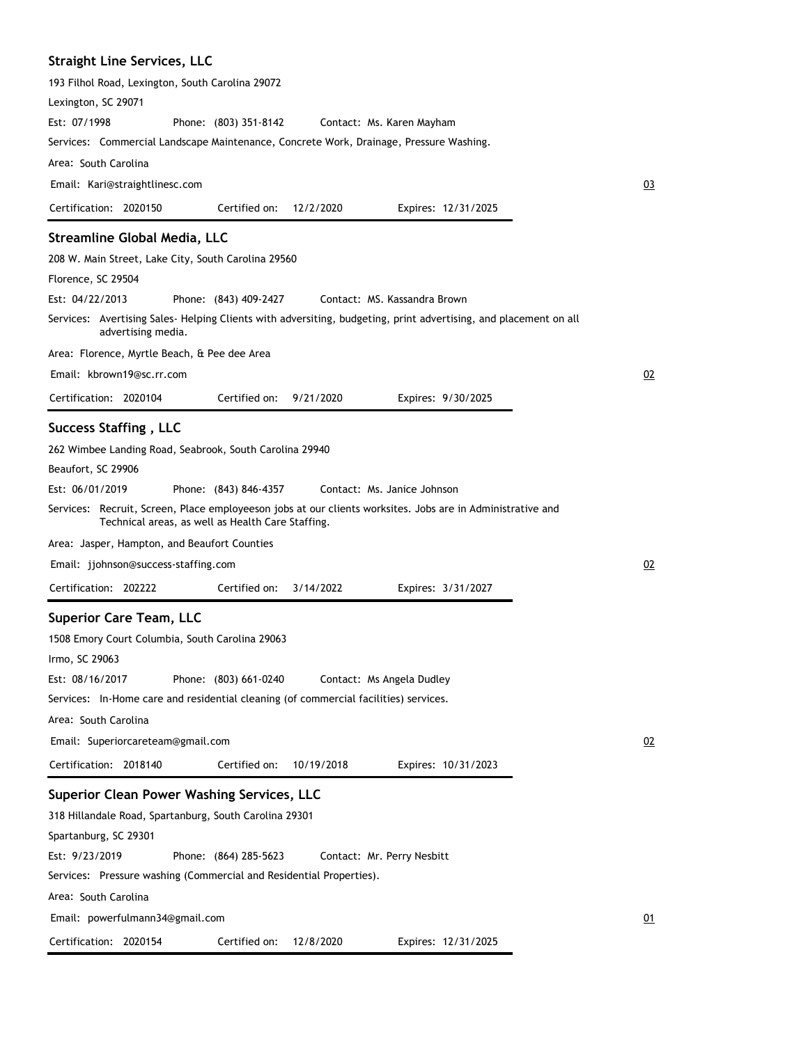### Straight Line Services, LLC

193 Filhol Road, Lexington, South Carolina 29072

Lexington, SC 29071

Est: 07/1998 Phone: (803) 351-8142 Contact: Ms. Karen Mayham

Services: Commercial Landscape Maintenance, Concrete Work, Drainage, Pressure Washing.

Area: South Carolina

Email: Kari@straightlinesc.com

03

Certification: 2020150 Certified on: 12/2/2020 Expires: 12/31/2025

---

### Streamline Global Media, LLC

208 W. Main Street, Lake City, South Carolina 29560

Florence, SC 29504

Est: 04/22/2013 Phone: (843) 409-2427 Contact: MS. Kassandra Brown

Services: Avertising Sales- Helping Clients with adversiting, budgeting, print advertising, and placement on all advertising media.

Area: Florence, Myrtle Beach, & Pee dee Area

Email: kbrown19@sc.rr.com

02

Certification: 2020104 Certified on: 9/21/2020 Expires: 9/30/2025

---

### Success Staffing , LLC

262 Wimbee Landing Road, Seabrook, South Carolina 29940

Beaufort, SC 29906

Est: 06/01/2019 Phone: (843) 846-4357 Contact: Ms. Janice Johnson

Services: Recruit, Screen, Place employeeson jobs at our clients worksites. Jobs are in Administrative and Technical areas, as well as Health Care Staffing.

Area: Jasper, Hampton, and Beaufort Counties

Email: jjohnson@success-staffing.com

02

Certification: 202222 Certified on: 3/14/2022 Expires: 3/31/2027

---

### Superior Care Team, LLC

1508 Emory Court Columbia, South Carolina 29063

Irmo, SC 29063

Est: 08/16/2017 Phone: (803) 661-0240 Contact: Ms Angela Dudley

Services: In-Home care and residential cleaning (of commercial facilities) services.

Area: South Carolina

Email: Superiorcareteam@gmail.com

02

Certification: 2018140 Certified on: 10/19/2018 Expires: 10/31/2023

---

### Superior Clean Power Washing Services, LLC

318 Hillandale Road, Spartanburg, South Carolina 29301

Spartanburg, SC 29301

Est: 9/23/2019 Phone: (864) 285-5623 Contact: Mr. Perry Nesbitt

Services: Pressure washing (Commercial and Residential Properties).

Area: South Carolina

Email: powerfulmann34@gmail.com

01

Certification: 2020154 Certified on: 12/8/2020 Expires: 12/31/2025

---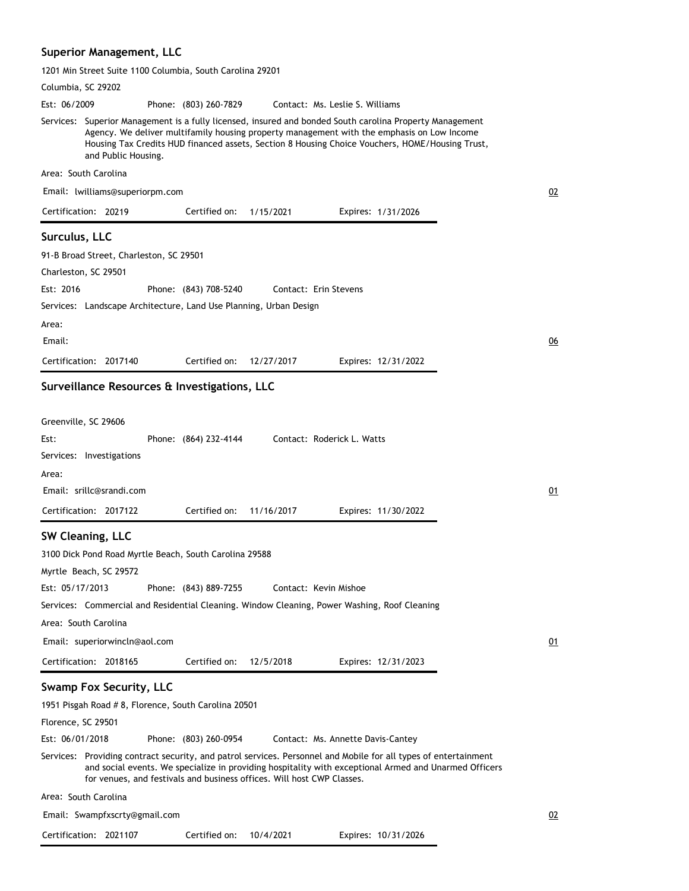### Superior Management, LLC

1201 Min Street Suite 1100 Columbia, South Carolina 29201

Columbia, SC 29202

Est: 06/2009 Phone: (803) 260-7829 Contact: Ms. Leslie S. Williams

Services: Superior Management is a fully licensed, insured and bonded South carolina Property Management Agency. We deliver multifamily housing property management with the emphasis on Low Income Housing Tax Credits HUD financed assets, Section 8 Housing Choice Vouchers, HOME/Housing Trust, and Public Housing.

Area: South Carolina

Email: lwilliams@superiorpm.com 02

Certification: 20219 Certified on: 1/15/2021 Expires: 1/31/2026

### Surculus, LLC

91-B Broad Street, Charleston, SC 29501

Charleston, SC 29501

Est: 2016 Phone: (843) 708-5240 Contact: Erin Stevens

Services: Landscape Architecture, Land Use Planning, Urban Design

Area:

Email: 06

Certification: 2017140 Certified on: 12/27/2017 Expires: 12/31/2022

### Surveillance Resources & Investigations, LLC

Greenville, SC 29606

Est: Phone: (864) 232-4144 Contact: Roderick L. Watts

Services: Investigations

Area:

Email: srillc@srandi.com 01

Certification: 2017122 Certified on: 11/16/2017 Expires: 11/30/2022

### SW Cleaning, LLC

3100 Dick Pond Road Myrtle Beach, South Carolina 29588

Myrtle Beach, SC 29572

Est: 05/17/2013 Phone: (843) 889-7255 Contact: Kevin Mishoe

Services: Commercial and Residential Cleaning. Window Cleaning, Power Washing, Roof Cleaning

Area: South Carolina

Email: superiorwincln@aol.com 01

Certification: 2018165 Certified on: 12/5/2018 Expires: 12/31/2023

### Swamp Fox Security, LLC

1951 Pisgah Road # 8, Florence, South Carolina 20501

Florence, SC 29501

Est: 06/01/2018 Phone: (803) 260-0954 Contact: Ms. Annette Davis-Cantey

Services: Providing contract security, and patrol services. Personnel and Mobile for all types of entertainment and social events. We specialize in providing hospitality with exceptional Armed and Unarmed Officers for venues, and festivals and business offices. Will host CWP Classes.

Area: South Carolina

Email: Swampfxscrty@gmail.com 02

Certification: 2021107 Certified on: 10/4/2021 Expires: 10/31/2026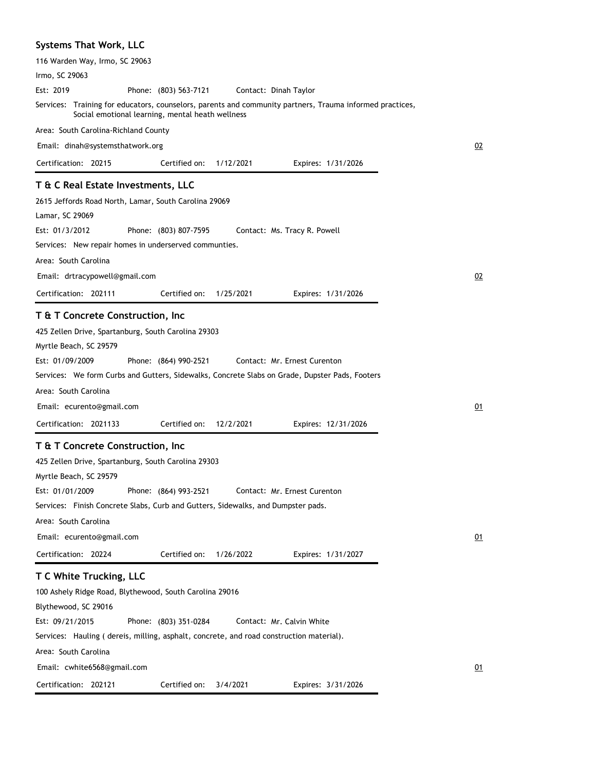### Systems That Work, LLC

116 Warden Way, Irmo, SC 29063

Irmo, SC 29063

Est: 2019 Phone: (803) 563-7121 Contact: Dinah Taylor

Services: Training for educators, counselors, parents and community partners, Trauma informed practices, Social emotional learning, mental heath wellness

Area: South Carolina-Richland County

Email: dinah@systemsthatwork.org 02

Certification: 20215 Certified on: 1/12/2021 Expires: 1/31/2026

---

### T & C Real Estate Investments, LLC

2615 Jeffords Road North, Lamar, South Carolina 29069

Lamar, SC 29069

Est: 01/3/2012 Phone: (803) 807-7595 Contact: Ms. Tracy R. Powell

Services: New repair homes in underserved communties.

Area: South Carolina

Email: drtracypowell@gmail.com 02

Certification: 202111 Certified on: 1/25/2021 Expires: 1/31/2026

---

### T & T Concrete Construction, Inc

425 Zellen Drive, Spartanburg, South Carolina 29303

Myrtle Beach, SC 29579

Est: 01/09/2009 Phone: (864) 990-2521 Contact: Mr. Ernest Curenton

Services: We form Curbs and Gutters, Sidewalks, Concrete Slabs on Grade, Dupster Pads, Footers

Area: South Carolina

Email: ecurento@gmail.com 01

Certification: 2021133 Certified on: 12/2/2021 Expires: 12/31/2026

---

### T & T Concrete Construction, Inc

425 Zellen Drive, Spartanburg, South Carolina 29303

Myrtle Beach, SC 29579

Est: 01/01/2009 Phone: (864) 993-2521 Contact: Mr. Ernest Curenton

Services: Finish Concrete Slabs, Curb and Gutters, Sidewalks, and Dumpster pads.

Area: South Carolina

Email: ecurento@gmail.com 01

Certification: 20224 Certified on: 1/26/2022 Expires: 1/31/2027

---

### T C White Trucking, LLC

100 Ashely Ridge Road, Blythewood, South Carolina 29016

Blythewood, SC 29016

Est: 09/21/2015 Phone: (803) 351-0284 Contact: Mr. Calvin White

Services: Hauling ( dereis, milling, asphalt, concrete, and road construction material).

Area: South Carolina

Email: cwhite6568@gmail.com 01

Certification: 202121 Certified on: 3/4/2021 Expires: 3/31/2026

---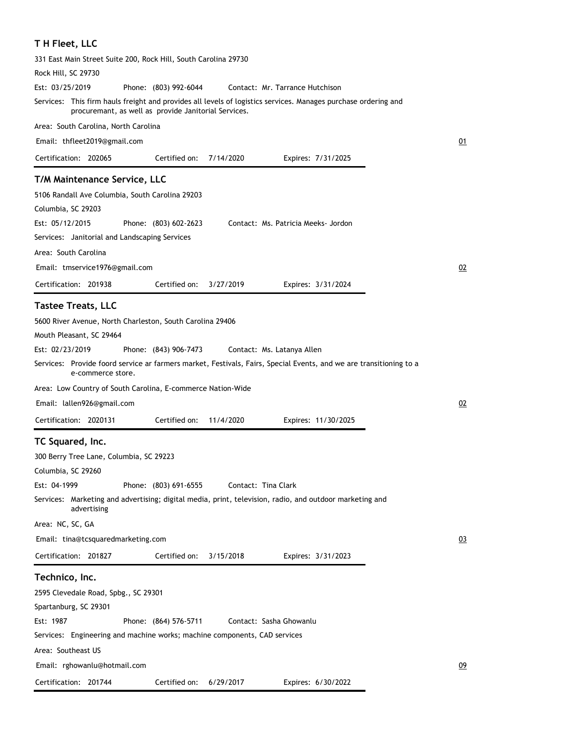## T H Fleet, LLC

331 East Main Street Suite 200, Rock Hill, South Carolina 29730

Rock Hill, SC 29730

Est: 03/25/2019 Phone: (803) 992-6044 Contact: Mr. Tarrance Hutchison

Services: This firm hauls freight and provides all levels of logistics services. Manages purchase ordering and procuremant, as well as provide Janitorial Services.

Area: South Carolina, North Carolina

Email: thfleet2019@gmail.com 01

Certification: 202065 Certified on: 7/14/2020 Expires: 7/31/2025

## T/M Maintenance Service, LLC

5106 Randall Ave Columbia, South Carolina 29203

Columbia, SC 29203

Est: 05/12/2015 Phone: (803) 602-2623 Contact: Ms. Patricia Meeks- Jordon

Services: Janitorial and Landscaping Services

Area: South Carolina

Email: tmservice1976@gmail.com 02

Certification: 201938 Certified on: 3/27/2019 Expires: 3/31/2024

## Tastee Treats, LLC

5600 River Avenue, North Charleston, South Carolina 29406

Mouth Pleasant, SC 29464

Est: 02/23/2019 Phone: (843) 906-7473 Contact: Ms. Latanya Allen

Services: Provide foord service ar farmers market, Festivals, Fairs, Special Events, and we are transitioning to a e-commerce store.

Area: Low Country of South Carolina, E-commerce Nation-Wide

Email: lallen926@gmail.com 02

Certification: 2020131 Certified on: 11/4/2020 Expires: 11/30/2025

## TC Squared, Inc.

300 Berry Tree Lane, Columbia, SC 29223

Columbia, SC 29260

Est: 04-1999 Phone: (803) 691-6555 Contact: Tina Clark

Services: Marketing and advertising; digital media, print, television, radio, and outdoor marketing and advertising

Area: NC, SC, GA

Email: tina@tcsquaredmarketing.com 03

Certification: 201827 Certified on: 3/15/2018 Expires: 3/31/2023

## Technico, Inc.

2595 Clevedale Road, Spbg., SC 29301

Spartanburg, SC 29301

Est: 1987 Phone: (864) 576-5711 Contact: Sasha Ghowanlu

Services: Engineering and machine works; machine components, CAD services

Area: Southeast US

Email: rghowanlu@hotmail.com 09

Certification: 201744 Certified on: 6/29/2017 Expires: 6/30/2022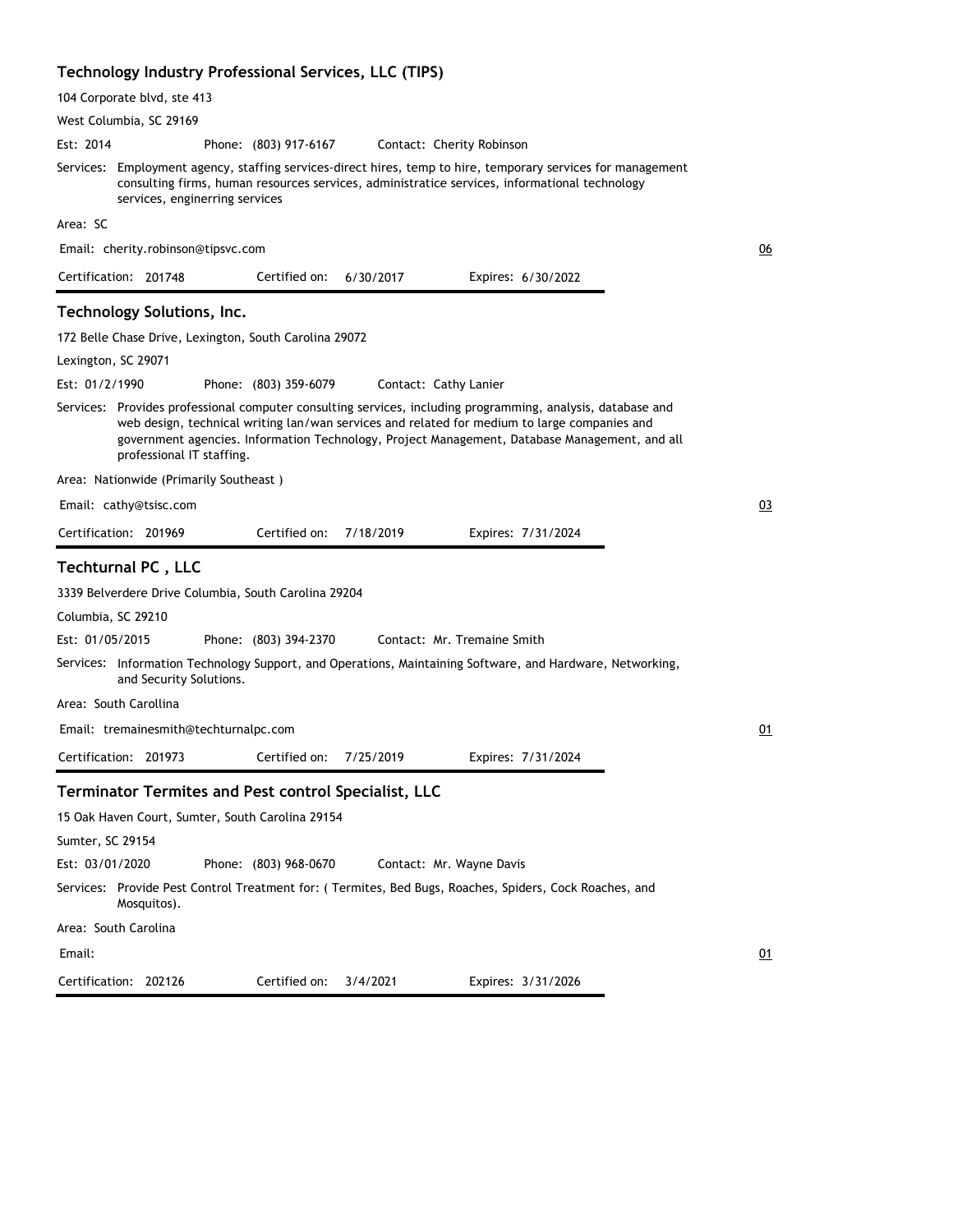### Technology Industry Professional Services, LLC (TIPS)

104 Corporate blvd, ste 413

West Columbia, SC 29169

Est: 2014 Phone: (803) 917-6167 Contact: Cherity Robinson

Services: Employment agency, staffing services-direct hires, temp to hire, temporary services for management consulting firms, human resources services, administratice services, informational technology services, enginerring services

Area: SC

Email: cherity.robinson@tipsvc.com

06

Certification: 201748 Certified on: 6/30/2017 Expires: 6/30/2022

---

### Technology Solutions, Inc.

172 Belle Chase Drive, Lexington, South Carolina 29072

Lexington, SC 29071

Est: 01/2/1990 Phone: (803) 359-6079 Contact: Cathy Lanier

Services: Provides professional computer consulting services, including programming, analysis, database and web design, technical writing lan/wan services and related for medium to large companies and government agencies. Information Technology, Project Management, Database Management, and all professional IT staffing.

Area: Nationwide (Primarily Southeast )

Email: cathy@tsisc.com

03

Certification: 201969 Certified on: 7/18/2019 Expires: 7/31/2024

---

### Techturnal PC , LLC

3339 Belverdere Drive Columbia, South Carolina 29204

Columbia, SC 29210

Est: 01/05/2015 Phone: (803) 394-2370 Contact: Mr. Tremaine Smith

Services: Information Technology Support, and Operations, Maintaining Software, and Hardware, Networking, and Security Solutions.

Area: South Carollina

Email: tremainesmith@techturnalpc.com

01

Certification: 201973 Certified on: 7/25/2019 Expires: 7/31/2024

---

### Terminator Termites and Pest control Specialist, LLC

15 Oak Haven Court, Sumter, South Carolina 29154

Sumter, SC 29154

Est: 03/01/2020 Phone: (803) 968-0670 Contact: Mr. Wayne Davis

Services: Provide Pest Control Treatment for: ( Termites, Bed Bugs, Roaches, Spiders, Cock Roaches, and Mosquitos).

Area: South Carolina

Email:

01

Certification: 202126 Certified on: 3/4/2021 Expires: 3/31/2026

---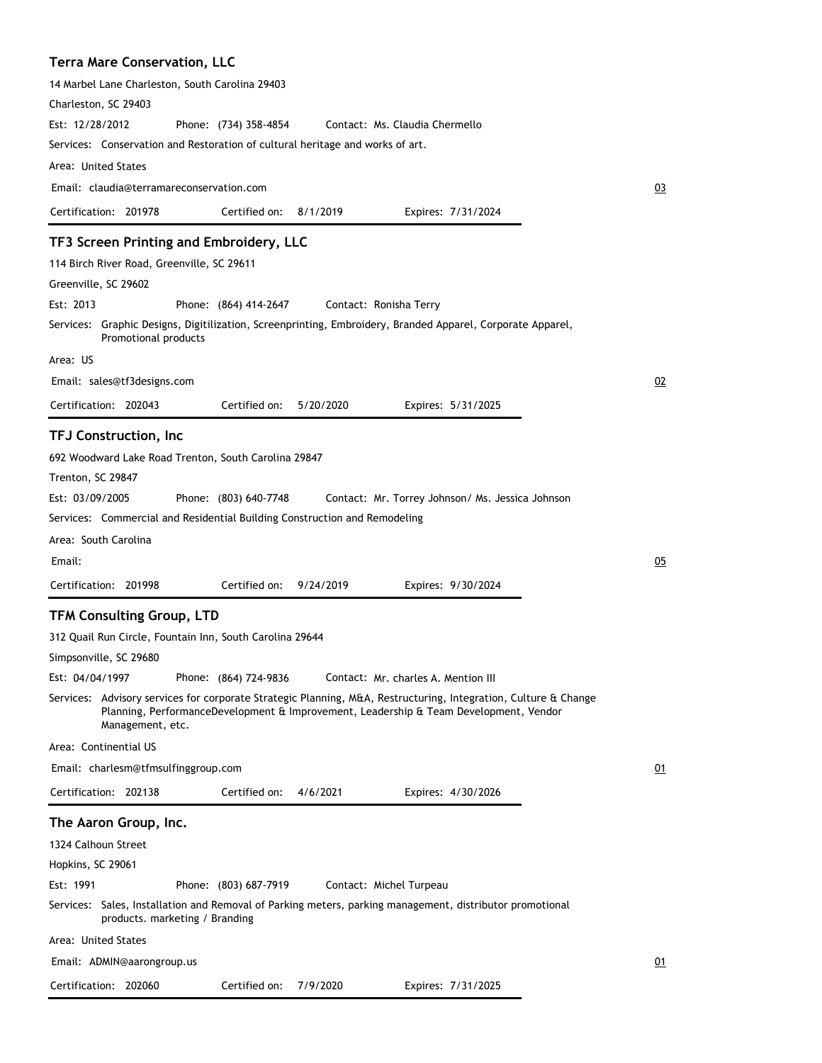### Terra Mare Conservation, LLC

14 Marbel Lane Charleston, South Carolina 29403

Charleston, SC 29403

Est: 12/28/2012 Phone: (734) 358-4854 Contact: Ms. Claudia Chermello

Services: Conservation and Restoration of cultural heritage and works of art.

Area: United States

Email: claudia@terramareconservation.com 03

Certification: 201978 Certified on: 8/1/2019 Expires: 7/31/2024

---

### TF3 Screen Printing and Embroidery, LLC

114 Birch River Road, Greenville, SC 29611

Greenville, SC 29602

Est: 2013 Phone: (864) 414-2647 Contact: Ronisha Terry

Services: Graphic Designs, Digitilization, Screenprinting, Embroidery, Branded Apparel, Corporate Apparel, Promotional products

Area: US

Email: sales@tf3designs.com 02

Certification: 202043 Certified on: 5/20/2020 Expires: 5/31/2025

---

### TFJ Construction, Inc

692 Woodward Lake Road Trenton, South Carolina 29847

Trenton, SC 29847

Est: 03/09/2005 Phone: (803) 640-7748 Contact: Mr. Torrey Johnson/ Ms. Jessica Johnson

Services: Commercial and Residential Building Construction and Remodeling

Area: South Carolina

Email: 05

Certification: 201998 Certified on: 9/24/2019 Expires: 9/30/2024

---

### TFM Consulting Group, LTD

312 Quail Run Circle, Fountain Inn, South Carolina 29644

Simpsonville, SC 29680

Est: 04/04/1997 Phone: (864) 724-9836 Contact: Mr. charles A. Mention III

Services: Advisory services for corporate Strategic Planning, M&A, Restructuring, Integration, Culture & Change Planning, PerformanceDevelopment & Improvement, Leadership & Team Development, Vendor Management, etc.

Area: Continential US

Email: charlesm@tfmsulfinggroup.com 01

Certification: 202138 Certified on: 4/6/2021 Expires: 4/30/2026

---

### The Aaron Group, Inc.

1324 Calhoun Street

Hopkins, SC 29061

Est: 1991 Phone: (803) 687-7919 Contact: Michel Turpeau

Services: Sales, Installation and Removal of Parking meters, parking management, distributor promotional products. marketing / Branding

Area: United States

Email: ADMIN@aarongroup.us 01

Certification: 202060 Certified on: 7/9/2020 Expires: 7/31/2025

---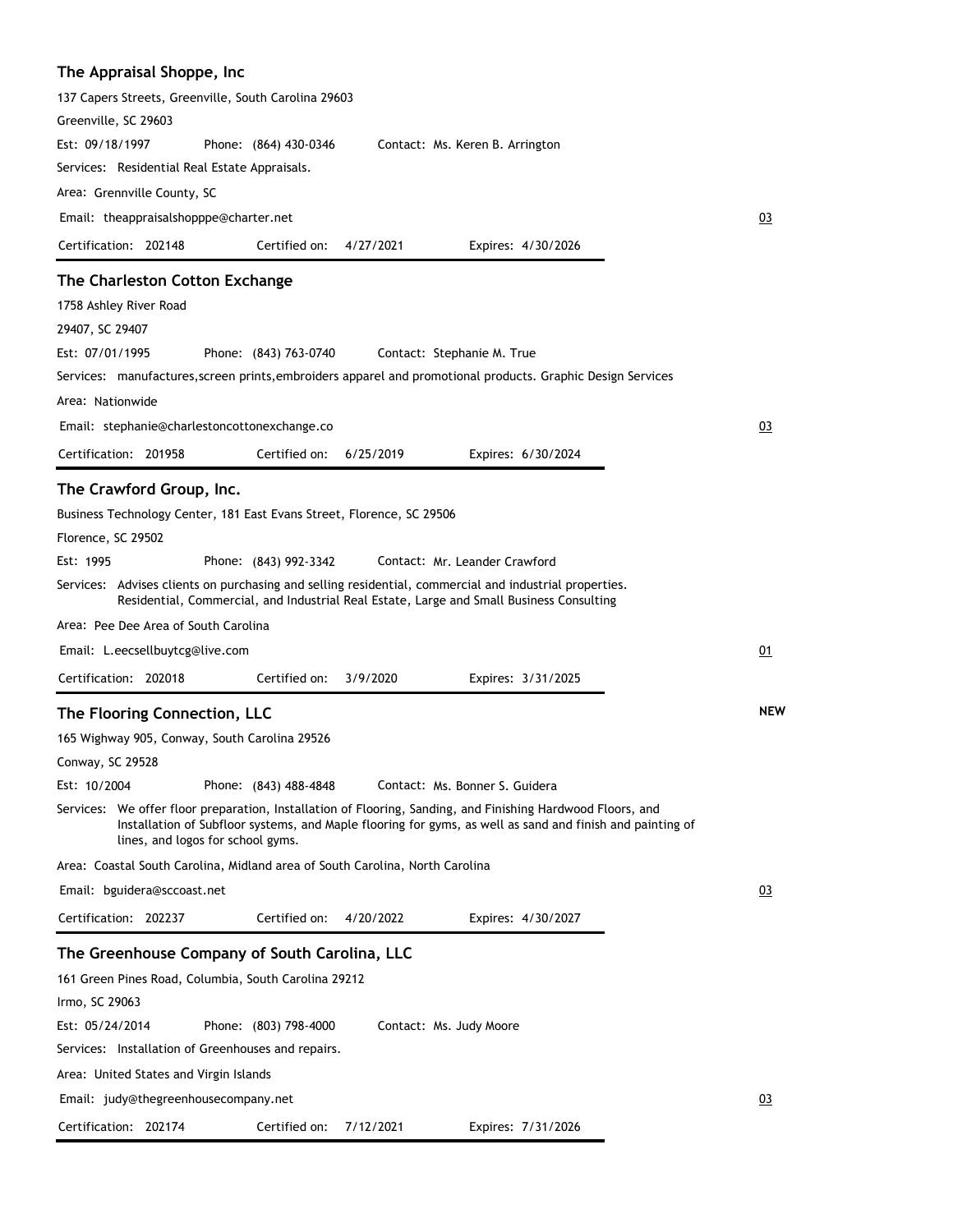## The Appraisal Shoppe, Inc

137 Capers Streets, Greenville, South Carolina 29603

Greenville, SC 29603

Est: 09/18/1997 Phone: (864) 430-0346 Contact: Ms. Keren B. Arrington

Services: Residential Real Estate Appraisals.

Area: Grennville County, SC

Email: theappraisalshopppe@charter.net 03

Certification: 202148 Certified on: 4/27/2021 Expires: 4/30/2026

## The Charleston Cotton Exchange

1758 Ashley River Road

29407, SC 29407

Est: 07/01/1995 Phone: (843) 763-0740 Contact: Stephanie M. True

Services: manufactures,screen prints,embroiders apparel and promotional products. Graphic Design Services

Area: Nationwide

Email: stephanie@charlestoncottonexchange.co 03

Certification: 201958 Certified on: 6/25/2019 Expires: 6/30/2024

## The Crawford Group, Inc.

Business Technology Center, 181 East Evans Street, Florence, SC 29506

Florence, SC 29502

Est: 1995 Phone: (843) 992-3342 Contact: Mr. Leander Crawford

Services: Advises clients on purchasing and selling residential, commercial and industrial properties. Residential, Commercial, and Industrial Real Estate, Large and Small Business Consulting

Area: Pee Dee Area of South Carolina

Email: L.eecsellbuytcg@live.com 01

Certification: 202018 Certified on: 3/9/2020 Expires: 3/31/2025

## The Flooring Connection, LLC

**NEW**

165 Wighway 905, Conway, South Carolina 29526

Conway, SC 29528

Est: 10/2004 Phone: (843) 488-4848 Contact: Ms. Bonner S. Guidera

Services: We offer floor preparation, Installation of Flooring, Sanding, and Finishing Hardwood Floors, and Installation of Subfloor systems, and Maple flooring for gyms, as well as sand and finish and painting of lines, and logos for school gyms.

Area: Coastal South Carolina, Midland area of South Carolina, North Carolina

Email: bguidera@sccoast.net 03

Certification: 202237 Certified on: 4/20/2022 Expires: 4/30/2027

## The Greenhouse Company of South Carolina, LLC

161 Green Pines Road, Columbia, South Carolina 29212

Irmo, SC 29063

Est: 05/24/2014 Phone: (803) 798-4000 Contact: Ms. Judy Moore

Services: Installation of Greenhouses and repairs.

Area: United States and Virgin Islands

Email: judy@thegreenhousecompany.net 03

Certification: 202174 Certified on: 7/12/2021 Expires: 7/31/2026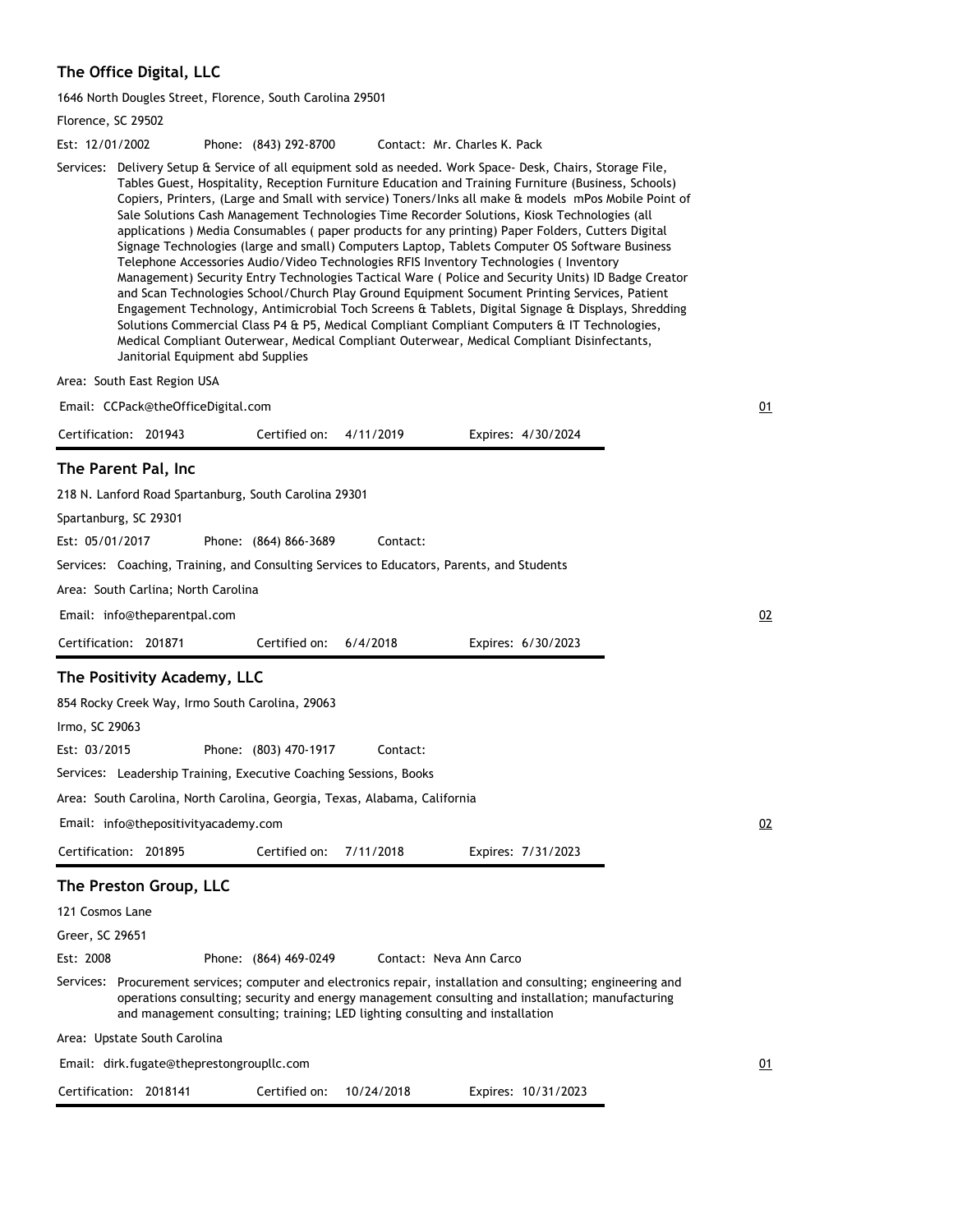## The Office Digital, LLC

1646 North Dougles Street, Florence, South Carolina 29501

Florence, SC 29502

Est: 12/01/2002 Phone: (843) 292-8700 Contact: Mr. Charles K. Pack

Services: Delivery Setup & Service of all equipment sold as needed. Work Space- Desk, Chairs, Storage File, Tables Guest, Hospitality, Reception Furniture Education and Training Furniture (Business, Schools) Copiers, Printers, (Large and Small with service) Toners/Inks all make & models mPos Mobile Point of Sale Solutions Cash Management Technologies Time Recorder Solutions, Kiosk Technologies (all applications ) Media Consumables ( paper products for any printing) Paper Folders, Cutters Digital Signage Technologies (large and small) Computers Laptop, Tablets Computer OS Software Business Telephone Accessories Audio/Video Technologies RFIS Inventory Technologies ( Inventory Management) Security Entry Technologies Tactical Ware ( Police and Security Units) ID Badge Creator and Scan Technologies School/Church Play Ground Equipment Socument Printing Services, Patient Engagement Technology, Antimicrobial Toch Screens & Tablets, Digital Signage & Displays, Shredding Solutions Commercial Class P4 & P5, Medical Compliant Compliant Computers & IT Technologies, Medical Compliant Outerwear, Medical Compliant Outerwear, Medical Compliant Disinfectants, Janitorial Equipment abd Supplies

Area: South East Region USA

Email: CCPack@theOfficeDigital.com 01

Certification: 201943 Certified on: 4/11/2019 Expires: 4/30/2024

## The Parent Pal, Inc

218 N. Lanford Road Spartanburg, South Carolina 29301

Spartanburg, SC 29301

Est: 05/01/2017 Phone: (864) 866-3689 Contact:

Services: Coaching, Training, and Consulting Services to Educators, Parents, and Students

Area: South Carlina; North Carolina

Email: info@theparentpal.com 02

Certification: 201871 Certified on: 6/4/2018 Expires: 6/30/2023

## The Positivity Academy, LLC

854 Rocky Creek Way, Irmo South Carolina, 29063

Irmo, SC 29063

Est: 03/2015 Phone: (803) 470-1917 Contact:

Services: Leadership Training, Executive Coaching Sessions, Books

Area: South Carolina, North Carolina, Georgia, Texas, Alabama, California

Email: info@thepositivityacademy.com 02

Certification: 201895 Certified on: 7/11/2018 Expires: 7/31/2023

## The Preston Group, LLC

121 Cosmos Lane

Greer, SC 29651

Est: 2008 Phone: (864) 469-0249 Contact: Neva Ann Carco

Services: Procurement services; computer and electronics repair, installation and consulting; engineering and operations consulting; security and energy management consulting and installation; manufacturing and management consulting; training; LED lighting consulting and installation

Area: Upstate South Carolina

Email: dirk.fugate@theprestongroupllc.com 01

Certification: 2018141 Certified on: 10/24/2018 Expires: 10/31/2023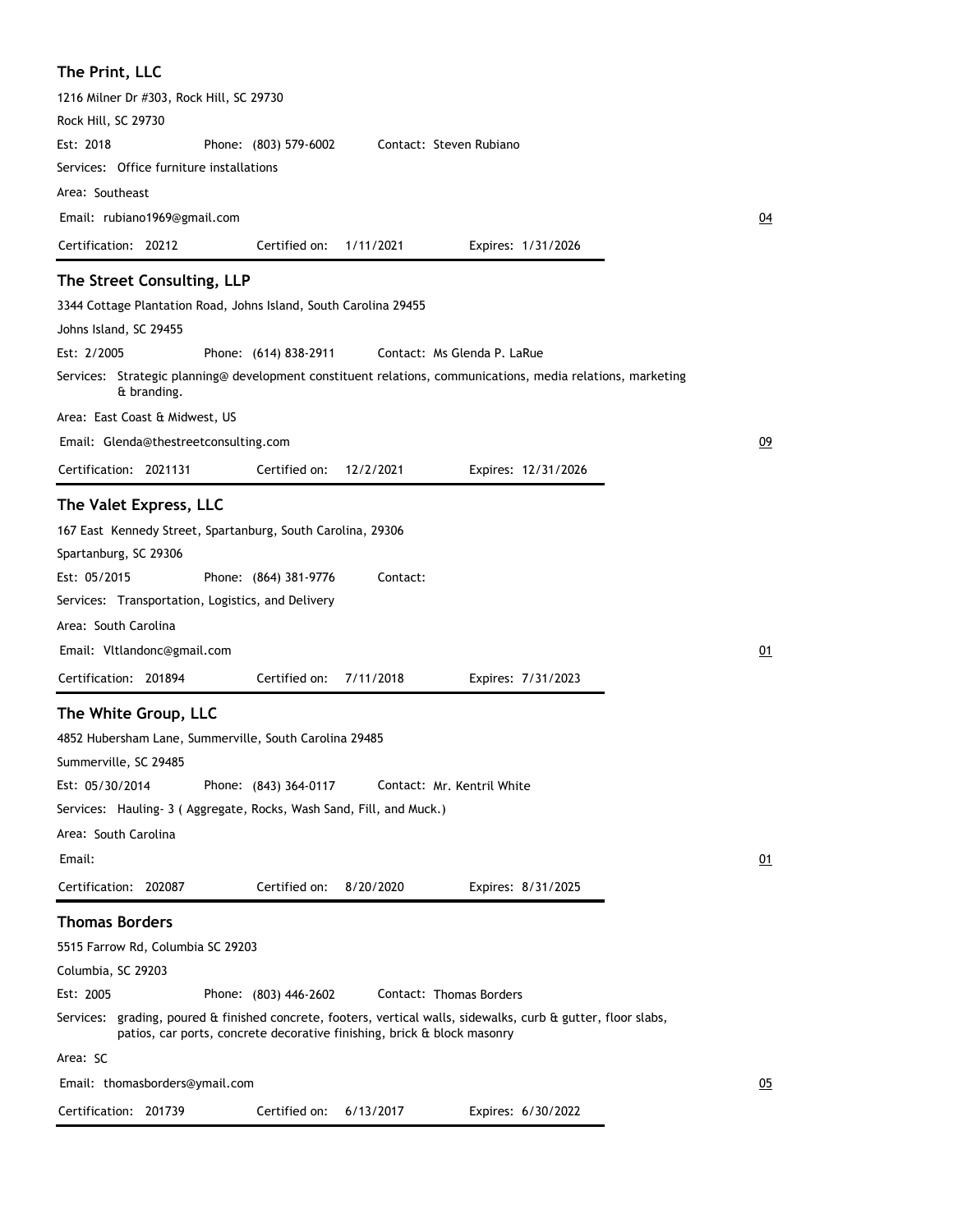### The Print, LLC

1216 Milner Dr #303, Rock Hill, SC 29730

Rock Hill, SC 29730

Est: 2018 Phone: (803) 579-6002 Contact: Steven Rubiano

Services: Office furniture installations

Area: Southeast

Email: rubiano1969@gmail.com 04

Certification: 20212 Certified on: 1/11/2021 Expires: 1/31/2026

---

### The Street Consulting, LLP

3344 Cottage Plantation Road, Johns Island, South Carolina 29455

Johns Island, SC 29455

Est: 2/2005 Phone: (614) 838-2911 Contact: Ms Glenda P. LaRue

Services: Strategic planning@ development constituent relations, communications, media relations, marketing & branding.

Area: East Coast & Midwest, US

Email: Glenda@thestreetconsulting.com 09

Certification: 2021131 Certified on: 12/2/2021 Expires: 12/31/2026

---

### The Valet Express, LLC

167 East Kennedy Street, Spartanburg, South Carolina, 29306

Spartanburg, SC 29306

Est: 05/2015 Phone: (864) 381-9776 Contact:

Services: Transportation, Logistics, and Delivery

Area: South Carolina

Email: Vltlandonc@gmail.com 01

Certification: 201894 Certified on: 7/11/2018 Expires: 7/31/2023

---

### The White Group, LLC

4852 Hubersham Lane, Summerville, South Carolina 29485

Summerville, SC 29485

Est: 05/30/2014 Phone: (843) 364-0117 Contact: Mr. Kentril White

Services: Hauling- 3 ( Aggregate, Rocks, Wash Sand, Fill, and Muck.)

Area: South Carolina

Email: 01

Certification: 202087 Certified on: 8/20/2020 Expires: 8/31/2025

---

### Thomas Borders

5515 Farrow Rd, Columbia SC 29203

Columbia, SC 29203

Est: 2005 Phone: (803) 446-2602 Contact: Thomas Borders

Services: grading, poured & finished concrete, footers, vertical walls, sidewalks, curb & gutter, floor slabs, patios, car ports, concrete decorative finishing, brick & block masonry

Area: SC

Email: thomasborders@ymail.com 05

Certification: 201739 Certified on: 6/13/2017 Expires: 6/30/2022

---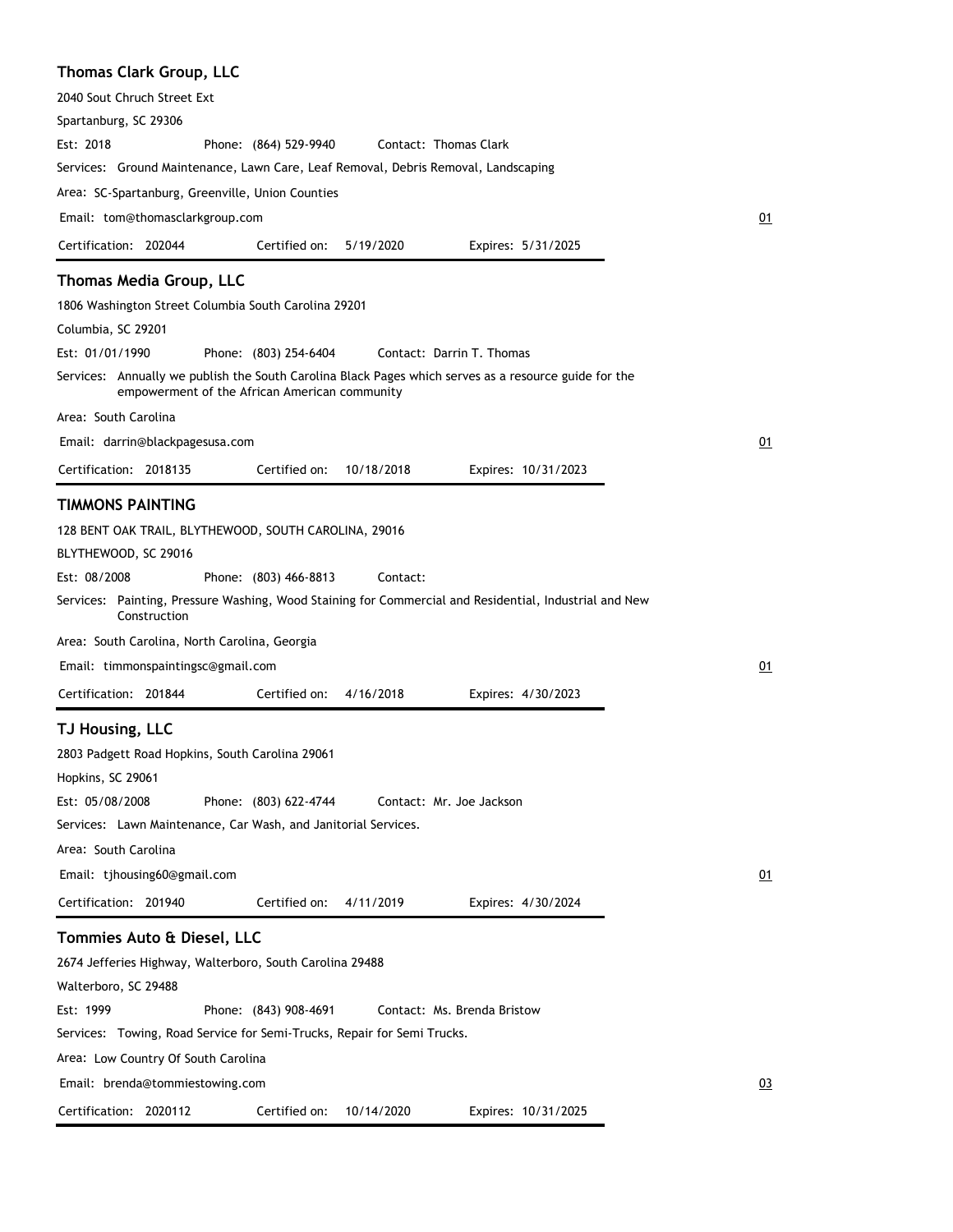### Thomas Clark Group, LLC

2040 Sout Chruch Street Ext

Spartanburg, SC 29306

Est: 2018 Phone: (864) 529-9940 Contact: Thomas Clark

Services: Ground Maintenance, Lawn Care, Leaf Removal, Debris Removal, Landscaping

Area: SC-Spartanburg, Greenville, Union Counties

Email: tom@thomasclarkgroup.com

01

Certification: 202044 Certified on: 5/19/2020 Expires: 5/31/2025

---

### Thomas Media Group, LLC

1806 Washington Street Columbia South Carolina 29201

Columbia, SC 29201

Est: 01/01/1990 Phone: (803) 254-6404 Contact: Darrin T. Thomas

Services: Annually we publish the South Carolina Black Pages which serves as a resource guide for the empowerment of the African American community

Area: South Carolina

Email: darrin@blackpagesusa.com

01

Certification: 2018135 Certified on: 10/18/2018 Expires: 10/31/2023

---

### TIMMONS PAINTING

128 BENT OAK TRAIL, BLYTHEWOOD, SOUTH CAROLINA, 29016

BLYTHEWOOD, SC 29016

Est: 08/2008 Phone: (803) 466-8813 Contact:

Services: Painting, Pressure Washing, Wood Staining for Commercial and Residential, Industrial and New Construction

Area: South Carolina, North Carolina, Georgia

Email: timmonspaintingsc@gmail.com

01

Certification: 201844 Certified on: 4/16/2018 Expires: 4/30/2023

---

### TJ Housing, LLC

2803 Padgett Road Hopkins, South Carolina 29061

Hopkins, SC 29061

Est: 05/08/2008 Phone: (803) 622-4744 Contact: Mr. Joe Jackson

Services: Lawn Maintenance, Car Wash, and Janitorial Services.

Area: South Carolina

Email: tjhousing60@gmail.com

01

Certification: 201940 Certified on: 4/11/2019 Expires: 4/30/2024

---

### Tommies Auto & Diesel, LLC

2674 Jefferies Highway, Walterboro, South Carolina 29488

Walterboro, SC 29488

Est: 1999 Phone: (843) 908-4691 Contact: Ms. Brenda Bristow

Services: Towing, Road Service for Semi-Trucks, Repair for Semi Trucks.

Area: Low Country Of South Carolina

Email: brenda@tommiestowing.com

03

Certification: 2020112 Certified on: 10/14/2020 Expires: 10/31/2025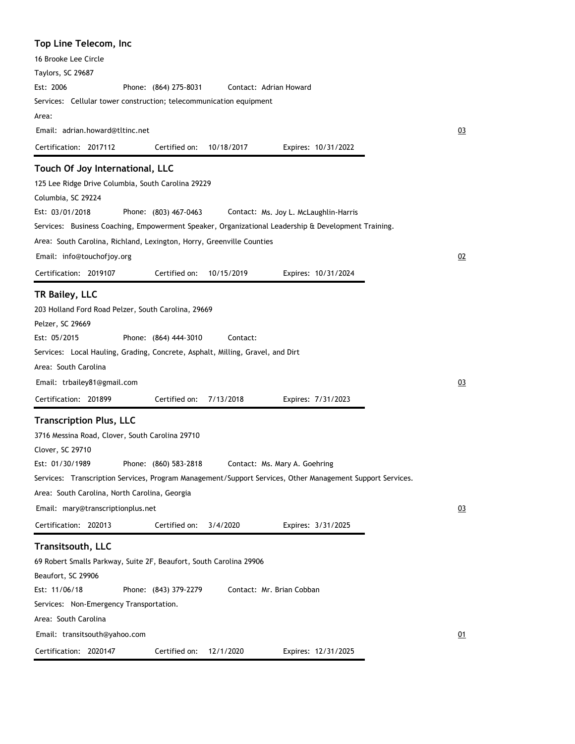## Top Line Telecom, Inc

16 Brooke Lee Circle

Taylors, SC 29687

Est: 2006 Phone: (864) 275-8031 Contact: Adrian Howard

Services: Cellular tower construction; telecommunication equipment

Area:

Email: adrian.howard@tltinc.net

03

Certification: 2017112 Certified on: 10/18/2017 Expires: 10/31/2022

---

## Touch Of Joy International, LLC

125 Lee Ridge Drive Columbia, South Carolina 29229

Columbia, SC 29224

Est: 03/01/2018 Phone: (803) 467-0463 Contact: Ms. Joy L. McLaughlin-Harris

Services: Business Coaching, Empowerment Speaker, Organizational Leadership & Development Training.

Area: South Carolina, Richland, Lexington, Horry, Greenville Counties

Email: info@touchofjoy.org

02

Certification: 2019107 Certified on: 10/15/2019 Expires: 10/31/2024

---

## TR Bailey, LLC

203 Holland Ford Road Pelzer, South Carolina, 29669

Pelzer, SC 29669

Est: 05/2015 Phone: (864) 444-3010 Contact:

Services: Local Hauling, Grading, Concrete, Asphalt, Milling, Gravel, and Dirt

Area: South Carolina

Email: trbailey81@gmail.com

03

Certification: 201899 Certified on: 7/13/2018 Expires: 7/31/2023

---

## Transcription Plus, LLC

3716 Messina Road, Clover, South Carolina 29710

Clover, SC 29710

Est: 01/30/1989 Phone: (860) 583-2818 Contact: Ms. Mary A. Goehring

Services: Transcription Services, Program Management/Support Services, Other Management Support Services.

Area: South Carolina, North Carolina, Georgia

Email: mary@transcriptionplus.net

03

Certification: 202013 Certified on: 3/4/2020 Expires: 3/31/2025

---

## Transitsouth, LLC

69 Robert Smalls Parkway, Suite 2F, Beaufort, South Carolina 29906

Beaufort, SC 29906

Est: 11/06/18 Phone: (843) 379-2279 Contact: Mr. Brian Cobban

Services: Non-Emergency Transportation.

Area: South Carolina

Email: transitsouth@yahoo.com

01

Certification: 2020147 Certified on: 12/1/2020 Expires: 12/31/2025

---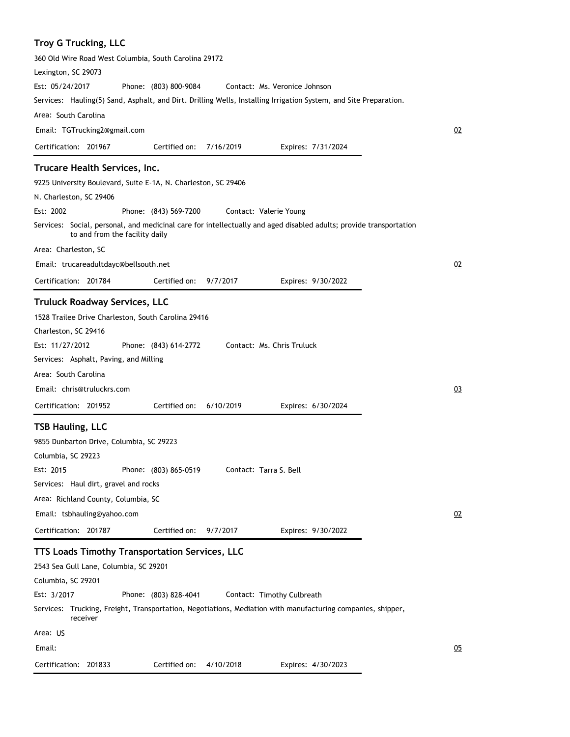### Troy G Trucking, LLC

360 Old Wire Road West Columbia, South Carolina 29172

Lexington, SC 29073

Est: 05/24/2017 Phone: (803) 800-9084 Contact: Ms. Veronice Johnson

Services: Hauling(5) Sand, Asphalt, and Dirt. Drilling Wells, Installing Irrigation System, and Site Preparation.

Area: South Carolina

Email: TGTrucking2@gmail.com

02

Certification: 201967 Certified on: 7/16/2019 Expires: 7/31/2024

---

### Trucare Health Services, Inc.

9225 University Boulevard, Suite E-1A, N. Charleston, SC 29406

N. Charleston, SC 29406

Est: 2002 Phone: (843) 569-7200 Contact: Valerie Young

Services: Social, personal, and medicinal care for intellectually and aged disabled adults; provide transportation to and from the facility daily

Area: Charleston, SC

Email: trucareadultdayc@bellsouth.net

02

Certification: 201784 Certified on: 9/7/2017 Expires: 9/30/2022

---

### Truluck Roadway Services, LLC

1528 Trailee Drive Charleston, South Carolina 29416

Charleston, SC 29416

Est: 11/27/2012 Phone: (843) 614-2772 Contact: Ms. Chris Truluck

Services: Asphalt, Paving, and Milling

Area: South Carolina

Email: chris@truluckrs.com

03

Certification: 201952 Certified on: 6/10/2019 Expires: 6/30/2024

---

### TSB Hauling, LLC

9855 Dunbarton Drive, Columbia, SC 29223

Columbia, SC 29223

Est: 2015 Phone: (803) 865-0519 Contact: Tarra S. Bell

Services: Haul dirt, gravel and rocks

Area: Richland County, Columbia, SC

Email: tsbhauling@yahoo.com

02

Certification: 201787 Certified on: 9/7/2017 Expires: 9/30/2022

---

### TTS Loads Timothy Transportation Services, LLC

2543 Sea Gull Lane, Columbia, SC 29201

Columbia, SC 29201

Est: 3/2017 Phone: (803) 828-4041 Contact: Timothy Culbreath

Services: Trucking, Freight, Transportation, Negotiations, Mediation with manufacturing companies, shipper, receiver

Area: US

Email:

05

Certification: 201833 Certified on: 4/10/2018 Expires: 4/30/2023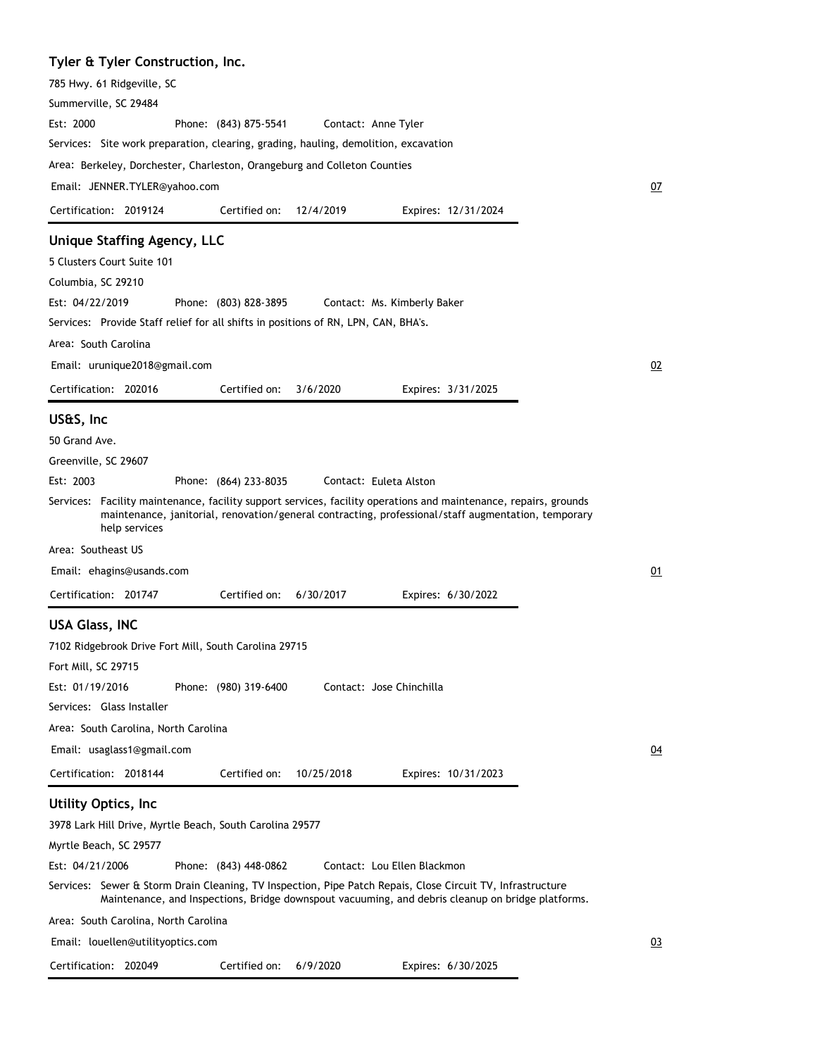### Tyler & Tyler Construction, Inc.

785 Hwy. 61 Ridgeville, SC

Summerville, SC 29484

Est: 2000 Phone: (843) 875-5541 Contact: Anne Tyler

Services: Site work preparation, clearing, grading, hauling, demolition, excavation

Area: Berkeley, Dorchester, Charleston, Orangeburg and Colleton Counties

Email: JENNER.TYLER@yahoo.com

07

Certification: 2019124 Certified on: 12/4/2019 Expires: 12/31/2024

---

### Unique Staffing Agency, LLC

5 Clusters Court Suite 101

Columbia, SC 29210

Est: 04/22/2019 Phone: (803) 828-3895 Contact: Ms. Kimberly Baker

Services: Provide Staff relief for all shifts in positions of RN, LPN, CAN, BHA's.

Area: South Carolina

Email: urunique2018@gmail.com

02

Certification: 202016 Certified on: 3/6/2020 Expires: 3/31/2025

---

### US&S, Inc

50 Grand Ave.

Greenville, SC 29607

Est: 2003 Phone: (864) 233-8035 Contact: Euleta Alston

Services: Facility maintenance, facility support services, facility operations and maintenance, repairs, grounds maintenance, janitorial, renovation/general contracting, professional/staff augmentation, temporary help services

Area: Southeast US

Email: ehagins@usands.com

01

Certification: 201747 Certified on: 6/30/2017 Expires: 6/30/2022

---

### USA Glass, INC

7102 Ridgebrook Drive Fort Mill, South Carolina 29715

Fort Mill, SC 29715

Est: 01/19/2016 Phone: (980) 319-6400 Contact: Jose Chinchilla

Services: Glass Installer

Area: South Carolina, North Carolina

Email: usaglass1@gmail.com

04

Certification: 2018144 Certified on: 10/25/2018 Expires: 10/31/2023

---

### Utility Optics, Inc

3978 Lark Hill Drive, Myrtle Beach, South Carolina 29577

Myrtle Beach, SC 29577

Est: 04/21/2006 Phone: (843) 448-0862 Contact: Lou Ellen Blackmon

Services: Sewer & Storm Drain Cleaning, TV Inspection, Pipe Patch Repairs, Close Circuit TV, Infrastructure Maintenance, and Inspections, Bridge downspout vacuuming, and debris cleanup on bridge platforms.

Area: South Carolina, North Carolina

Email: louellen@utilityoptics.com

03

Certification: 202049 Certified on: 6/9/2020 Expires: 6/30/2025

---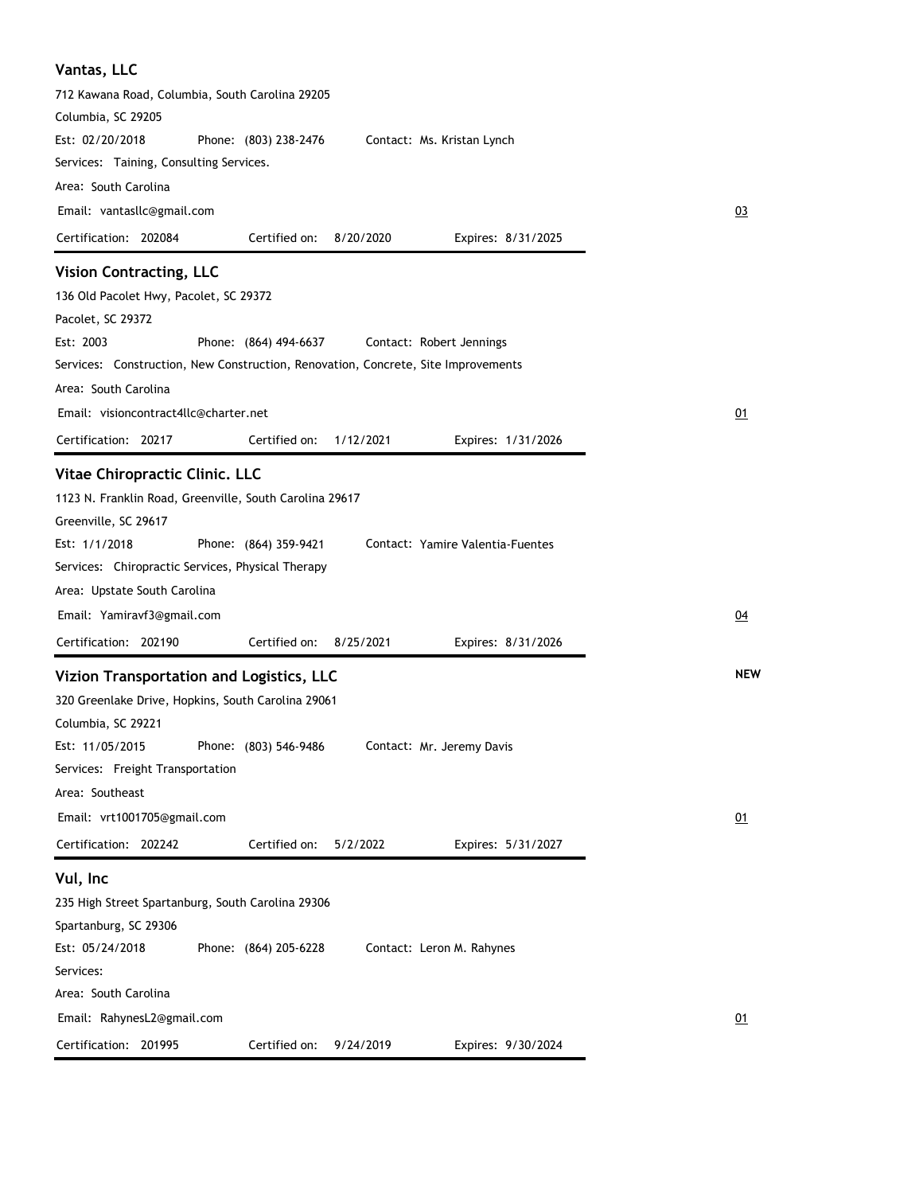## Vantas, LLC

712 Kawana Road, Columbia, South Carolina 29205

Columbia, SC 29205

Est: 02/20/2018 Phone: (803) 238-2476 Contact: Ms. Kristan Lynch

Services: Taining, Consulting Services.

Area: South Carolina

Email: vantasllc@gmail.com 03

Certification: 202084 Certified on: 8/20/2020 Expires: 8/31/2025

---

## Vision Contracting, LLC

136 Old Pacolet Hwy, Pacolet, SC 29372

Pacolet, SC 29372

Est: 2003 Phone: (864) 494-6637 Contact: Robert Jennings

Services: Construction, New Construction, Renovation, Concrete, Site Improvements

Area: South Carolina

Email: visioncontract4llc@charter.net 01

Certification: 20217 Certified on: 1/12/2021 Expires: 1/31/2026

---

## Vitae Chiropractic Clinic. LLC

1123 N. Franklin Road, Greenville, South Carolina 29617

Greenville, SC 29617

Est: 1/1/2018 Phone: (864) 359-9421 Contact: Yamire Valentia-Fuentes

Services: Chiropractic Services, Physical Therapy

Area: Upstate South Carolina

Email: Yamiravf3@gmail.com 04

Certification: 202190 Certified on: 8/25/2021 Expires: 8/31/2026

---

## Vizion Transportation and Logistics, LLC

**NEW**

320 Greenlake Drive, Hopkins, South Carolina 29061

Columbia, SC 29221

Est: 11/05/2015 Phone: (803) 546-9486 Contact: Mr. Jeremy Davis

Services: Freight Transportation

Area: Southeast

Email: vrt1001705@gmail.com 01

Certification: 202242 Certified on: 5/2/2022 Expires: 5/31/2027

---

## Vul, Inc

235 High Street Spartanburg, South Carolina 29306

Spartanburg, SC 29306

Est: 05/24/2018 Phone: (864) 205-6228 Contact: Leron M. Rahynes

Services:

Area: South Carolina

Email: RahynesL2@gmail.com 01

Certification: 201995 Certified on: 9/24/2019 Expires: 9/30/2024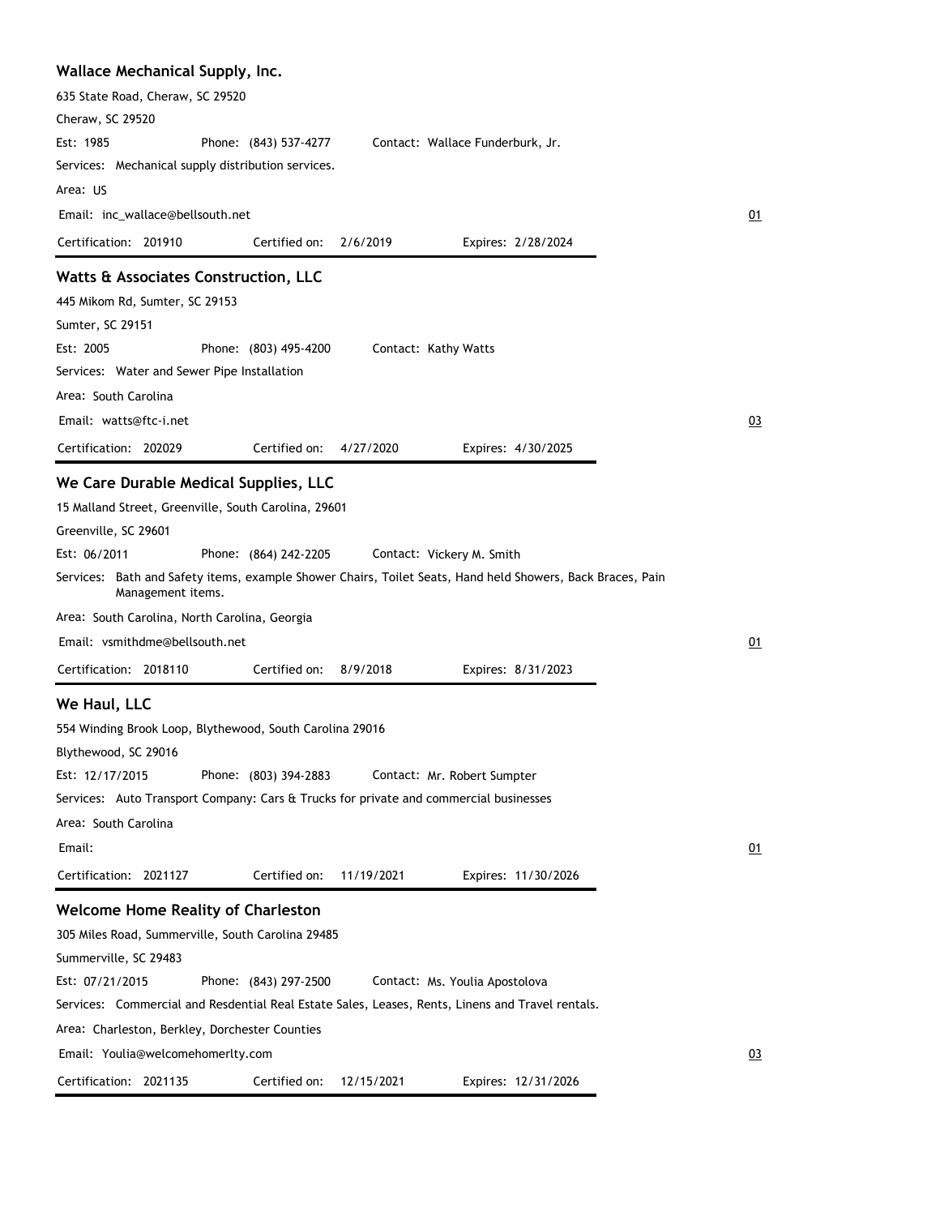## Wallace Mechanical Supply, Inc.

635 State Road, Cheraw, SC 29520

Cheraw, SC 29520

Est: 1985 Phone: (843) 537-4277 Contact: Wallace Funderburk, Jr.

Services: Mechanical supply distribution services.

Area: US

Email: inc_wallace@bellsouth.net 01

Certification: 201910 Certified on: 2/6/2019 Expires: 2/28/2024

## Watts & Associates Construction, LLC

445 Mikom Rd, Sumter, SC 29153

Sumter, SC 29151

Est: 2005 Phone: (803) 495-4200 Contact: Kathy Watts

Services: Water and Sewer Pipe Installation

Area: South Carolina

Email: watts@ftc-i.net 03

Certification: 202029 Certified on: 4/27/2020 Expires: 4/30/2025

## We Care Durable Medical Supplies, LLC

15 Malland Street, Greenville, South Carolina, 29601

Greenville, SC 29601

Est: 06/2011 Phone: (864) 242-2205 Contact: Vickery M. Smith

Services: Bath and Safety items, example Shower Chairs, Toilet Seats, Hand held Showers, Back Braces, Pain Management items.

Area: South Carolina, North Carolina, Georgia

Email: vsmithdme@bellsouth.net 01

Certification: 2018110 Certified on: 8/9/2018 Expires: 8/31/2023

## We Haul, LLC

554 Winding Brook Loop, Blythewood, South Carolina 29016

Blythewood, SC 29016

Est: 12/17/2015 Phone: (803) 394-2883 Contact: Mr. Robert Sumpter

Services: Auto Transport Company: Cars & Trucks for private and commercial businesses

Area: South Carolina

Email: 01

Certification: 2021127 Certified on: 11/19/2021 Expires: 11/30/2026

## Welcome Home Reality of Charleston

305 Miles Road, Summerville, South Carolina 29485

Summerville, SC 29483

Est: 07/21/2015 Phone: (843) 297-2500 Contact: Ms. Youlia Apostolova

Services: Commercial and Resdential Real Estate Sales, Leases, Rents, Linens and Travel rentals.

Area: Charleston, Berkley, Dorchester Counties

Email: Youlia@welcomehomerlty.com 03

Certification: 2021135 Certified on: 12/15/2021 Expires: 12/31/2026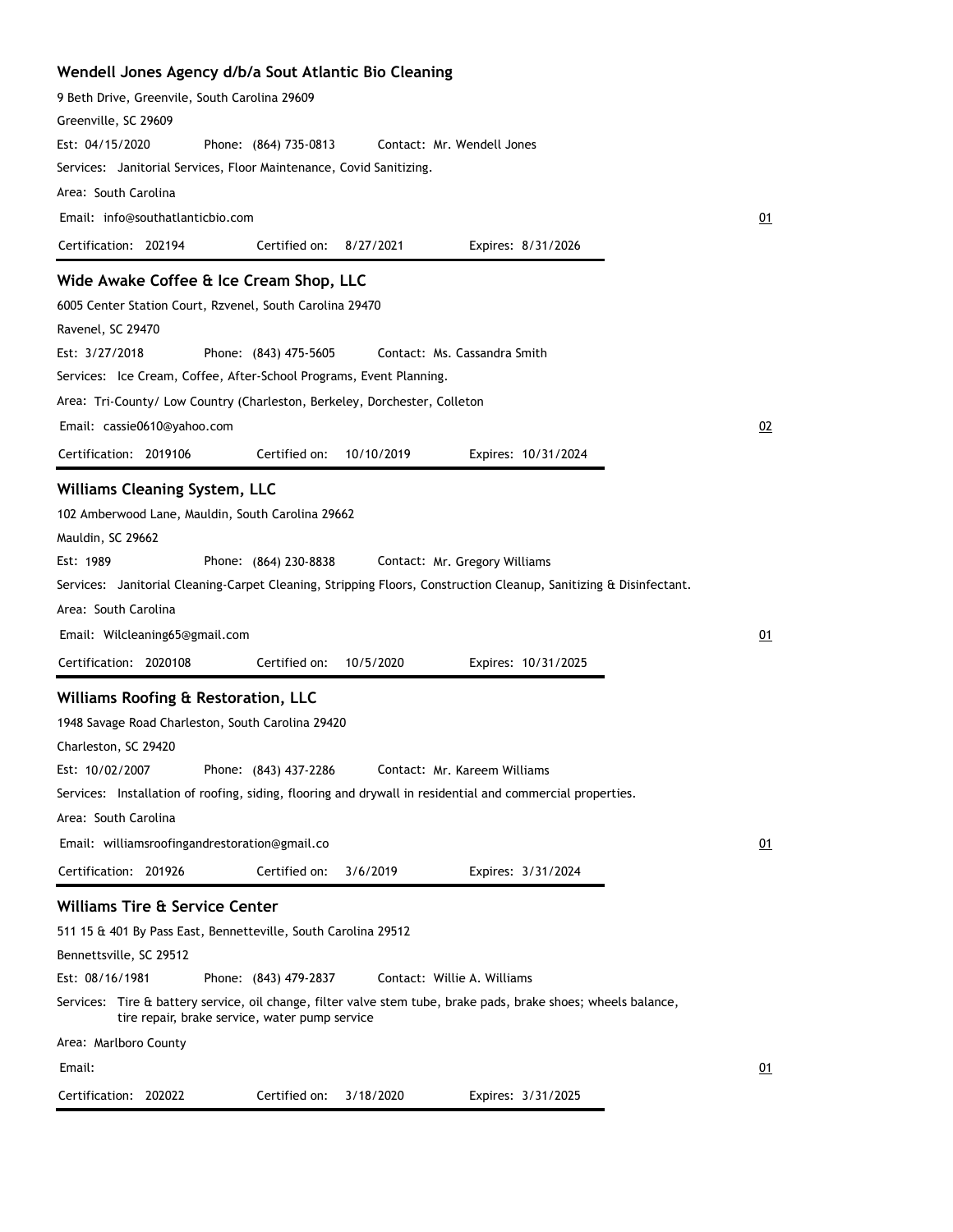### Wendell Jones Agency d/b/a Sout Atlantic Bio Cleaning

9 Beth Drive, Greenvile, South Carolina 29609

Greenville, SC 29609

Est: 04/15/2020 Phone: (864) 735-0813 Contact: Mr. Wendell Jones

Services: Janitorial Services, Floor Maintenance, Covid Sanitizing.

Area: South Carolina

Email: info@southatlanticbio.com 01

Certification: 202194 Certified on: 8/27/2021 Expires: 8/31/2026

### Wide Awake Coffee & Ice Cream Shop, LLC

6005 Center Station Court, Rzvenel, South Carolina 29470

Ravenel, SC 29470

Est: 3/27/2018 Phone: (843) 475-5605 Contact: Ms. Cassandra Smith

Services: Ice Cream, Coffee, After-School Programs, Event Planning.

Area: Tri-County/ Low Country (Charleston, Berkeley, Dorchester, Colleton

Email: cassie0610@yahoo.com 02

Certification: 2019106 Certified on: 10/10/2019 Expires: 10/31/2024

### Williams Cleaning System, LLC

102 Amberwood Lane, Mauldin, South Carolina 29662

Mauldin, SC 29662

Est: 1989 Phone: (864) 230-8838 Contact: Mr. Gregory Williams

Services: Janitorial Cleaning-Carpet Cleaning, Stripping Floors, Construction Cleanup, Sanitizing & Disinfectant.

Area: South Carolina

Email: Wilcleaning65@gmail.com 01

Certification: 2020108 Certified on: 10/5/2020 Expires: 10/31/2025

### Williams Roofing & Restoration, LLC

1948 Savage Road Charleston, South Carolina 29420

Charleston, SC 29420

Est: 10/02/2007 Phone: (843) 437-2286 Contact: Mr. Kareem Williams

Services: Installation of roofing, siding, flooring and drywall in residential and commercial properties.

Area: South Carolina

Email: williamsroofingandrestoration@gmail.co 01

Certification: 201926 Certified on: 3/6/2019 Expires: 3/31/2024

### Williams Tire & Service Center

511 15 & 401 By Pass East, Bennetteville, South Carolina 29512

Bennettsville, SC 29512

Est: 08/16/1981 Phone: (843) 479-2837 Contact: Willie A. Williams

Services: Tire & battery service, oil change, filter valve stem tube, brake pads, brake shoes; wheels balance, tire repair, brake service, water pump service

Area: Marlboro County

Email: 01

Certification: 202022 Certified on: 3/18/2020 Expires: 3/31/2025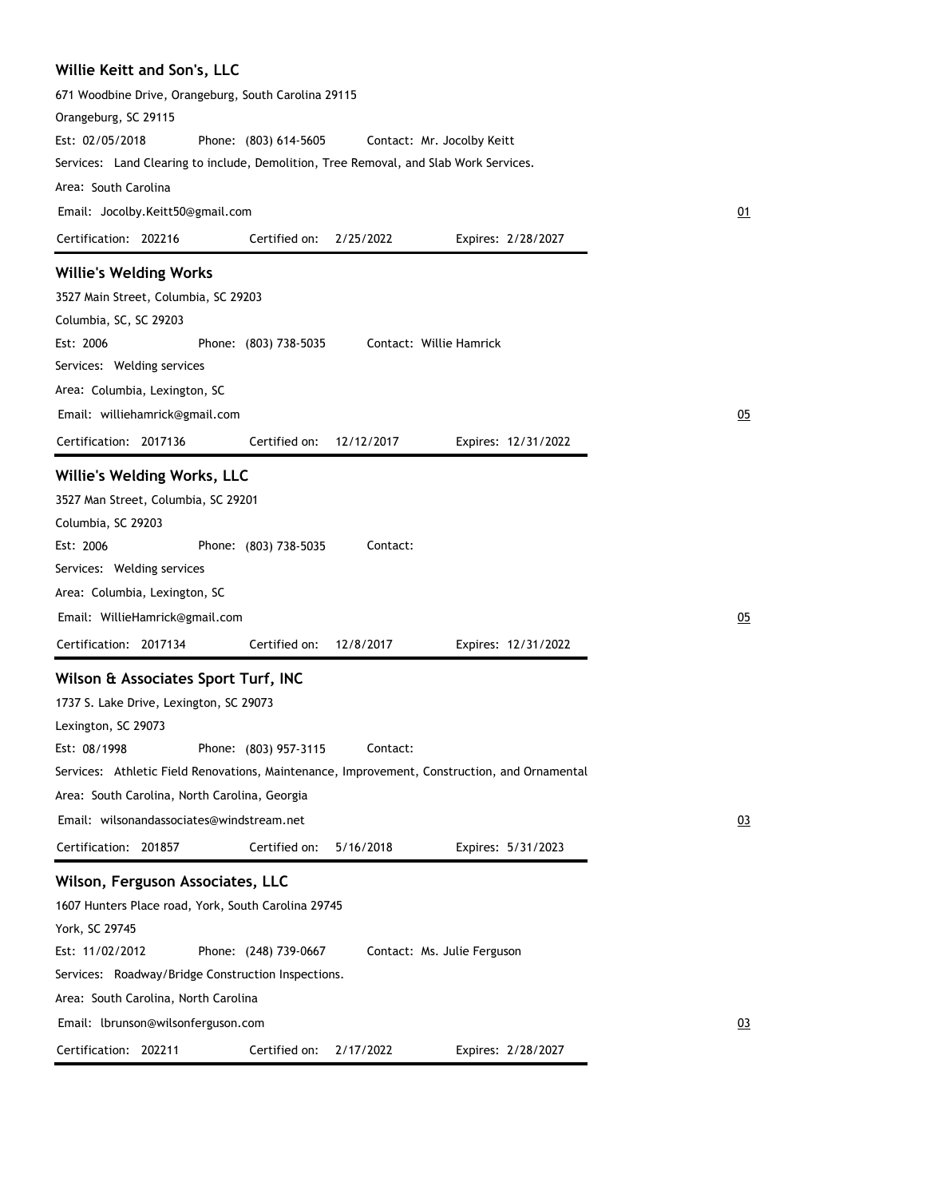## Willie Keitt and Son's, LLC

671 Woodbine Drive, Orangeburg, South Carolina 29115

Orangeburg, SC 29115

Est: 02/05/2018 Phone: (803) 614-5605 Contact: Mr. Jocolby Keitt

Services: Land Clearing to include, Demolition, Tree Removal, and Slab Work Services.

Area: South Carolina

Email: Jocolby.Keitt50@gmail.com

01

Certification: 202216 Certified on: 2/25/2022 Expires: 2/28/2027

## Willie's Welding Works

3527 Main Street, Columbia, SC 29203

Columbia, SC, SC 29203

Est: 2006 Phone: (803) 738-5035 Contact: Willie Hamrick

Services: Welding services

Area: Columbia, Lexington, SC

Email: williehamrick@gmail.com

05

Certification: 2017136 Certified on: 12/12/2017 Expires: 12/31/2022

## Willie's Welding Works, LLC

3527 Man Street, Columbia, SC 29201

Columbia, SC 29203

Est: 2006 Phone: (803) 738-5035 Contact:

Services: Welding services

Area: Columbia, Lexington, SC

Email: WillieHamrick@gmail.com

05

Certification: 2017134 Certified on: 12/8/2017 Expires: 12/31/2022

## Wilson & Associates Sport Turf, INC

1737 S. Lake Drive, Lexington, SC 29073

Lexington, SC 29073

Est: 08/1998 Phone: (803) 957-3115 Contact:

Services: Athletic Field Renovations, Maintenance, Improvement, Construction, and Ornamental

Area: South Carolina, North Carolina, Georgia

Email: wilsonandassociates@windstream.net

03

Certification: 201857 Certified on: 5/16/2018 Expires: 5/31/2023

## Wilson, Ferguson Associates, LLC

1607 Hunters Place road, York, South Carolina 29745

York, SC 29745

Est: 11/02/2012 Phone: (248) 739-0667 Contact: Ms. Julie Ferguson

Services: Roadway/Bridge Construction Inspections.

Area: South Carolina, North Carolina

Email: lbrunson@wilsonferguson.com

03

Certification: 202211 Certified on: 2/17/2022 Expires: 2/28/2027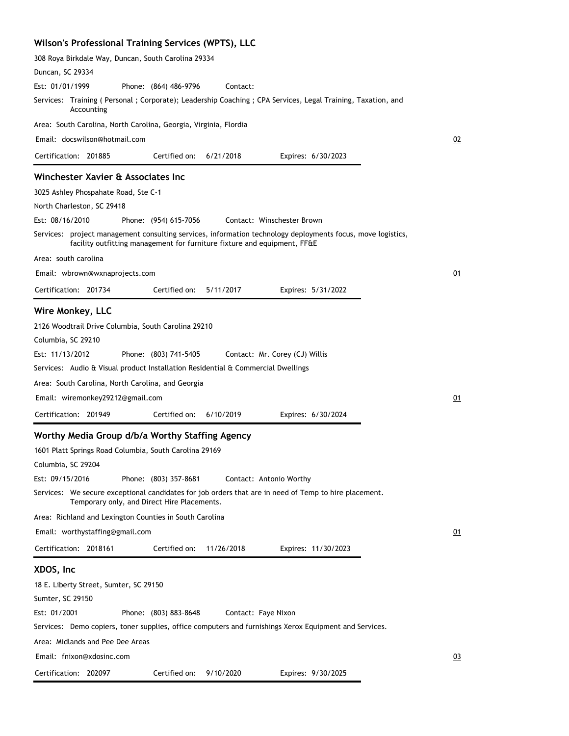## Wilson's Professional Training Services (WPTS), LLC

308 Roya Birkdale Way, Duncan, South Carolina 29334

Duncan, SC 29334

Est: 01/01/1999 Phone: (864) 486-9796 Contact:

Services: Training ( Personal ; Corporate); Leadership Coaching ; CPA Services, Legal Training, Taxation, and Accounting

Area: South Carolina, North Carolina, Georgia, Virginia, Flordia

Email: docswilson@hotmail.com

02

Certification: 201885 Certified on: 6/21/2018 Expires: 6/30/2023

## Winchester Xavier & Associates Inc

3025 Ashley Phospahate Road, Ste C-1

North Charleston, SC 29418

Est: 08/16/2010 Phone: (954) 615-7056 Contact: Winschester Brown

Services: project management consulting services, information technology deployments focus, move logistics, facility outfitting management for furniture fixture and equipment, FF&E

Area: south carolina

Email: wbrown@wxnaprojects.com

01

Certification: 201734 Certified on: 5/11/2017 Expires: 5/31/2022

## Wire Monkey, LLC

2126 Woodtrail Drive Columbia, South Carolina 29210

Columbia, SC 29210

Est: 11/13/2012 Phone: (803) 741-5405 Contact: Mr. Corey (CJ) Willis

Services: Audio & Visual product Installation Residential & Commercial Dwellings

Area: South Carolina, North Carolina, and Georgia

Email: wiremonkey29212@gmail.com

01

Certification: 201949 Certified on: 6/10/2019 Expires: 6/30/2024

## Worthy Media Group d/b/a Worthy Staffing Agency

1601 Platt Springs Road Columbia, South Carolina 29169

Columbia, SC 29204

Est: 09/15/2016 Phone: (803) 357-8681 Contact: Antonio Worthy

Services: We secure exceptional candidates for job orders that are in need of Temp to hire placement. Temporary only, and Direct Hire Placements.

Area: Richland and Lexington Counties in South Carolina

Email: worthystaffing@gmail.com

01

Certification: 2018161 Certified on: 11/26/2018 Expires: 11/30/2023

## XDOS, Inc

18 E. Liberty Street, Sumter, SC 29150

Sumter, SC 29150

Est: 01/2001 Phone: (803) 883-8648 Contact: Faye Nixon

Services: Demo copiers, toner supplies, office computers and furnishings Xerox Equipment and Services.

Area: Midlands and Pee Dee Areas

Email: fnixon@xdosinc.com

03

Certification: 202097 Certified on: 9/10/2020 Expires: 9/30/2025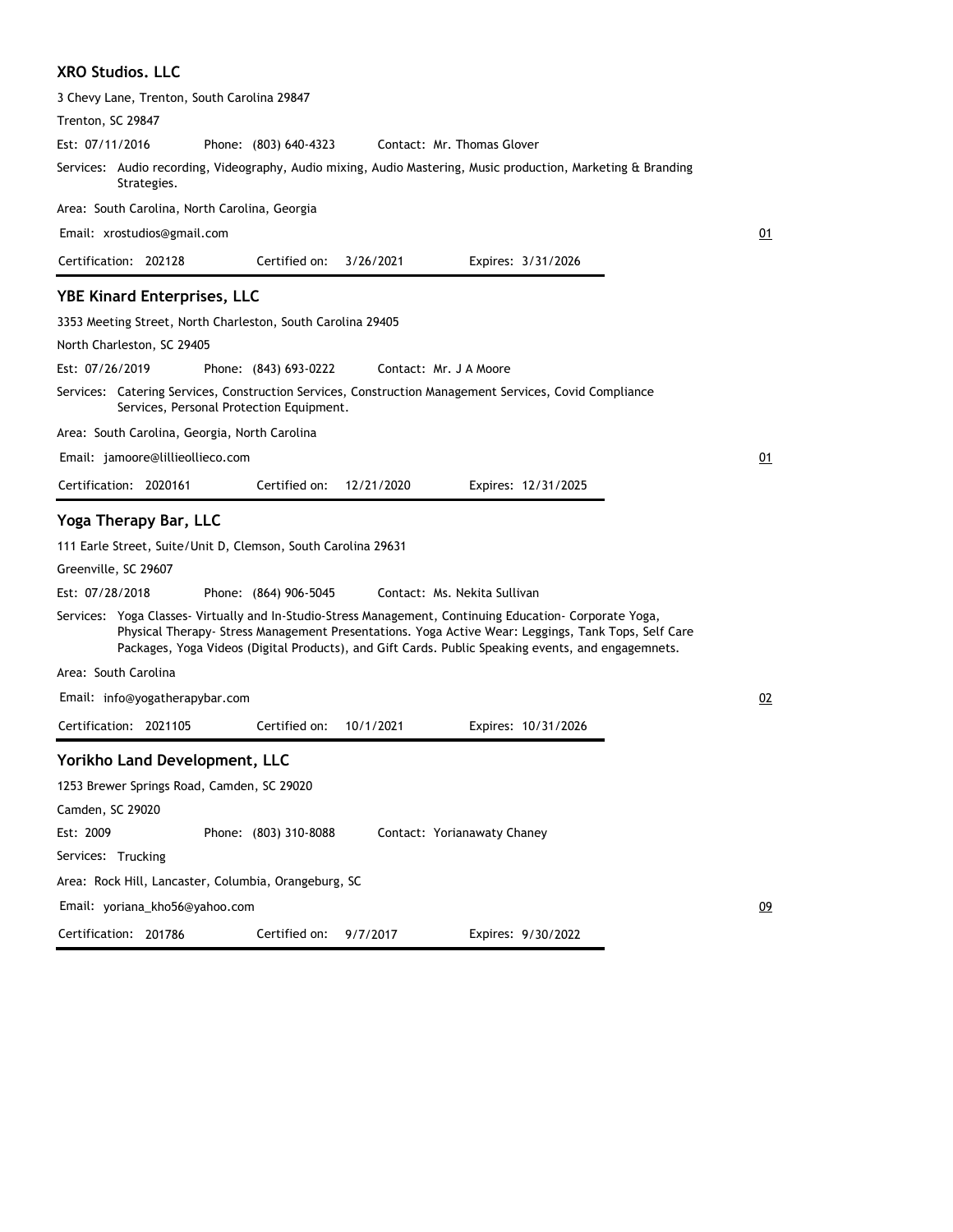## XRO Studios. LLC

3 Chevy Lane, Trenton, South Carolina 29847

Trenton, SC 29847

Est: 07/11/2016 Phone: (803) 640-4323 Contact: Mr. Thomas Glover

Services: Audio recording, Videography, Audio mixing, Audio Mastering, Music production, Marketing & Branding Strategies.

Area: South Carolina, North Carolina, Georgia

Email: xrostudios@gmail.com 01

Certification: 202128 Certified on: 3/26/2021 Expires: 3/31/2026

## YBE Kinard Enterprises, LLC

3353 Meeting Street, North Charleston, South Carolina 29405

North Charleston, SC 29405

Est: 07/26/2019 Phone: (843) 693-0222 Contact: Mr. J A Moore

Services: Catering Services, Construction Services, Construction Management Services, Covid Compliance Services, Personal Protection Equipment.

Area: South Carolina, Georgia, North Carolina

Email: jamoore@lillieollieco.com 01

Certification: 2020161 Certified on: 12/21/2020 Expires: 12/31/2025

## Yoga Therapy Bar, LLC

111 Earle Street, Suite/Unit D, Clemson, South Carolina 29631

Greenville, SC 29607

Est: 07/28/2018 Phone: (864) 906-5045 Contact: Ms. Nekita Sullivan

Services: Yoga Classes- Virtually and In-Studio-Stress Management, Continuing Education- Corporate Yoga, Physical Therapy- Stress Management Presentations. Yoga Active Wear: Leggings, Tank Tops, Self Care Packages, Yoga Videos (Digital Products), and Gift Cards. Public Speaking events, and engagemnets.

Area: South Carolina

Email: info@yogatherapybar.com 02

Certification: 2021105 Certified on: 10/1/2021 Expires: 10/31/2026

## Yorikho Land Development, LLC

1253 Brewer Springs Road, Camden, SC 29020

Camden, SC 29020

Est: 2009 Phone: (803) 310-8088 Contact: Yorianawaty Chaney

Services: Trucking

Area: Rock Hill, Lancaster, Columbia, Orangeburg, SC

Email: yoriana_kho56@yahoo.com 09

Certification: 201786 Certified on: 9/7/2017 Expires: 9/30/2022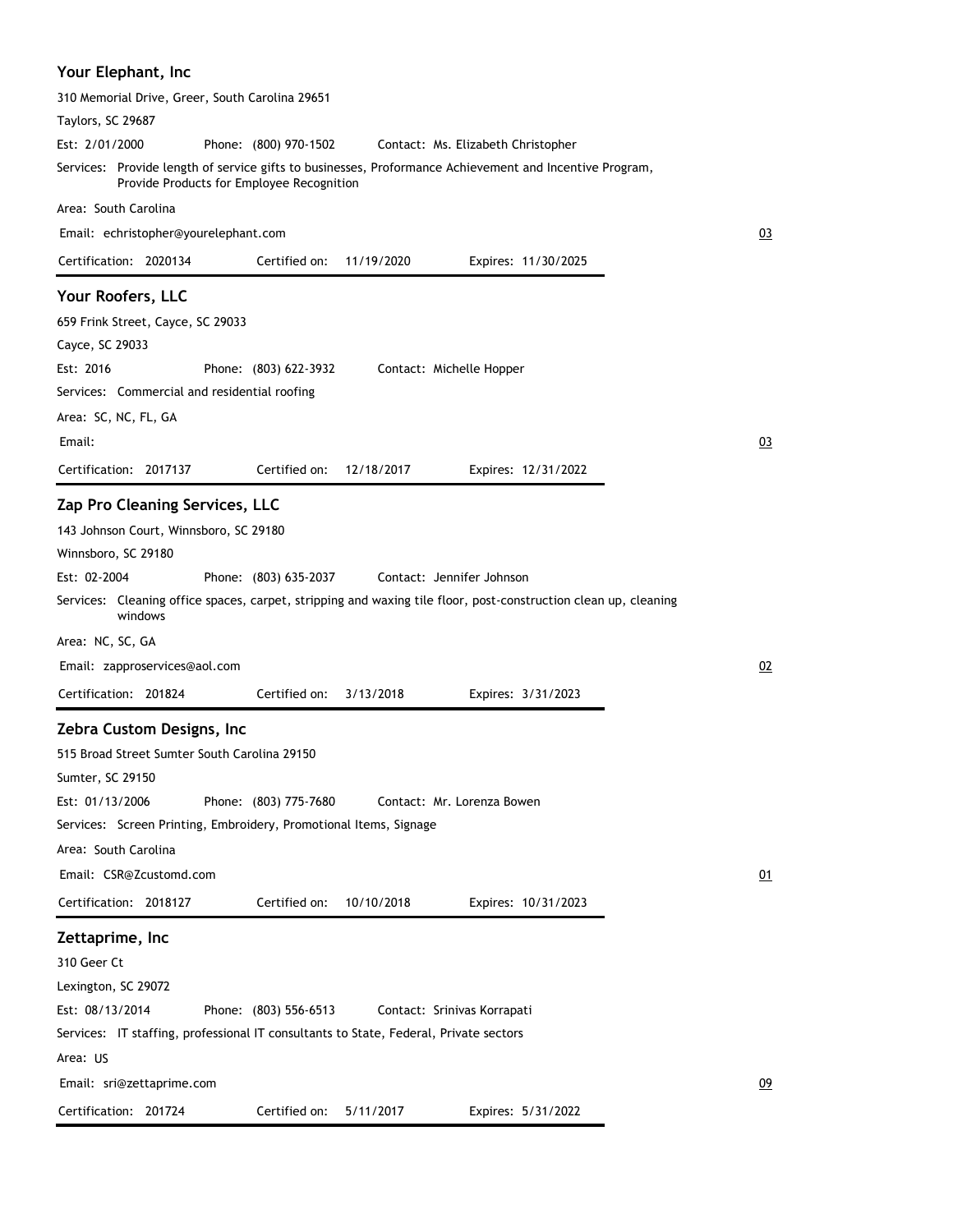## Your Elephant, Inc

310 Memorial Drive, Greer, South Carolina 29651

Taylors, SC 29687

Est: 2/01/2000 Phone: (800) 970-1502 Contact: Ms. Elizabeth Christopher

Services: Provide length of service gifts to businesses, Proformance Achievement and Incentive Program, Provide Products for Employee Recognition

Area: South Carolina

Email: echristopher@yourelephant.com

03

Certification: 2020134 Certified on: 11/19/2020 Expires: 11/30/2025

---

## Your Roofers, LLC

659 Frink Street, Cayce, SC 29033

Cayce, SC 29033

Est: 2016 Phone: (803) 622-3932 Contact: Michelle Hopper

Services: Commercial and residential roofing

Area: SC, NC, FL, GA

Email:

03

Certification: 2017137 Certified on: 12/18/2017 Expires: 12/31/2022

---

## Zap Pro Cleaning Services, LLC

143 Johnson Court, Winnsboro, SC 29180

Winnsboro, SC 29180

Est: 02-2004 Phone: (803) 635-2037 Contact: Jennifer Johnson

Services: Cleaning office spaces, carpet, stripping and waxing tile floor, post-construction clean up, cleaning windows

Area: NC, SC, GA

Email: zapproservices@aol.com

02

Certification: 201824 Certified on: 3/13/2018 Expires: 3/31/2023

---

## Zebra Custom Designs, Inc

515 Broad Street Sumter South Carolina 29150

Sumter, SC 29150

Est: 01/13/2006 Phone: (803) 775-7680 Contact: Mr. Lorenza Bowen

Services: Screen Printing, Embroidery, Promotional Items, Signage

Area: South Carolina

Email: CSR@Zcustomd.com

01

Certification: 2018127 Certified on: 10/10/2018 Expires: 10/31/2023

---

## Zettaprime, Inc

310 Geer Ct

Lexington, SC 29072

Est: 08/13/2014 Phone: (803) 556-6513 Contact: Srinivas Korrapati

Services: IT staffing, professional IT consultants to State, Federal, Private sectors

Area: US

Email: sri@zettaprime.com

09

Certification: 201724 Certified on: 5/11/2017 Expires: 5/31/2022

---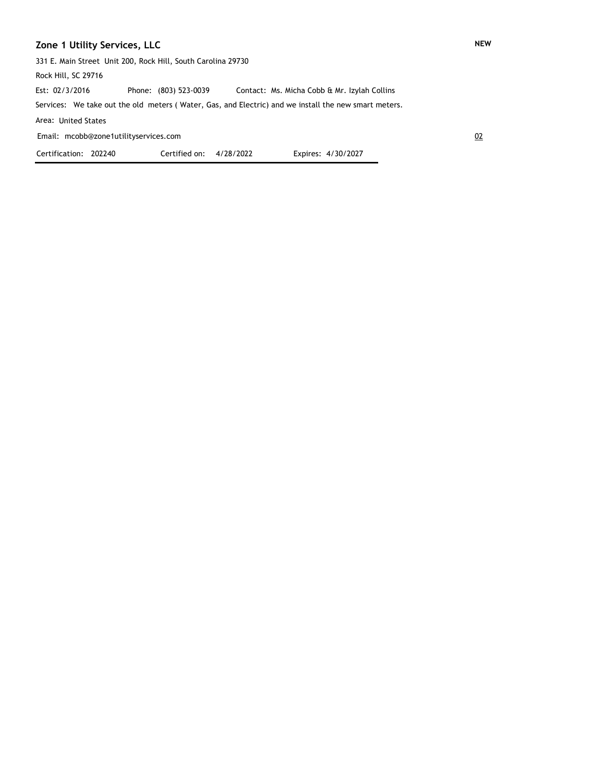**Zone 1 Utility Services, LLC** **NEW**

331 E. Main Street Unit 200, Rock Hill, South Carolina 29730

Rock Hill, SC 29716

Est: 02/3/2016 Phone: (803) 523-0039 Contact: Ms. Micha Cobb & Mr. Izylah Collins

Services: We take out the old meters ( Water, Gas, and Electric) and we install the new smart meters.

Area: United States

Email: mcobb@zone1utilityservices.com 02

Certification: 202240 Certified on: 4/28/2022 Expires: 4/30/2027